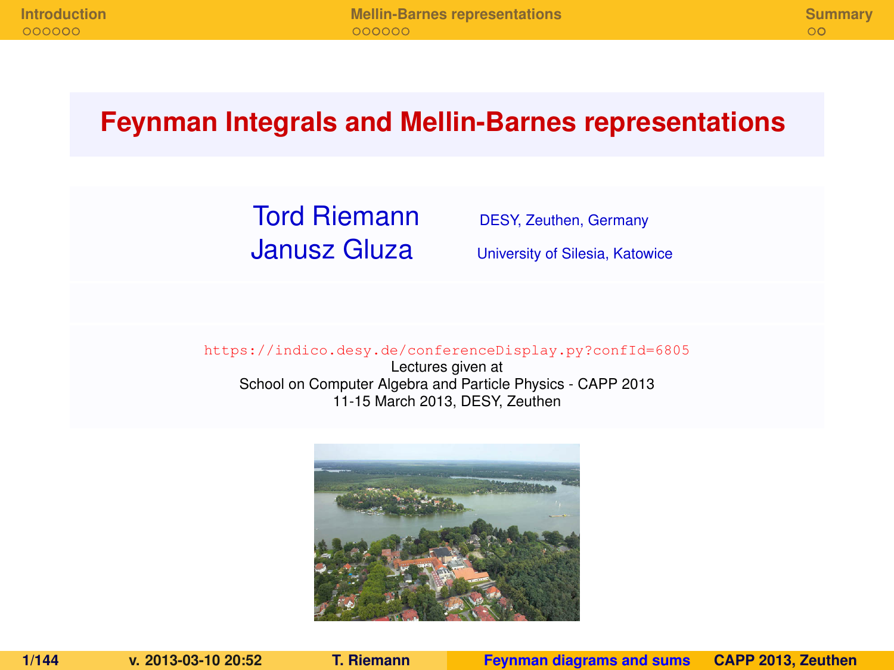# Feynman Integrals and Mellin-Barnes representations

Tord Riemann — DESY, Zeuthen, Germany

Janusz Gluza — University of Silesia, Katowice

https://indico.desy.de/conferenceDisplay.py?confId=6805

Lectures given at

School on Computer Algebra and Particle Physics - CAPP 2013

11-15 March 2013, DESY, Zeuthen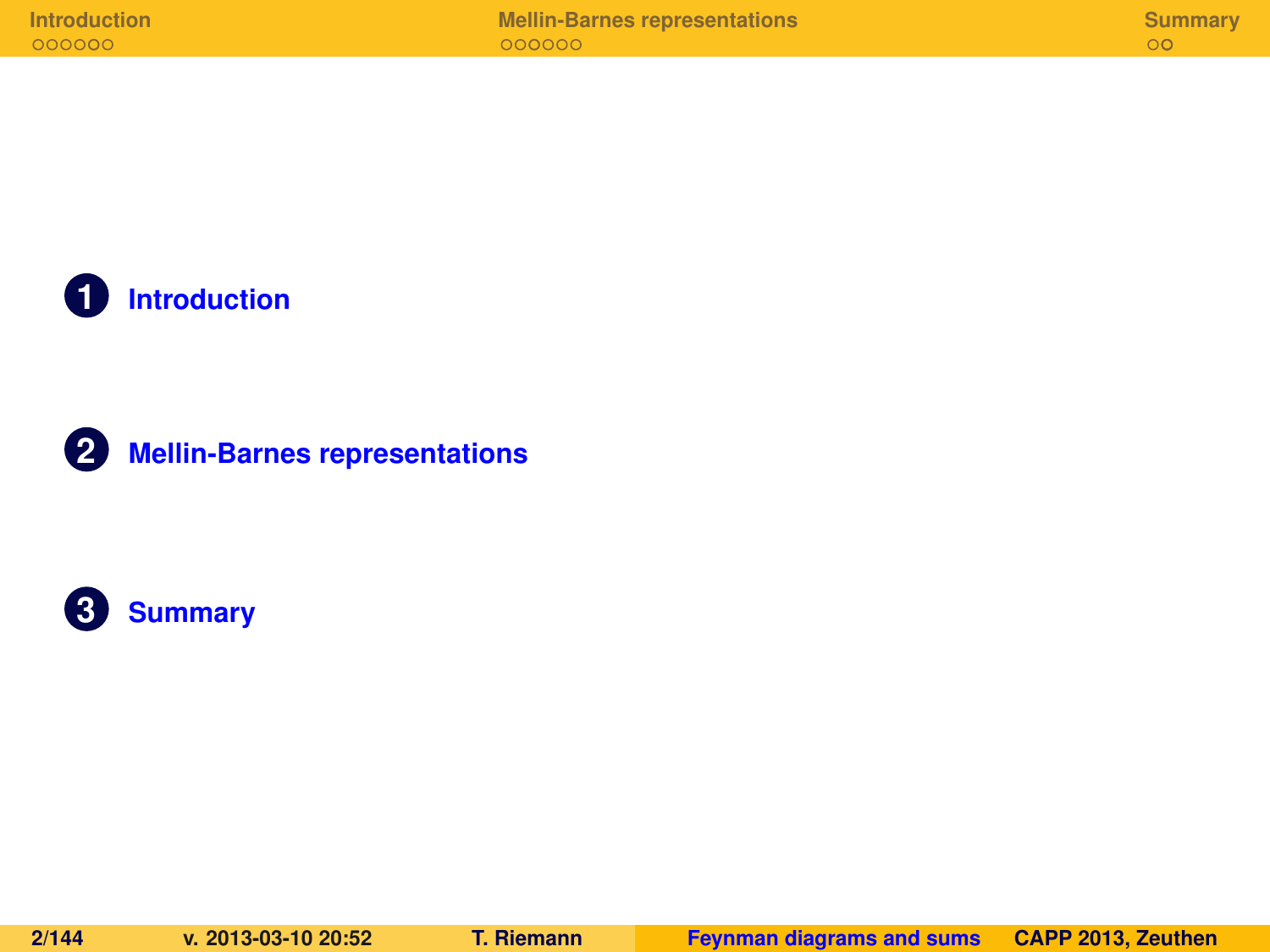1. Introduction
2. Mellin-Barnes representations
3. Summary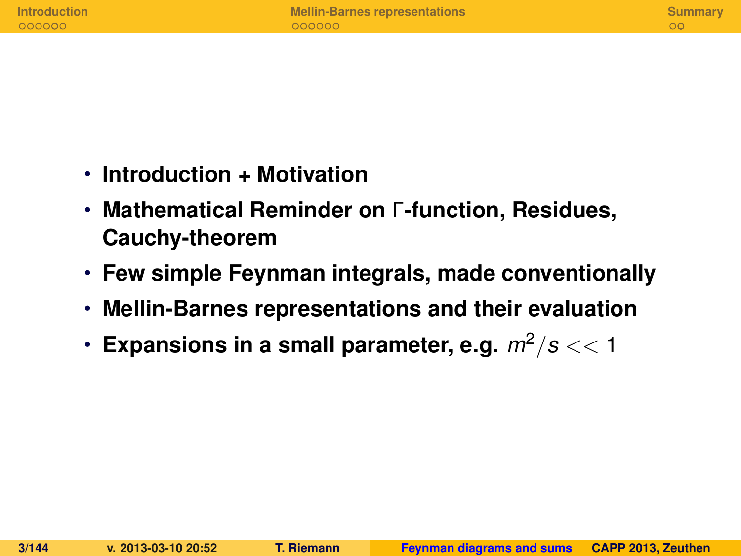- **Introduction + Motivation**
- **Mathematical Reminder on Γ-function, Residues, Cauchy-theorem**
- **Few simple Feynman integrals, made conventionally**
- **Mellin-Barnes representations and their evaluation**
- **Expansions in a small parameter, e.g.** $m^2/s << 1$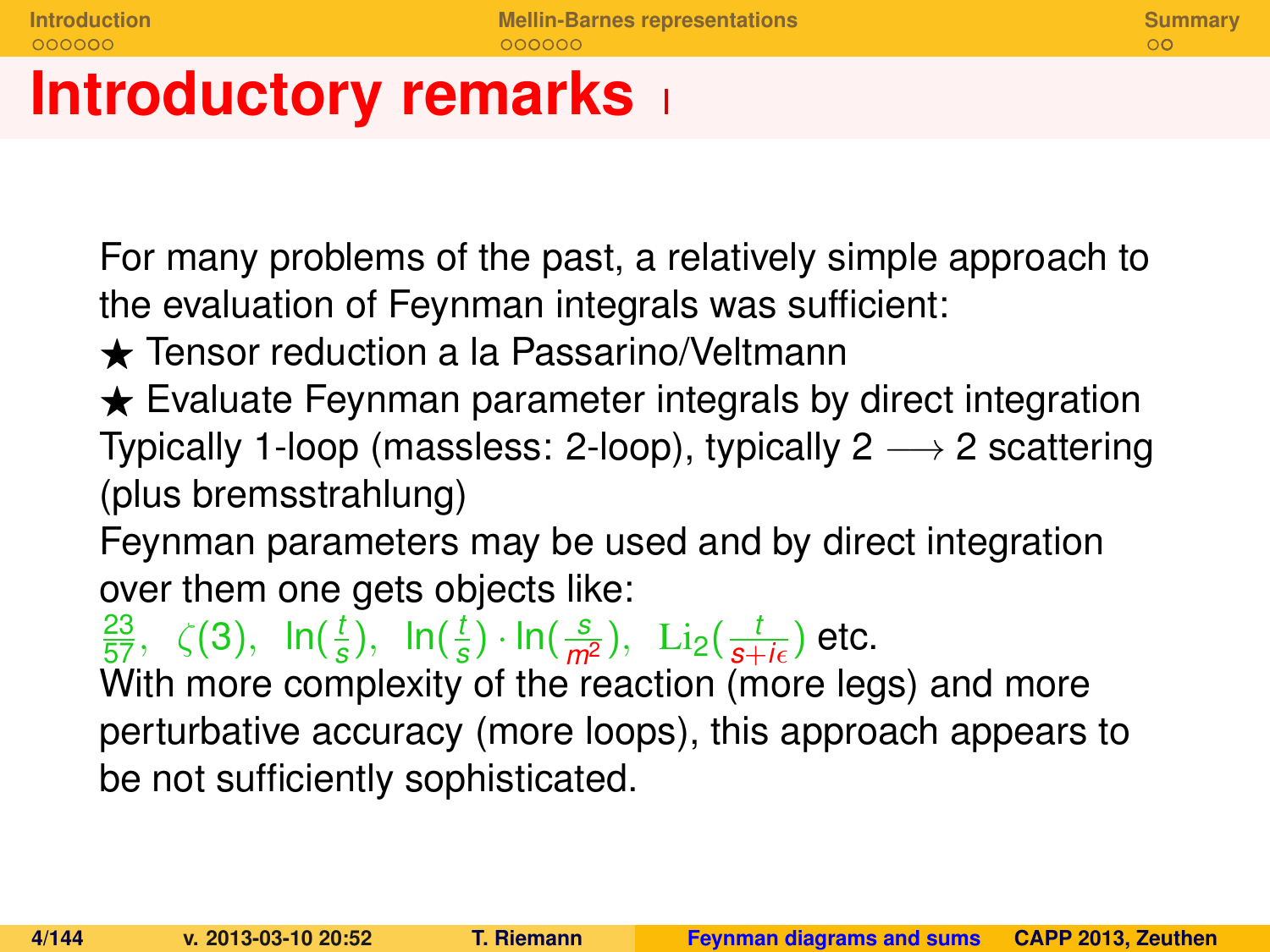# Introductory remarks I

For many problems of the past, a relatively simple approach to the evaluation of Feynman integrals was sufficient:

★ Tensor reduction a la Passarino/Veltmann

★ Evaluate Feynman parameter integrals by direct integration

Typically 1-loop (massless: 2-loop), typically 2 $\longrightarrow$ 2 scattering (plus bremsstrahlung)

Feynman parameters may be used and by direct integration over them one gets objects like:

$\frac{23}{57}$, $\zeta(3)$, $\ln(\frac{t}{s})$, $\ln(\frac{t}{s}) \cdot \ln(\frac{s}{m^2})$, $\mathrm{Li}_2(\frac{t}{s+i\epsilon})$ etc.

With more complexity of the reaction (more legs) and more perturbative accuracy (more loops), this approach appears to be not sufficiently sophisticated.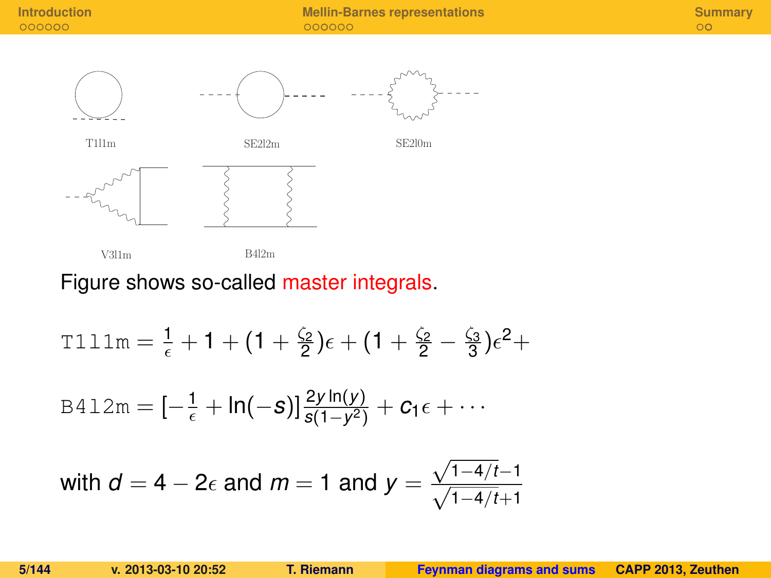T1l1m SE2l2m SE2l0m

V3l1m B4l2m

Figure shows so-called master integrals.

$$\texttt{T1l1m} = \frac{1}{\epsilon} + 1 + (1 + \frac{\zeta_2}{2})\epsilon + (1 + \frac{\zeta_2}{2} - \frac{\zeta_3}{3})\epsilon^2 +$$

$$\texttt{B4l2m} = [-\frac{1}{\epsilon} + \ln(-s)]\frac{2y\ln(y)}{s(1-y^2)} + c_1\epsilon + \cdots$$

with $d = 4 - 2\epsilon$ and $m = 1$ and $y = \frac{\sqrt{1-4/t}-1}{\sqrt{1-4/t}+1}$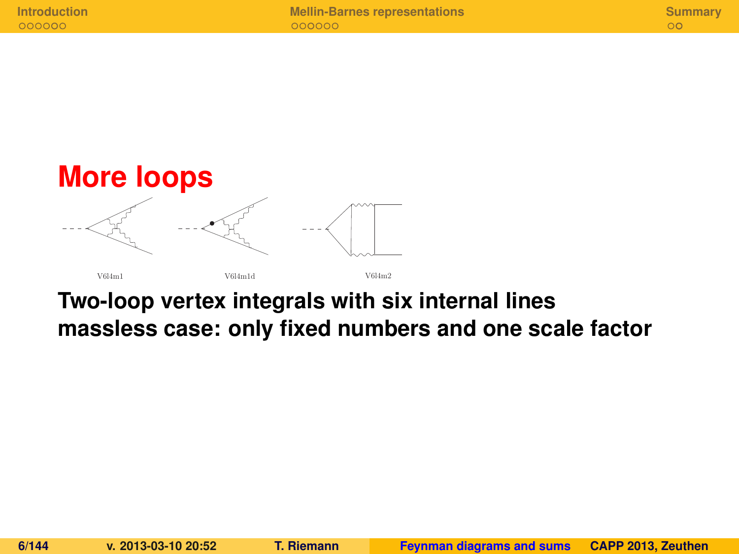# More loops

V6l4m1 V6l4m1d V6l4m2

**Two-loop vertex integrals with six internal lines**
**massless case: only fixed numbers and one scale factor**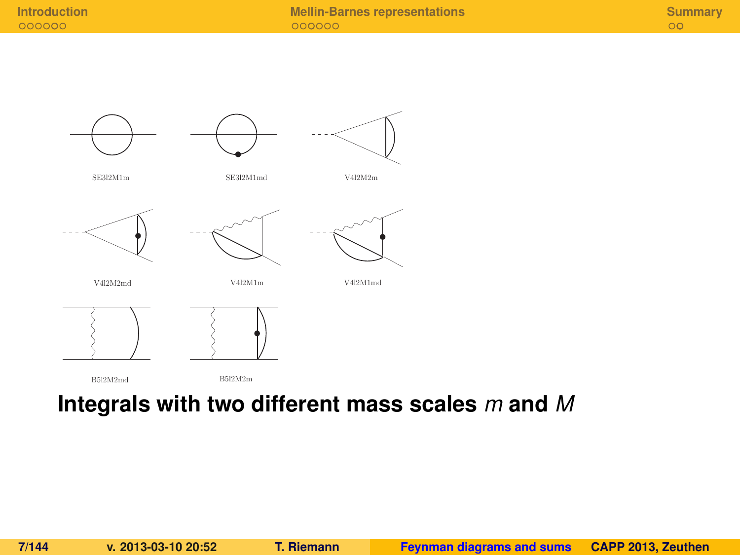SE3l2M1m

SE3l2M1md

V4l2M2m

V4l2M2md

V4l2M1m

V4l2M1md

B5l2M2md

B5l2M2m

**Integrals with two different mass scales *m* and *M***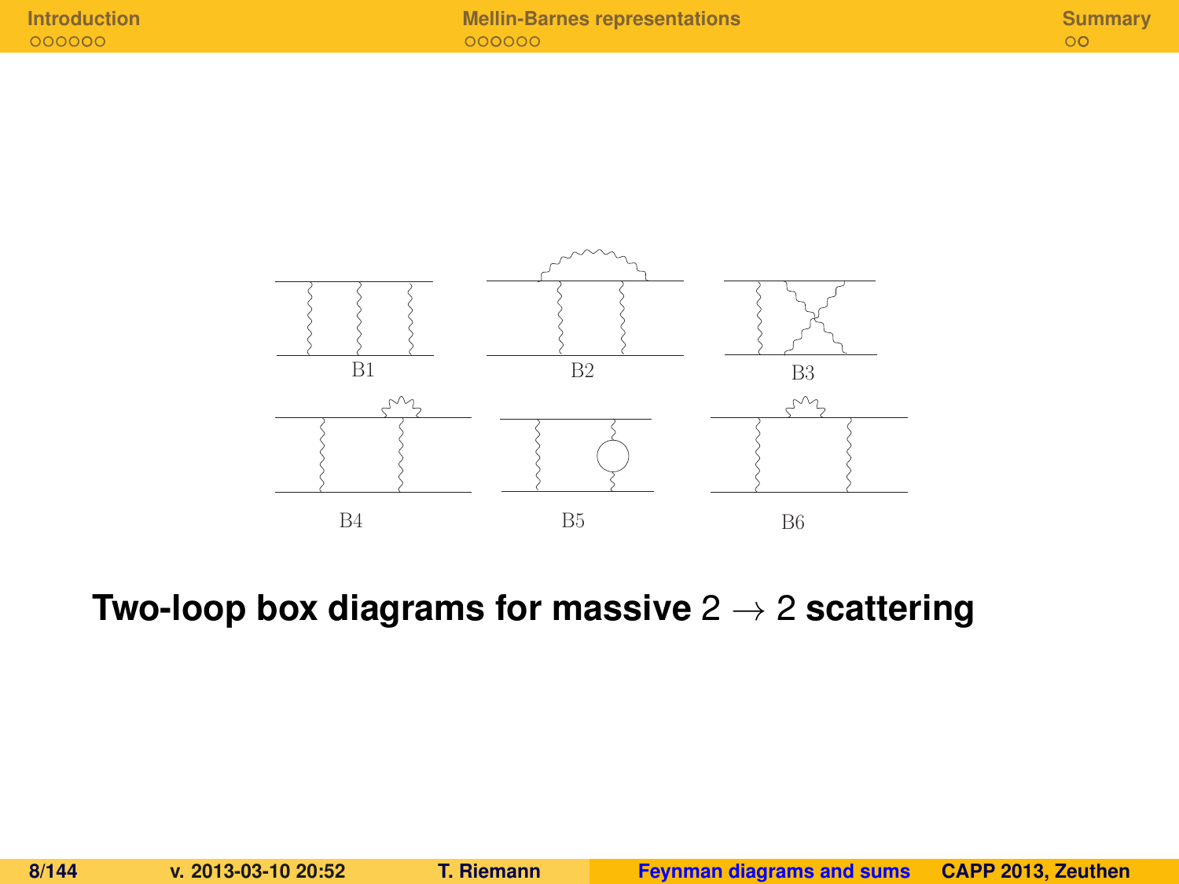B1 B2 B3

B4 B5 B6

**Two-loop box diagrams for massive $2 \to 2$ scattering**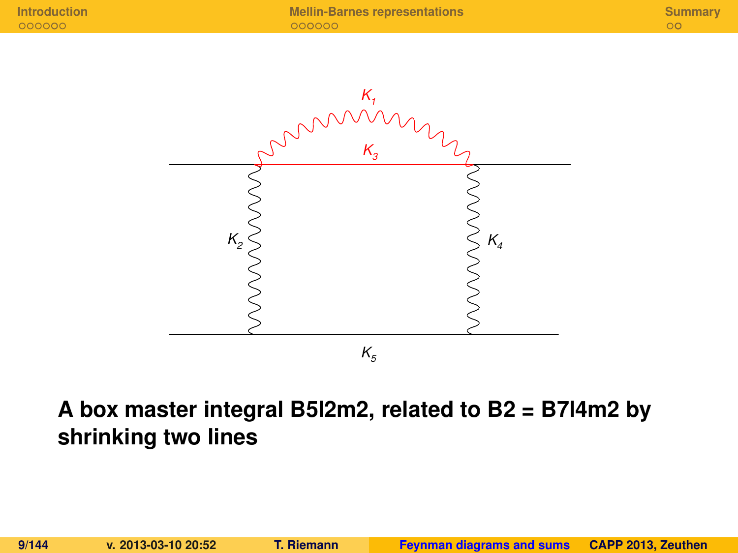$K_1$

$K_3$

$K_2$

$K_4$

$K_5$

**A box master integral B5l2m2, related to B2 = B7l4m2 by shrinking two lines**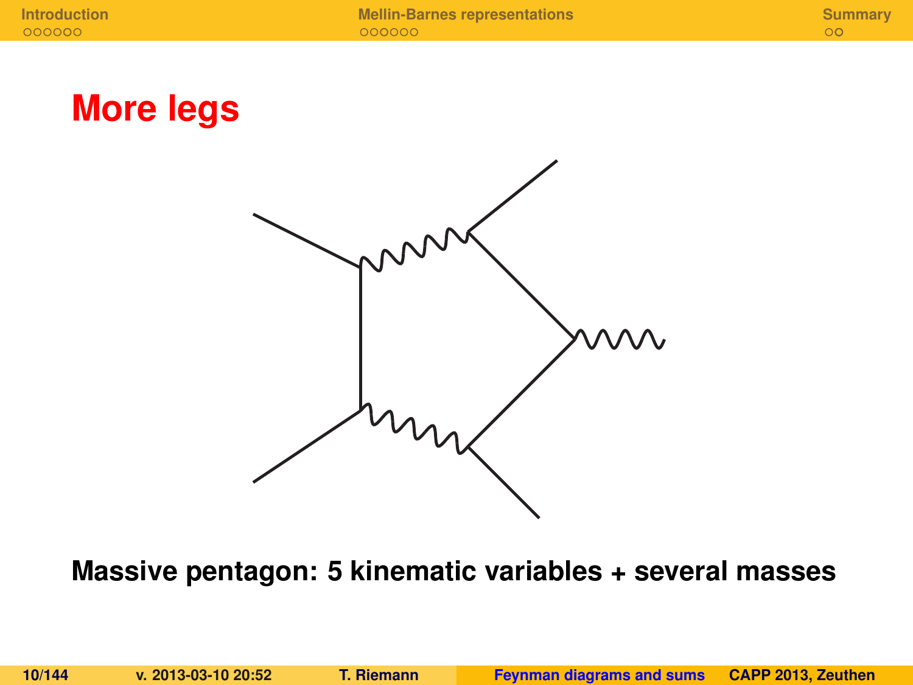# More legs

**Massive pentagon: 5 kinematic variables + several masses**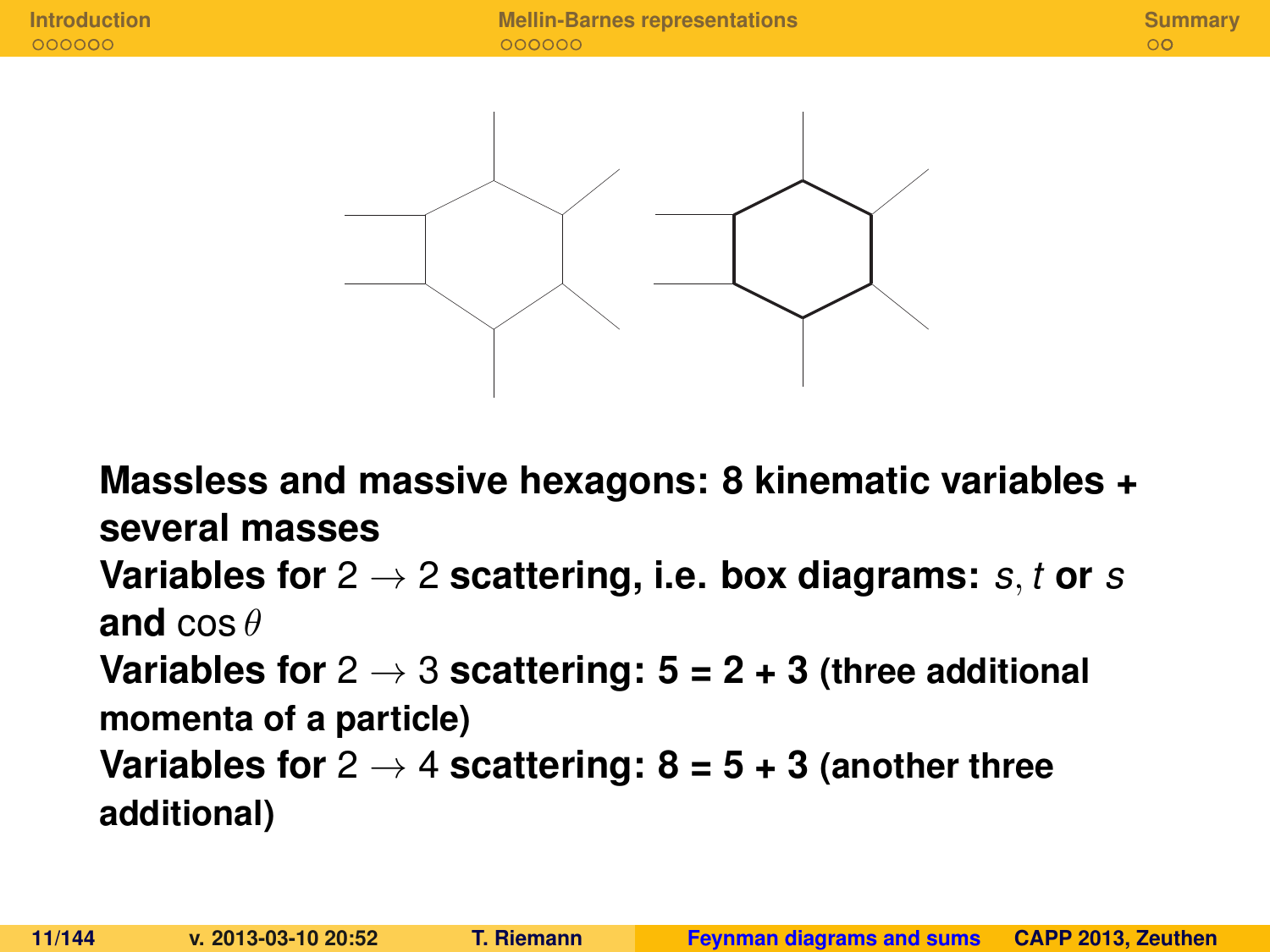**Massless and massive hexagons: 8 kinematic variables + several masses**

**Variables for** $2 \to 2$ **scattering, i.e. box diagrams:** $s, t$ **or** $s$ **and** $\cos\theta$

**Variables for** $2 \to 3$ **scattering: 5 = 2 + 3 (three additional momenta of a particle)**

**Variables for** $2 \to 4$ **scattering: 8 = 5 + 3 (another three additional)**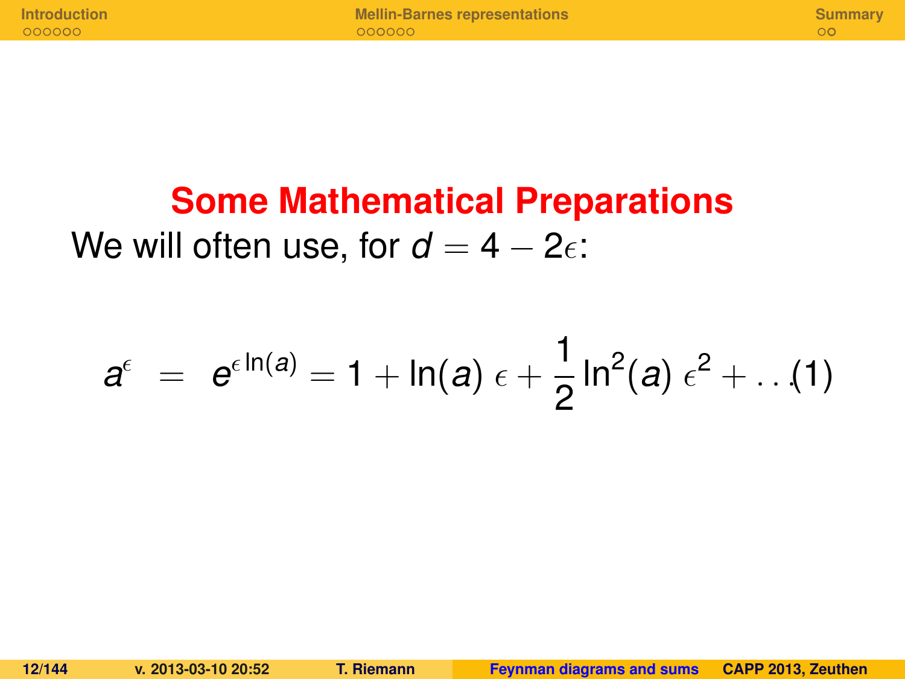## Some Mathematical Preparations

We will often use, for $d = 4 - 2\epsilon$:

$$a^{\epsilon} = e^{\epsilon \ln(a)} = 1 + \ln(a)\,\epsilon + \frac{1}{2}\ln^2(a)\,\epsilon^2 + \ldots \quad (1)$$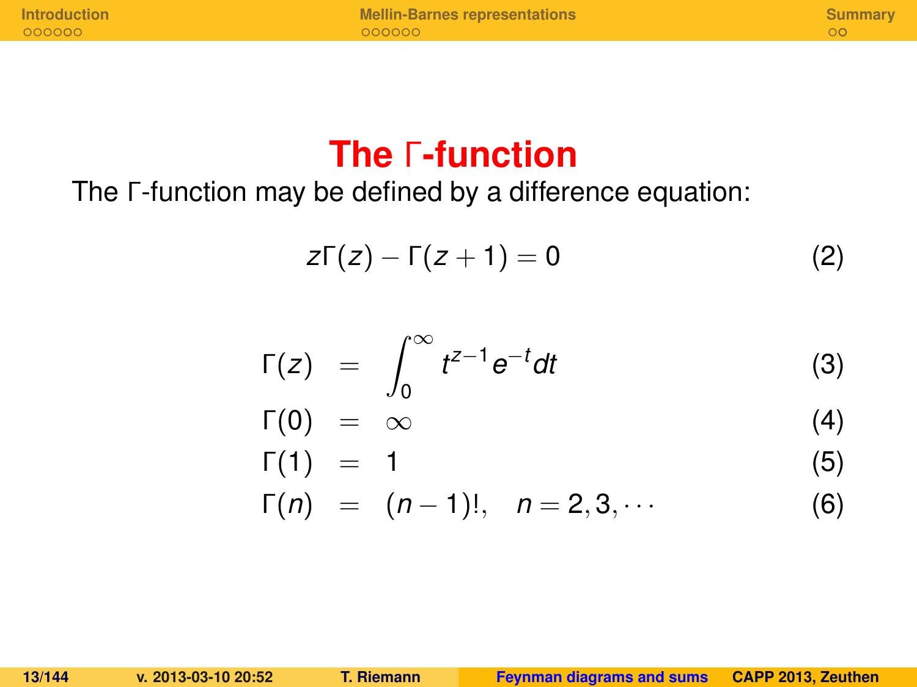# The Γ-function

The Γ-function may be defined by a difference equation:

$$z\Gamma(z) - \Gamma(z+1) = 0 \tag{2}$$

$$\Gamma(z) = \int_0^\infty t^{z-1} e^{-t} dt \tag{3}$$

$$\Gamma(0) = \infty \tag{4}$$

$$\Gamma(1) = 1 \tag{5}$$

$$\Gamma(n) = (n-1)!, \quad n = 2, 3, \cdots \tag{6}$$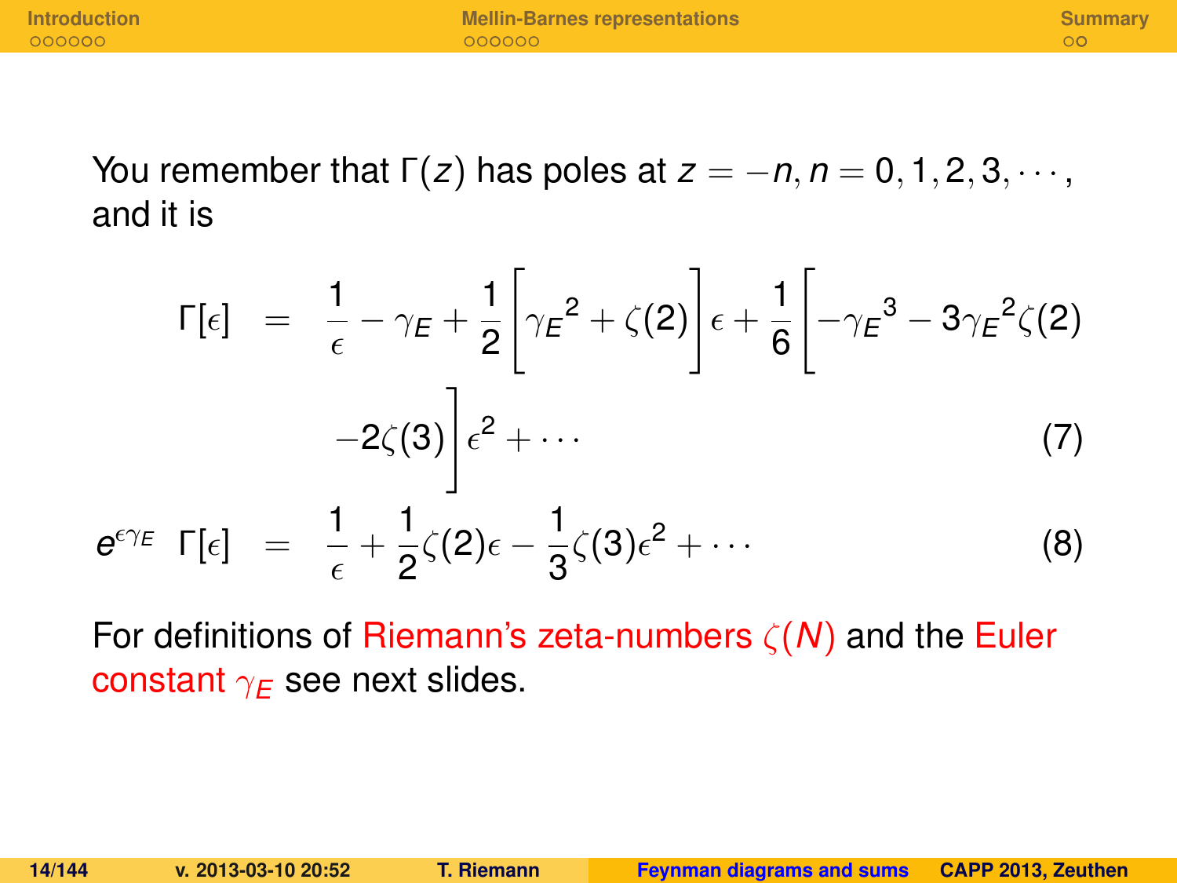You remember that $\Gamma(z)$ has poles at $z = -n, n = 0, 1, 2, 3, \cdots$, and it is

$$\Gamma[\epsilon] = \frac{1}{\epsilon} - \gamma_E + \frac{1}{2}\left[{\gamma_E}^2 + \zeta(2)\right]\epsilon + \frac{1}{6}\left[-{\gamma_E}^3 - 3{\gamma_E}^2\zeta(2) - 2\zeta(3)\right]\epsilon^2 + \cdots \tag{7}$$

$$e^{\epsilon\gamma_E}\ \Gamma[\epsilon] = \frac{1}{\epsilon} + \frac{1}{2}\zeta(2)\epsilon - \frac{1}{3}\zeta(3)\epsilon^2 + \cdots \tag{8}$$

For definitions of Riemann's zeta-numbers $\zeta(N)$ and the Euler constant $\gamma_E$ see next slides.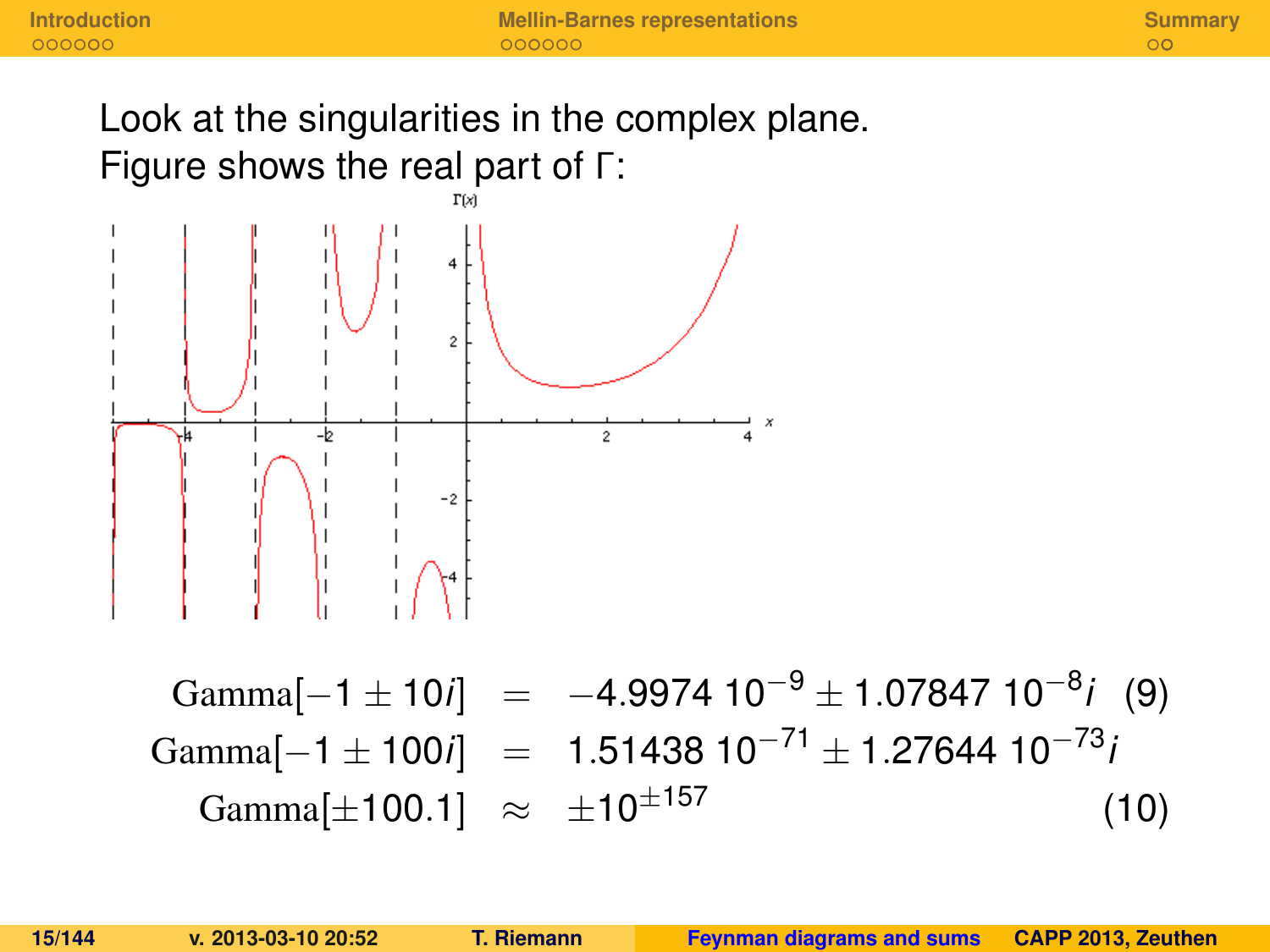Look at the singularities in the complex plane.
Figure shows the real part of Γ:

$$
\begin{aligned}
\text{Gamma}[-1 \pm 10i] &= -4.9974\,10^{-9} \pm 1.07847\,10^{-8} i \qquad (9)\\
\text{Gamma}[-1 \pm 100i] &= 1.51438\,10^{-71} \pm 1.27644\,10^{-73} i\\
\text{Gamma}[\pm 100.1] &\approx \pm 10^{\pm 157} \qquad (10)
\end{aligned}
$$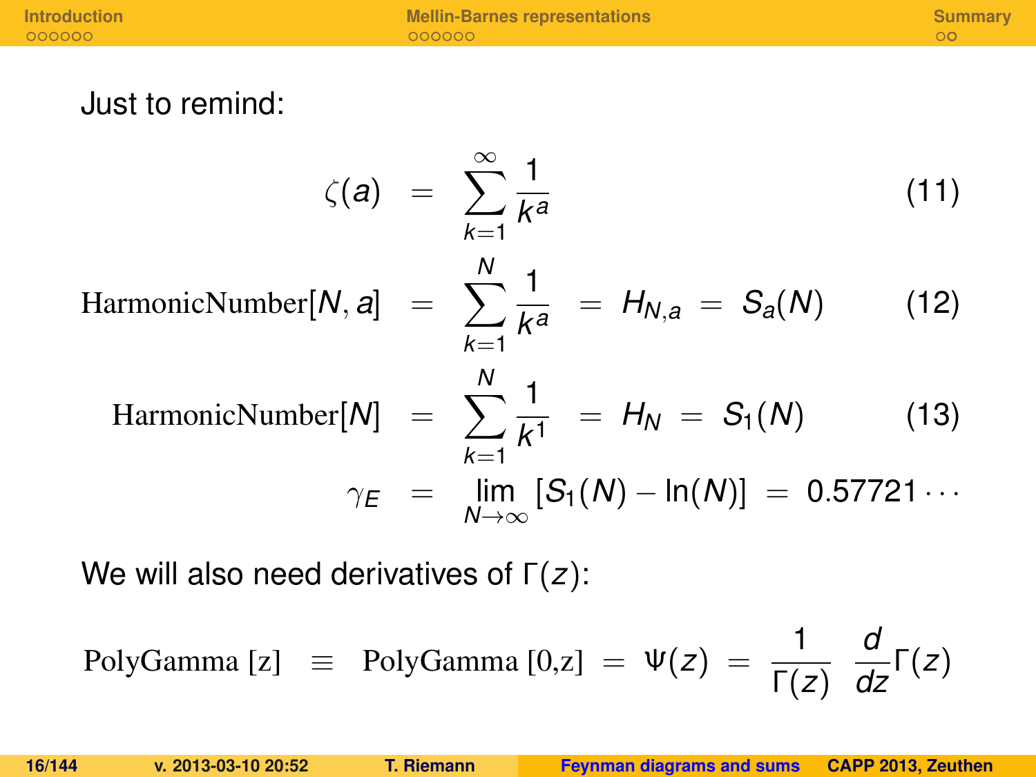Just to remind:

$$\zeta(a) = \sum_{k=1}^{\infty} \frac{1}{k^a} \tag{11}$$

$$\text{HarmonicNumber}[N, a] = \sum_{k=1}^{N} \frac{1}{k^a} = H_{N,a} = S_a(N) \tag{12}$$

$$\text{HarmonicNumber}[N] = \sum_{k=1}^{N} \frac{1}{k^1} = H_N = S_1(N) \tag{13}$$

$$\gamma_E = \lim_{N\to\infty} [S_1(N) - \ln(N)] = 0.57721\cdots$$

We will also need derivatives of $\Gamma(z)$:

$$\text{PolyGamma [z]} \equiv \text{PolyGamma [0,z]} = \Psi(z) = \frac{1}{\Gamma(z)} \frac{d}{dz}\Gamma(z)$$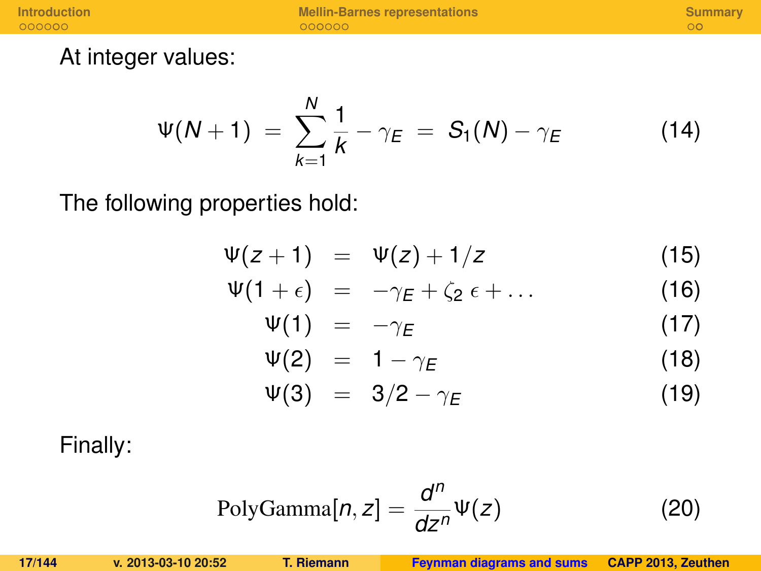At integer values:

$$\Psi(N+1) \;=\; \sum_{k=1}^{N} \frac{1}{k} - \gamma_E \;=\; S_1(N) - \gamma_E \tag{14}$$

The following properties hold:

$$\Psi(z+1) \;=\; \Psi(z) + 1/z \tag{15}$$

$$\Psi(1+\epsilon) \;=\; -\gamma_E + \zeta_2\, \epsilon + \ldots \tag{16}$$

$$\Psi(1) \;=\; -\gamma_E \tag{17}$$

$$\Psi(2) \;=\; 1 - \gamma_E \tag{18}$$

$$\Psi(3) \;=\; 3/2 - \gamma_E \tag{19}$$

Finally:

$$\mathrm{PolyGamma}[n, z] = \frac{d^n}{dz^n} \Psi(z) \tag{20}$$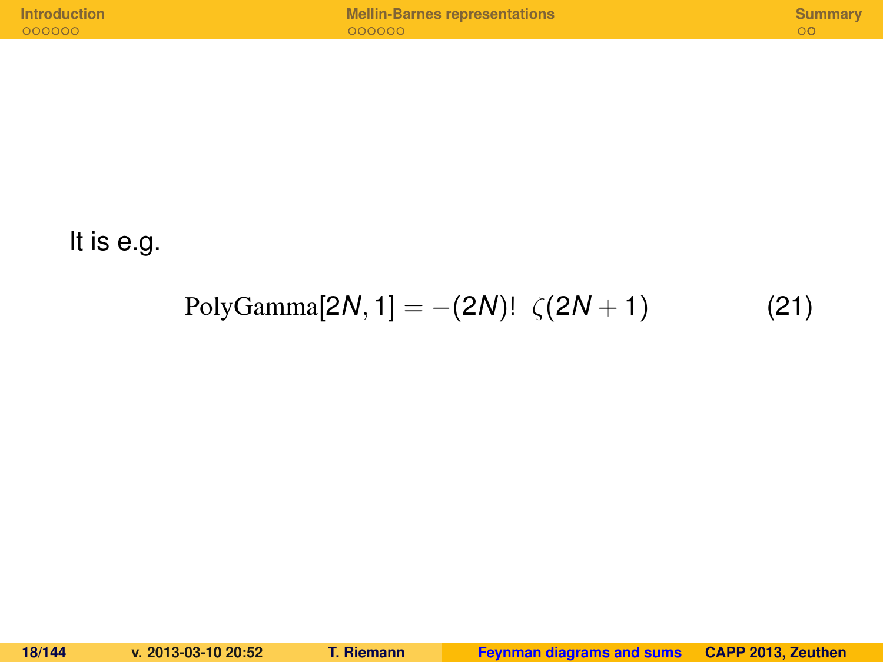It is e.g.

$$\mathrm{PolyGamma}[2N, 1] = -(2N)!\ \zeta(2N+1) \tag{21}$$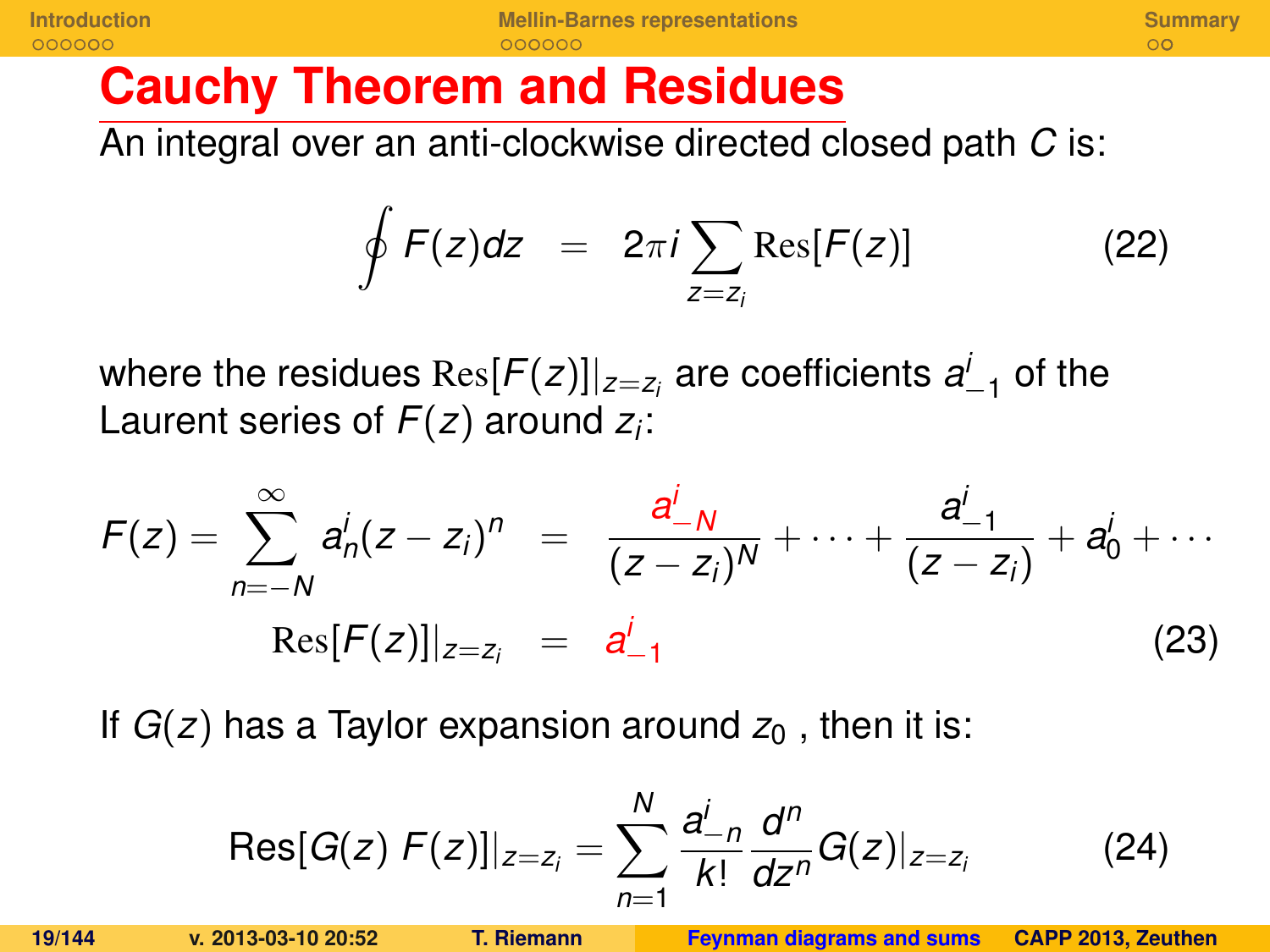# Cauchy Theorem and Residues

An integral over an anti-clockwise directed closed path $C$ is:

$$\oint F(z)dz \quad = \quad 2\pi i \sum_{z=z_i} \mathrm{Res}[F(z)] \qquad (22)$$

where the residues $\mathrm{Res}[F(z)]|_{z=z_i}$ are coefficients $a^i_{-1}$ of the Laurent series of $F(z)$ around $z_i$:

$$F(z) = \sum_{n=-N}^{\infty} a^i_n (z-z_i)^n \quad = \quad \frac{a^i_{-N}}{(z-z_i)^N} + \cdots + \frac{a^i_{-1}}{(z-z_i)} + a^i_0 + \cdots$$

$$\mathrm{Res}[F(z)]|_{z=z_i} \quad = \quad a^i_{-1} \qquad (23)$$

If $G(z)$ has a Taylor expansion around $z_0$ , then it is:

$$\mathrm{Res}[G(z)\ F(z)]|_{z=z_i} = \sum_{n=1}^{N} \frac{a^i_{-n}}{k!} \frac{d^n}{dz^n} G(z)|_{z=z_i} \qquad (24)$$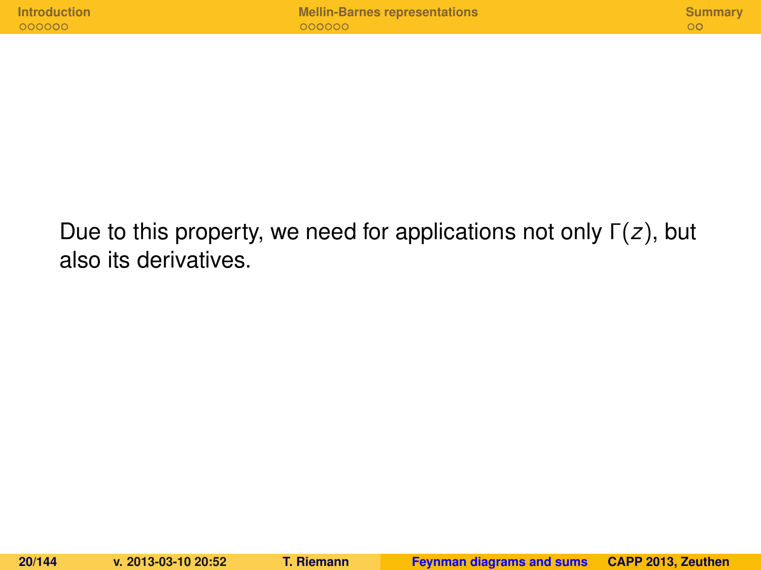Due to this property, we need for applications not only $\Gamma(z)$, but also its derivatives.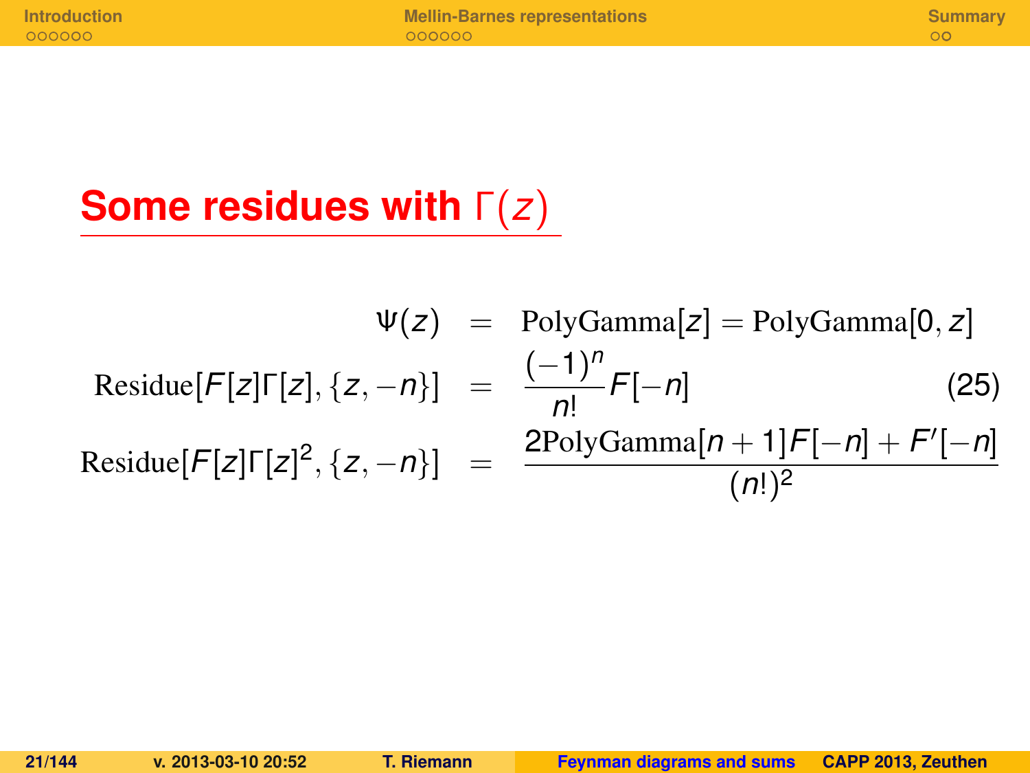# Some residues with $\Gamma(z)$

$$
\begin{aligned}
\Psi(z) &= \mathrm{PolyGamma}[z] = \mathrm{PolyGamma}[0, z] \\
\mathrm{Residue}[F[z]\Gamma[z], \{z, -n\}] &= \frac{(-1)^n}{n!} F[-n] \\
\mathrm{Residue}[F[z]\Gamma[z]^2, \{z, -n\}] &= \frac{2\mathrm{PolyGamma}[n+1]F[-n] + F'[-n]}{(n!)^2}
\end{aligned}
\tag{25}
$$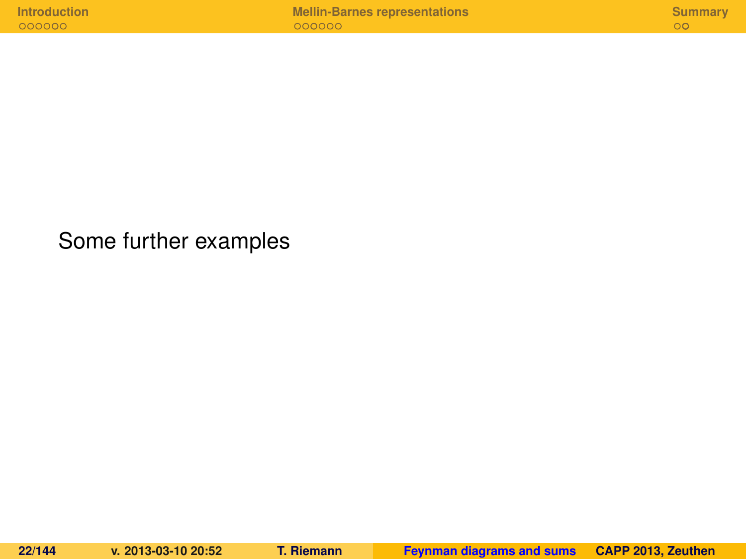Some further examples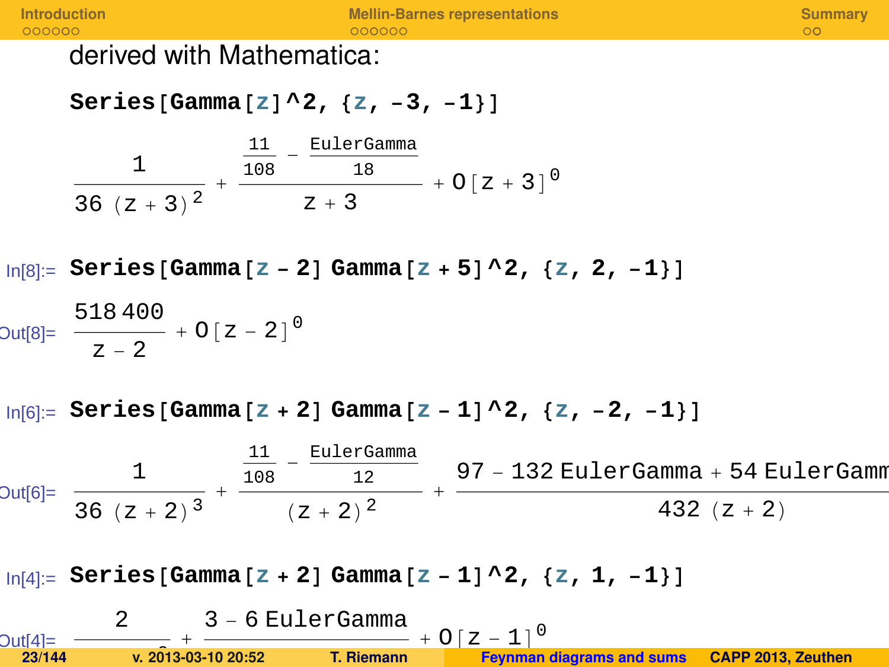derived with Mathematica:

```
Series[Gamma[z]^2, {z, -3, -1}]
```

$$\frac{1}{36\,(z+3)^2} + \frac{\frac{11}{108} - \frac{\text{EulerGamma}}{18}}{z+3} + O[z+3]^0$$

```
In[8]:= Series[Gamma[z - 2] Gamma[z + 5]^2, {z, 2, -1}]
```

$$\text{Out[8]=} \quad \frac{518\,400}{z-2} + O[z-2]^0$$

```
In[6]:= Series[Gamma[z + 2] Gamma[z - 1]^2, {z, -2, -1}]
```

$$\text{Out[6]=} \quad \frac{1}{36\,(z+2)^3} + \frac{\frac{11}{108} - \frac{\text{EulerGamma}}{12}}{(z+2)^2} + \frac{97 - 132\,\text{EulerGamma} + 54\,\text{EulerGamm}}{432\,(z+2)}$$

```
In[4]:= Series[Gamma[z + 2] Gamma[z - 1]^2, {z, 1, -1}]
```

$$\text{Out[4]=} \quad \frac{2}{\ldots} + \frac{3 - 6\,\text{EulerGamma}}{\ldots} + O[z-1]^0$$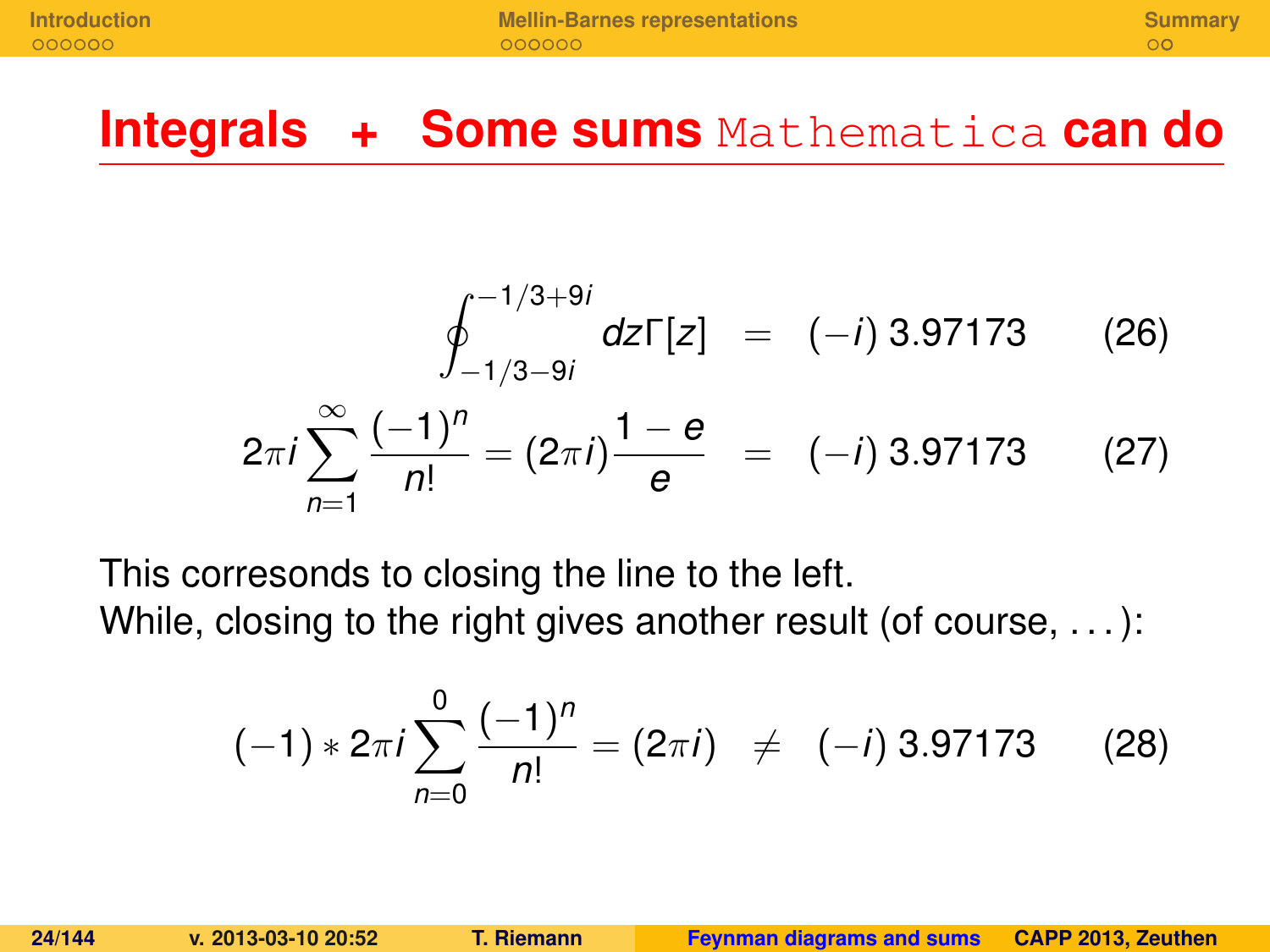## Integrals + Some sums Mathematica can do

$$\oint_{-1/3-9i}^{-1/3+9i} dz\Gamma[z] \quad = \quad (-i)\, 3.97173 \qquad (26)$$

$$2\pi i \sum_{n=1}^{\infty} \frac{(-1)^n}{n!} = (2\pi i)\frac{1-e}{e} \quad = \quad (-i)\, 3.97173 \qquad (27)$$

This corresonds to closing the line to the left.
While, closing to the right gives another result (of course, ...):

$$(-1) * 2\pi i \sum_{n=0}^{0} \frac{(-1)^n}{n!} = (2\pi i) \quad \neq \quad (-i)\, 3.97173 \qquad (28)$$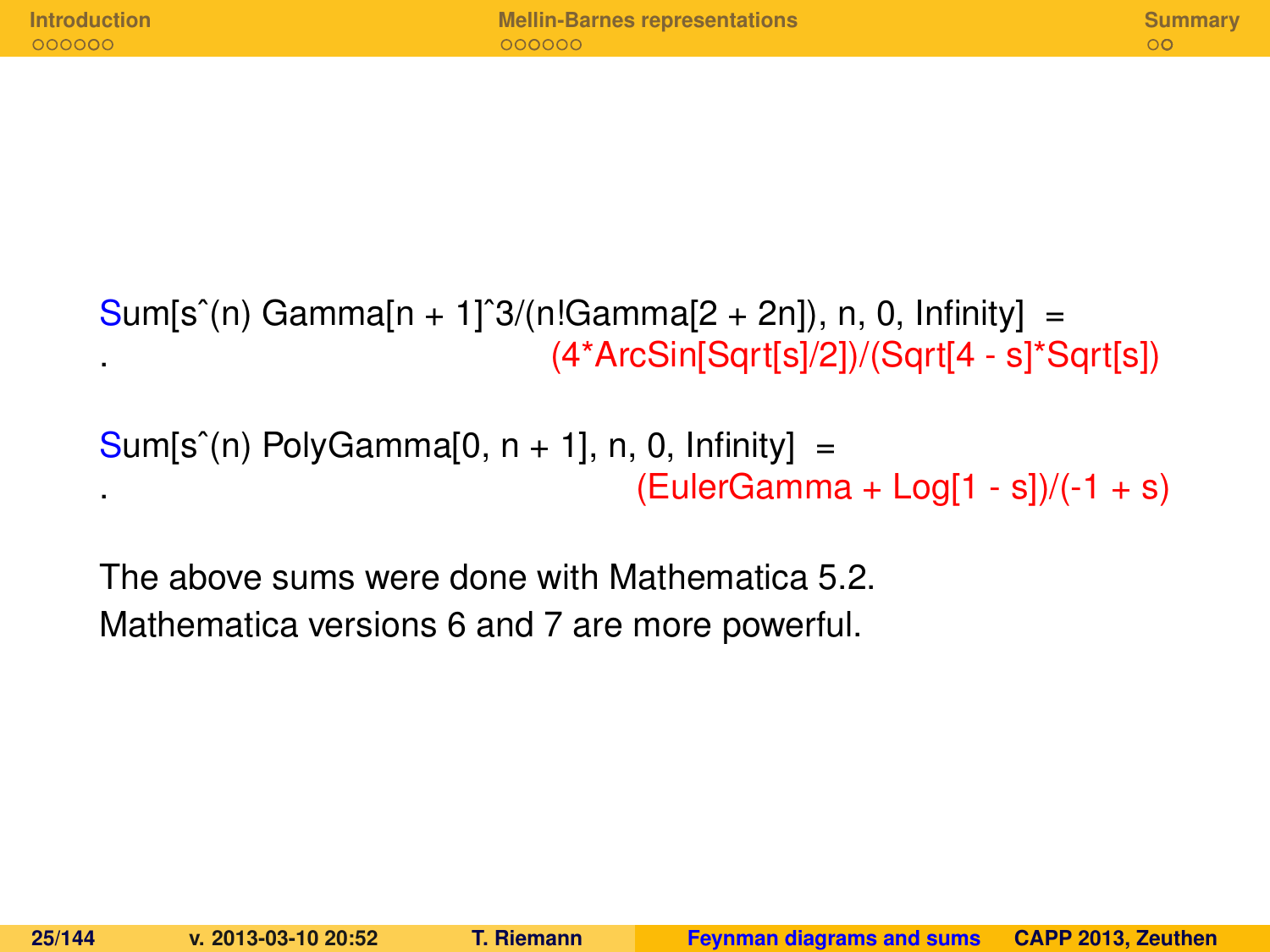```
Sum[s^(n) Gamma[n + 1]^3/(n!Gamma[2 + 2n]), n, 0, Infinity] =
.                                   (4*ArcSin[Sqrt[s]/2])/(Sqrt[4 - s]*Sqrt[s])

Sum[s^(n) PolyGamma[0, n + 1], n, 0, Infinity] =
.                                   (EulerGamma + Log[1 - s])/(-1 + s)
```

The above sums were done with Mathematica 5.2.
Mathematica versions 6 and 7 are more powerful.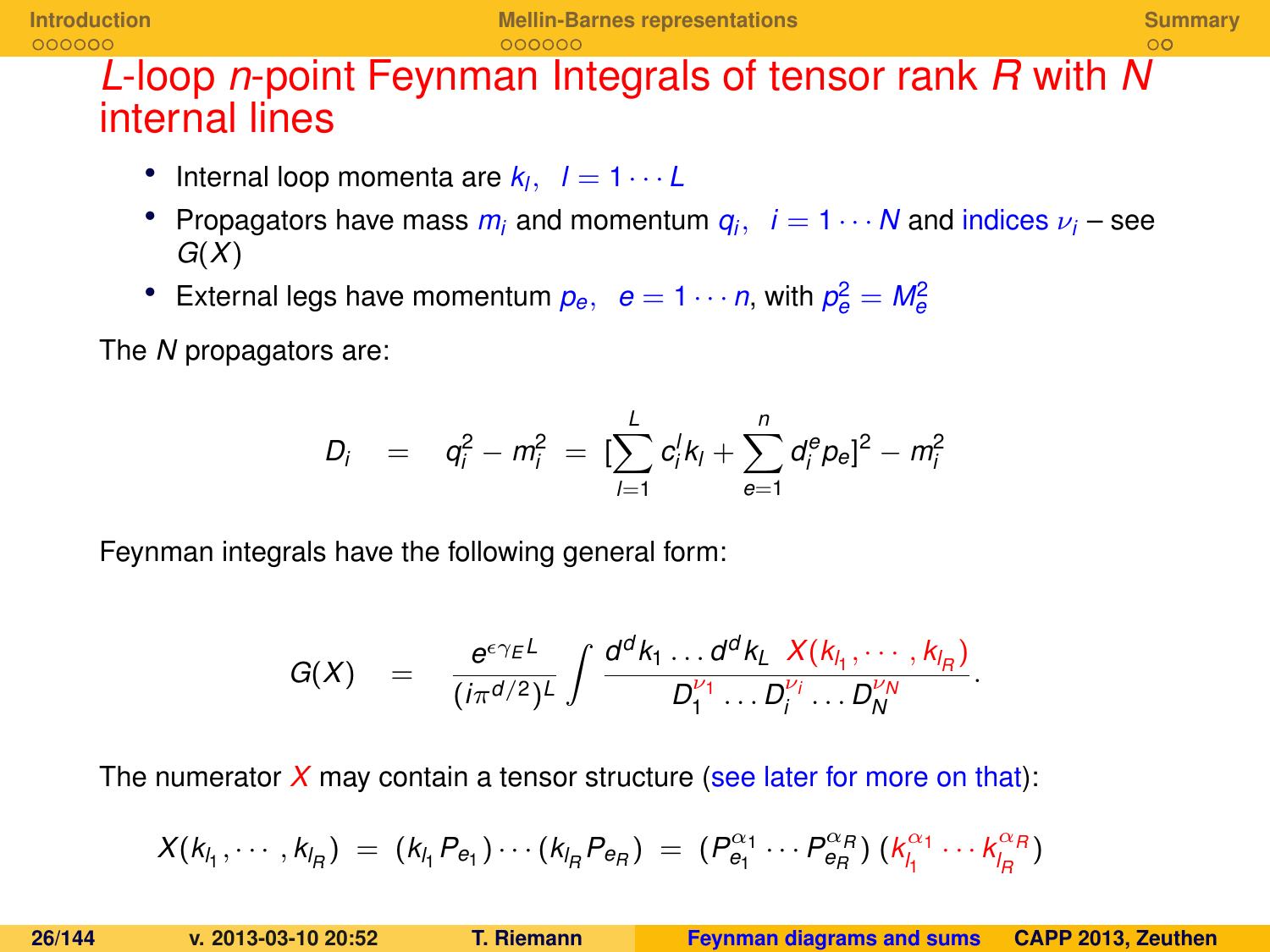# $L$-loop $n$-point Feynman Integrals of tensor rank $R$ with $N$ internal lines

- Internal loop momenta are $k_l, \quad l = 1 \cdots L$
- Propagators have mass $m_i$ and momentum $q_i, \quad i = 1 \cdots N$ and indices $\nu_i$ – see $G(X)$
- External legs have momentum $p_e, \quad e = 1 \cdots n$, with $p_e^2 = M_e^2$

The $N$ propagators are:

$$D_i \quad = \quad q_i^2 - m_i^2 \; = \; [\sum_{l=1}^{L} c_i^l k_l + \sum_{e=1}^{n} d_i^e p_e]^2 - m_i^2$$

Feynman integrals have the following general form:

$$G(X) \quad = \quad \frac{e^{\epsilon \gamma_E L}}{(i\pi^{d/2})^L} \int \frac{d^d k_1 \ldots d^d k_L \;\; X(k_{l_1}, \cdots, k_{l_R})}{D_1^{\nu_1} \ldots D_i^{\nu_i} \ldots D_N^{\nu_N}}.$$

The numerator $X$ may contain a tensor structure (see later for more on that):

$$X(k_{l_1}, \cdots, k_{l_R}) \; = \; (k_{l_1} P_{e_1}) \cdots (k_{l_R} P_{e_R}) \; = \; (P_{e_1}^{\alpha_1} \cdots P_{e_R}^{\alpha_R})\,(k_{l_1}^{\alpha_1} \cdots k_{l_R}^{\alpha_R})$$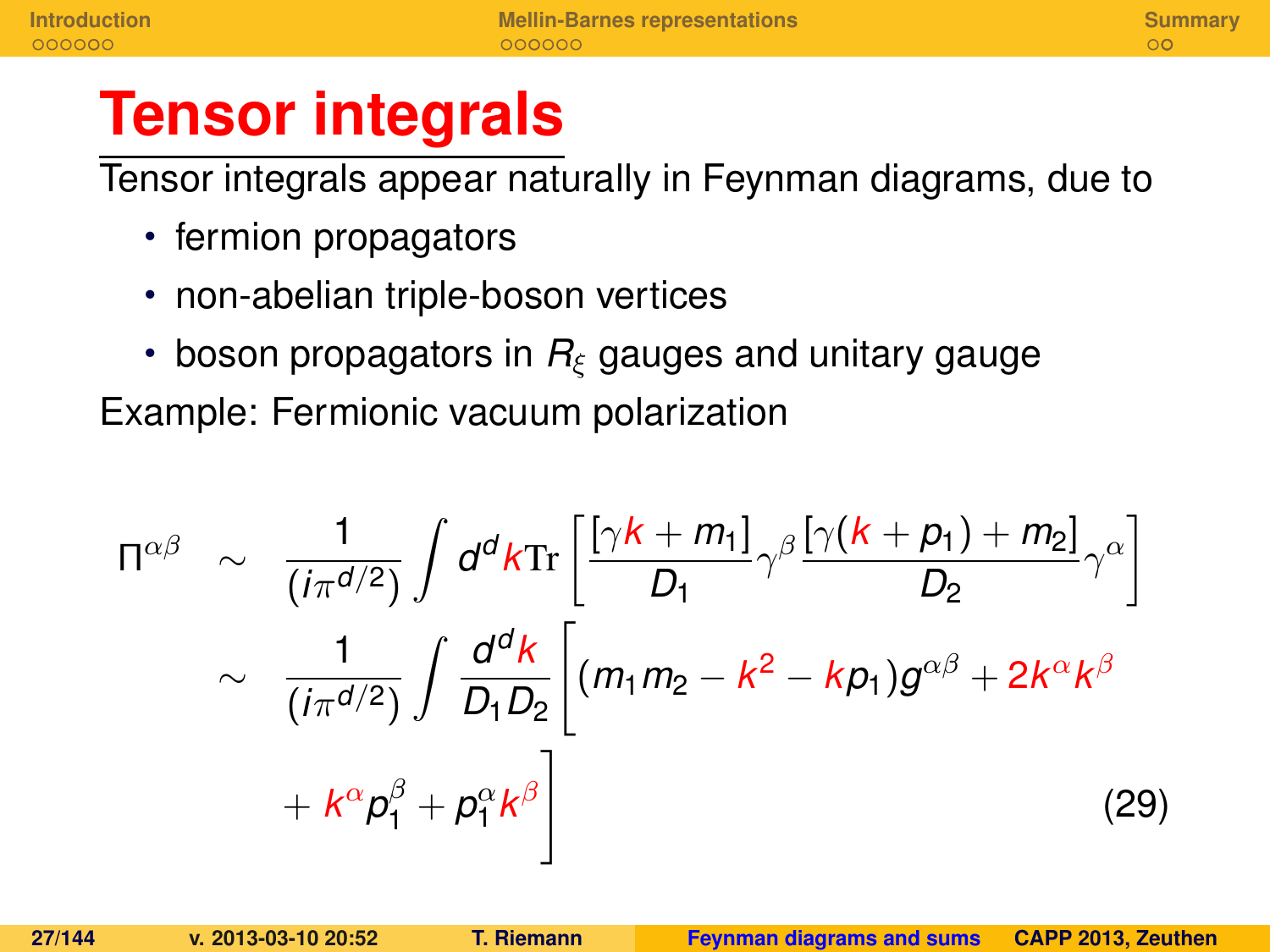# Tensor integrals

Tensor integrals appear naturally in Feynman diagrams, due to

- fermion propagators
- non-abelian triple-boson vertices
- boson propagators in $R_\xi$ gauges and unitary gauge

Example: Fermionic vacuum polarization

$$
\begin{aligned}
\Pi^{\alpha\beta} &\sim \frac{1}{(i\pi^{d/2})} \int d^d k \mathrm{Tr} \left[ \frac{[\gamma k + m_1]}{D_1} \gamma^\beta \frac{[\gamma(k+p_1) + m_2]}{D_2} \gamma^\alpha \right] \\
&\sim \frac{1}{(i\pi^{d/2})} \int \frac{d^d k}{D_1 D_2} \Bigg[ (m_1 m_2 - k^2 - k p_1) g^{\alpha\beta} + 2 k^\alpha k^\beta \\
&\quad + k^\alpha p_1^\beta + p_1^\alpha k^\beta \Bigg]
\end{aligned}
\tag{29}
$$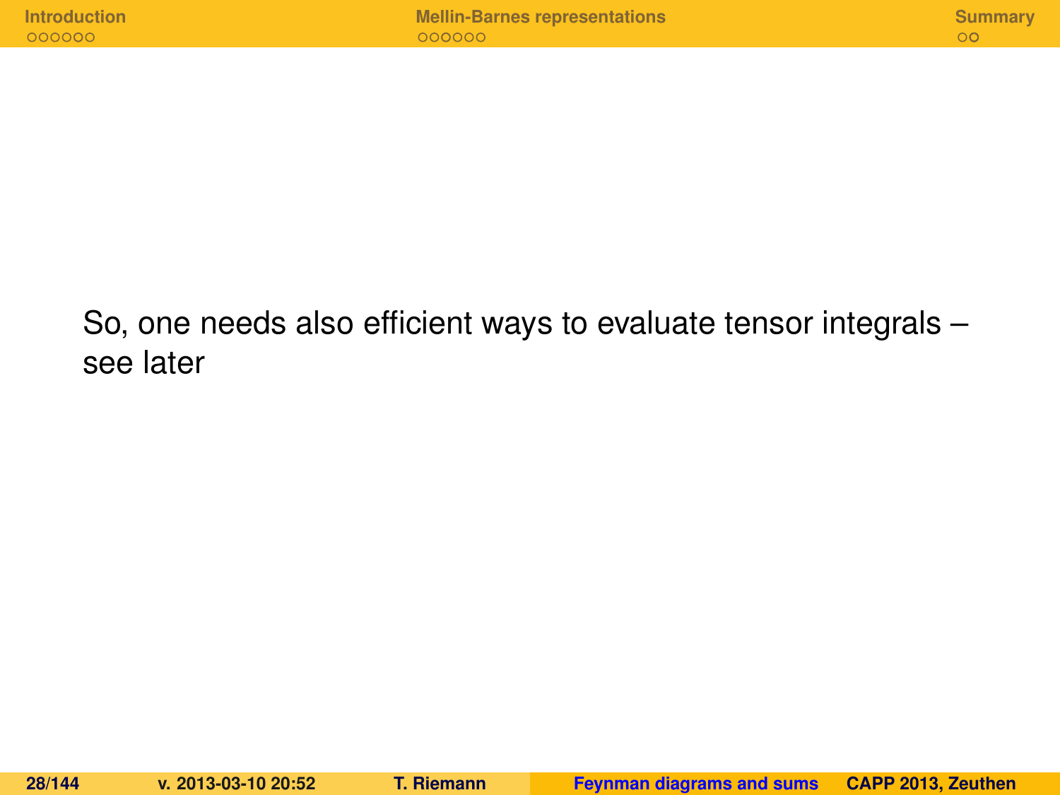So, one needs also efficient ways to evaluate tensor integrals – see later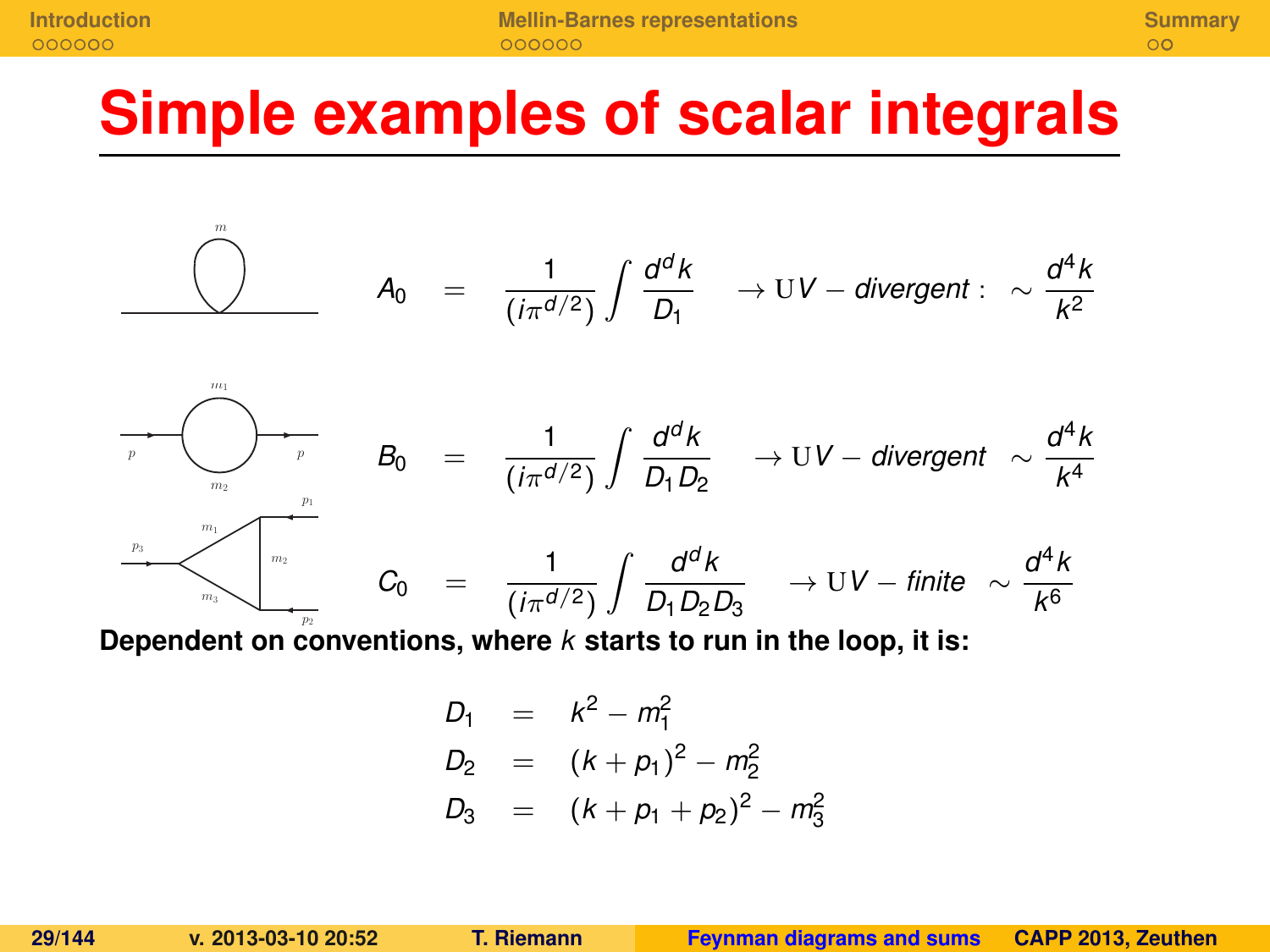# Simple examples of scalar integrals

$$A_0 = \frac{1}{(i\pi^{d/2})} \int \frac{d^d k}{D_1} \quad \rightarrow \mathrm{U}V - \textit{divergent}: \ \sim \frac{d^4 k}{k^2}$$

$$B_0 = \frac{1}{(i\pi^{d/2})} \int \frac{d^d k}{D_1 D_2} \quad \rightarrow \mathrm{U}V - \textit{divergent} \ \sim \frac{d^4 k}{k^4}$$

$$C_0 = \frac{1}{(i\pi^{d/2})} \int \frac{d^d k}{D_1 D_2 D_3} \quad \rightarrow \mathrm{U}V - \textit{finite} \ \sim \frac{d^4 k}{k^6}$$

**Dependent on conventions, where $k$ starts to run in the loop, it is:**

$$\begin{aligned}
D_1 &= k^2 - m_1^2 \\
D_2 &= (k + p_1)^2 - m_2^2 \\
D_3 &= (k + p_1 + p_2)^2 - m_3^2
\end{aligned}$$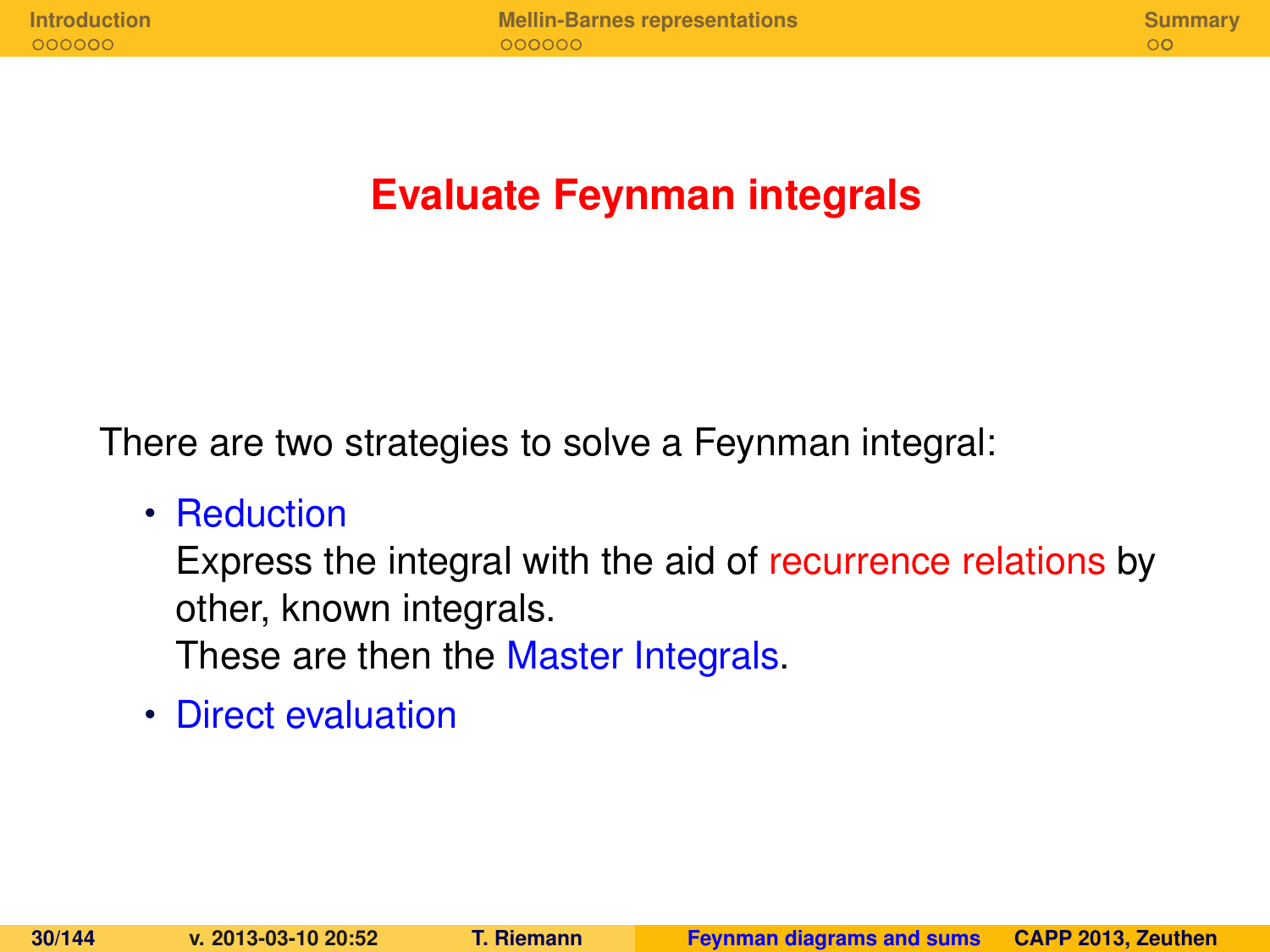# Evaluate Feynman integrals

There are two strategies to solve a Feynman integral:

- Reduction
  Express the integral with the aid of recurrence relations by other, known integrals.
  These are then the Master Integrals.
- Direct evaluation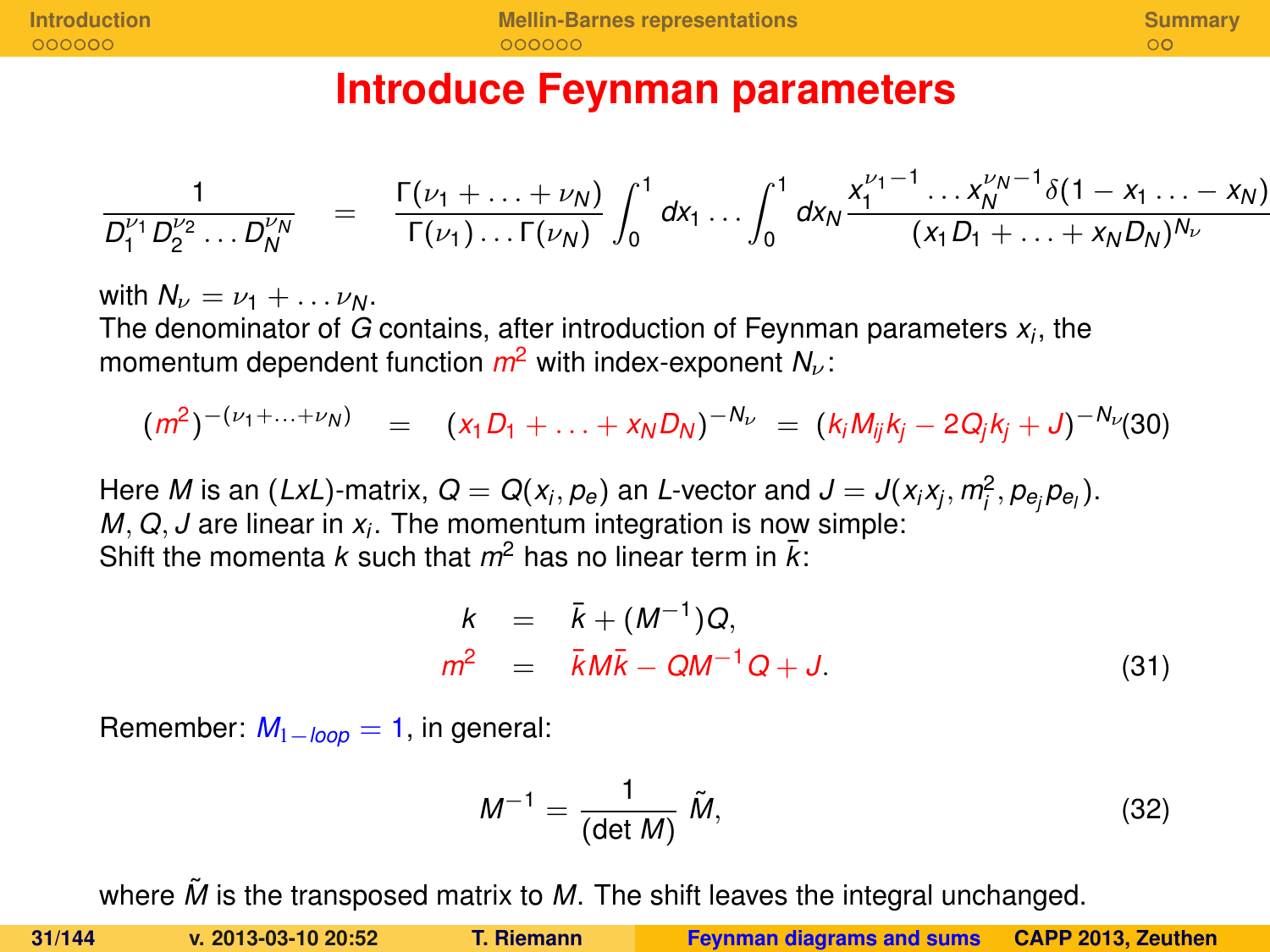# Introduce Feynman parameters

$$\frac{1}{D_1^{\nu_1} D_2^{\nu_2} \dots D_N^{\nu_N}} = \frac{\Gamma(\nu_1 + \dots + \nu_N)}{\Gamma(\nu_1) \dots \Gamma(\nu_N)} \int_0^1 dx_1 \dots \int_0^1 dx_N \frac{x_1^{\nu_1 - 1} \dots x_N^{\nu_N - 1} \delta(1 - x_1 \dots - x_N)}{(x_1 D_1 + \dots + x_N D_N)^{N_\nu}}$$

with $N_\nu = \nu_1 + \dots \nu_N$.
The denominator of $G$ contains, after introduction of Feynman parameters $x_i$, the momentum dependent function $m^2$ with index-exponent $N_\nu$:

$$(m^2)^{-(\nu_1 + \dots + \nu_N)} = (x_1 D_1 + \dots + x_N D_N)^{-N_\nu} = (k_i M_{ij} k_j - 2 Q_j k_j + J)^{-N_\nu} \tag{30}$$

Here $M$ is an $(LxL)$-matrix, $Q = Q(x_i, p_e)$ an $L$-vector and $J = J(x_i x_j, m_i^2, p_{e_j} p_{e_l})$.
$M, Q, J$ are linear in $x_i$. The momentum integration is now simple:
Shift the momenta $k$ such that $m^2$ has no linear term in $\bar{k}$:

$$\begin{aligned} k &= \bar{k} + (M^{-1}) Q, \\ m^2 &= \bar{k} M \bar{k} - Q M^{-1} Q + J. \end{aligned} \tag{31}$$

Remember: $M_{1-loop} = 1$, in general:

$$M^{-1} = \frac{1}{(\det M)} \tilde{M}, \tag{32}$$

where $\tilde{M}$ is the transposed matrix to $M$. The shift leaves the integral unchanged.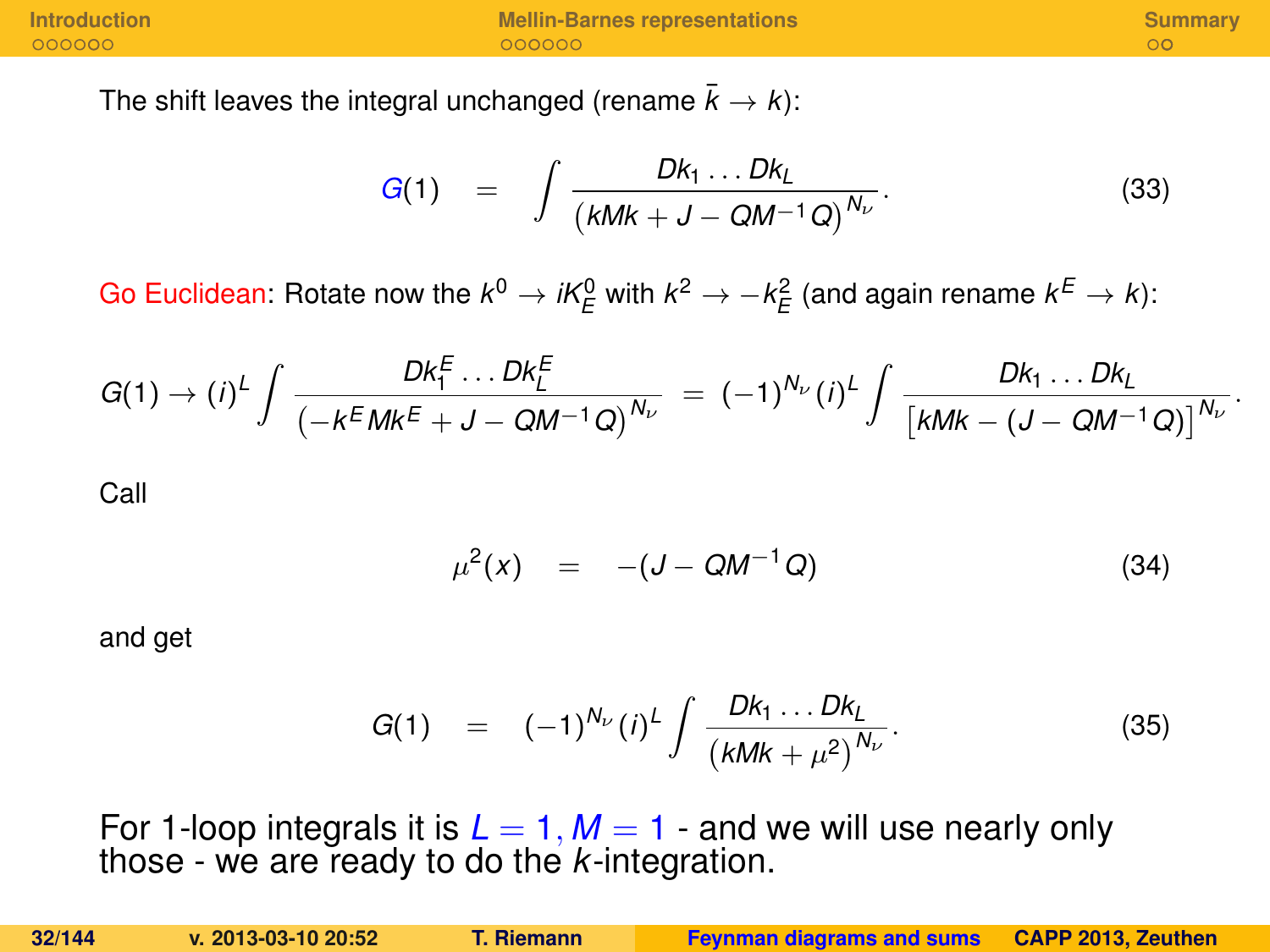The shift leaves the integral unchanged (rename $\bar{k} \to k$):

$$G(1) \quad = \quad \int \frac{Dk_1 \ldots Dk_L}{\left(kMk + J - QM^{-1}Q\right)^{N_\nu}}. \tag{33}$$

Go Euclidean: Rotate now the $k^0 \to iK_E^0$ with $k^2 \to -k_E^2$ (and again rename $k^E \to k$):

$$G(1) \to (i)^L \int \frac{Dk_1^E \ldots Dk_L^E}{\left(-k^E Mk^E + J - QM^{-1}Q\right)^{N_\nu}} = (-1)^{N_\nu}(i)^L \int \frac{Dk_1 \ldots Dk_L}{\left[kMk - (J - QM^{-1}Q)\right]^{N_\nu}}.$$

Call

$$\mu^2(x) \quad = \quad -(J - QM^{-1}Q) \tag{34}$$

and get

$$G(1) \quad = \quad (-1)^{N_\nu}(i)^L \int \frac{Dk_1 \ldots Dk_L}{\left(kMk + \mu^2\right)^{N_\nu}}. \tag{35}$$

For 1-loop integrals it is $L = 1, M = 1$ - and we will use nearly only those - we are ready to do the $k$-integration.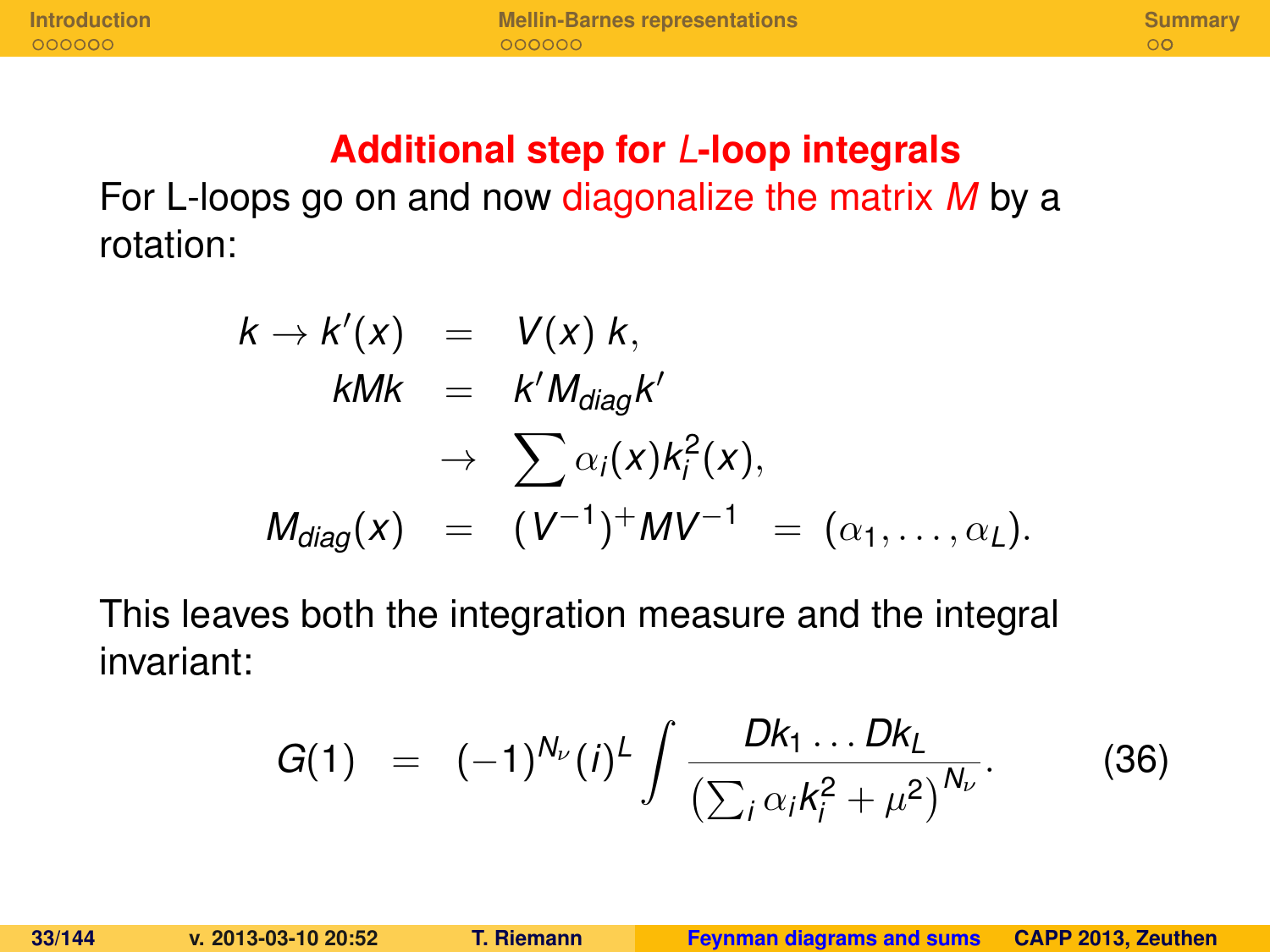## Additional step for $L$-loop integrals

For L-loops go on and now diagonalize the matrix $M$ by a rotation:

$$
\begin{aligned}
k \to k'(x) &= V(x)\, k, \\
kMk &= k' M_{diag} k' \\
&\to \sum \alpha_i(x) k_i^2(x), \\
M_{diag}(x) &= (V^{-1})^{+} M V^{-1} \;=\; (\alpha_1, \ldots, \alpha_L).
\end{aligned}
$$

This leaves both the integration measure and the integral invariant:

$$
G(1) \;=\; (-1)^{N_\nu} (i)^L \int \frac{Dk_1 \ldots Dk_L}{\left(\sum_i \alpha_i k_i^2 + \mu^2\right)^{N_\nu}}. \tag{36}
$$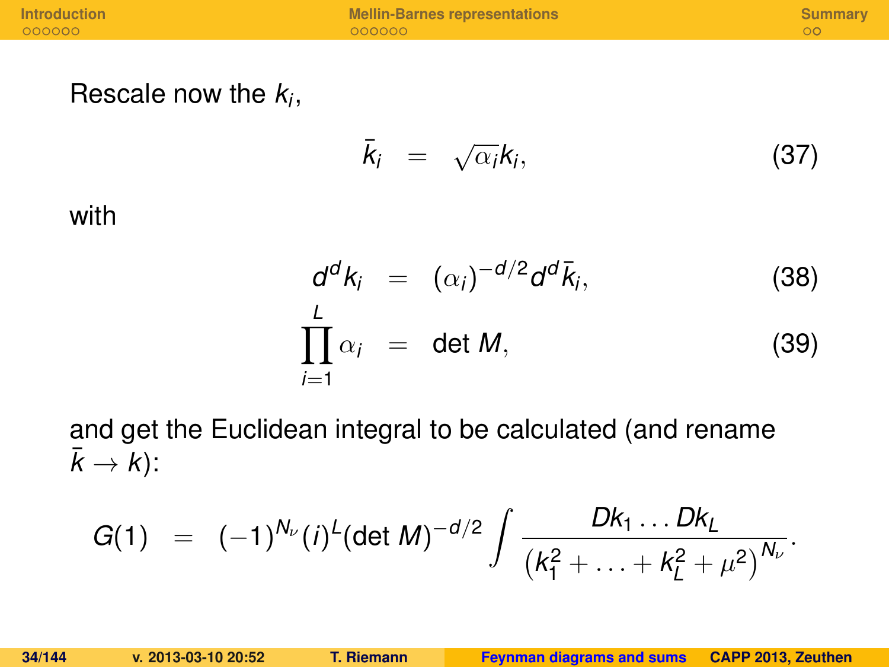Rescale now the $k_i$,

$$\bar{k}_i = \sqrt{\alpha_i} k_i, \tag{37}$$

with

$$d^d k_i = (\alpha_i)^{-d/2} d^d \bar{k}_i, \tag{38}$$

$$\prod_{i=1}^{L} \alpha_i = \det M, \tag{39}$$

and get the Euclidean integral to be calculated (and rename $\bar{k} \to k$):

$$G(1) = (-1)^{N_\nu} (i)^L (\det M)^{-d/2} \int \frac{Dk_1 \ldots Dk_L}{\left(k_1^2 + \ldots + k_L^2 + \mu^2\right)^{N_\nu}}.$$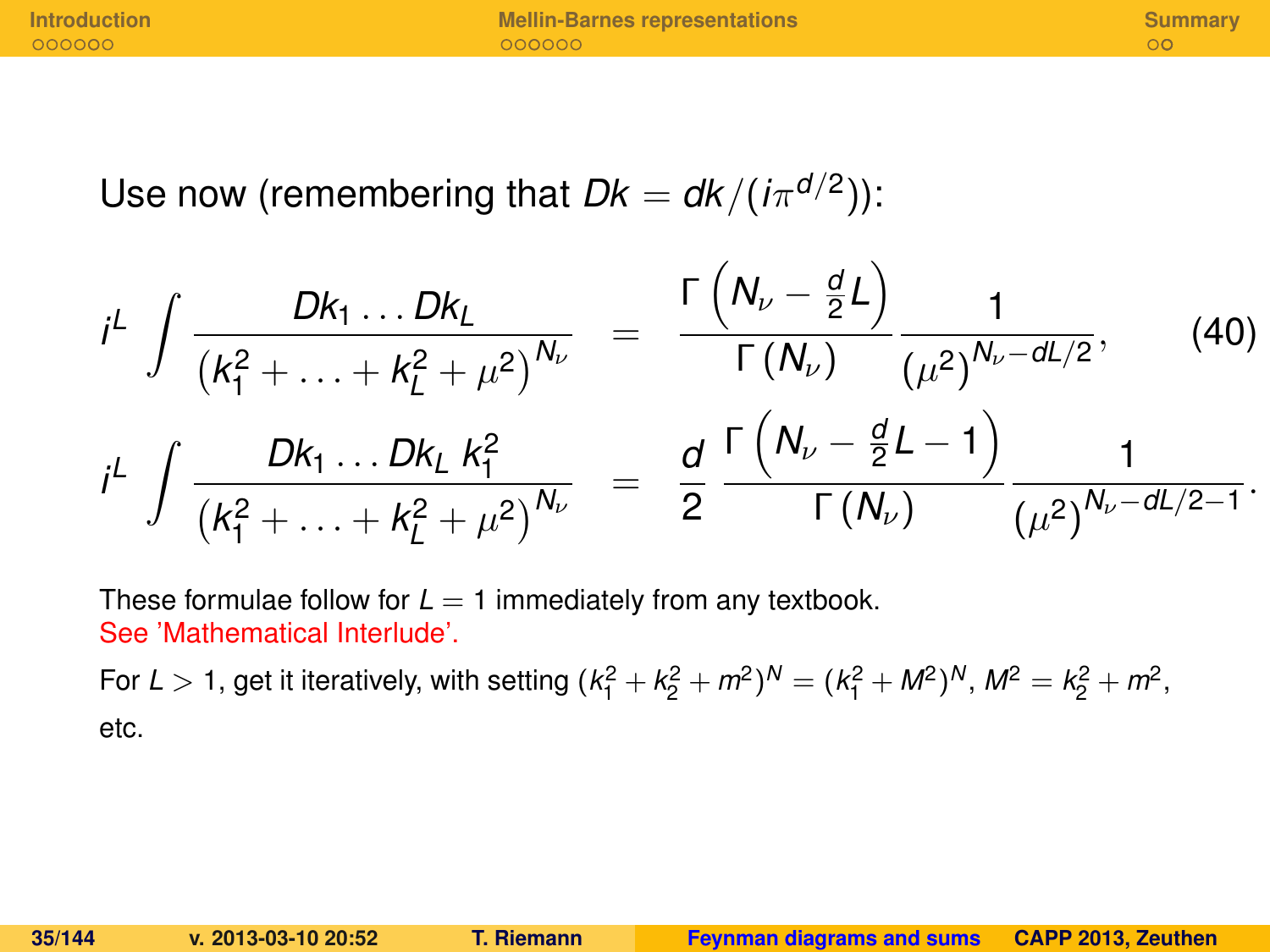Use now (remembering that $Dk = dk/(i\pi^{d/2})$):

$$
\begin{aligned}
i^L \int \frac{Dk_1 \ldots Dk_L}{\left(k_1^2 + \ldots + k_L^2 + \mu^2\right)^{N_\nu}} &= \frac{\Gamma\left(N_\nu - \frac{d}{2}L\right)}{\Gamma\left(N_\nu\right)} \frac{1}{\left(\mu^2\right)^{N_\nu - dL/2}}, \qquad (40)\\
i^L \int \frac{Dk_1 \ldots Dk_L \; k_1^2}{\left(k_1^2 + \ldots + k_L^2 + \mu^2\right)^{N_\nu}} &= \frac{d}{2} \frac{\Gamma\left(N_\nu - \frac{d}{2}L - 1\right)}{\Gamma\left(N_\nu\right)} \frac{1}{\left(\mu^2\right)^{N_\nu - dL/2 - 1}}.
\end{aligned}
$$

These formulae follow for $L = 1$ immediately from any textbook.
See 'Mathematical Interlude'.

For $L > 1$, get it iteratively, with setting $(k_1^2 + k_2^2 + m^2)^N = (k_1^2 + M^2)^N$, $M^2 = k_2^2 + m^2$, etc.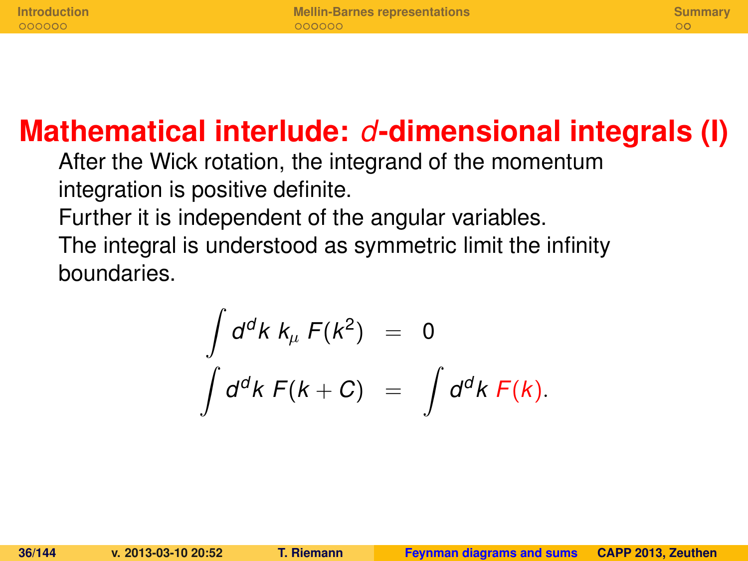# Mathematical interlude: *d*-dimensional integrals (I)

After the Wick rotation, the integrand of the momentum integration is positive definite.
Further it is independent of the angular variables.
The integral is understood as symmetric limit the infinity boundaries.

$$
\begin{aligned}
\int d^d k \; k_\mu \; F(k^2) &= 0 \\
\int d^d k \; F(k+C) &= \int d^d k \; F(k).
\end{aligned}
$$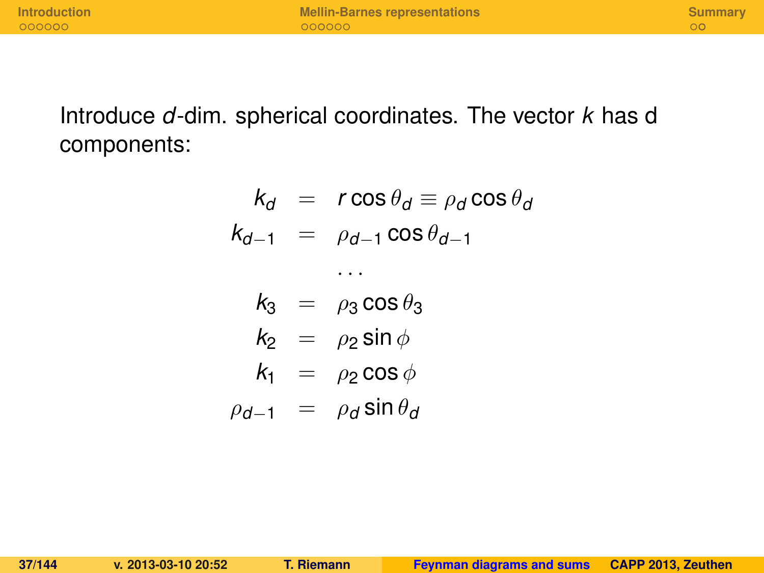Introduce $d$-dim. spherical coordinates. The vector $k$ has d components:

$$
\begin{aligned}
k_d &= r\cos\theta_d \equiv \rho_d \cos\theta_d \\
k_{d-1} &= \rho_{d-1}\cos\theta_{d-1} \\
&\ldots \\
k_3 &= \rho_3 \cos\theta_3 \\
k_2 &= \rho_2 \sin\phi \\
k_1 &= \rho_2 \cos\phi \\
\rho_{d-1} &= \rho_d \sin\theta_d
\end{aligned}
$$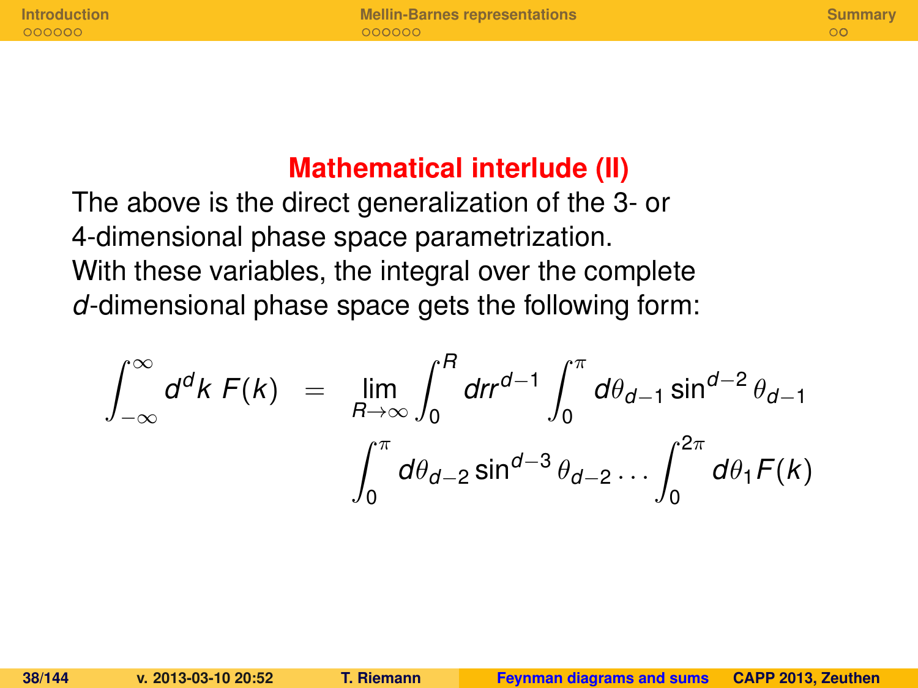## Mathematical interlude (II)

The above is the direct generalization of the 3- or 4-dimensional phase space parametrization.
With these variables, the integral over the complete $d$-dimensional phase space gets the following form:

$$
\begin{aligned}
\int_{-\infty}^{\infty} d^d k \; F(k) \;\; = \;\; & \lim_{R \to \infty} \int_0^R dr r^{d-1} \int_0^{\pi} d\theta_{d-1} \sin^{d-2}\theta_{d-1} \\
& \int_0^{\pi} d\theta_{d-2} \sin^{d-3}\theta_{d-2} \ldots \int_0^{2\pi} d\theta_1 F(k)
\end{aligned}
$$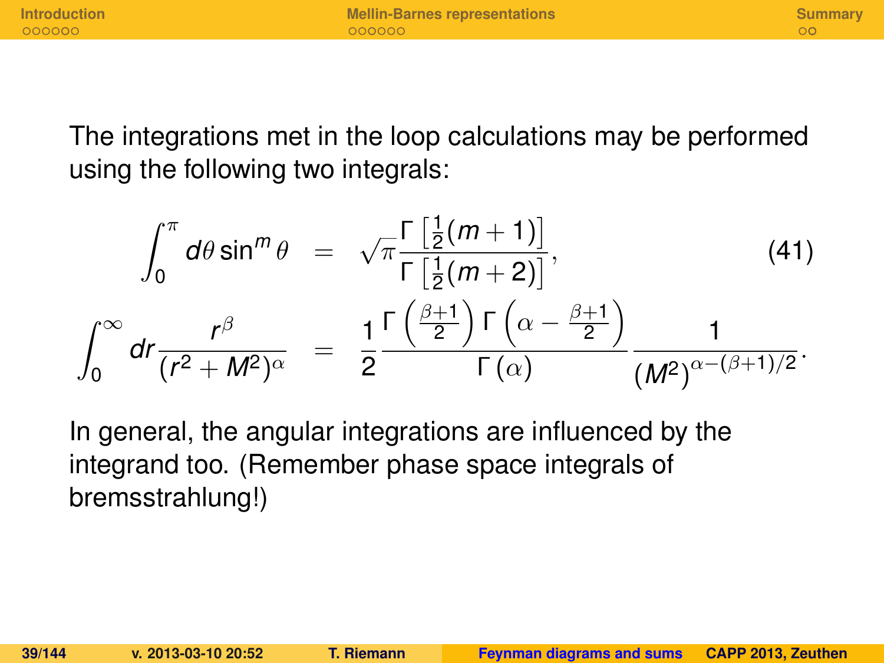The integrations met in the loop calculations may be performed using the following two integrals:

$$
\begin{aligned}
\int_0^\pi d\theta \sin^m \theta &= \sqrt{\pi}\frac{\Gamma\left[\frac{1}{2}(m+1)\right]}{\Gamma\left[\frac{1}{2}(m+2)\right]}, \\
\int_0^\infty dr \frac{r^\beta}{(r^2+M^2)^\alpha} &= \frac{1}{2}\frac{\Gamma\left(\frac{\beta+1}{2}\right)\Gamma\left(\alpha-\frac{\beta+1}{2}\right)}{\Gamma(\alpha)}\frac{1}{(M^2)^{\alpha-(\beta+1)/2}}.
\end{aligned}
\tag{41}
$$

In general, the angular integrations are influenced by the integrand too. (Remember phase space integrals of bremsstrahlung!)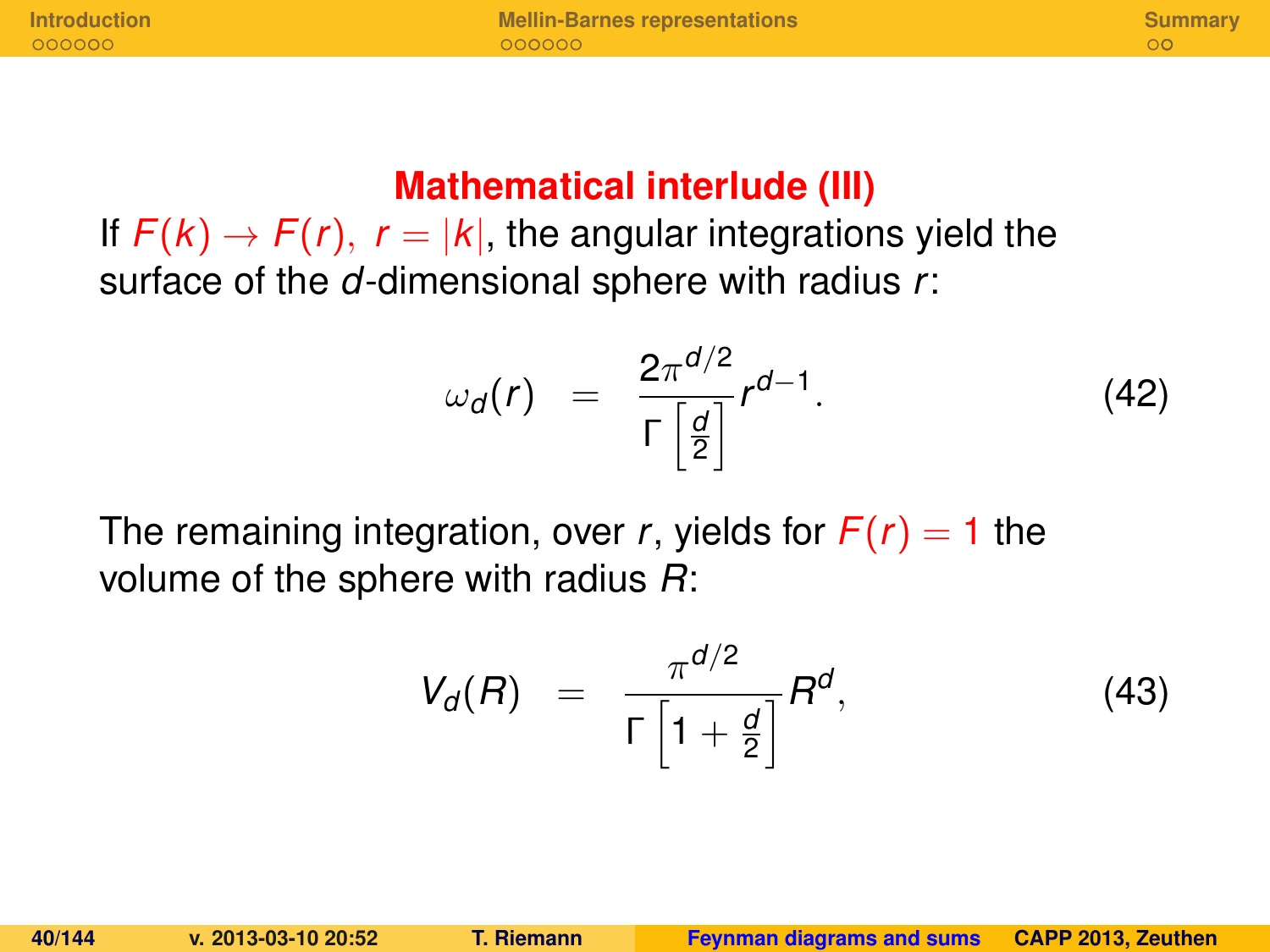## Mathematical interlude (III)

If $F(k) \to F(r),\ r = |k|$, the angular integrations yield the surface of the $d$-dimensional sphere with radius $r$:

$$\omega_d(r) \quad = \quad \frac{2\pi^{d/2}}{\Gamma\left[\frac{d}{2}\right]} r^{d-1}. \tag{42}$$

The remaining integration, over $r$, yields for $F(r) = 1$ the volume of the sphere with radius $R$:

$$V_d(R) \quad = \quad \frac{\pi^{d/2}}{\Gamma\left[1 + \frac{d}{2}\right]} R^d, \tag{43}$$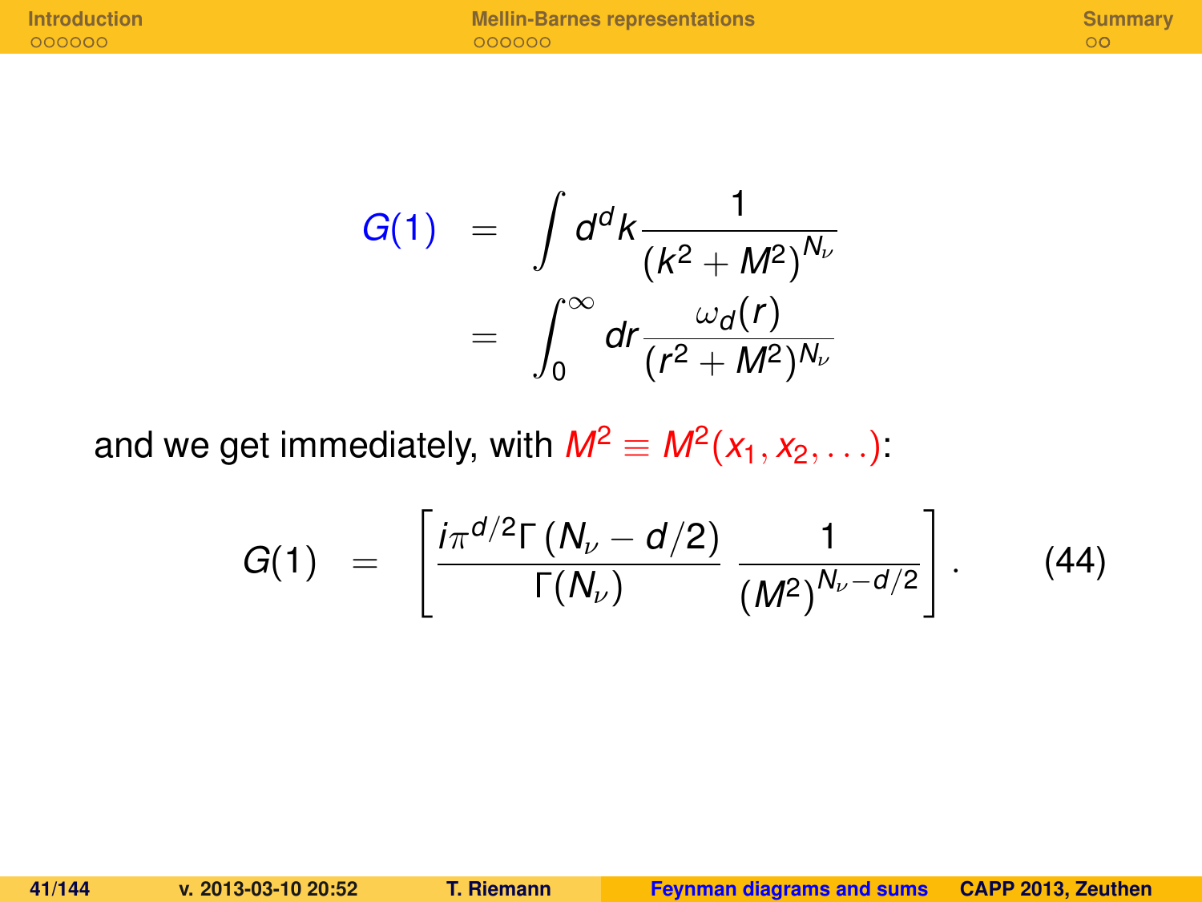$$
\begin{aligned}
G(1) &= \int d^dk \frac{1}{(k^2+M^2)^{N_\nu}} \\
&= \int_0^\infty dr \frac{\omega_d(r)}{(r^2+M^2)^{N_\nu}}
\end{aligned}
$$

and we get immediately, with $M^2 \equiv M^2(x_1, x_2, \ldots)$:

$$
G(1) = \left[ \frac{i\pi^{d/2}\Gamma\left(N_\nu - d/2\right)}{\Gamma(N_\nu)} \frac{1}{(M^2)^{N_\nu - d/2}} \right]. \qquad (44)
$$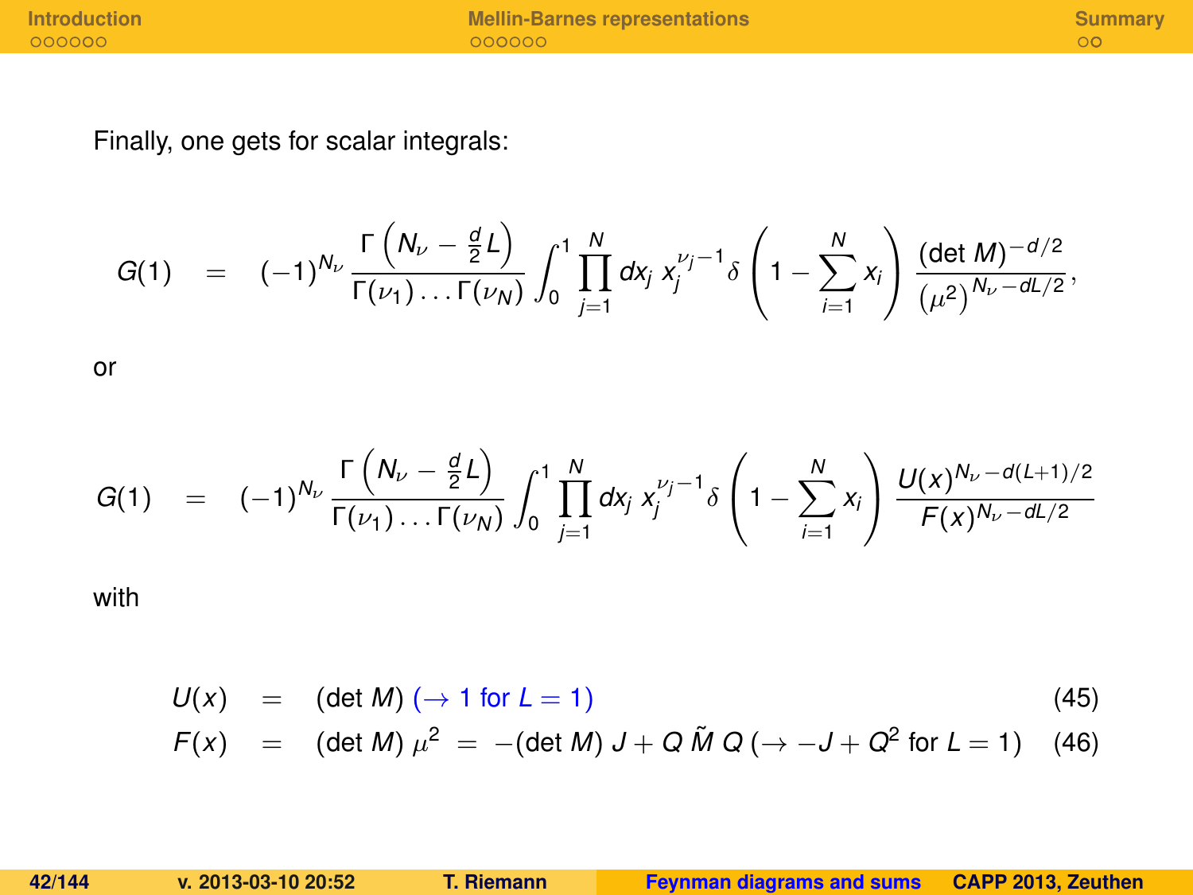Finally, one gets for scalar integrals:

$$G(1) \quad = \quad (-1)^{N_\nu} \frac{\Gamma\left(N_\nu - \frac{d}{2}L\right)}{\Gamma(\nu_1)\dots\Gamma(\nu_N)} \int_0^1 \prod_{j=1}^{N} dx_j \, x_j^{\nu_j - 1} \delta\left(1 - \sum_{i=1}^{N} x_i\right) \frac{(\det M)^{-d/2}}{\left(\mu^2\right)^{N_\nu - dL/2}},$$

or

$$G(1) \quad = \quad (-1)^{N_\nu} \frac{\Gamma\left(N_\nu - \frac{d}{2}L\right)}{\Gamma(\nu_1)\dots\Gamma(\nu_N)} \int_0^1 \prod_{j=1}^{N} dx_j \, x_j^{\nu_j - 1} \delta\left(1 - \sum_{i=1}^{N} x_i\right) \frac{U(x)^{N_\nu - d(L+1)/2}}{F(x)^{N_\nu - dL/2}}$$

with

$$U(x) \quad = \quad (\det M) \; (\rightarrow 1 \text{ for } L = 1) \tag{45}$$

$$F(x) \quad = \quad (\det M)\,\mu^2 \; = \; -(\det M)\,J + Q\,\tilde{M}\,Q \; (\rightarrow -J + Q^2 \text{ for } L = 1) \tag{46}$$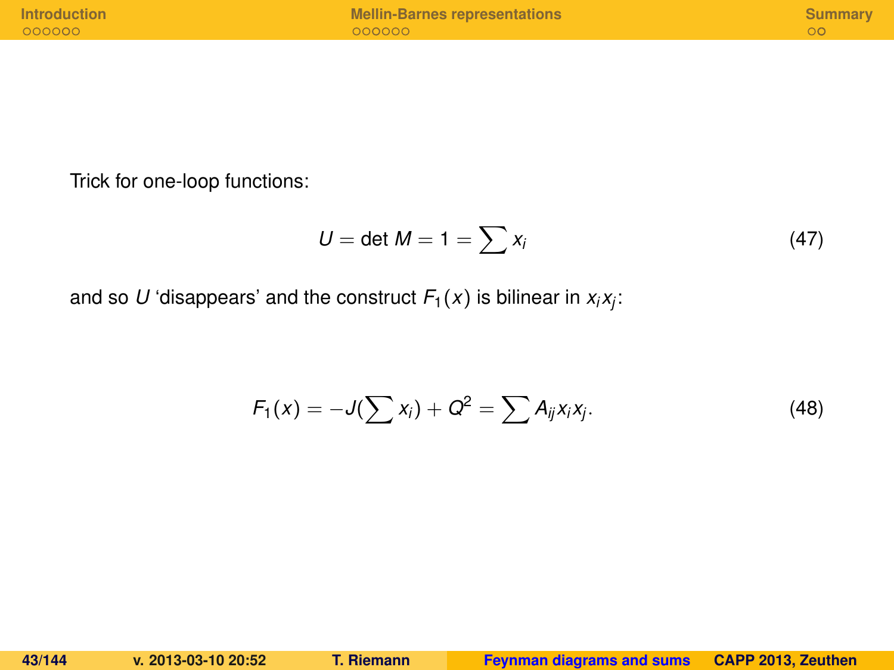Trick for one-loop functions:

$$U = \det M = 1 = \sum x_i \tag{47}$$

and so $U$ 'disappears' and the construct $F_1(x)$ is bilinear in $x_i x_j$:

$$F_1(x) = -J(\sum x_i) + Q^2 = \sum A_{ij} x_i x_j. \tag{48}$$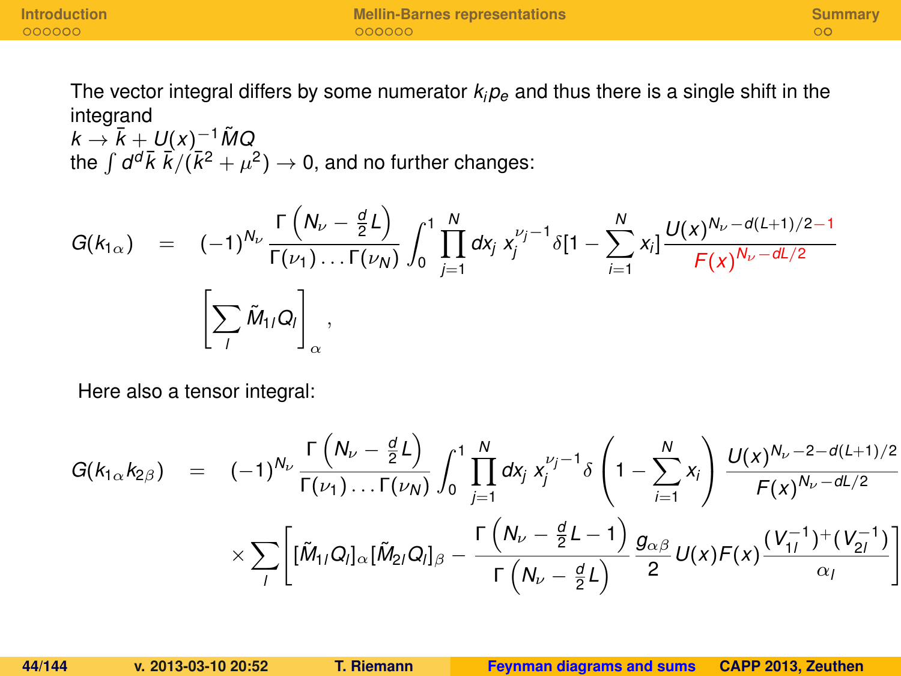The vector integral differs by some numerator $k_i p_e$ and thus there is a single shift in the integrand
$k \to \bar{k} + U(x)^{-1}\tilde{M}Q$
the $\int d^d\bar{k}\ \bar{k}/(\bar{k}^2+\mu^2) \to 0$, and no further changes:

$$
G(k_{1\alpha}) = (-1)^{N_\nu} \frac{\Gamma\left(N_\nu - \frac{d}{2}L\right)}{\Gamma(\nu_1)\dots\Gamma(\nu_N)} \int_0^1 \prod_{j=1}^{N} dx_j\ x_j^{\nu_j-1} \delta[1-\sum_{i=1}^{N} x_i] \frac{U(x)^{N_\nu - d(L+1)/2 - 1}}{F(x)^{N_\nu - dL/2}} \left[\sum_l \tilde{M}_{1l} Q_l\right]_\alpha ,
$$

Here also a tensor integral:

$$
G(k_{1\alpha}k_{2\beta}) = (-1)^{N_\nu} \frac{\Gamma\left(N_\nu - \frac{d}{2}L\right)}{\Gamma(\nu_1)\dots\Gamma(\nu_N)} \int_0^1 \prod_{j=1}^{N} dx_j\ x_j^{\nu_j-1} \delta\left(1-\sum_{i=1}^{N} x_i\right) \frac{U(x)^{N_\nu - 2 - d(L+1)/2}}{F(x)^{N_\nu - dL/2}}
$$
$$
\times \sum_l \left[ [\tilde{M}_{1l}Q_l]_\alpha [\tilde{M}_{2l}Q_l]_\beta - \frac{\Gamma\left(N_\nu - \frac{d}{2}L - 1\right)}{\Gamma\left(N_\nu - \frac{d}{2}L\right)} \frac{g_{\alpha\beta}}{2} U(x)F(x) \frac{(V_{1l}^{-1})^{+}(V_{2l}^{-1})}{\alpha_l} \right]
$$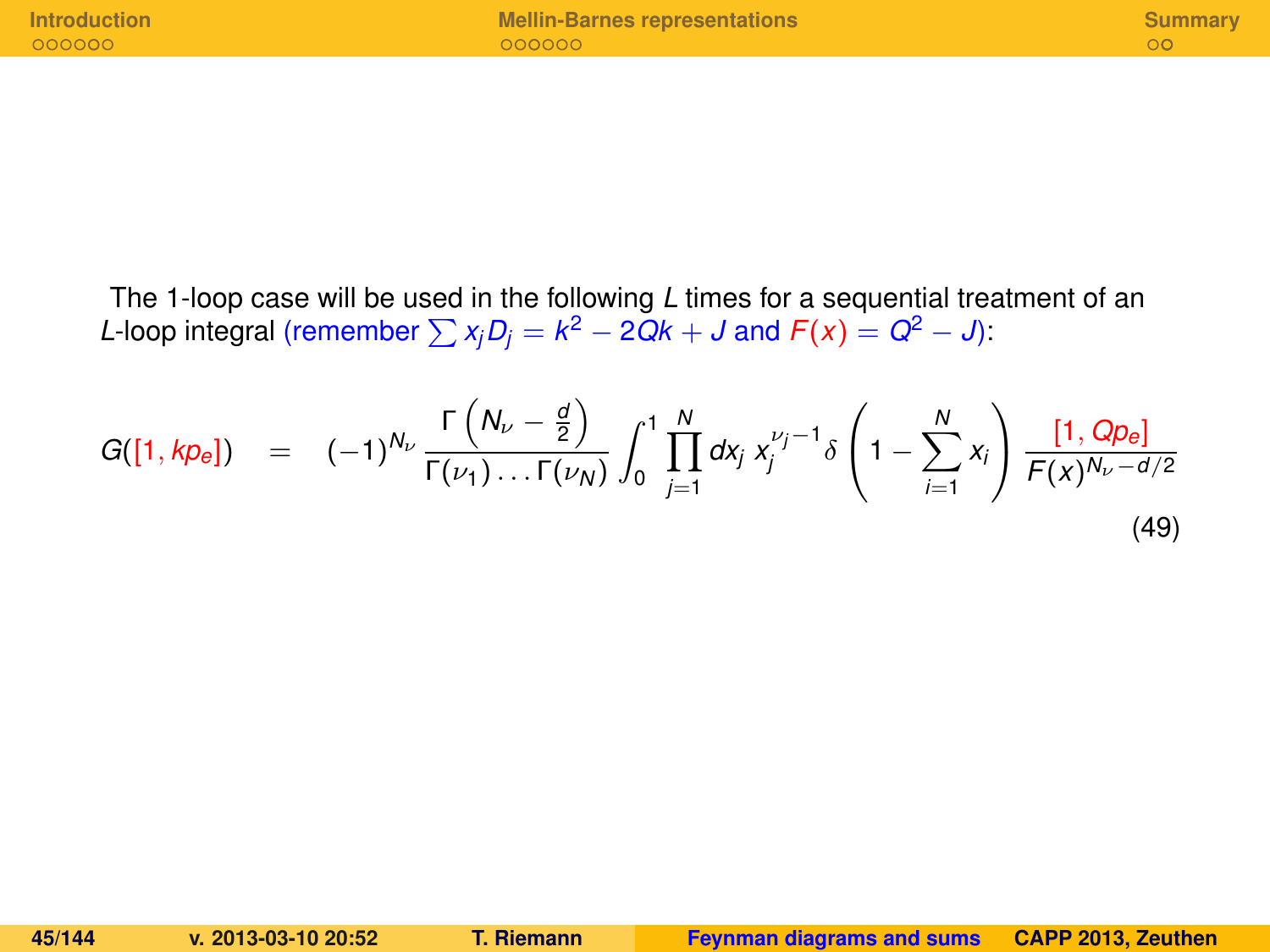The 1-loop case will be used in the following $L$ times for a sequential treatment of an $L$-loop integral (remember $\sum x_j D_j = k^2 - 2Qk + J$ and $F(x) = Q^2 - J$):

$$G([1, kp_e]) \quad = \quad (-1)^{N_\nu} \frac{\Gamma\left(N_\nu - \frac{d}{2}\right)}{\Gamma(\nu_1) \ldots \Gamma(\nu_N)} \int_0^1 \prod_{j=1}^{N} dx_j \; x_j^{\nu_j - 1} \delta\left(1 - \sum_{i=1}^{N} x_i\right) \frac{[1, Qp_e]}{F(x)^{N_\nu - d/2}} \tag{49}$$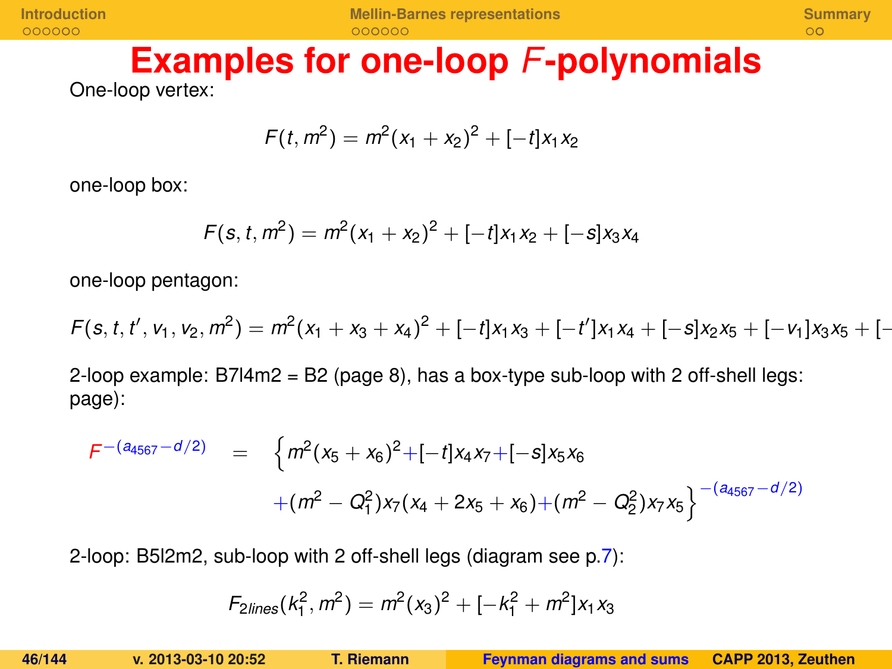# Examples for one-loop $F$-polynomials

One-loop vertex:

$$F(t, m^2) = m^2(x_1 + x_2)^2 + [-t]x_1 x_2$$

one-loop box:

$$F(s, t, m^2) = m^2(x_1 + x_2)^2 + [-t]x_1 x_2 + [-s]x_3 x_4$$

one-loop pentagon:

$$F(s, t, t', v_1, v_2, m^2) = m^2(x_1 + x_3 + x_4)^2 + [-t]x_1 x_3 + [-t']x_1 x_4 + [-s]x_2 x_5 + [-v_1]x_3 x_5 + [-$$

2-loop example: B7l4m2 = B2 (page 8), has a box-type sub-loop with 2 off-shell legs: page):

$$F^{-(a_{4567}-d/2)} = \Big\{ m^2(x_5 + x_6)^2 + [-t]x_4 x_7 + [-s]x_5 x_6 + (m^2 - Q_1^2)x_7(x_4 + 2x_5 + x_6) + (m^2 - Q_2^2)x_7 x_5 \Big\}^{-(a_{4567}-d/2)}$$

2-loop: B5l2m2, sub-loop with 2 off-shell legs (diagram see p.7):

$$F_{2lines}(k_1^2, m^2) = m^2(x_3)^2 + [-k_1^2 + m^2]x_1 x_3$$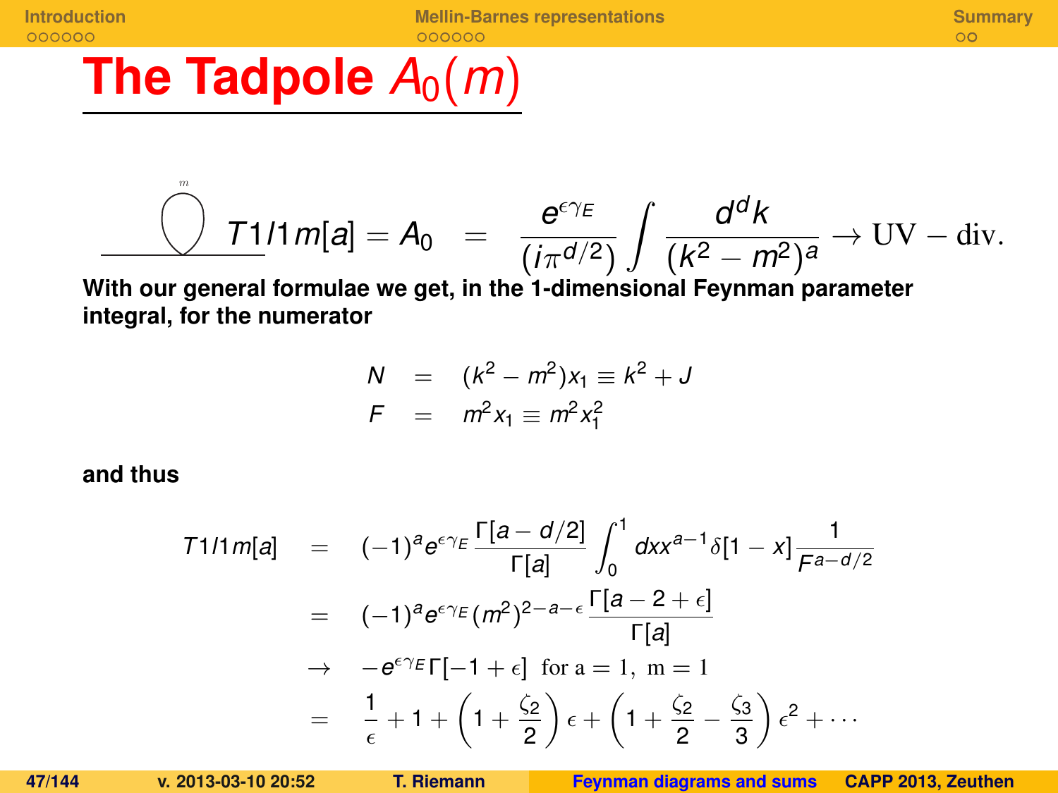# The Tadpole $A_0(m)$

$$T1l1m[a] = A_0 \;=\; \frac{e^{\epsilon\gamma_E}}{(i\pi^{d/2})} \int \frac{d^d k}{(k^2 - m^2)^a} \rightarrow \mathrm{UV-div.}$$

**With our general formulae we get, in the 1-dimensional Feynman parameter integral, for the numerator**

$$\begin{aligned} N &= (k^2 - m^2)x_1 \equiv k^2 + J \\ F &= m^2 x_1 \equiv m^2 x_1^2 \end{aligned}$$

**and thus**

$$\begin{aligned} T1l1m[a] &= (-1)^a e^{\epsilon\gamma_E} \frac{\Gamma[a-d/2]}{\Gamma[a]} \int_0^1 dx x^{a-1} \delta[1-x] \frac{1}{F^{a-d/2}} \\ &= (-1)^a e^{\epsilon\gamma_E} (m^2)^{2-a-\epsilon} \frac{\Gamma[a-2+\epsilon]}{\Gamma[a]} \\ &\rightarrow -e^{\epsilon\gamma_E}\Gamma[-1+\epsilon] \;\; \text{for a} = 1, \; \text{m} = 1 \\ &= \frac{1}{\epsilon} + 1 + \left(1 + \frac{\zeta_2}{2}\right)\epsilon + \left(1 + \frac{\zeta_2}{2} - \frac{\zeta_3}{3}\right)\epsilon^2 + \cdots \end{aligned}$$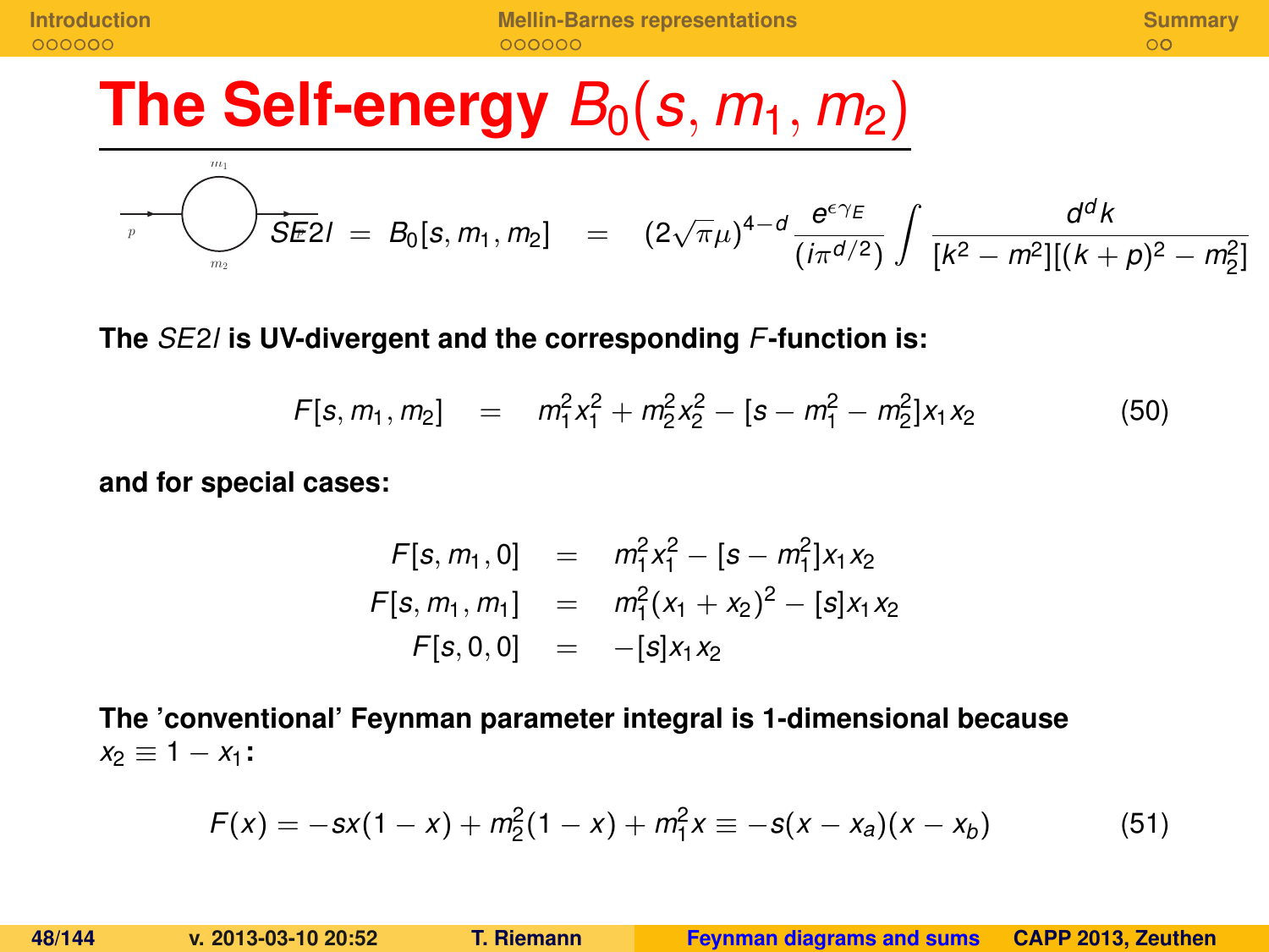# The Self-energy $B_0(s, m_1, m_2)$

$$SE2l \;=\; B_0[s,m_1,m_2] \;=\; (2\sqrt{\pi}\mu)^{4-d}\,\frac{e^{\epsilon\gamma_E}}{(i\pi^{d/2})}\int \frac{d^dk}{[k^2-m^2][(k+p)^2-m_2^2]}$$

**The $SE2l$ is UV-divergent and the corresponding $F$-function is:**

$$F[s,m_1,m_2] \;=\; m_1^2x_1^2 + m_2^2x_2^2 - [s-m_1^2-m_2^2]x_1x_2 \tag{50}$$

**and for special cases:**

$$\begin{aligned}
F[s,m_1,0] &= m_1^2x_1^2 - [s-m_1^2]x_1x_2 \\
F[s,m_1,m_1] &= m_1^2(x_1+x_2)^2 - [s]x_1x_2 \\
F[s,0,0] &= -[s]x_1x_2
\end{aligned}$$

**The 'conventional' Feynman parameter integral is 1-dimensional because $x_2 \equiv 1 - x_1$:**

$$F(x) = -sx(1-x) + m_2^2(1-x) + m_1^2x \equiv -s(x-x_a)(x-x_b) \tag{51}$$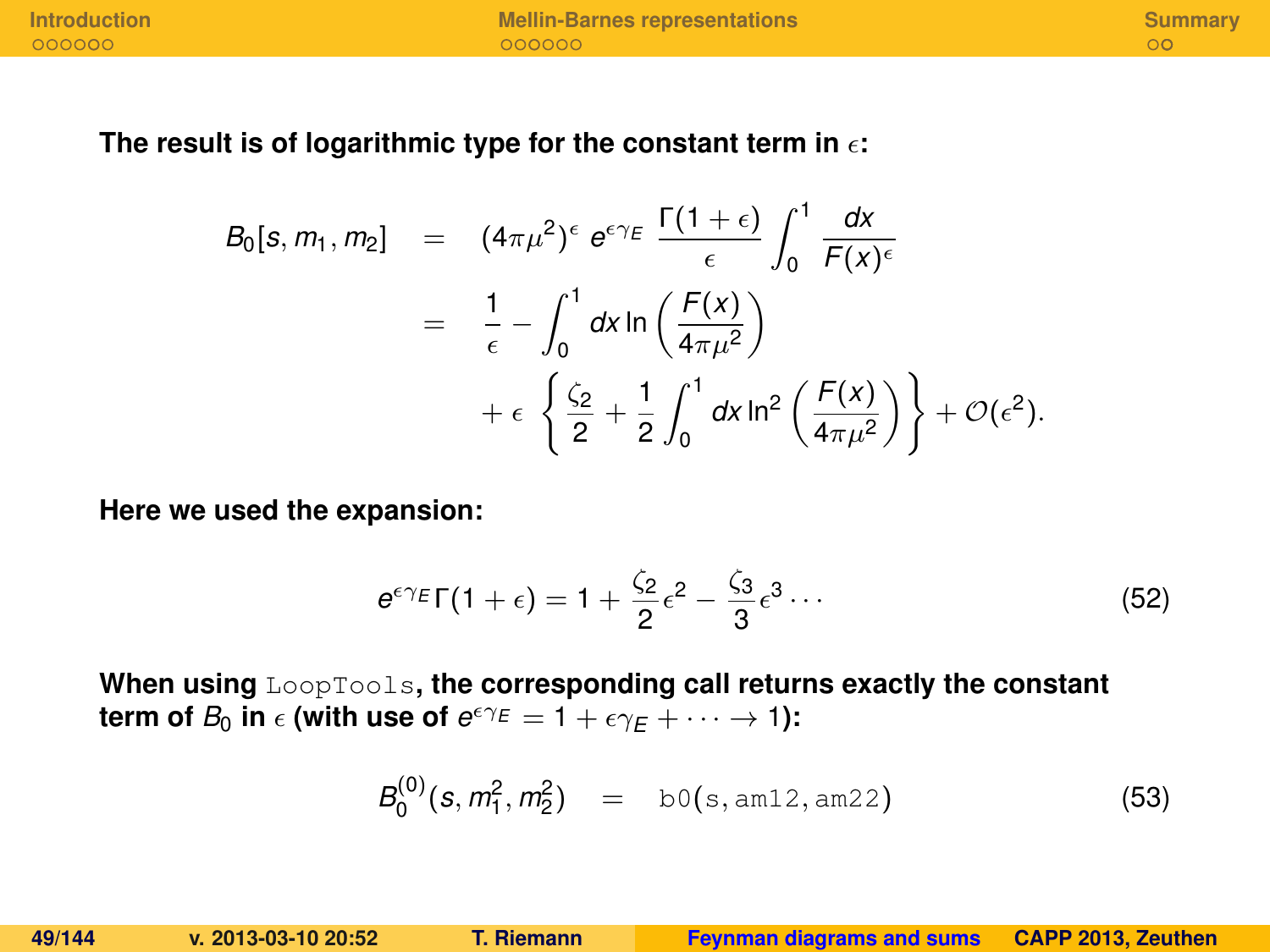**The result is of logarithmic type for the constant term in $\epsilon$:**

$$
\begin{aligned}
B_0[s, m_1, m_2] &= (4\pi\mu^2)^\epsilon \; e^{\epsilon\gamma_E} \; \frac{\Gamma(1+\epsilon)}{\epsilon} \int_0^1 \frac{dx}{F(x)^\epsilon} \\
&= \frac{1}{\epsilon} - \int_0^1 dx \ln\left(\frac{F(x)}{4\pi\mu^2}\right) \\
&\quad + \epsilon \; \left\{ \frac{\zeta_2}{2} + \frac{1}{2}\int_0^1 dx \ln^2\left(\frac{F(x)}{4\pi\mu^2}\right) \right\} + \mathcal{O}(\epsilon^2).
\end{aligned}
$$

**Here we used the expansion:**

$$
e^{\epsilon\gamma_E}\Gamma(1+\epsilon) = 1 + \frac{\zeta_2}{2}\epsilon^2 - \frac{\zeta_3}{3}\epsilon^3 \cdots \tag{52}
$$

**When using `LoopTools`, the corresponding call returns exactly the constant term of $B_0$ in $\epsilon$ (with use of $e^{\epsilon\gamma_E} = 1 + \epsilon\gamma_E + \cdots \to 1$):**

$$
B_0^{(0)}(s, m_1^2, m_2^2) \quad = \quad \texttt{b0}(\texttt{s}, \texttt{am12}, \texttt{am22}) \tag{53}
$$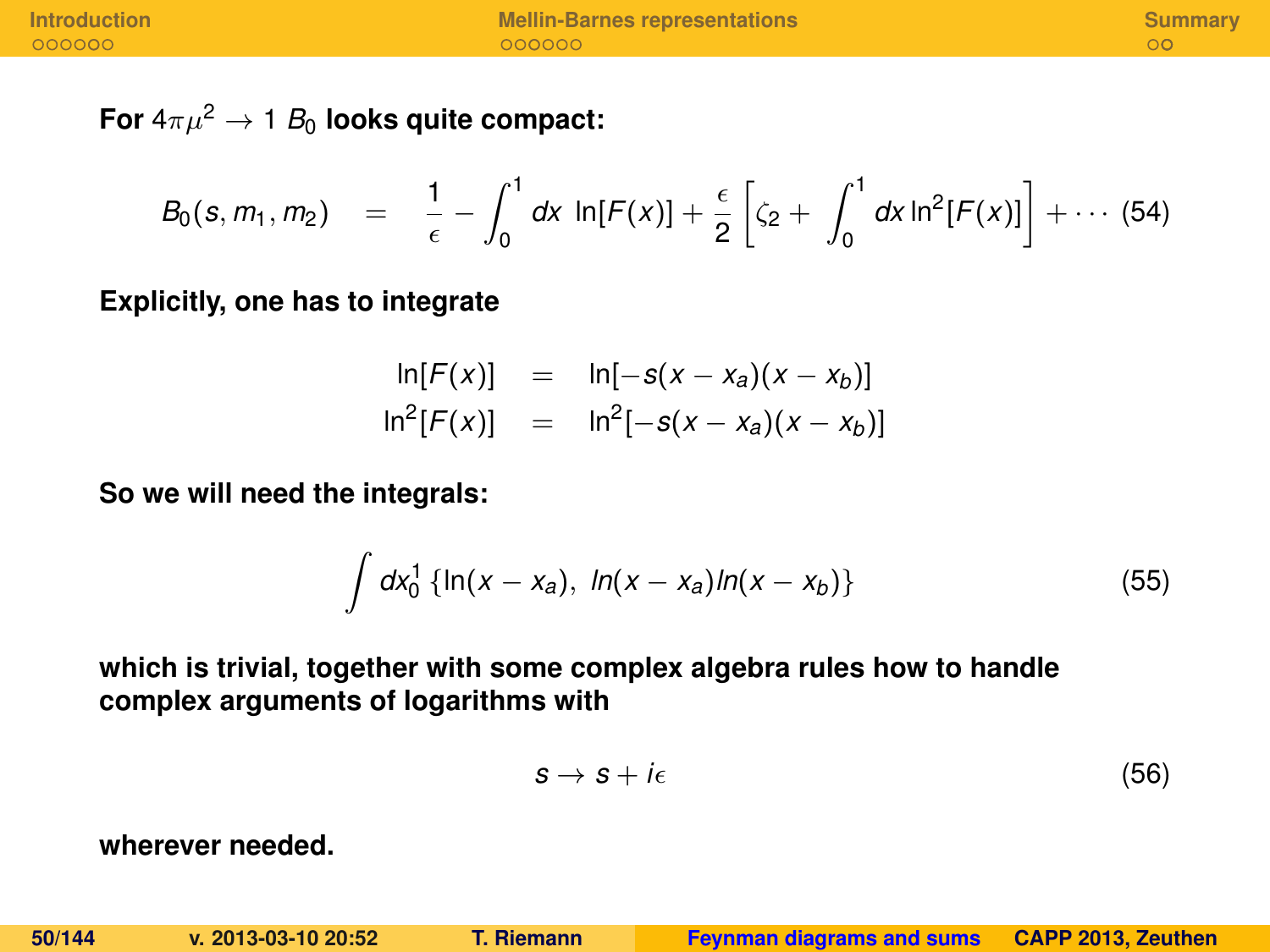**For $4\pi\mu^2 \to 1$ $B_0$ looks quite compact:**

$$B_0(s, m_1, m_2) \quad = \quad \frac{1}{\epsilon} - \int_0^1 dx \; \ln[F(x)] + \frac{\epsilon}{2}\left[\zeta_2 + \int_0^1 dx \ln^2[F(x)]\right] + \cdots \quad (54)$$

**Explicitly, one has to integrate**

$$\begin{aligned} \ln[F(x)] &= \ln[-s(x - x_a)(x - x_b)] \\ \ln^2[F(x)] &= \ln^2[-s(x - x_a)(x - x_b)] \end{aligned}$$

**So we will need the integrals:**

$$\int dx_0^1 \,\{\ln(x - x_a),\; ln(x - x_a) ln(x - x_b)\} \quad (55)$$

**which is trivial, together with some complex algebra rules how to handle complex arguments of logarithms with**

$$s \to s + i\epsilon \quad (56)$$

**wherever needed.**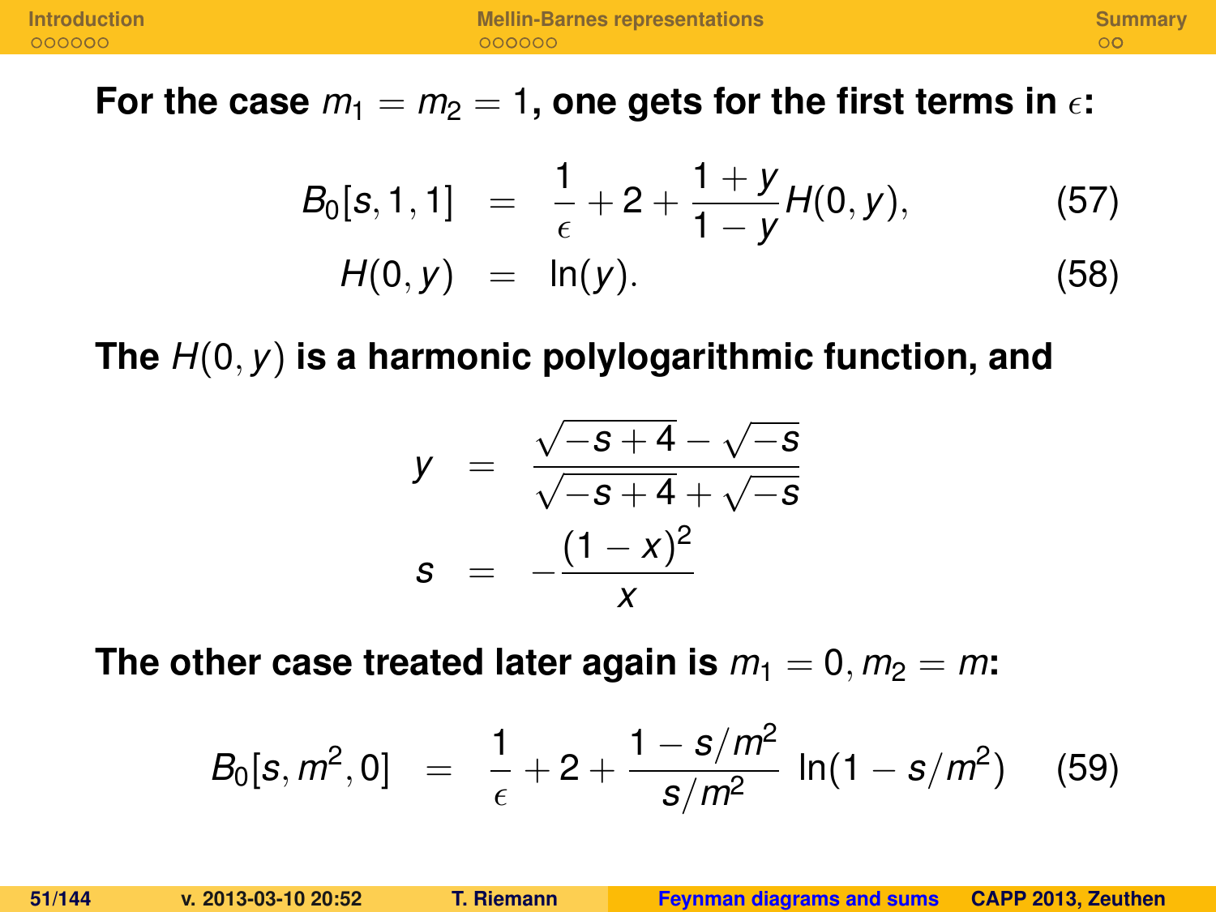**For the case $m_1 = m_2 = 1$, one gets for the first terms in $\epsilon$:**

$$
\begin{aligned}
B_0[s, 1, 1] &= \frac{1}{\epsilon} + 2 + \frac{1+y}{1-y} H(0, y), &(57)\\
H(0, y) &= \ln(y). &(58)
\end{aligned}
$$

**The $H(0, y)$ is a harmonic polylogarithmic function, and**

$$
\begin{aligned}
y &= \frac{\sqrt{-s+4} - \sqrt{-s}}{\sqrt{-s+4} + \sqrt{-s}}\\
s &= -\frac{(1-x)^2}{x}
\end{aligned}
$$

**The other case treated later again is $m_1 = 0, m_2 = m$:**

$$
B_0[s, m^2, 0] = \frac{1}{\epsilon} + 2 + \frac{1 - s/m^2}{s/m^2} \ln(1 - s/m^2) \qquad (59)
$$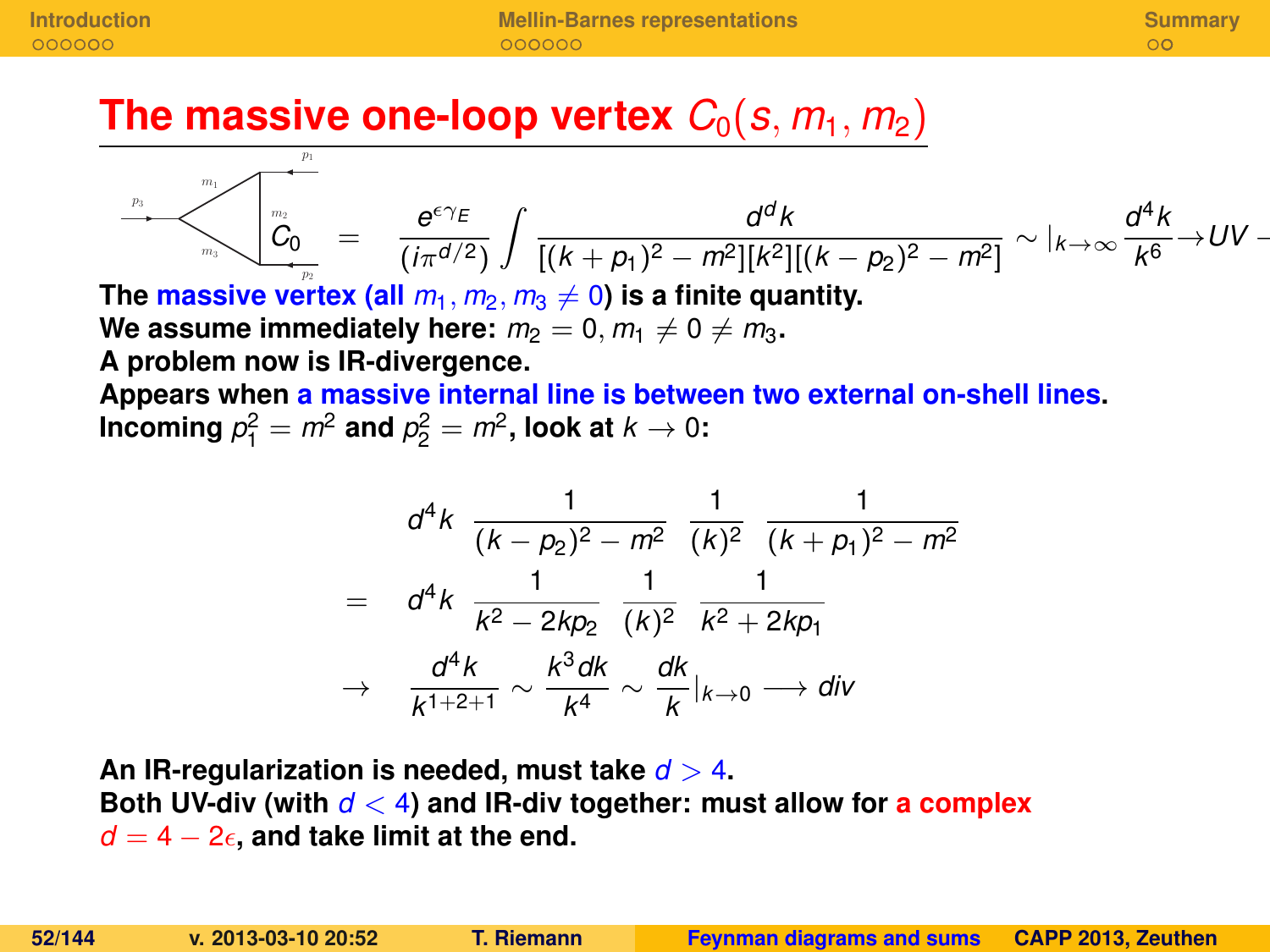# The massive one-loop vertex $C_0(s, m_1, m_2)$

$$C_0 = \frac{e^{\epsilon\gamma_E}}{(i\pi^{d/2})} \int \frac{d^d k}{[(k+p_1)^2 - m^2][k^2][(k-p_2)^2 - m^2]} \sim |_{k\to\infty} \frac{d^4 k}{k^6} \to UV -$$

**The massive vertex (all $m_1, m_2, m_3 \neq 0$) is a finite quantity.**
**We assume immediately here: $m_2 = 0, m_1 \neq 0 \neq m_3$.**
**A problem now is IR-divergence.**
**Appears when a massive internal line is between two external on-shell lines.**
**Incoming $p_1^2 = m^2$ and $p_2^2 = m^2$, look at $k \to 0$:**

$$
\begin{aligned}
& d^4 k \ \frac{1}{(k-p_2)^2 - m^2} \ \frac{1}{(k)^2} \ \frac{1}{(k+p_1)^2 - m^2} \\
= \quad & d^4 k \ \frac{1}{k^2 - 2kp_2} \ \frac{1}{(k)^2} \ \frac{1}{k^2 + 2kp_1} \\
\to \quad & \frac{d^4 k}{k^{1+2+1}} \sim \frac{k^3 dk}{k^4} \sim \frac{dk}{k}|_{k\to 0} \longrightarrow div
\end{aligned}
$$

**An IR-regularization is needed, must take $d > 4$.**
**Both UV-div (with $d < 4$) and IR-div together: must allow for a complex $d = 4 - 2\epsilon$, and take limit at the end.**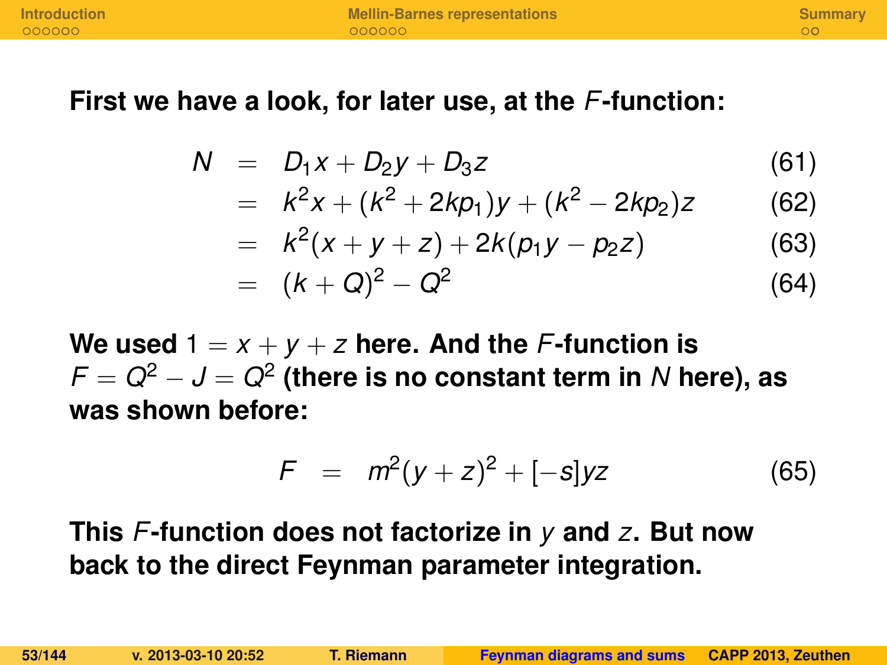**First we have a look, for later use, at the $F$-function:**

$$
\begin{aligned}
N &= D_1 x + D_2 y + D_3 z && (61)\\
&= k^2 x + (k^2 + 2kp_1) y + (k^2 - 2kp_2) z && (62)\\
&= k^2 (x + y + z) + 2k(p_1 y - p_2 z) && (63)\\
&= (k + Q)^2 - Q^2 && (64)
\end{aligned}
$$

**We used $1 = x + y + z$ here. And the $F$-function is $F = Q^2 - J = Q^2$ (there is no constant term in $N$ here), as was shown before:**

$$
F = m^2 (y + z)^2 + [-s] yz \qquad (65)
$$

**This $F$-function does not factorize in $y$ and $z$. But now back to the direct Feynman parameter integration.**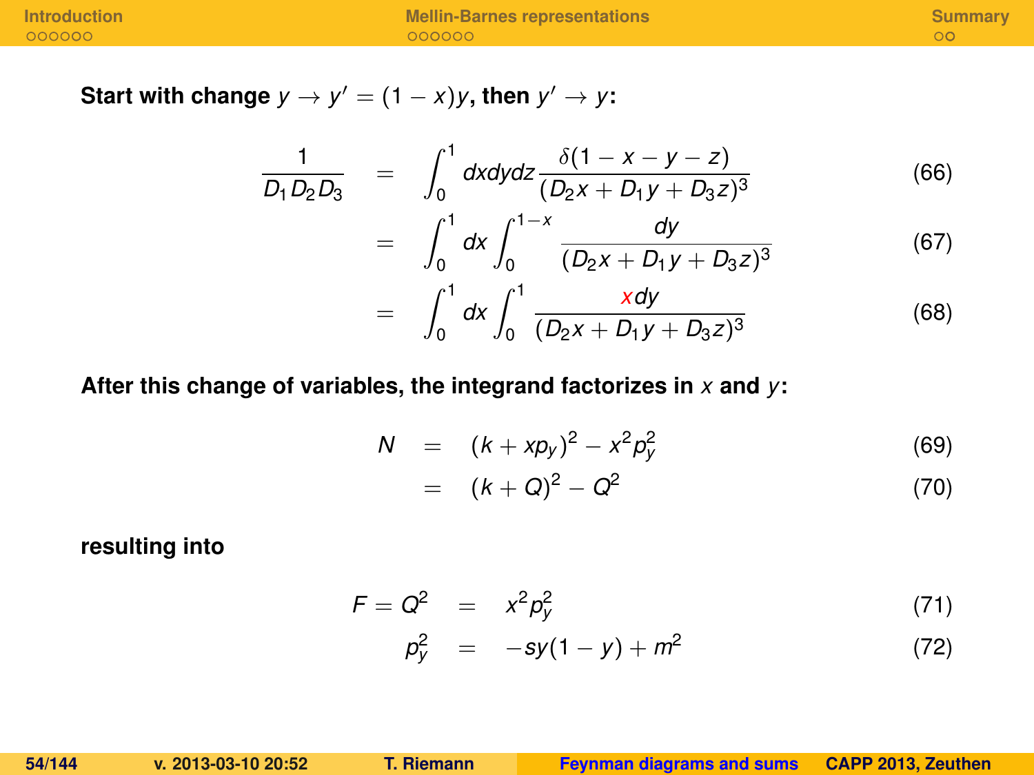**Start with change $y \to y' = (1-x)y$, then $y' \to y$:**

$$\frac{1}{D_1 D_2 D_3} = \int_0^1 dxdydz \frac{\delta(1-x-y-z)}{(D_2 x + D_1 y + D_3 z)^3} \tag{66}$$

$$= \int_0^1 dx \int_0^{1-x} \frac{dy}{(D_2 x + D_1 y + D_3 z)^3} \tag{67}$$

$$= \int_0^1 dx \int_0^1 \frac{x dy}{(D_2 x + D_1 y + D_3 z)^3} \tag{68}$$

**After this change of variables, the integrand factorizes in $x$ and $y$:**

$$N = (k + xp_y)^2 - x^2 p_y^2 \tag{69}$$

$$= (k+Q)^2 - Q^2 \tag{70}$$

**resulting into**

$$F = Q^2 = x^2 p_y^2 \tag{71}$$

$$p_y^2 = -sy(1-y) + m^2 \tag{72}$$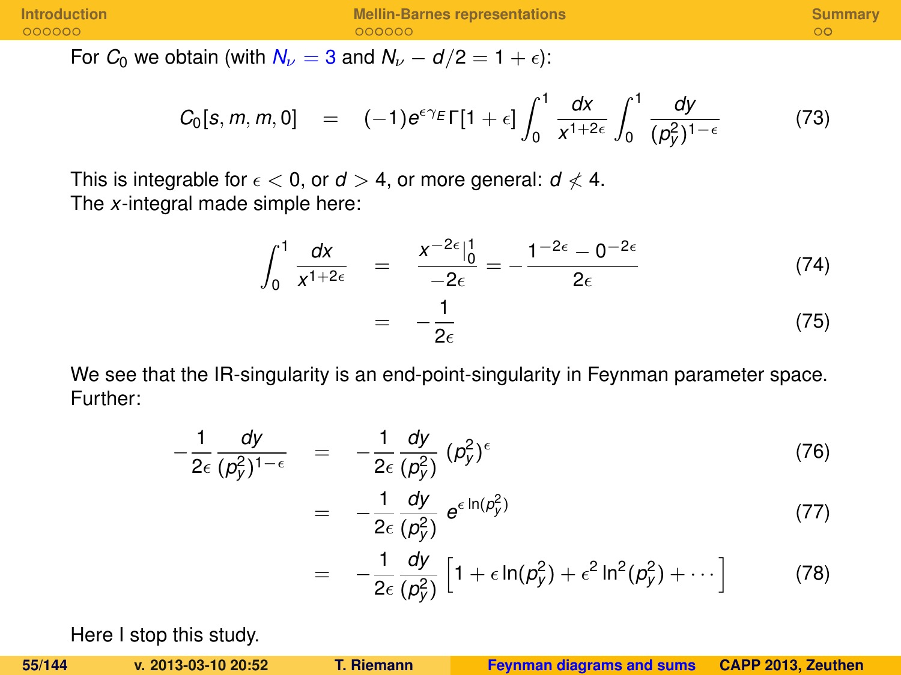For $C_0$ we obtain (with $N_\nu = 3$ and $N_\nu - d/2 = 1 + \epsilon$):

$$C_0[s, m, m, 0] \quad = \quad (-1) e^{\epsilon \gamma_E} \Gamma[1+\epsilon] \int_0^1 \frac{dx}{x^{1+2\epsilon}} \int_0^1 \frac{dy}{(p_y^2)^{1-\epsilon}} \tag{73}$$

This is integrable for $\epsilon < 0$, or $d > 4$, or more general: $d \not< 4$.
The $x$-integral made simple here:

$$\int_0^1 \frac{dx}{x^{1+2\epsilon}} \quad = \quad \frac{x^{-2\epsilon}|_0^1}{-2\epsilon} = -\frac{1^{-2\epsilon} - 0^{-2\epsilon}}{2\epsilon} \tag{74}$$

$$= \quad -\frac{1}{2\epsilon} \tag{75}$$

We see that the IR-singularity is an end-point-singularity in Feynman parameter space.
Further:

$$-\frac{1}{2\epsilon} \frac{dy}{(p_y^2)^{1-\epsilon}} \quad = \quad -\frac{1}{2\epsilon} \frac{dy}{(p_y^2)} \, (p_y^2)^\epsilon \tag{76}$$

$$= \quad -\frac{1}{2\epsilon} \frac{dy}{(p_y^2)} \, e^{\epsilon \ln(p_y^2)} \tag{77}$$

$$= \quad -\frac{1}{2\epsilon} \frac{dy}{(p_y^2)} \left[ 1 + \epsilon \ln(p_y^2) + \epsilon^2 \ln^2(p_y^2) + \cdots \right] \tag{78}$$

Here I stop this study.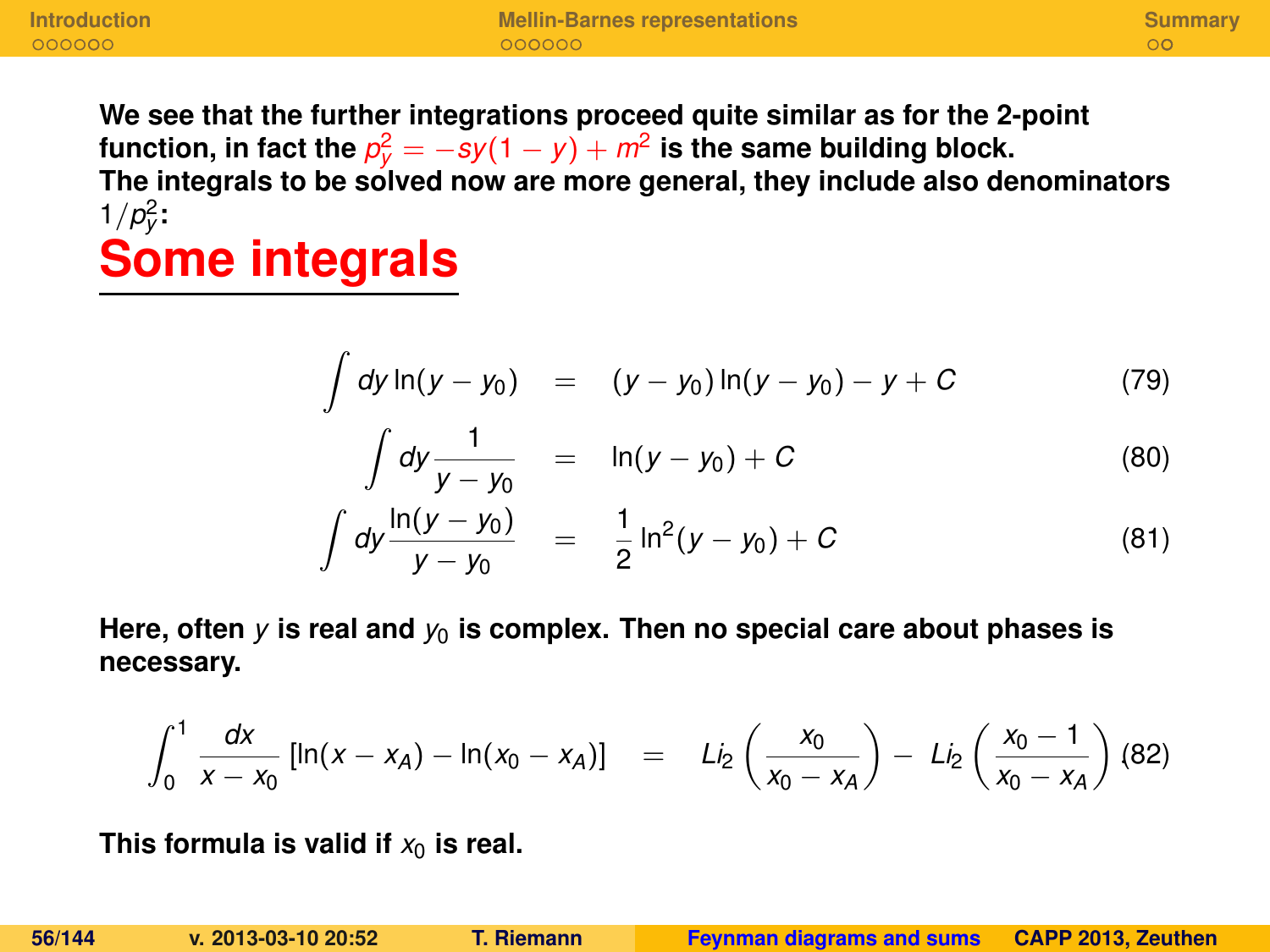**We see that the further integrations proceed quite similar as for the 2-point function, in fact the $p_y^2 = -sy(1-y) + m^2$ is the same building block.**
**The integrals to be solved now are more general, they include also denominators $1/p_y^2$:**

# Some integrals

$$\int dy \ln(y - y_0) = (y - y_0)\ln(y - y_0) - y + C \tag{79}$$

$$\int dy \frac{1}{y - y_0} = \ln(y - y_0) + C \tag{80}$$

$$\int dy \frac{\ln(y - y_0)}{y - y_0} = \frac{1}{2}\ln^2(y - y_0) + C \tag{81}$$

**Here, often $y$ is real and $y_0$ is complex. Then no special care about phases is necessary.**

$$\int_0^1 \frac{dx}{x - x_0}\left[\ln(x - x_A) - \ln(x_0 - x_A)\right] = Li_2\left(\frac{x_0}{x_0 - x_A}\right) - Li_2\left(\frac{x_0 - 1}{x_0 - x_A}\right) \tag{82}$$

**This formula is valid if $x_0$ is real.**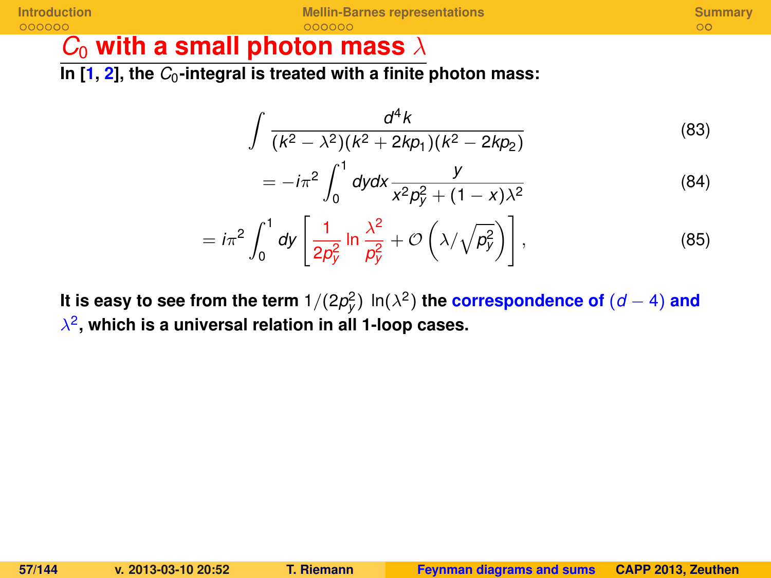## $C_0$ with a small photon mass $\lambda$

**In [1, 2], the $C_0$-integral is treated with a finite photon mass:**

$$\int \frac{d^4k}{(k^2-\lambda^2)(k^2+2kp_1)(k^2-2kp_2)} \tag{83}$$

$$= -i\pi^2 \int_0^1 dydx \frac{y}{x^2 p_y^2 + (1-x)\lambda^2} \tag{84}$$

$$= i\pi^2 \int_0^1 dy \left[ \frac{1}{2p_y^2} \ln \frac{\lambda^2}{p_y^2} + \mathcal{O}\left(\lambda/\sqrt{p_y^2}\right) \right], \tag{85}$$

**It is easy to see from the term $1/(2p_y^2)\ \ln(\lambda^2)$ the correspondence of $(d-4)$ and $\lambda^2$, which is a universal relation in all 1-loop cases.**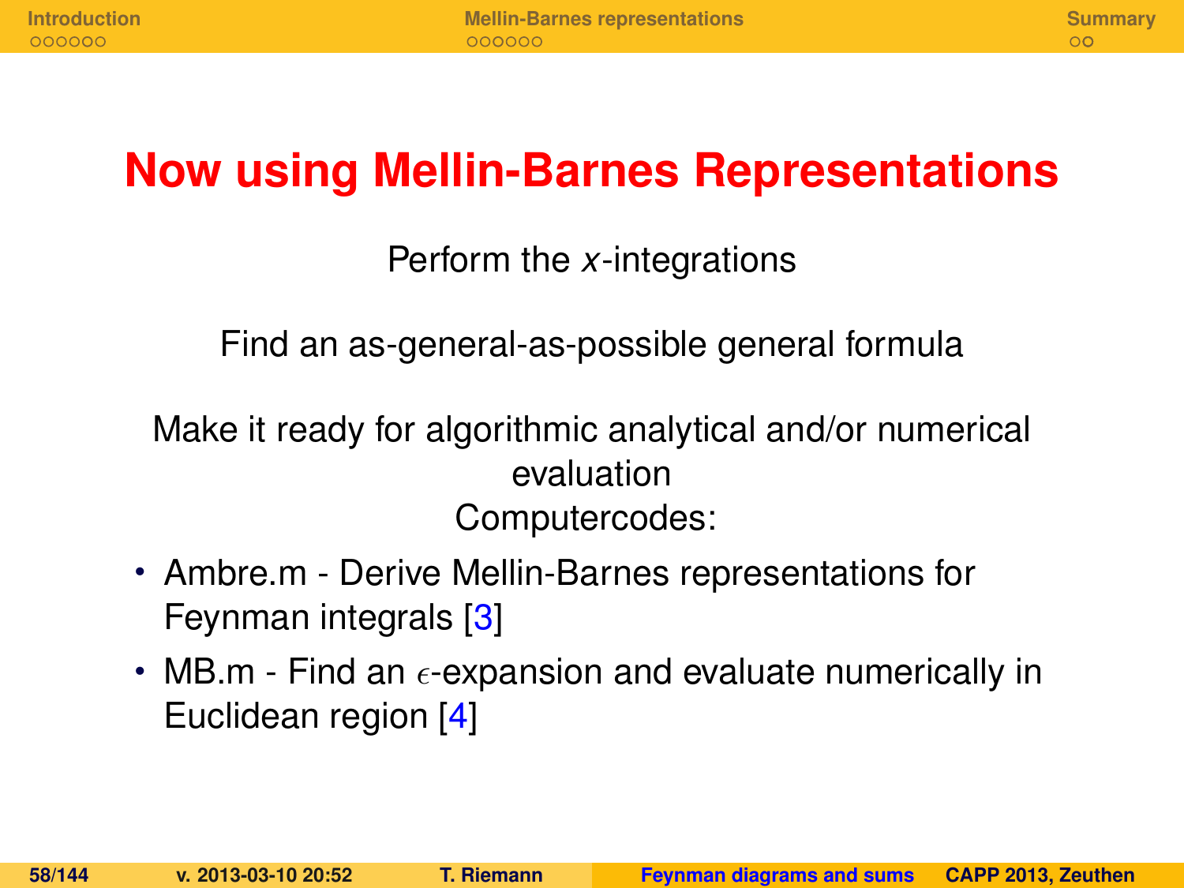# Now using Mellin-Barnes Representations

Perform the $x$-integrations

Find an as-general-as-possible general formula

Make it ready for algorithmic analytical and/or numerical evaluation

Computercodes:

- Ambre.m - Derive Mellin-Barnes representations for Feynman integrals [3]
- MB.m - Find an $\epsilon$-expansion and evaluate numerically in Euclidean region [4]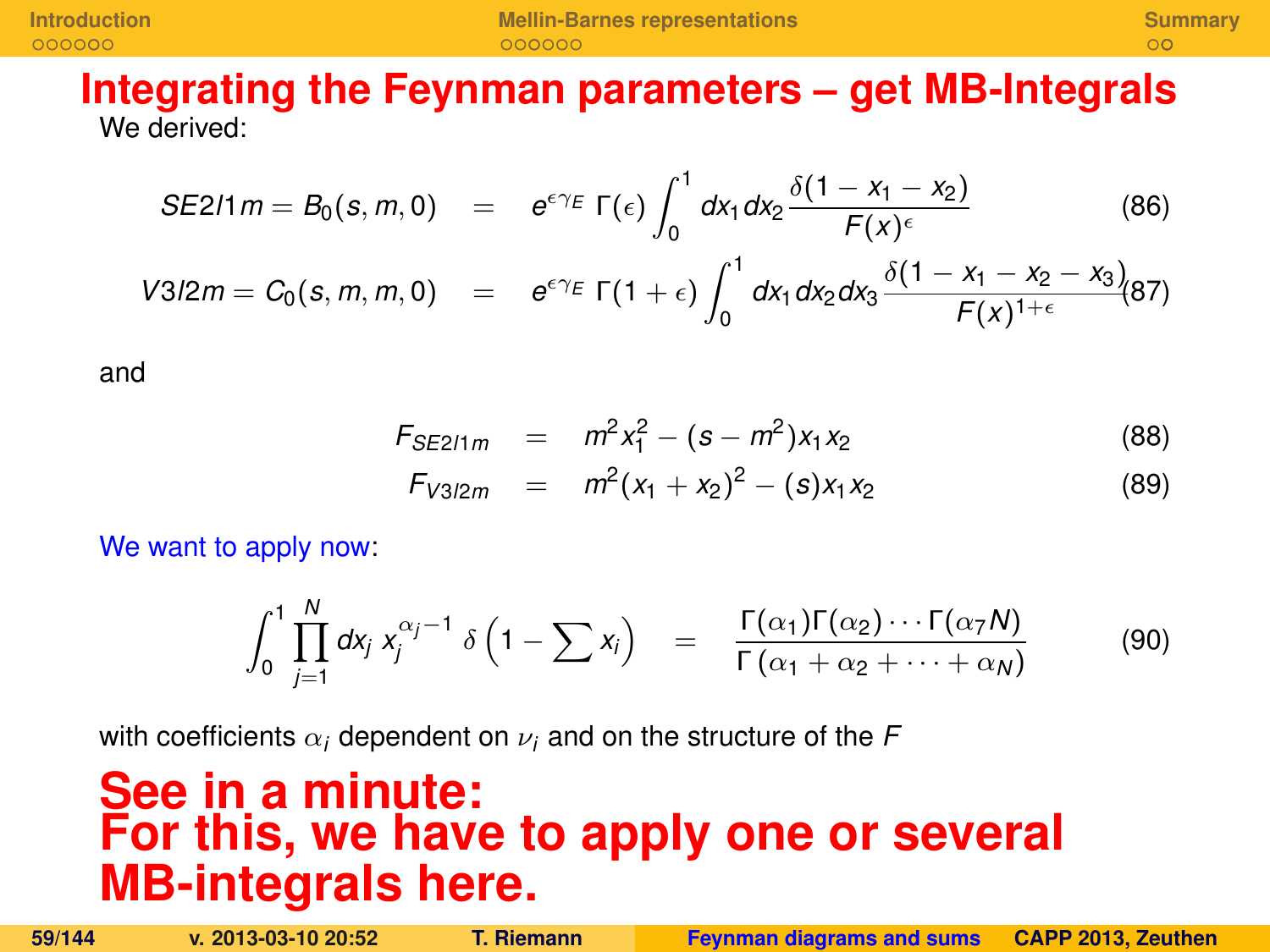# Integrating the Feynman parameters – get MB-Integrals

We derived:

$$SE2l1m = B_0(s,m,0) = e^{\epsilon\gamma_E}\,\Gamma(\epsilon)\int_0^1 dx_1 dx_2 \frac{\delta(1-x_1-x_2)}{F(x)^{\epsilon}} \tag{86}$$

$$V3l2m = C_0(s,m,m,0) = e^{\epsilon\gamma_E}\,\Gamma(1+\epsilon)\int_0^1 dx_1 dx_2 dx_3 \frac{\delta(1-x_1-x_2-x_3)}{F(x)^{1+\epsilon}} \tag{87}$$

and

$$F_{SE2l1m} = m^2 x_1^2 - (s-m^2)x_1 x_2 \tag{88}$$

$$F_{V3l2m} = m^2(x_1+x_2)^2 - (s)x_1 x_2 \tag{89}$$

We want to apply now:

$$\int_0^1 \prod_{j=1}^{N} dx_j\, x_j^{\alpha_j-1}\,\delta\left(1-\sum x_i\right) = \frac{\Gamma(\alpha_1)\Gamma(\alpha_2)\cdots\Gamma(\alpha_7 N)}{\Gamma\left(\alpha_1+\alpha_2+\cdots+\alpha_N\right)} \tag{90}$$

with coefficients $\alpha_i$ dependent on $\nu_i$ and on the structure of the $F$

**See in a minute:**
**For this, we have to apply one or several MB-integrals here.**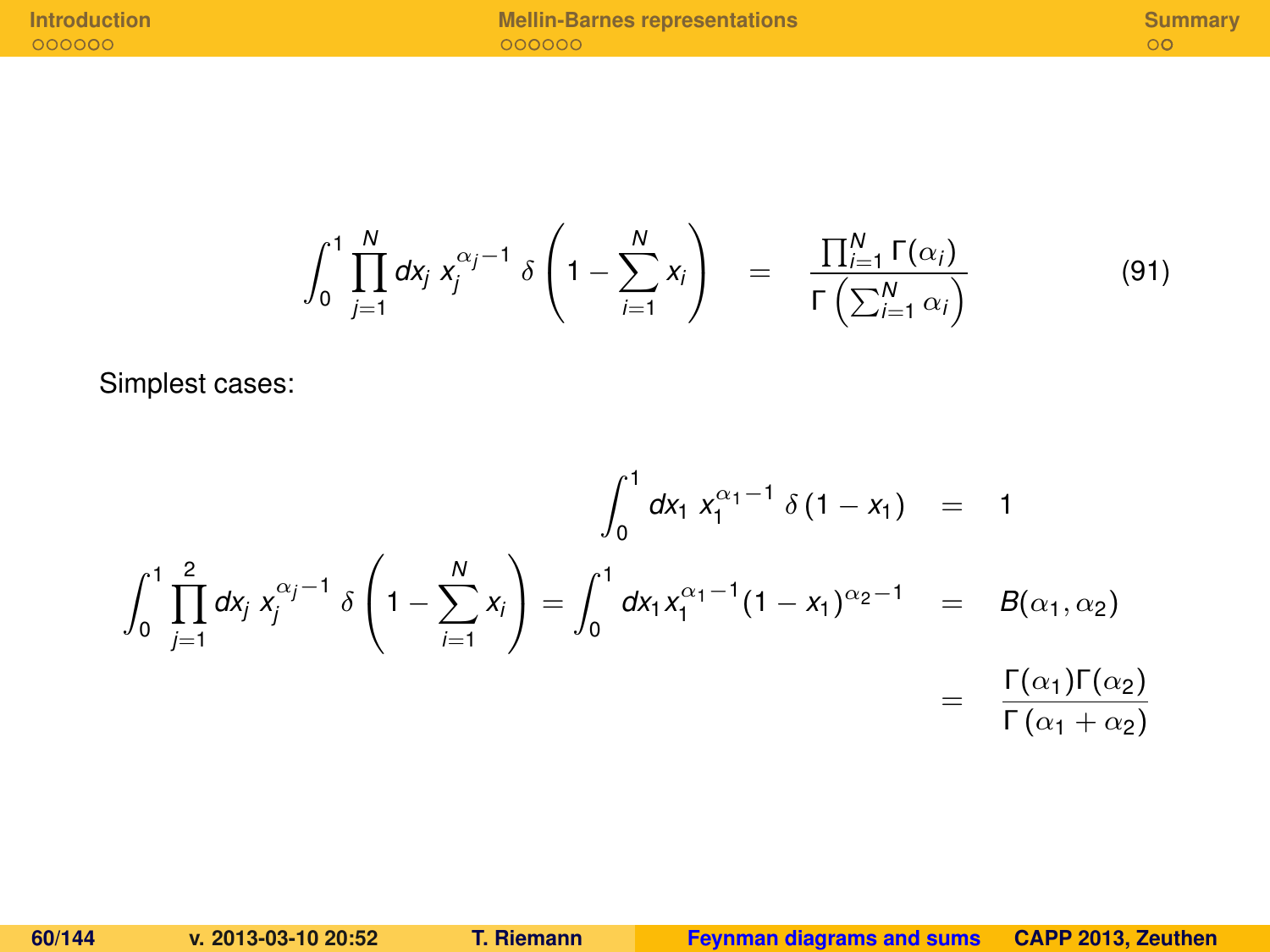$$\int_0^1 \prod_{j=1}^{N} dx_j \; x_j^{\alpha_j - 1} \; \delta\left(1 - \sum_{i=1}^{N} x_i\right) \quad = \quad \frac{\prod_{i=1}^{N} \Gamma(\alpha_i)}{\Gamma\left(\sum_{i=1}^{N} \alpha_i\right)} \tag{91}$$

Simplest cases:

$$\int_0^1 dx_1 \; x_1^{\alpha_1 - 1} \; \delta\left(1 - x_1\right) \quad = \quad 1$$

$$\int_0^1 \prod_{j=1}^{2} dx_j \; x_j^{\alpha_j - 1} \; \delta\left(1 - \sum_{i=1}^{N} x_i\right) = \int_0^1 dx_1 x_1^{\alpha_1 - 1} (1 - x_1)^{\alpha_2 - 1} \quad = \quad B(\alpha_1, \alpha_2)$$

$$= \quad \frac{\Gamma(\alpha_1)\Gamma(\alpha_2)}{\Gamma\left(\alpha_1 + \alpha_2\right)}$$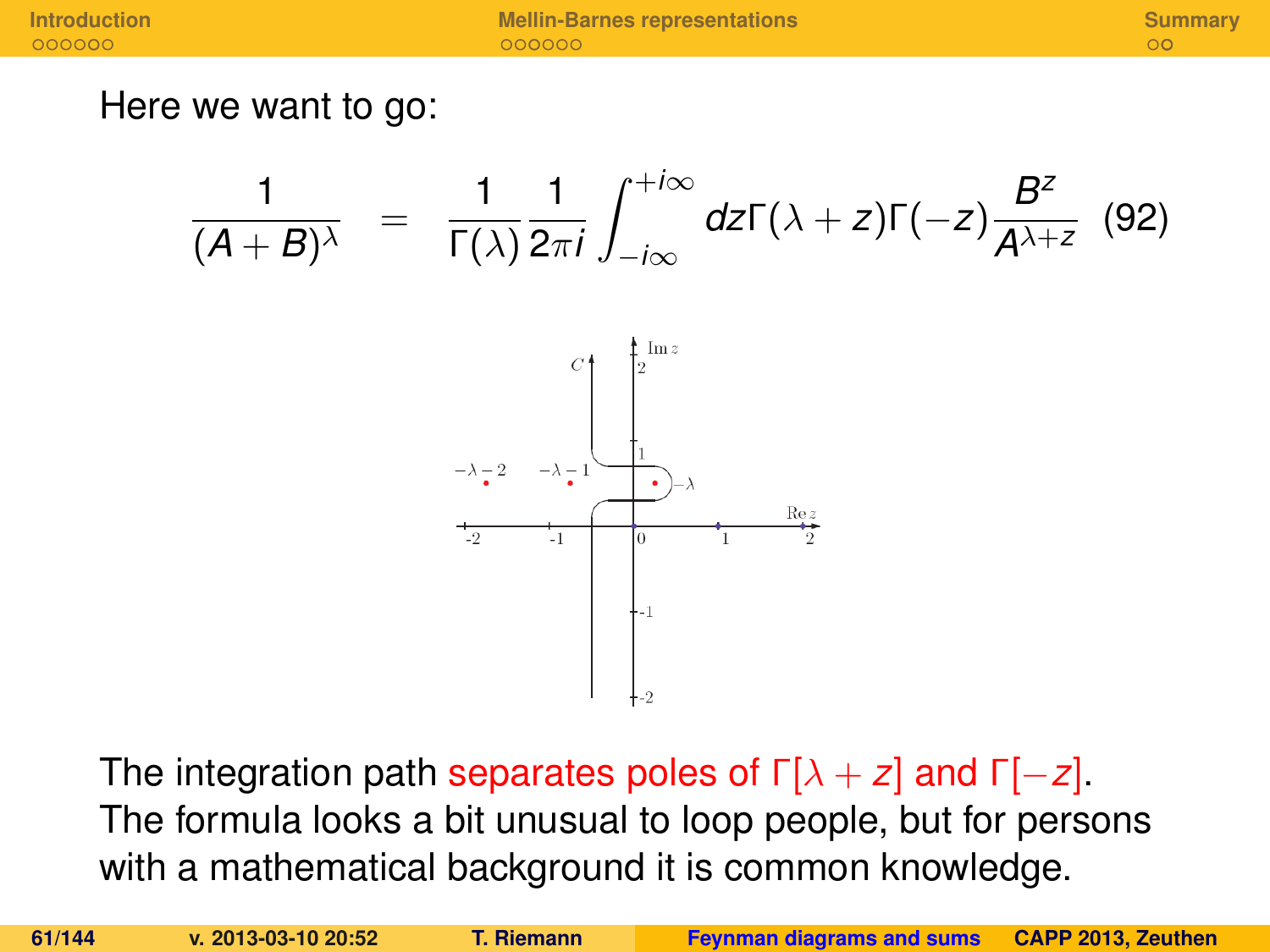Here we want to go:

$$\frac{1}{(A+B)^{\lambda}} = \frac{1}{\Gamma(\lambda)}\frac{1}{2\pi i}\int_{-i\infty}^{+i\infty} dz \Gamma(\lambda+z)\Gamma(-z)\frac{B^z}{A^{\lambda+z}} \quad (92)$$

The integration path separates poles of $\Gamma[\lambda+z]$ and $\Gamma[-z]$.
The formula looks a bit unusual to loop people, but for persons with a mathematical background it is common knowledge.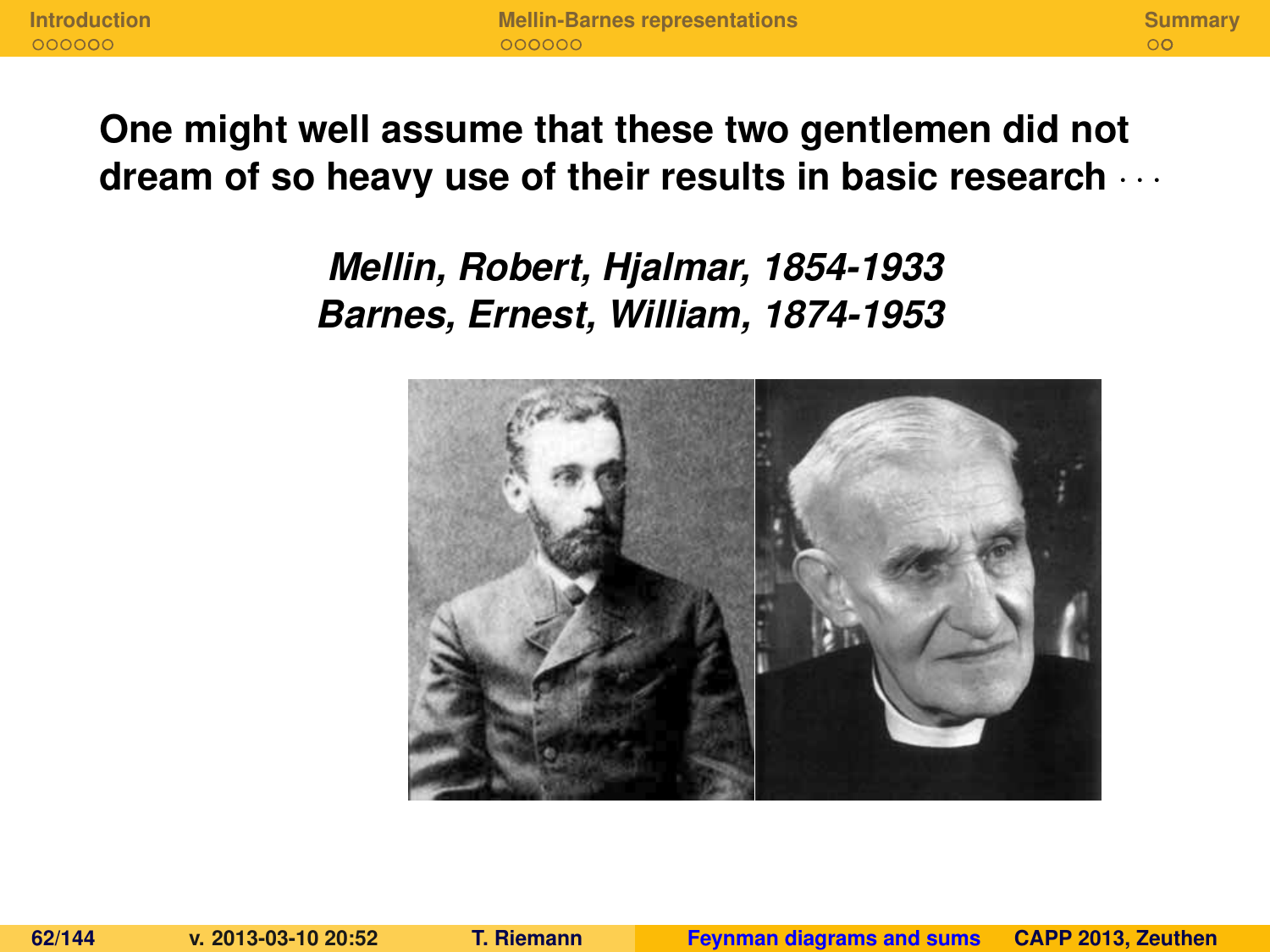**One might well assume that these two gentlemen did not dream of so heavy use of their results in basic research ···**

***Mellin, Robert, Hjalmar, 1854-1933***
***Barnes, Ernest, William, 1874-1953***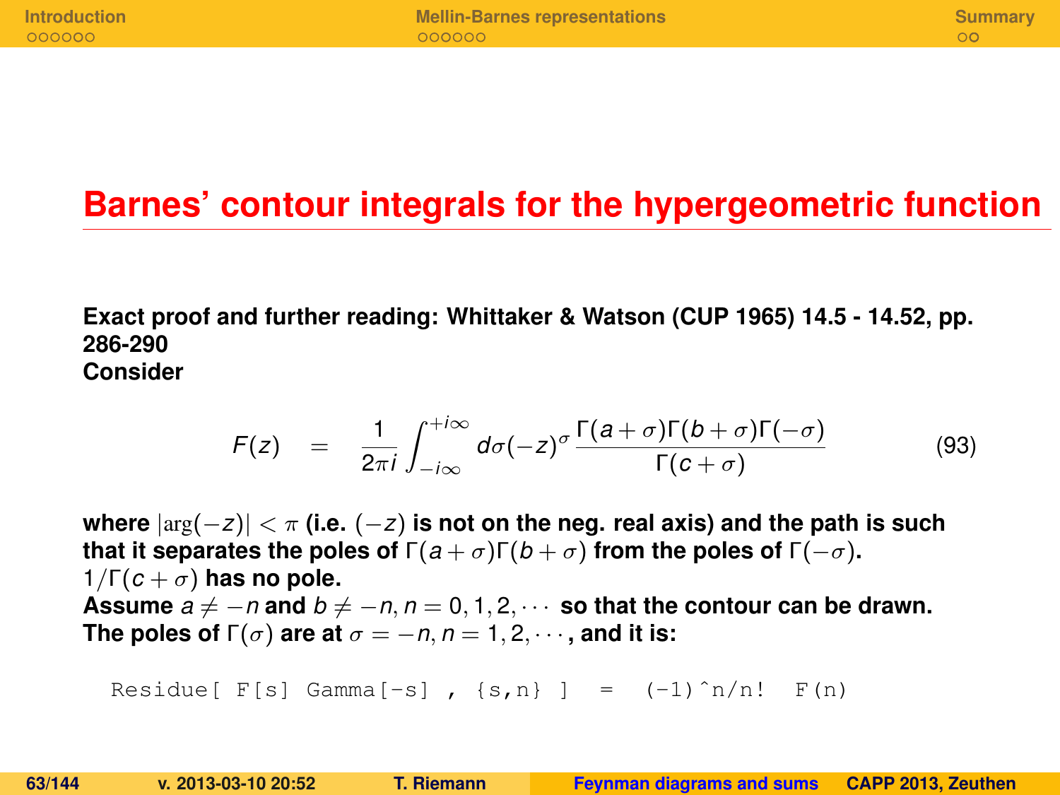# Barnes' contour integrals for the hypergeometric function

**Exact proof and further reading: Whittaker & Watson (CUP 1965) 14.5 - 14.52, pp. 286-290**
**Consider**

$$F(z) \quad = \quad \frac{1}{2\pi i}\int_{-i\infty}^{+i\infty} d\sigma(-z)^{\sigma}\frac{\Gamma(a+\sigma)\Gamma(b+\sigma)\Gamma(-\sigma)}{\Gamma(c+\sigma)} \tag{93}$$

**where $|\arg(-z)| < \pi$ (i.e. $(-z)$ is not on the neg. real axis) and the path is such that it separates the poles of $\Gamma(a+\sigma)\Gamma(b+\sigma)$ from the poles of $\Gamma(-\sigma)$.**
**$1/\Gamma(c+\sigma)$ has no pole.**
**Assume $a \neq -n$ and $b \neq -n, n = 0, 1, 2, \cdots$ so that the contour can be drawn.**
**The poles of $\Gamma(\sigma)$ are at $\sigma = -n, n = 1, 2, \cdots$, and it is:**

```
Residue[ F[s] Gamma[-s] , {s,n} ]  =  (-1)^n/n!  F(n)
```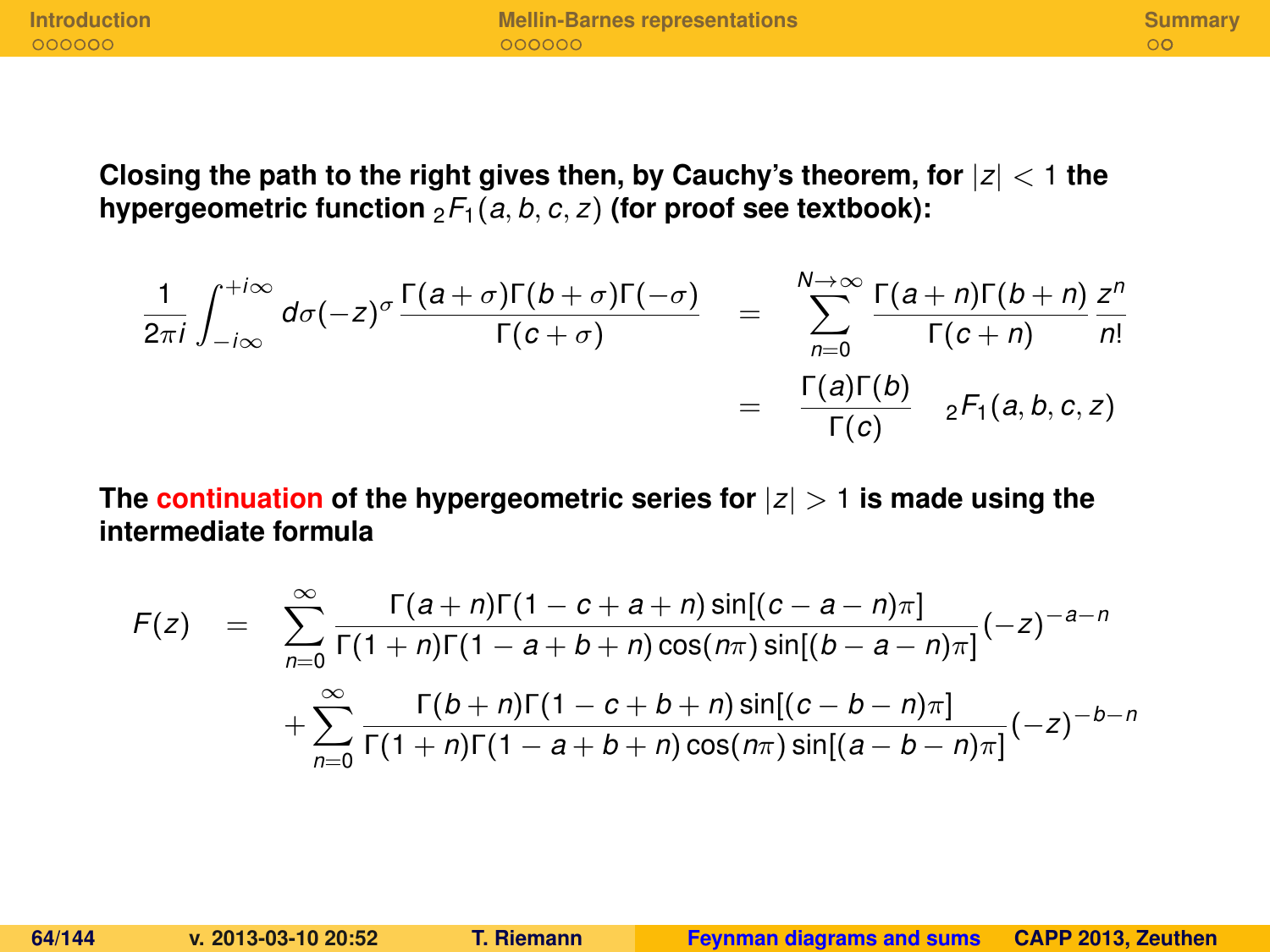**Closing the path to the right gives then, by Cauchy's theorem, for $|z| < 1$ the hypergeometric function ${}_2F_1(a, b, c, z)$ (for proof see textbook):**

$$
\begin{aligned}
\frac{1}{2\pi i}\int_{-i\infty}^{+i\infty} d\sigma (-z)^{\sigma} \frac{\Gamma(a+\sigma)\Gamma(b+\sigma)\Gamma(-\sigma)}{\Gamma(c+\sigma)} &= \sum_{n=0}^{N\to\infty} \frac{\Gamma(a+n)\Gamma(b+n)}{\Gamma(c+n)} \frac{z^n}{n!} \\
&= \frac{\Gamma(a)\Gamma(b)}{\Gamma(c)} \quad {}_2F_1(a, b, c, z)
\end{aligned}
$$

**The continuation of the hypergeometric series for $|z| > 1$ is made using the intermediate formula**

$$
\begin{aligned}
F(z) &= \sum_{n=0}^{\infty} \frac{\Gamma(a+n)\Gamma(1-c+a+n)\sin[(c-a-n)\pi]}{\Gamma(1+n)\Gamma(1-a+b+n)\cos(n\pi)\sin[(b-a-n)\pi]}(-z)^{-a-n} \\
&+ \sum_{n=0}^{\infty} \frac{\Gamma(b+n)\Gamma(1-c+b+n)\sin[(c-b-n)\pi]}{\Gamma(1+n)\Gamma(1-a+b+n)\cos(n\pi)\sin[(a-b-n)\pi]}(-z)^{-b-n}
\end{aligned}
$$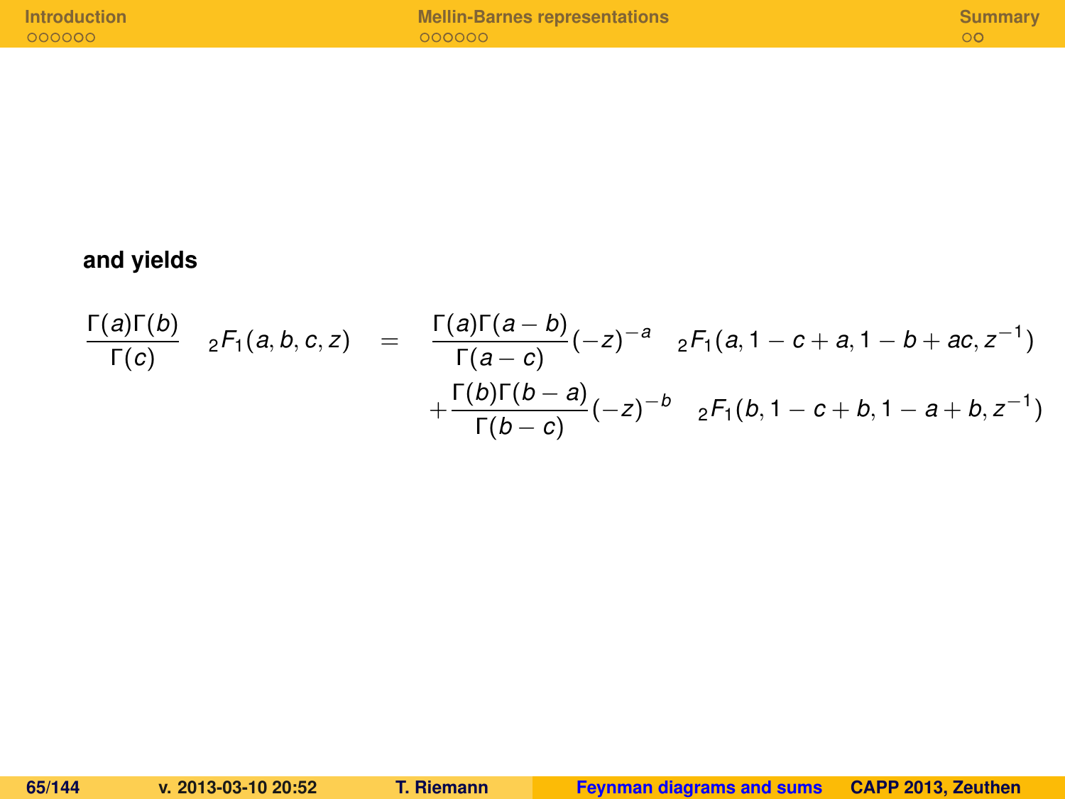**and yields**

$$
\begin{aligned}
\frac{\Gamma(a)\Gamma(b)}{\Gamma(c)} \quad {}_2F_1(a,b,c,z) \quad &= \quad \frac{\Gamma(a)\Gamma(a-b)}{\Gamma(a-c)}(-z)^{-a} \quad {}_2F_1(a, 1-c+a, 1-b+ac, z^{-1}) \\
&+\frac{\Gamma(b)\Gamma(b-a)}{\Gamma(b-c)}(-z)^{-b} \quad {}_2F_1(b, 1-c+b, 1-a+b, z^{-1})
\end{aligned}
$$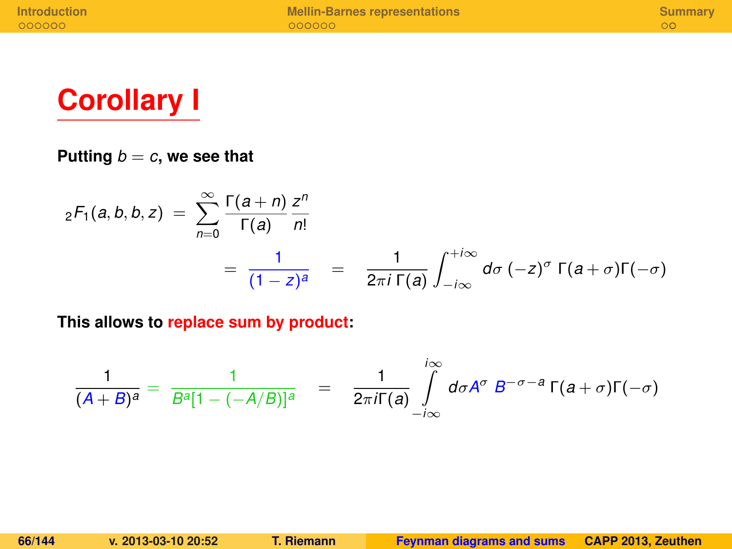# Corollary I

**Putting $b = c$, we see that**

$$
{}_2F_1(a, b, b, z) \;=\; \sum_{n=0}^{\infty} \frac{\Gamma(a+n)}{\Gamma(a)} \frac{z^n}{n!}
$$

$$
= \frac{1}{(1-z)^a} \quad = \quad \frac{1}{2\pi i\, \Gamma(a)} \int_{-i\infty}^{+i\infty} d\sigma\, (-z)^{\sigma}\, \Gamma(a+\sigma)\Gamma(-\sigma)
$$

**This allows to replace sum by product:**

$$
\frac{1}{(A+B)^a} = \frac{1}{B^a[1-(-A/B)]^a} \quad = \quad \frac{1}{2\pi i \Gamma(a)} \int_{-i\infty}^{i\infty} d\sigma A^{\sigma}\, B^{-\sigma-a}\, \Gamma(a+\sigma)\Gamma(-\sigma)
$$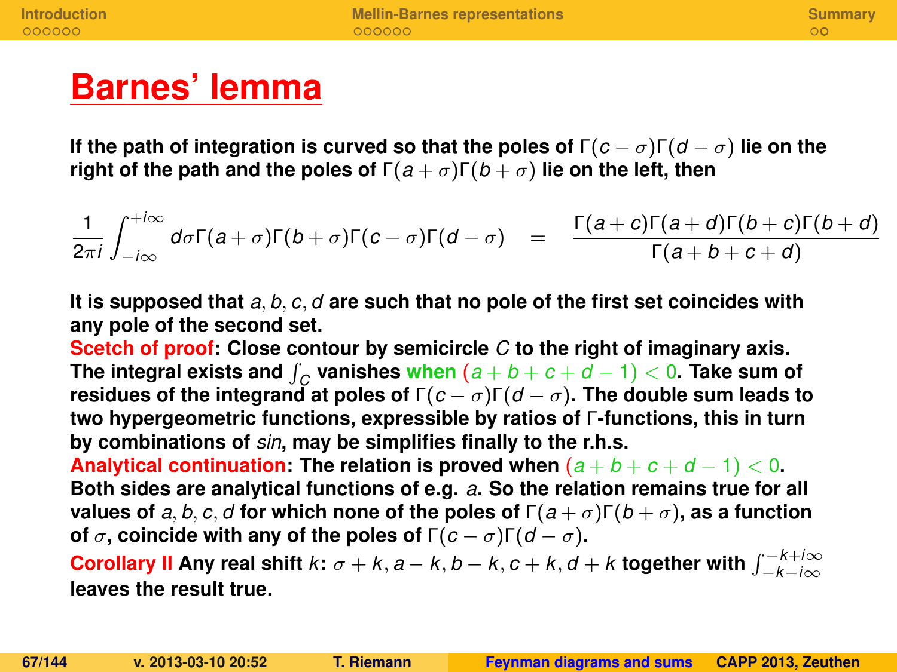# Barnes' lemma

**If the path of integration is curved so that the poles of $\Gamma(c-\sigma)\Gamma(d-\sigma)$ lie on the right of the path and the poles of $\Gamma(a+\sigma)\Gamma(b+\sigma)$ lie on the left, then**

$$\frac{1}{2\pi i}\int_{-i\infty}^{+i\infty} d\sigma \Gamma(a+\sigma)\Gamma(b+\sigma)\Gamma(c-\sigma)\Gamma(d-\sigma) \quad = \quad \frac{\Gamma(a+c)\Gamma(a+d)\Gamma(b+c)\Gamma(b+d)}{\Gamma(a+b+c+d)}$$

**It is supposed that $a, b, c, d$ are such that no pole of the first set coincides with any pole of the second set.**

**Scetch of proof: Close contour by semicircle $C$ to the right of imaginary axis. The integral exists and $\int_C$ vanishes when $(a+b+c+d-1)<0$. Take sum of residues of the integrand at poles of $\Gamma(c-\sigma)\Gamma(d-\sigma)$. The double sum leads to two hypergeometric functions, expressible by ratios of $\Gamma$-functions, this in turn by combinations of *sin*, may be simplifies finally to the r.h.s.**

**Analytical continuation: The relation is proved when $(a+b+c+d-1)<0$. Both sides are analytical functions of e.g. $a$. So the relation remains true for all values of $a, b, c, d$ for which none of the poles of $\Gamma(a+\sigma)\Gamma(b+\sigma)$, as a function of $\sigma$, coincide with any of the poles of $\Gamma(c-\sigma)\Gamma(d-\sigma)$.**

**Corollary II Any real shift $k$: $\sigma+k, a-k, b-k, c+k, d+k$ together with $\int_{-k-i\infty}^{-k+i\infty}$ leaves the result true.**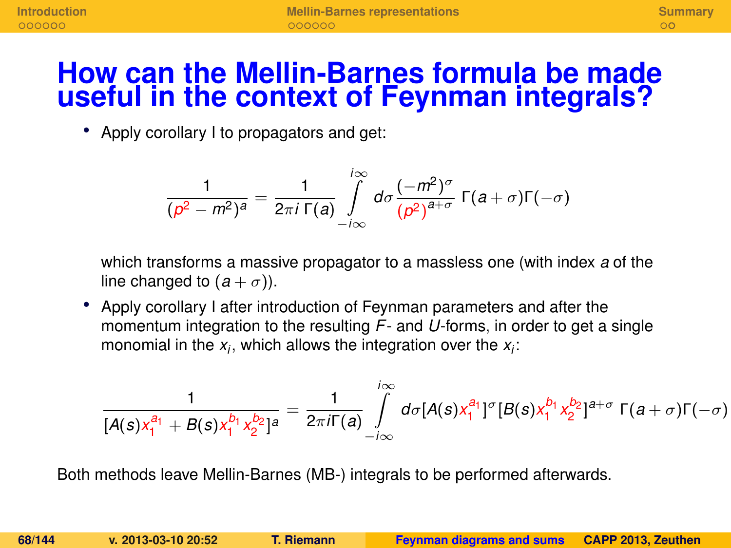# How can the Mellin-Barnes formula be made useful in the context of Feynman integrals?

- Apply corollary I to propagators and get:

$$\frac{1}{(p^2 - m^2)^a} = \frac{1}{2\pi i\,\Gamma(a)} \int_{-i\infty}^{i\infty} d\sigma \frac{(-m^2)^\sigma}{(p^2)^{a+\sigma}}\, \Gamma(a+\sigma)\Gamma(-\sigma)$$

  which transforms a massive propagator to a massless one (with index $a$ of the line changed to $(a+\sigma)$).

- Apply corollary I after introduction of Feynman parameters and after the momentum integration to the resulting $F$- and $U$-forms, in order to get a single monomial in the $x_i$, which allows the integration over the $x_i$:

$$\frac{1}{[A(s)x_1^{a_1} + B(s)x_1^{b_1}x_2^{b_2}]^a} = \frac{1}{2\pi i \Gamma(a)} \int_{-i\infty}^{i\infty} d\sigma [A(s)x_1^{a_1}]^\sigma [B(s)x_1^{b_1}x_2^{b_2}]^{a+\sigma}\, \Gamma(a+\sigma)\Gamma(-\sigma)$$

Both methods leave Mellin-Barnes (MB-) integrals to be performed afterwards.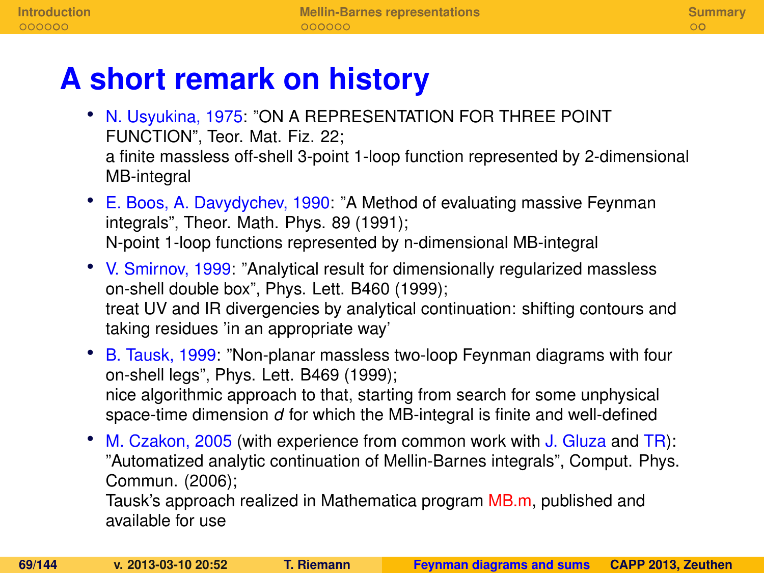# A short remark on history

- N. Usyukina, 1975: ”ON A REPRESENTATION FOR THREE POINT FUNCTION”, Teor. Mat. Fiz. 22;
  a finite massless off-shell 3-point 1-loop function represented by 2-dimensional MB-integral
- E. Boos, A. Davydychev, 1990: ”A Method of evaluating massive Feynman integrals”, Theor. Math. Phys. 89 (1991);
  N-point 1-loop functions represented by n-dimensional MB-integral
- V. Smirnov, 1999: ”Analytical result for dimensionally regularized massless on-shell double box”, Phys. Lett. B460 (1999);
  treat UV and IR divergencies by analytical continuation: shifting contours and taking residues ’in an appropriate way’
- B. Tausk, 1999: ”Non-planar massless two-loop Feynman diagrams with four on-shell legs”, Phys. Lett. B469 (1999);
  nice algorithmic approach to that, starting from search for some unphysical space-time dimension $d$ for which the MB-integral is finite and well-defined
- M. Czakon, 2005 (with experience from common work with J. Gluza and TR): ”Automatized analytic continuation of Mellin-Barnes integrals”, Comput. Phys. Commun. (2006);
  Tausk’s approach realized in Mathematica program MB.m, published and available for use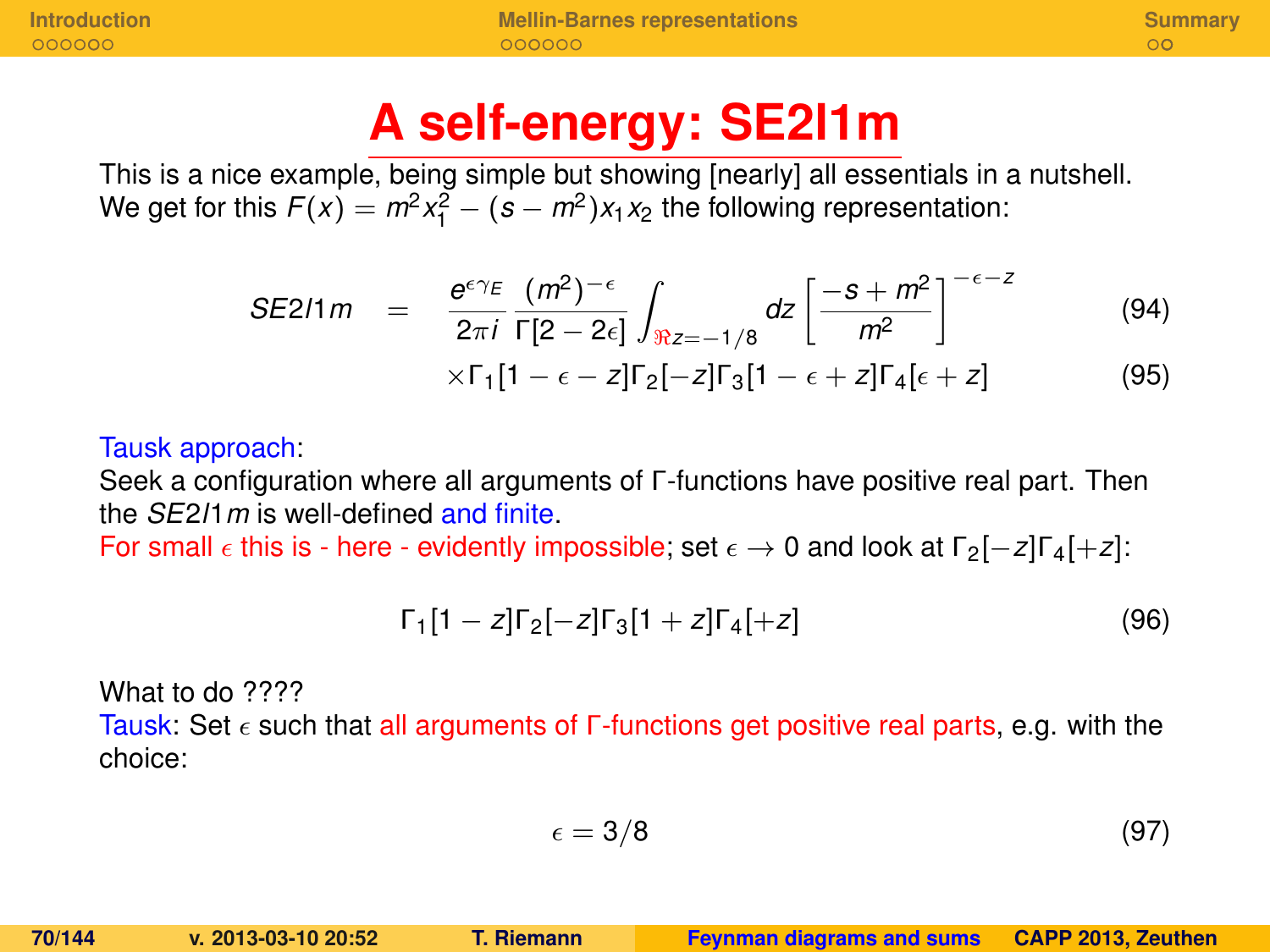# A self-energy: SE2l1m

This is a nice example, being simple but showing [nearly] all essentials in a nutshell.
We get for this $F(x) = m^2 x_1^2 - (s - m^2) x_1 x_2$ the following representation:

$$SE2l1m = \frac{e^{\epsilon\gamma_E}}{2\pi i} \frac{(m^2)^{-\epsilon}}{\Gamma[2-2\epsilon]} \int_{\Re z=-1/8} dz \left[\frac{-s+m^2}{m^2}\right]^{-\epsilon-z} \tag{94}$$

$$\times \Gamma_1[1-\epsilon-z]\Gamma_2[-z]\Gamma_3[1-\epsilon+z]\Gamma_4[\epsilon+z] \tag{95}$$

Tausk approach:
Seek a configuration where all arguments of Γ-functions have positive real part. Then the *SE2l1m* is well-defined and finite.
For small $\epsilon$ this is - here - evidently impossible; set $\epsilon \to 0$ and look at $\Gamma_2[-z]\Gamma_4[+z]$:

$$\Gamma_1[1-z]\Gamma_2[-z]\Gamma_3[1+z]\Gamma_4[+z] \tag{96}$$

What to do ????
Tausk: Set $\epsilon$ such that all arguments of Γ-functions get positive real parts, e.g. with the choice:

$$\epsilon = 3/8 \tag{97}$$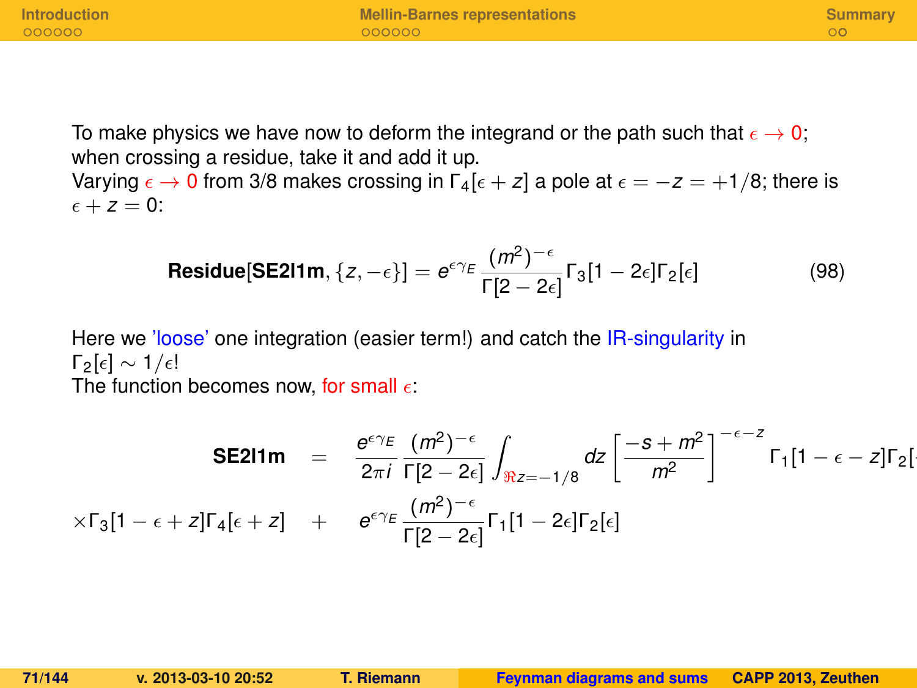To make physics we have now to deform the integrand or the path such that $\epsilon \to 0$; when crossing a residue, take it and add it up.
Varying $\epsilon \to 0$ from 3/8 makes crossing in $\Gamma_4[\epsilon + z]$ a pole at $\epsilon = -z = +1/8$; there is $\epsilon + z = 0$:

$$\textbf{Residue[SE2l1m}, \{z, -\epsilon\}] = e^{\epsilon \gamma_E} \frac{(m^2)^{-\epsilon}}{\Gamma[2-2\epsilon]} \Gamma_3[1-2\epsilon]\Gamma_2[\epsilon] \tag{98}$$

Here we 'loose' one integration (easier term!) and catch the IR-singularity in $\Gamma_2[\epsilon] \sim 1/\epsilon$!
The function becomes now, for small $\epsilon$:

$$\textbf{SE2l1m} = \frac{e^{\epsilon \gamma_E}}{2\pi i} \frac{(m^2)^{-\epsilon}}{\Gamma[2-2\epsilon]} \int_{\Re z = -1/8} dz \left[ \frac{-s + m^2}{m^2} \right]^{-\epsilon - z} \Gamma_1[1-\epsilon-z]\Gamma_2[$$

$$\times \Gamma_3[1-\epsilon+z]\Gamma_4[\epsilon+z] \quad + \quad e^{\epsilon \gamma_E} \frac{(m^2)^{-\epsilon}}{\Gamma[2-2\epsilon]} \Gamma_1[1-2\epsilon]\Gamma_2[\epsilon]$$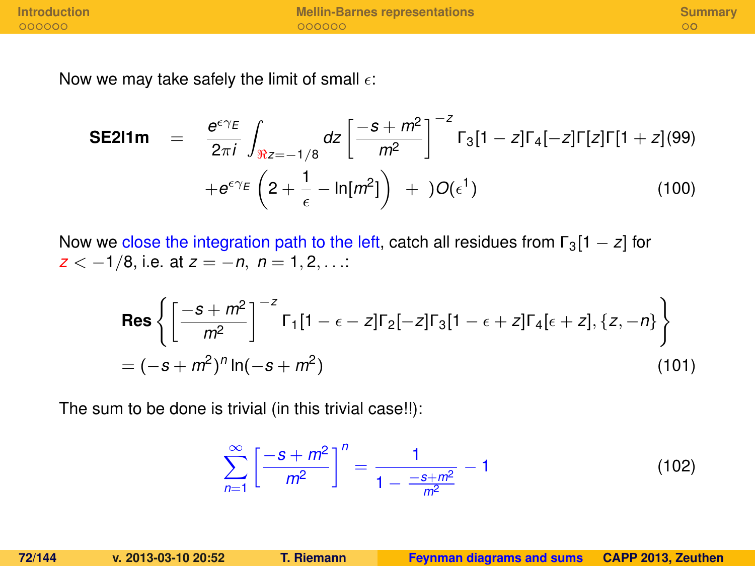Now we may take safely the limit of small $\epsilon$:

$$\mathbf{SE2l1m} \quad = \quad \frac{e^{\epsilon\gamma_E}}{2\pi i}\int_{\Re z=-1/8} dz \left[\frac{-s+m^2}{m^2}\right]^{-z} \Gamma_3[1-z]\Gamma_4[-z]\Gamma[z]\Gamma[1+z] \tag{99}$$

$$+e^{\epsilon\gamma_E}\left(2+\frac{1}{\epsilon}-\ln[m^2]\right) \;+\; )O(\epsilon^1) \tag{100}$$

Now we close the integration path to the left, catch all residues from $\Gamma_3[1-z]$ for $z < -1/8$, i.e. at $z=-n,\ n=1,2,\ldots$:

$$\mathbf{Res}\left\{\left[\frac{-s+m^2}{m^2}\right]^{-z}\Gamma_1[1-\epsilon-z]\Gamma_2[-z]\Gamma_3[1-\epsilon+z]\Gamma_4[\epsilon+z],\{z,-n\}\right\}$$

$$= (-s+m^2)^n\ln(-s+m^2) \tag{101}$$

The sum to be done is trivial (in this trivial case!!):

$$\sum_{n=1}^{\infty}\left[\frac{-s+m^2}{m^2}\right]^n = \frac{1}{1-\frac{-s+m^2}{m^2}} - 1 \tag{102}$$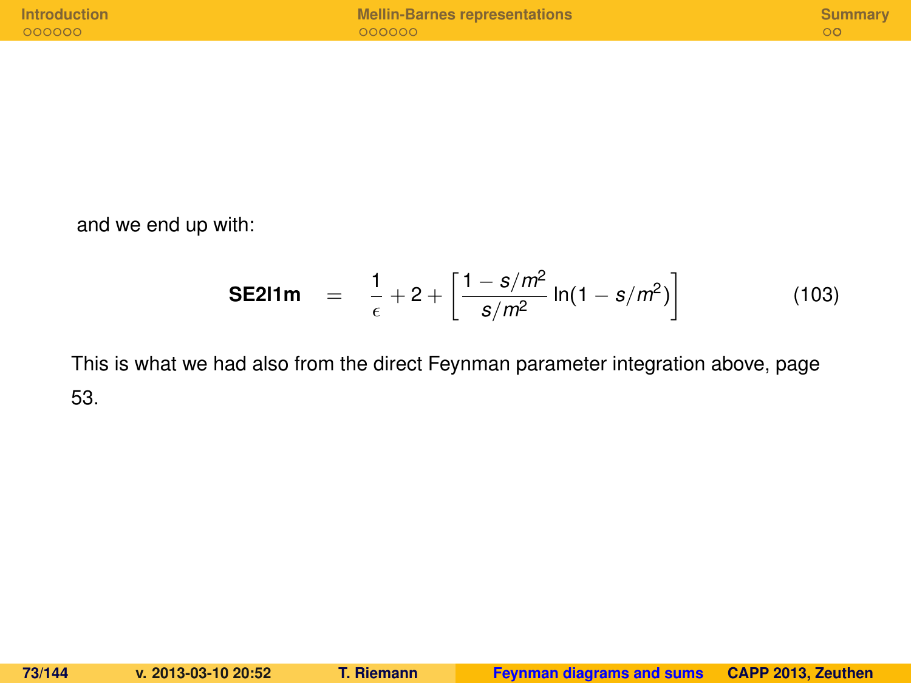and we end up with:

$$\textbf{SE2l1m} \quad = \quad \frac{1}{\epsilon} + 2 + \left[ \frac{1 - s/m^2}{s/m^2} \ln(1 - s/m^2) \right] \tag{103}$$

This is what we had also from the direct Feynman parameter integration above, page 53.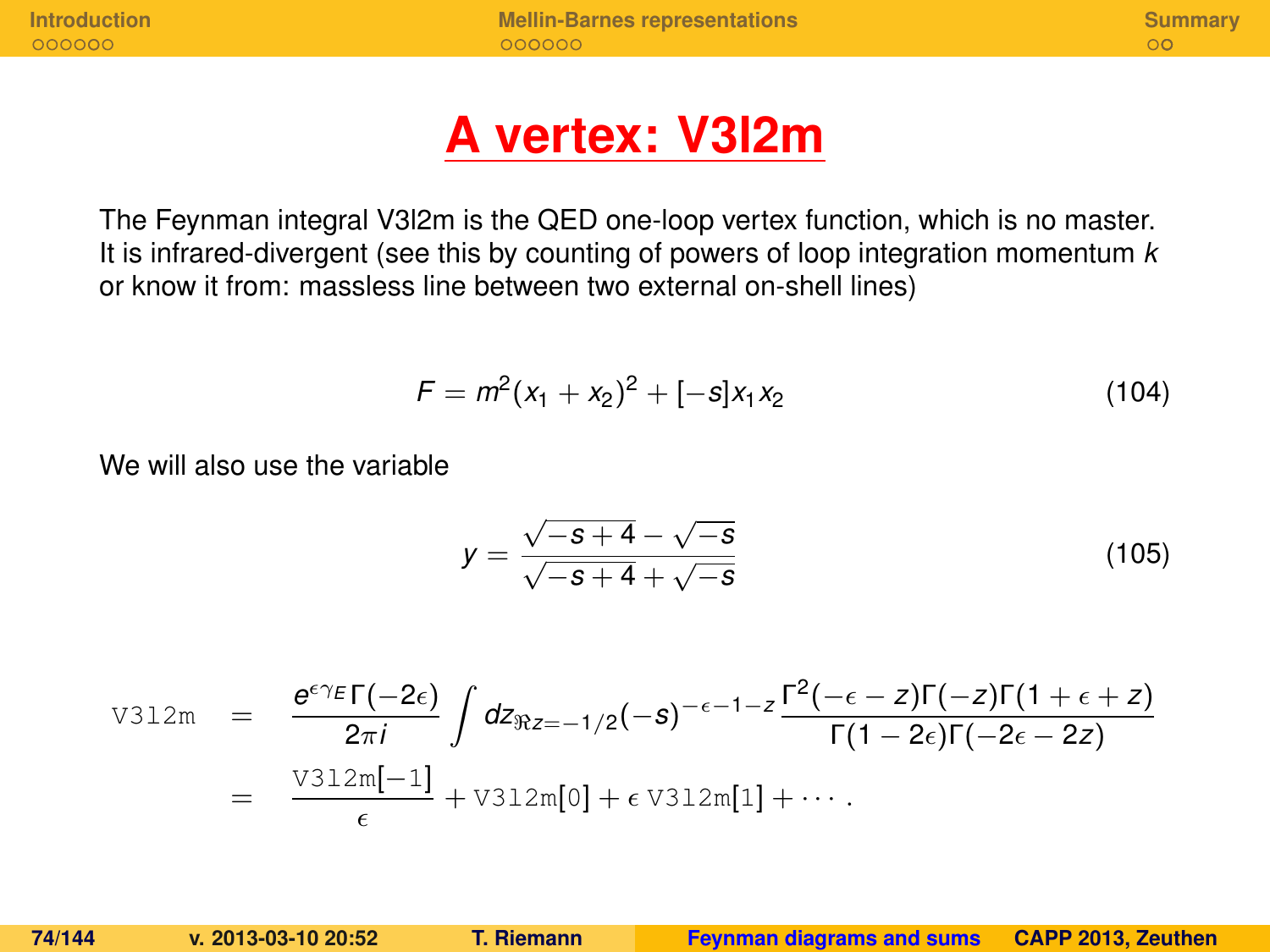# A vertex: V3l2m

The Feynman integral V3l2m is the QED one-loop vertex function, which is no master. It is infrared-divergent (see this by counting of powers of loop integration momentum $k$ or know it from: massless line between two external on-shell lines)

$$F = m^2(x_1 + x_2)^2 + [-s]x_1 x_2 \tag{104}$$

We will also use the variable

$$y = \frac{\sqrt{-s+4} - \sqrt{-s}}{\sqrt{-s+4} + \sqrt{-s}} \tag{105}$$

$$\begin{aligned}
\texttt{V3l2m} &= \frac{e^{\epsilon\gamma_E}\Gamma(-2\epsilon)}{2\pi i} \int dz_{\Re z=-1/2} (-s)^{-\epsilon-1-z} \frac{\Gamma^2(-\epsilon-z)\Gamma(-z)\Gamma(1+\epsilon+z)}{\Gamma(1-2\epsilon)\Gamma(-2\epsilon-2z)} \\
&= \frac{\texttt{V3l2m}[-1]}{\epsilon} + \texttt{V3l2m}[0] + \epsilon\, \texttt{V3l2m}[1] + \cdots .
\end{aligned}$$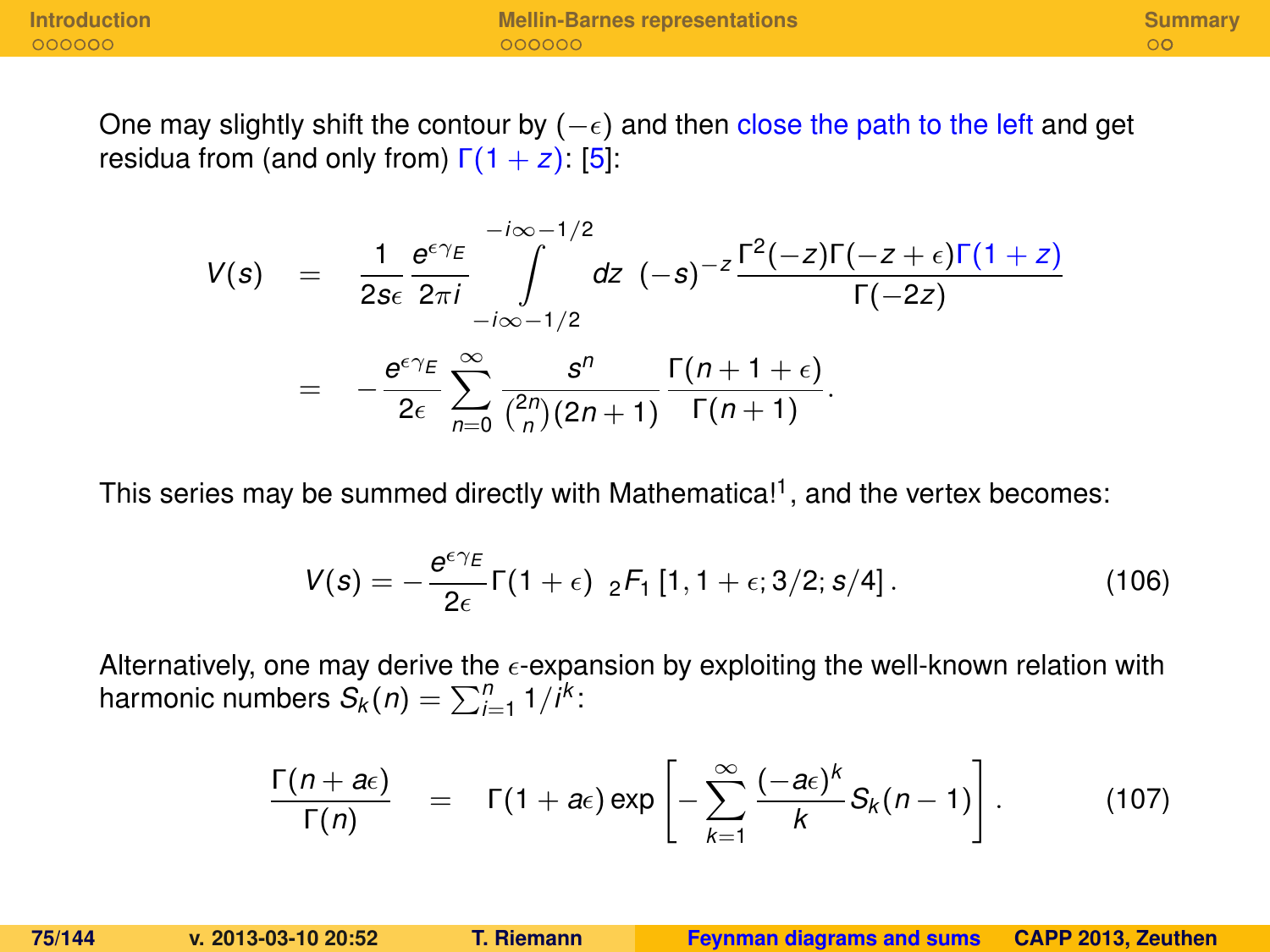One may slightly shift the contour by $(-\epsilon)$ and then close the path to the left and get residua from (and only from) $\Gamma(1+z)$: [5]:

$$
\begin{aligned}
V(s) &= \frac{1}{2s\epsilon}\frac{e^{\epsilon\gamma_E}}{2\pi i}\int\limits_{-i\infty-1/2}^{-i\infty-1/2} dz\ (-s)^{-z}\frac{\Gamma^2(-z)\Gamma(-z+\epsilon)\Gamma(1+z)}{\Gamma(-2z)} \\
&= -\frac{e^{\epsilon\gamma_E}}{2\epsilon}\sum_{n=0}^{\infty}\frac{s^n}{\binom{2n}{n}(2n+1)}\frac{\Gamma(n+1+\epsilon)}{\Gamma(n+1)}.
\end{aligned}
$$

This series may be summed directly with Mathematica![1], and the vertex becomes:

$$
V(s) = -\frac{e^{\epsilon\gamma_E}}{2\epsilon}\Gamma(1+\epsilon)\ {}_2F_1\left[1, 1+\epsilon; 3/2; s/4\right]. \tag{106}
$$

Alternatively, one may derive the $\epsilon$-expansion by exploiting the well-known relation with harmonic numbers $S_k(n) = \sum_{i=1}^{n} 1/i^k$:

$$
\frac{\Gamma(n+a\epsilon)}{\Gamma(n)} = \Gamma(1+a\epsilon)\exp\left[-\sum_{k=1}^{\infty}\frac{(-a\epsilon)^k}{k}S_k(n-1)\right]. \tag{107}
$$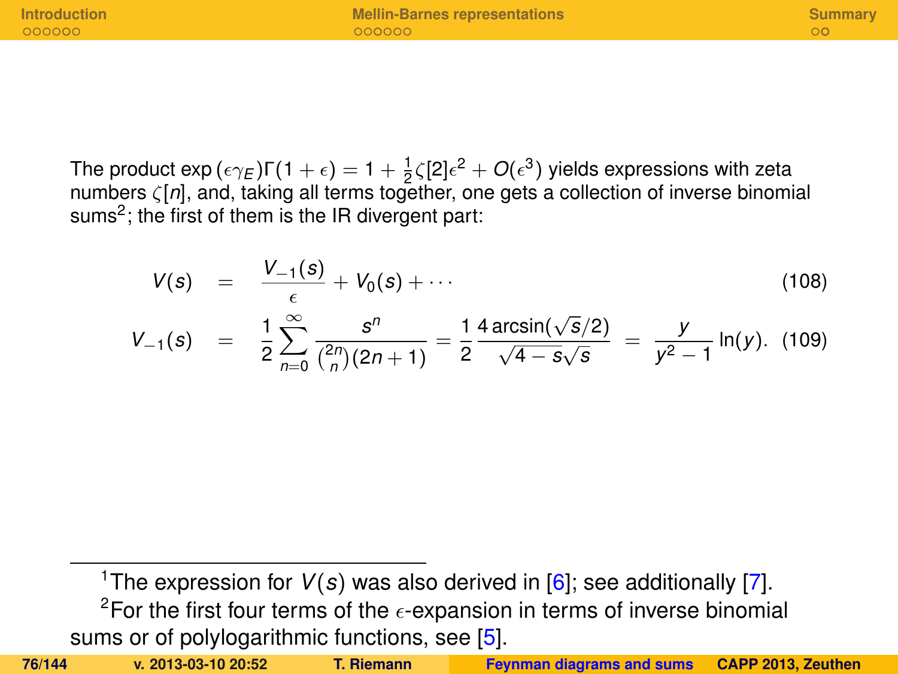The product $\exp(\epsilon\gamma_E)\Gamma(1+\epsilon) = 1 + \frac{1}{2}\zeta[2]\epsilon^2 + O(\epsilon^3)$ yields expressions with zeta numbers $\zeta[n]$, and, taking all terms together, one gets a collection of inverse binomial sums[2]; the first of them is the IR divergent part:

$$V(s) = \frac{V_{-1}(s)}{\epsilon} + V_0(s) + \cdots \tag{108}$$

$$V_{-1}(s) = \frac{1}{2}\sum_{n=0}^{\infty} \frac{s^n}{\binom{2n}{n}(2n+1)} = \frac{1}{2}\frac{4\arcsin(\sqrt{s}/2)}{\sqrt{4-s}\sqrt{s}} = \frac{y}{y^2-1}\ln(y). \tag{109}$$

---

[1] The expression for $V(s)$ was also derived in [6]; see additionally [7].

[2] For the first four terms of the $\epsilon$-expansion in terms of inverse binomial sums or of polylogarithmic functions, see [5].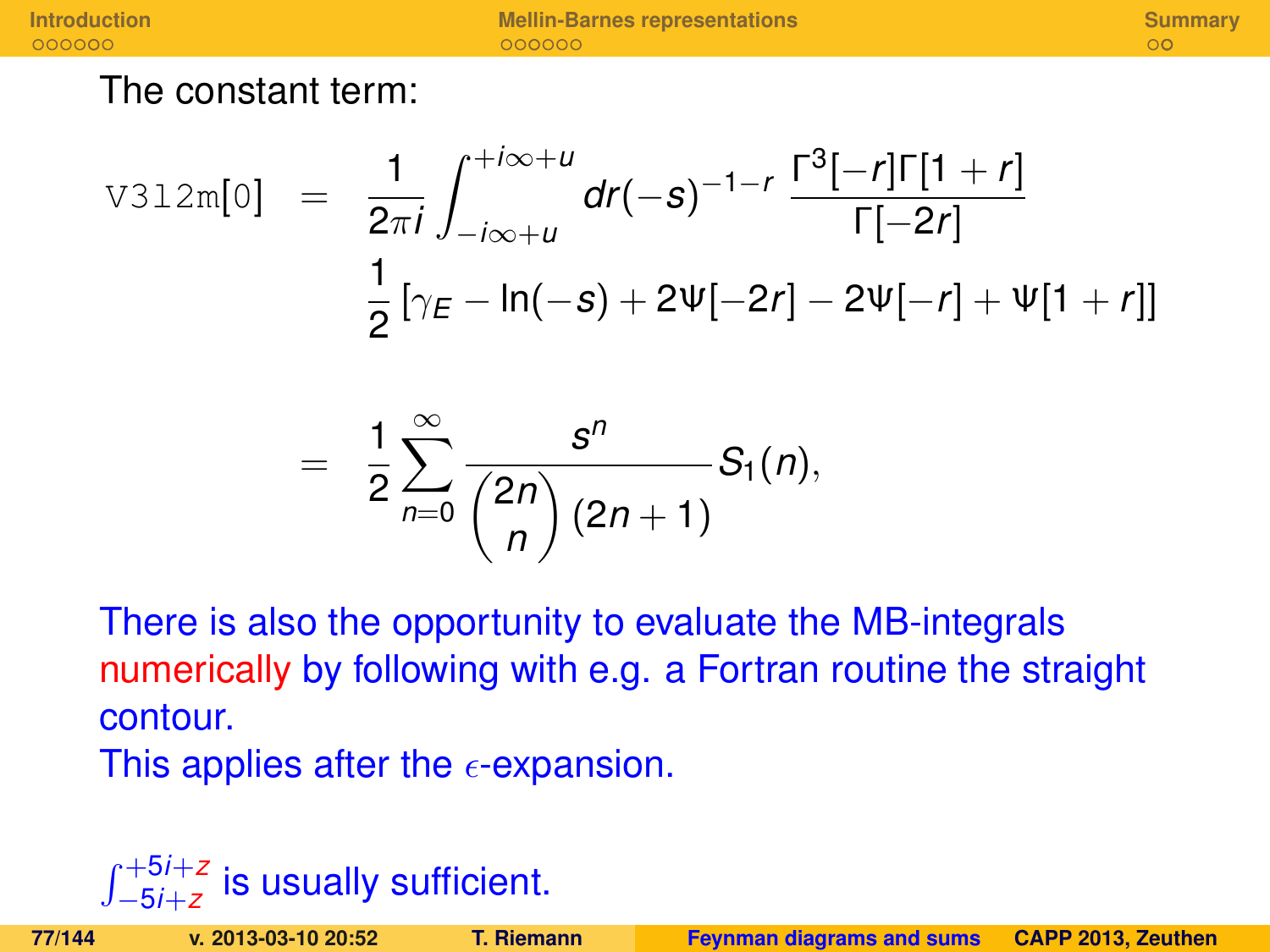The constant term:

$$
\texttt{V3l2m}[0] = \frac{1}{2\pi i}\int_{-i\infty+u}^{+i\infty+u} dr(-s)^{-1-r}\, \frac{\Gamma^3[-r]\Gamma[1+r]}{\Gamma[-2r]}
\frac{1}{2}\left[\gamma_E - \ln(-s) + 2\Psi[-2r] - 2\Psi[-r] + \Psi[1+r]\right]
$$

$$
= \frac{1}{2}\sum_{n=0}^{\infty} \frac{s^n}{\binom{2n}{n}(2n+1)} S_1(n),
$$

There is also the opportunity to evaluate the MB-integrals numerically by following with e.g. a Fortran routine the straight contour.
This applies after the $\epsilon$-expansion.

$\int_{-5i+z}^{+5i+z}$ is usually sufficient.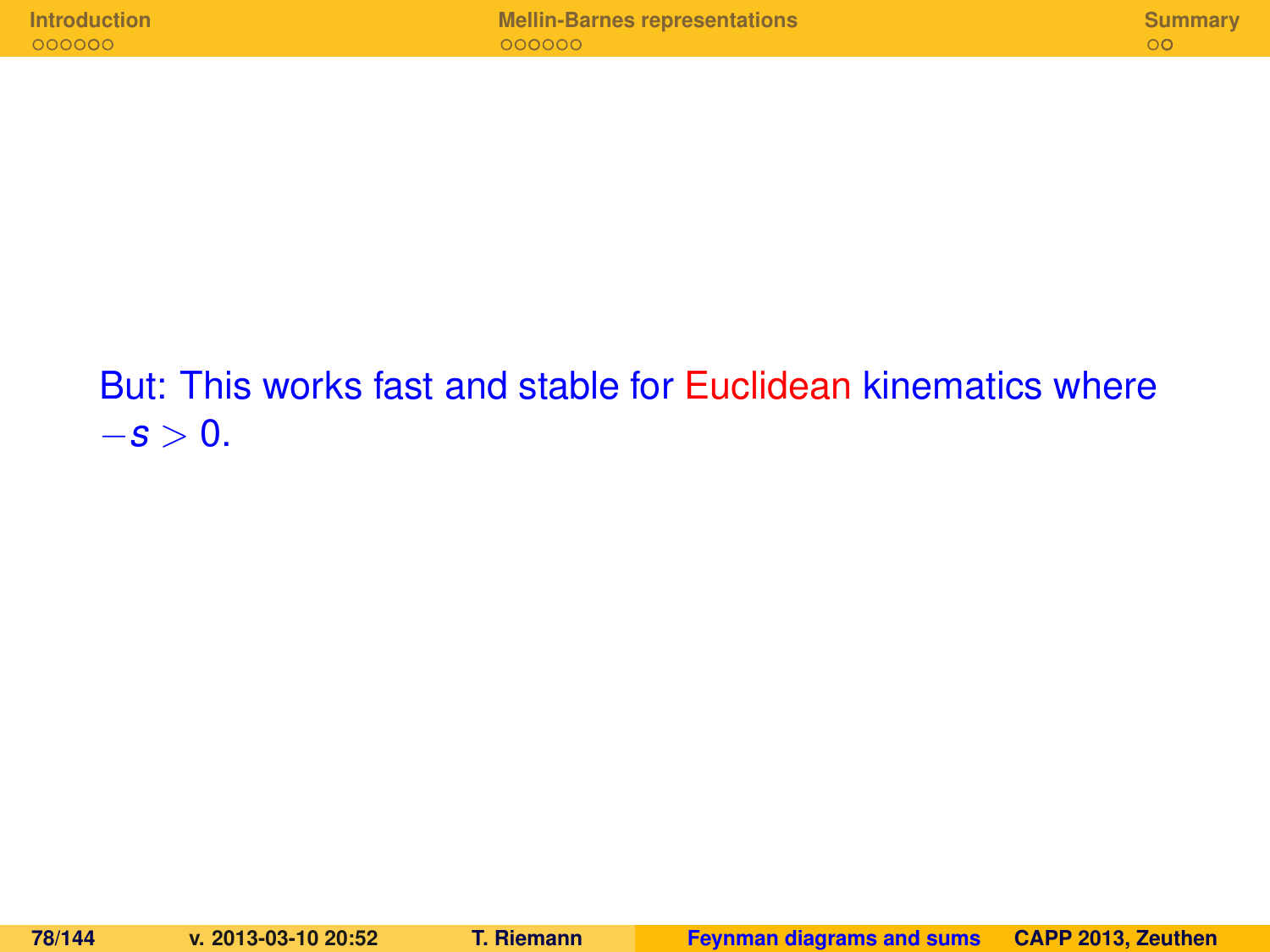But: This works fast and stable for Euclidean kinematics where $-s > 0$.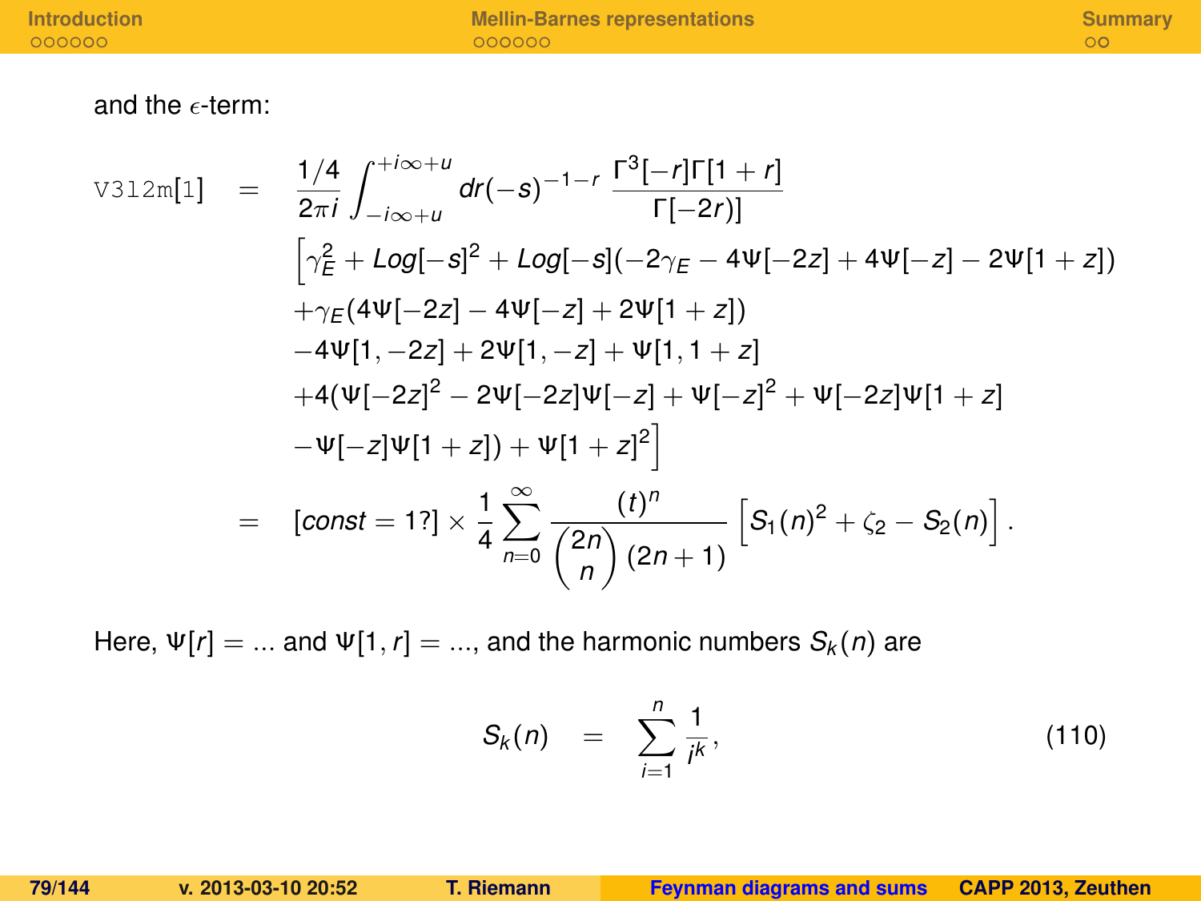and the $\epsilon$-term:

$$
\begin{aligned}
\texttt{V312m[1]} &= \frac{1/4}{2\pi i}\int_{-i\infty+u}^{+i\infty+u} dr(-s)^{-1-r}\,\frac{\Gamma^3[-r]\Gamma[1+r]}{\Gamma[-2r)]} \\
&\quad \Big[\gamma_E^2 + Log[-s]^2 + Log[-s](-2\gamma_E - 4\Psi[-2z] + 4\Psi[-z] - 2\Psi[1+z]) \\
&\quad +\gamma_E(4\Psi[-2z] - 4\Psi[-z] + 2\Psi[1+z]) \\
&\quad -4\Psi[1,-2z] + 2\Psi[1,-z] + \Psi[1,1+z] \\
&\quad +4(\Psi[-2z]^2 - 2\Psi[-2z]\Psi[-z] + \Psi[-z]^2 + \Psi[-2z]\Psi[1+z] \\
&\quad -\Psi[-z]\Psi[1+z]) + \Psi[1+z]^2\Big] \\
&= [const = 1?] \times \frac{1}{4}\sum_{n=0}^{\infty}\frac{(t)^n}{\binom{2n}{n}(2n+1)}\left[S_1(n)^2 + \zeta_2 - S_2(n)\right].
\end{aligned}
$$

Here, $\Psi[r] = ...$ and $\Psi[1,r] = ...$, and the harmonic numbers $S_k(n)$ are

$$
S_k(n) = \sum_{i=1}^{n}\frac{1}{i^k}, \qquad (110)
$$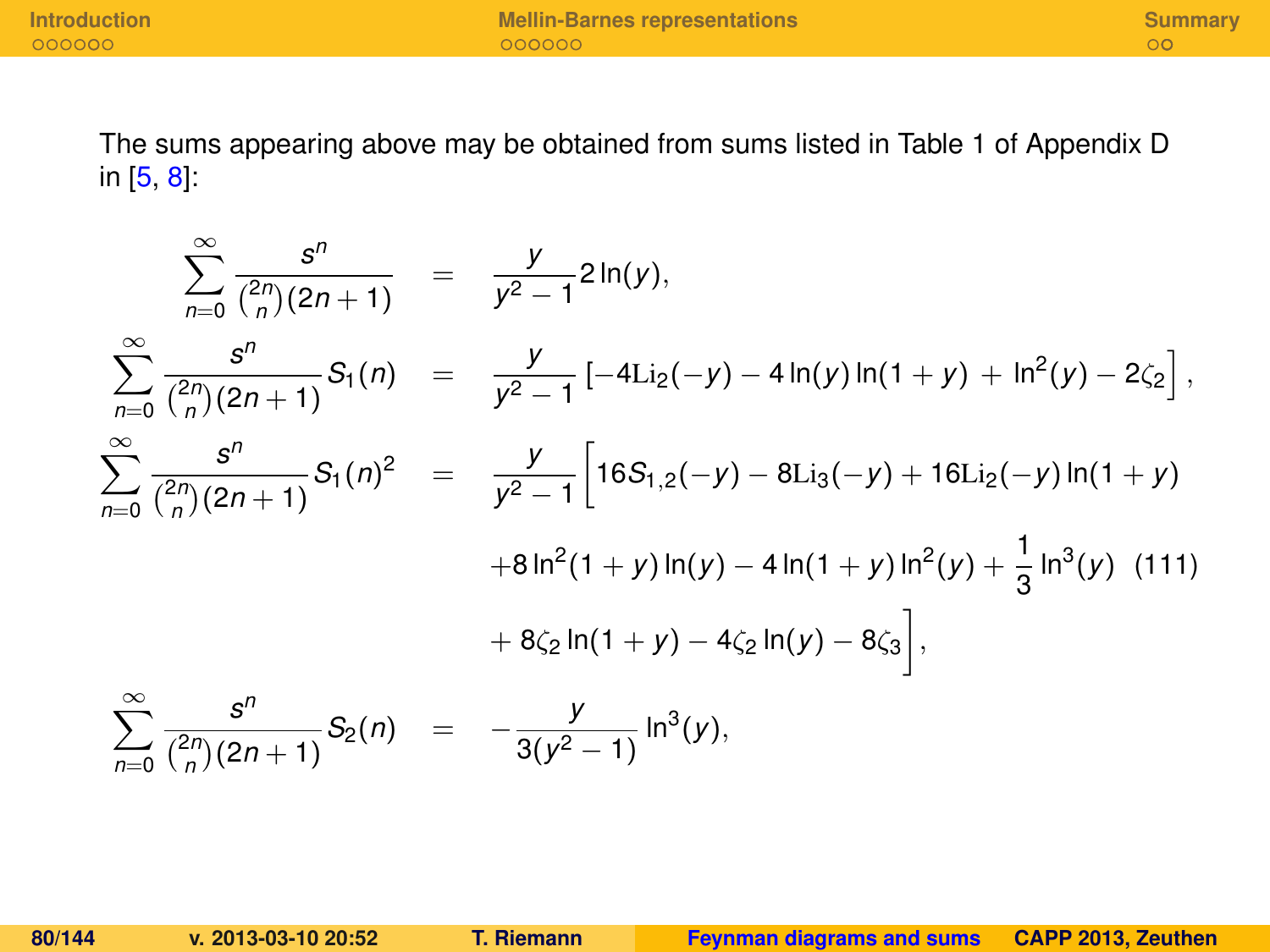The sums appearing above may be obtained from sums listed in Table 1 of Appendix D in [5, 8]:

$$
\begin{aligned}
\sum_{n=0}^{\infty} \frac{s^n}{\binom{2n}{n}(2n+1)} &= \frac{y}{y^2-1} 2\ln(y), \\
\sum_{n=0}^{\infty} \frac{s^n}{\binom{2n}{n}(2n+1)} S_1(n) &= \frac{y}{y^2-1}\left[-4\mathrm{Li}_2(-y) - 4\ln(y)\ln(1+y) + \ln^2(y) - 2\zeta_2\right], \\
\sum_{n=0}^{\infty} \frac{s^n}{\binom{2n}{n}(2n+1)} S_1(n)^2 &= \frac{y}{y^2-1}\Big[16 S_{1,2}(-y) - 8\mathrm{Li}_3(-y) + 16\mathrm{Li}_2(-y)\ln(1+y) \\
&\quad + 8\ln^2(1+y)\ln(y) - 4\ln(1+y)\ln^2(y) + \frac{1}{3}\ln^3(y) \qquad (111) \\
&\quad + 8\zeta_2\ln(1+y) - 4\zeta_2\ln(y) - 8\zeta_3\Big], \\
\sum_{n=0}^{\infty} \frac{s^n}{\binom{2n}{n}(2n+1)} S_2(n) &= -\frac{y}{3(y^2-1)}\ln^3(y),
\end{aligned}
$$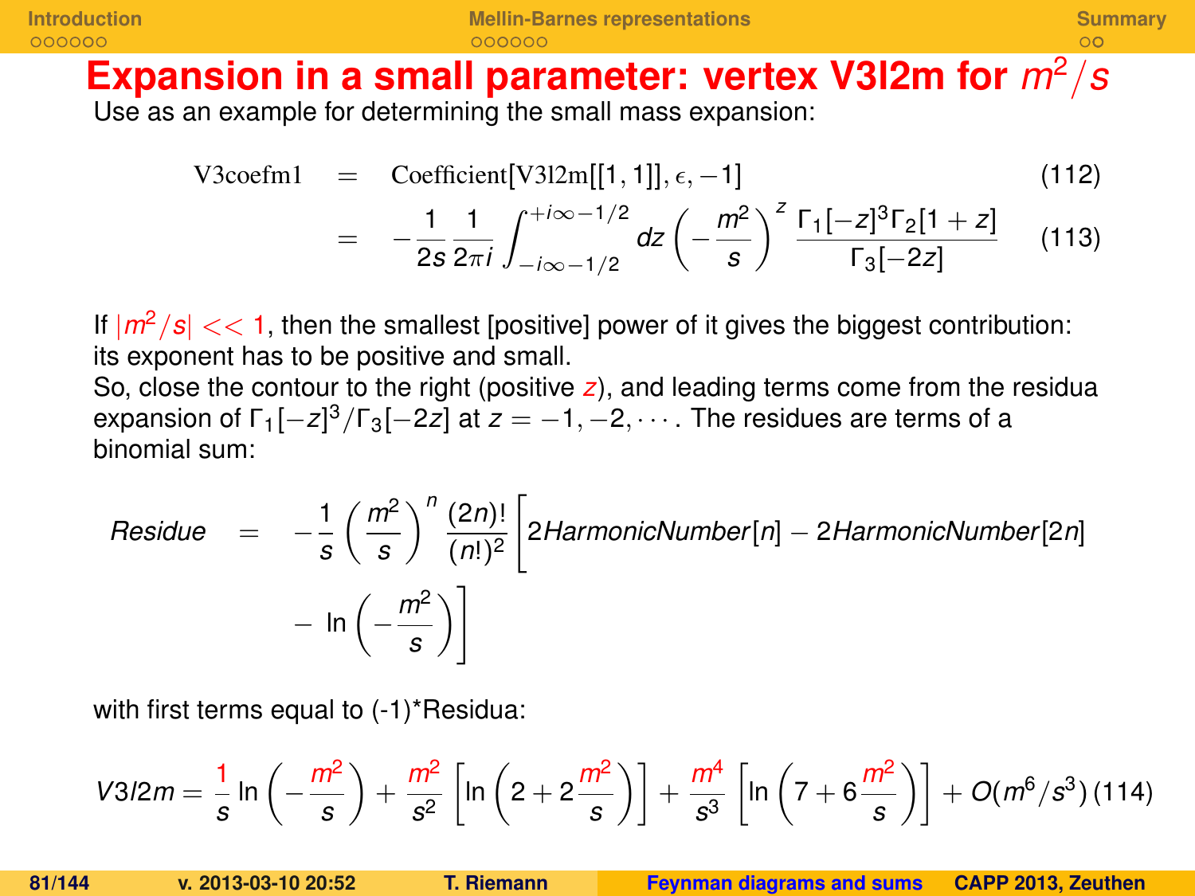# Expansion in a small parameter: vertex V3l2m for $m^2/s$

Use as an example for determining the small mass expansion:

$$\text{V3coefm1} = \text{Coefficient}[\text{V3l2m}[[1,1]], \epsilon, -1] \tag{112}$$

$$= -\frac{1}{2s}\frac{1}{2\pi i}\int_{-i\infty-1/2}^{+i\infty-1/2} dz \left(-\frac{m^2}{s}\right)^z \frac{\Gamma_1[-z]^3\Gamma_2[1+z]}{\Gamma_3[-2z]} \tag{113}$$

If $|m^2/s| << 1$, then the smallest [positive] power of it gives the biggest contribution: its exponent has to be positive and small.
So, close the contour to the right (positive $z$), and leading terms come from the residua expansion of $\Gamma_1[-z]^3/\Gamma_3[-2z]$ at $z = -1, -2, \cdots$. The residues are terms of a binomial sum:

$$Residue = -\frac{1}{s}\left(\frac{m^2}{s}\right)^n \frac{(2n)!}{(n!)^2}\left[2HarmonicNumber[n] - 2HarmonicNumber[2n] - \ln\left(-\frac{m^2}{s}\right)\right]$$

with first terms equal to (-1)*Residua:

$$V3l2m = \frac{1}{s}\ln\left(-\frac{m^2}{s}\right) + \frac{m^2}{s^2}\left[\ln\left(2+2\frac{m^2}{s}\right)\right] + \frac{m^4}{s^3}\left[\ln\left(7+6\frac{m^2}{s}\right)\right] + O(m^6/s^3) \tag{114}$$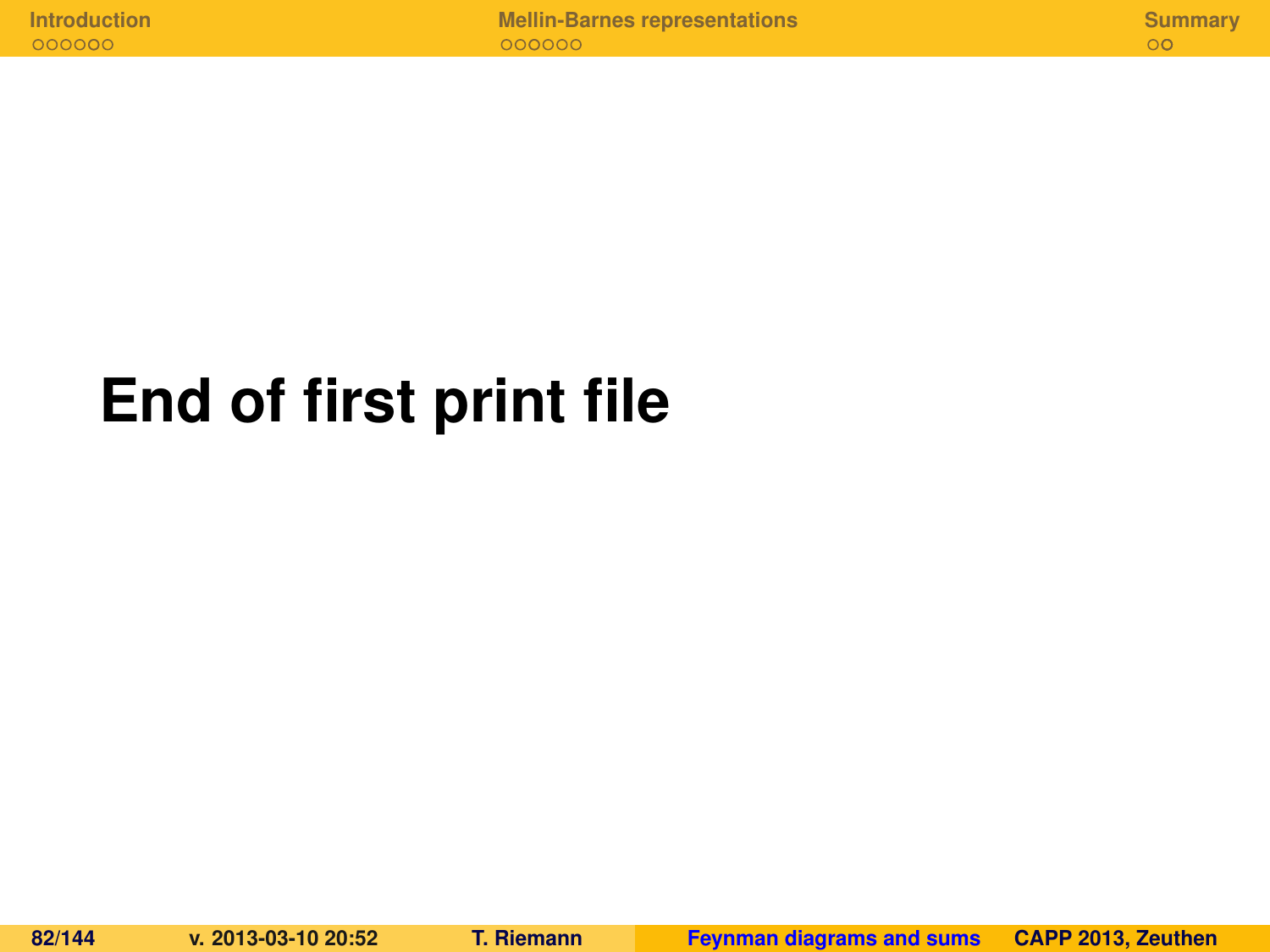# End of first print file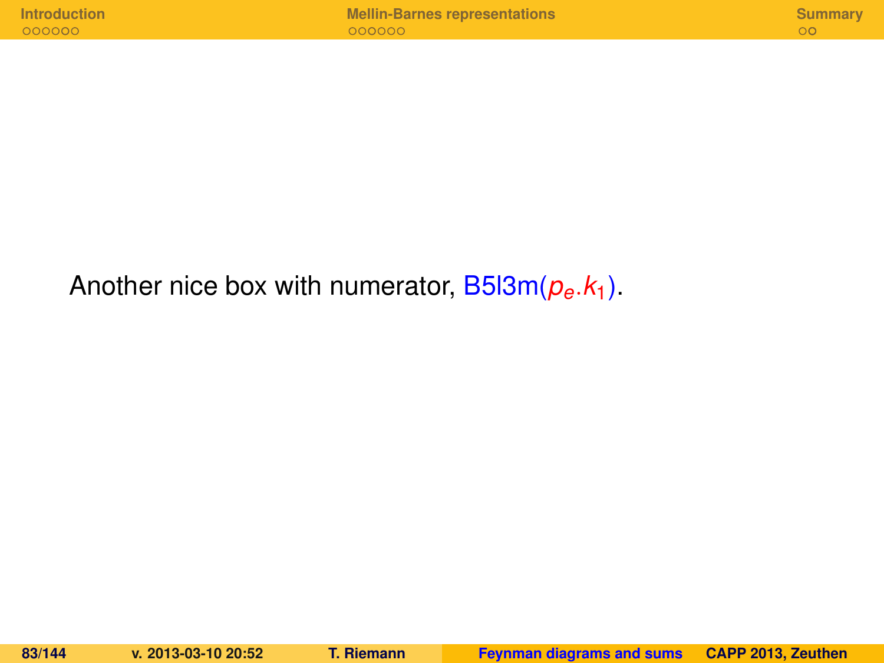Another nice box with numerator, B5l3m($p_e.k_1$).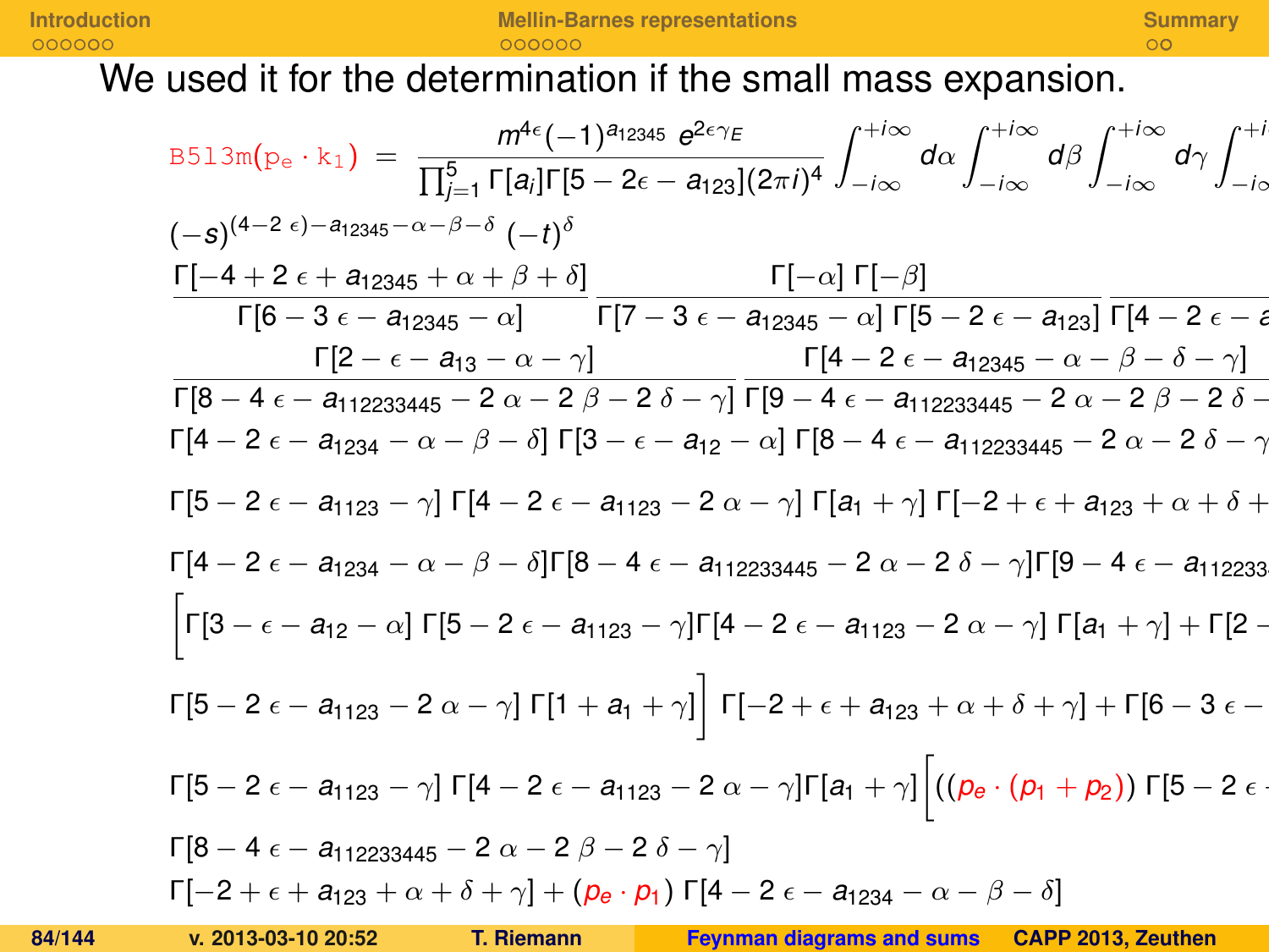We used it for the determination if the small mass expansion.

$$\texttt{B5l3m}(\texttt{p}_e \cdot \texttt{k}_1) \;=\; \frac{m^{4\epsilon}(-1)^{a_{12345}}\; e^{2\epsilon\gamma_E}}{\prod_{j=1}^{5}\Gamma[a_i]\Gamma[5-2\epsilon-a_{123}](2\pi i)^4} \int_{-i\infty}^{+i\infty} d\alpha \int_{-i\infty}^{+i\infty} d\beta \int_{-i\infty}^{+i\infty} d\gamma \int_{-i\infty}^{+i}$$

$$(-s)^{(4-2\,\epsilon)-a_{12345}-\alpha-\beta-\delta}\;(-t)^{\delta}$$

$$\frac{\Gamma[-4+2\,\epsilon+a_{12345}+\alpha+\beta+\delta]}{\Gamma[6-3\,\epsilon-a_{12345}-\alpha]}\;\frac{\Gamma[-\alpha]\;\Gamma[-\beta]}{\Gamma[7-3\,\epsilon-a_{12345}-\alpha]\;\Gamma[5-2\,\epsilon-a_{123}]}\;\frac{}{\Gamma[4-2\,\epsilon-a}$$

$$\frac{\Gamma[2-\epsilon-a_{13}-\alpha-\gamma]}{\Gamma[8-4\,\epsilon-a_{112233445}-2\,\alpha-2\,\beta-2\,\delta-\gamma]}\;\frac{\Gamma[4-2\,\epsilon-a_{12345}-\alpha-\beta-\delta-\gamma]}{\Gamma[9-4\,\epsilon-a_{112233445}-2\,\alpha-2\,\beta-2\,\delta-}$$

$$\Gamma[4-2\,\epsilon-a_{1234}-\alpha-\beta-\delta]\;\Gamma[3-\epsilon-a_{12}-\alpha]\;\Gamma[8-4\,\epsilon-a_{112233445}-2\,\alpha-2\,\delta-\gamma$$

$$\Gamma[5-2\,\epsilon-a_{1123}-\gamma]\;\Gamma[4-2\,\epsilon-a_{1123}-2\,\alpha-\gamma]\;\Gamma[a_1+\gamma]\;\Gamma[-2+\epsilon+a_{123}+\alpha+\delta+$$

$$\Gamma[4-2\,\epsilon-a_{1234}-\alpha-\beta-\delta]\Gamma[8-4\,\epsilon-a_{112233445}-2\,\alpha-2\,\delta-\gamma]\Gamma[9-4\,\epsilon-a_{112233}$$

$$\Big[\Gamma[3-\epsilon-a_{12}-\alpha]\;\Gamma[5-2\,\epsilon-a_{1123}-\gamma]\Gamma[4-2\,\epsilon-a_{1123}-2\,\alpha-\gamma]\;\Gamma[a_1+\gamma]+\Gamma[2-$$

$$\Gamma[5-2\,\epsilon-a_{1123}-2\,\alpha-\gamma]\;\Gamma[1+a_1+\gamma]\Big]\;\Gamma[-2+\epsilon+a_{123}+\alpha+\delta+\gamma]+\Gamma[6-3\,\epsilon-$$

$$\Gamma[5-2\,\epsilon-a_{1123}-\gamma]\;\Gamma[4-2\,\epsilon-a_{1123}-2\,\alpha-\gamma]\Gamma[a_1+\gamma]\Big[((p_e\cdot(p_1+p_2))\;\Gamma[5-2\,\epsilon$$

$$\Gamma[8-4\,\epsilon-a_{112233445}-2\,\alpha-2\,\beta-2\,\delta-\gamma]$$

$$\Gamma[-2+\epsilon+a_{123}+\alpha+\delta+\gamma]+(p_e\cdot p_1)\;\Gamma[4-2\,\epsilon-a_{1234}-\alpha-\beta-\delta]$$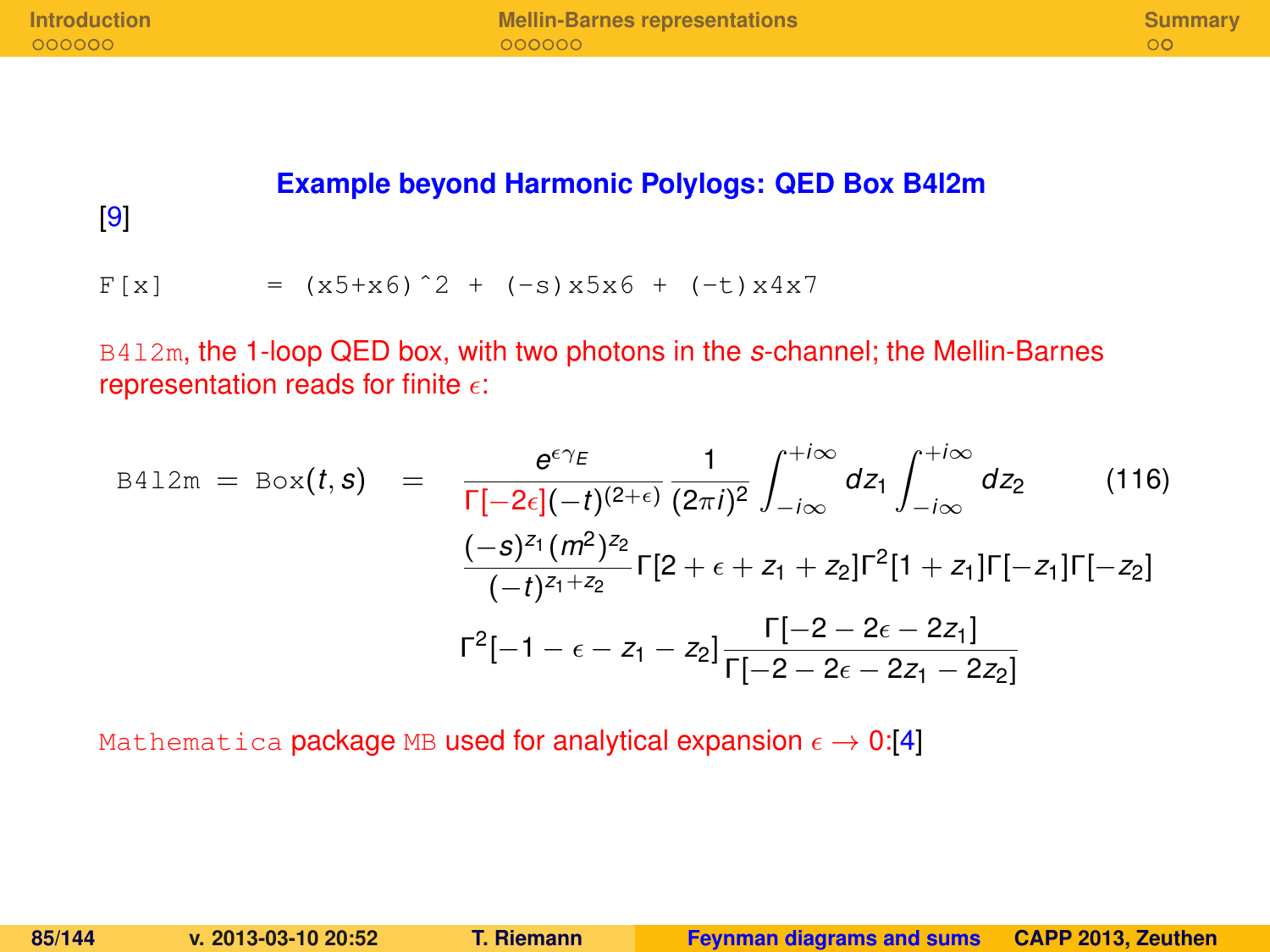## Example beyond Harmonic Polylogs: QED Box B4l2m

[9]

```
F[x]       = (x5+x6)^2 + (-s)x5x6 + (-t)x4x7
```

`B4l2m`, the 1-loop QED box, with two photons in the $s$-channel; the Mellin-Barnes representation reads for finite $\epsilon$:

$$
\texttt{B4l2m} = \texttt{Box}(t,s) = \frac{e^{\epsilon\gamma_E}}{\Gamma[-2\epsilon](-t)^{(2+\epsilon)}} \frac{1}{(2\pi i)^2} \int_{-i\infty}^{+i\infty} dz_1 \int_{-i\infty}^{+i\infty} dz_2 \\
\frac{(-s)^{z_1}(m^2)^{z_2}}{(-t)^{z_1+z_2}} \Gamma[2+\epsilon+z_1+z_2]\Gamma^2[1+z_1]\Gamma[-z_1]\Gamma[-z_2] \\
\Gamma^2[-1-\epsilon-z_1-z_2] \frac{\Gamma[-2-2\epsilon-2z_1]}{\Gamma[-2-2\epsilon-2z_1-2z_2]} \qquad (116)
$$

`Mathematica` package `MB` used for analytical expansion $\epsilon \to 0$:[4]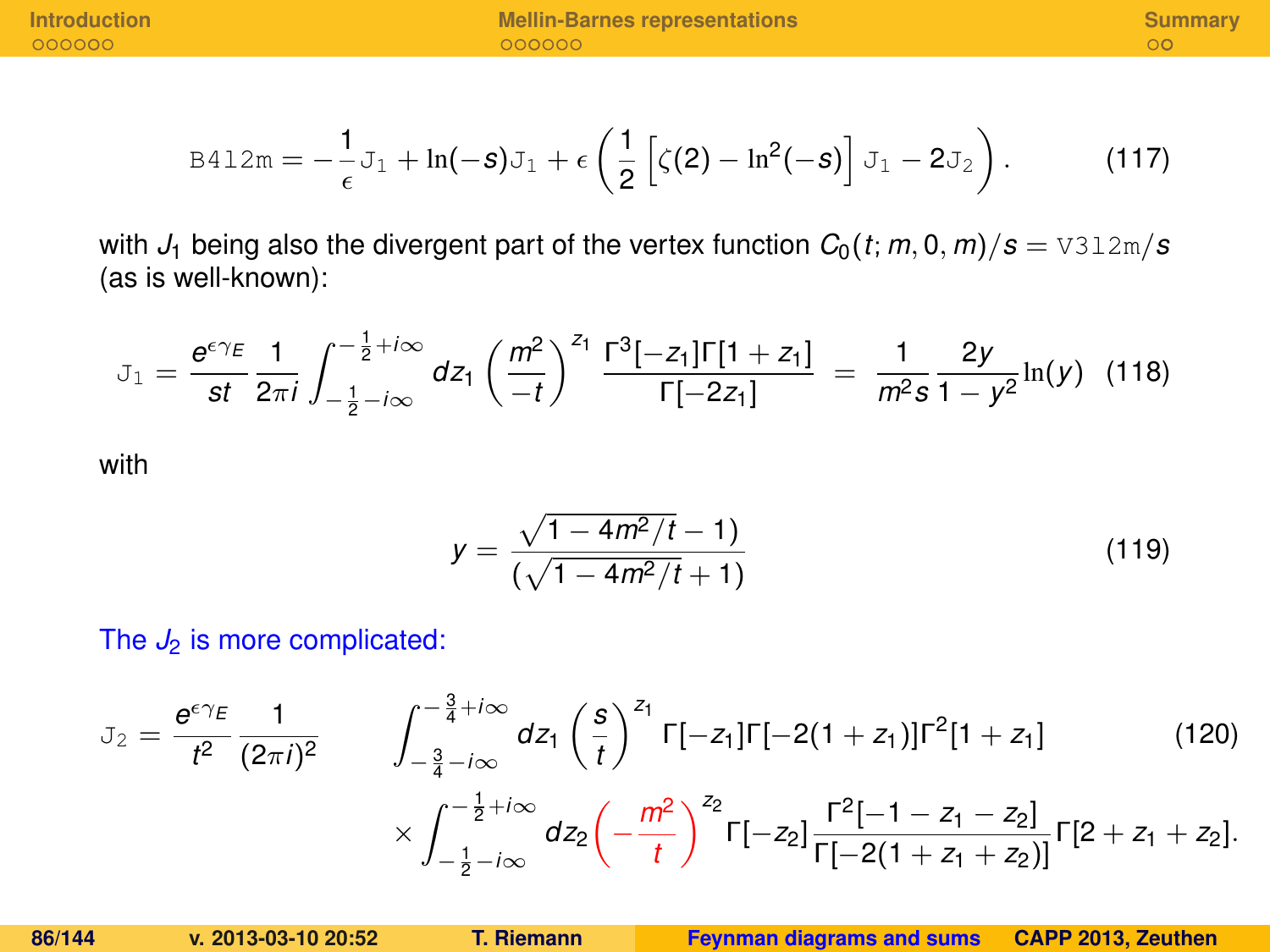$$
\texttt{B4l2m} = -\frac{1}{\epsilon}\texttt{J}_1 + \ln(-s)\texttt{J}_1 + \epsilon\left(\frac{1}{2}\left[\zeta(2) - \ln^2(-s)\right]\texttt{J}_1 - 2\texttt{J}_2\right). \tag{117}
$$

with $J_1$ being also the divergent part of the vertex function $C_0(t; m, 0, m)/s = \texttt{V3l2m}/s$ (as is well-known):

$$
\texttt{J}_1 = \frac{e^{\epsilon\gamma_E}}{st}\frac{1}{2\pi i}\int_{-\frac{1}{2}-i\infty}^{-\frac{1}{2}+i\infty} dz_1 \left(\frac{m^2}{-t}\right)^{z_1} \frac{\Gamma^3[-z_1]\Gamma[1+z_1]}{\Gamma[-2z_1]} = \frac{1}{m^2 s}\frac{2y}{1-y^2}\ln(y) \tag{118}
$$

with

$$
y = \frac{\sqrt{1-4m^2/t}-1)}{(\sqrt{1-4m^2/t}+1)} \tag{119}
$$

The $J_2$ is more complicated:

$$
\begin{aligned}
\texttt{J}_2 = \frac{e^{\epsilon\gamma_E}}{t^2}\frac{1}{(2\pi i)^2} & \int_{-\frac{3}{4}-i\infty}^{-\frac{3}{4}+i\infty} dz_1 \left(\frac{s}{t}\right)^{z_1} \Gamma[-z_1]\Gamma[-2(1+z_1)]\Gamma^2[1+z_1] \\
& \times \int_{-\frac{1}{2}-i\infty}^{-\frac{1}{2}+i\infty} dz_2 \left(-\frac{m^2}{t}\right)^{z_2} \Gamma[-z_2]\frac{\Gamma^2[-1-z_1-z_2]}{\Gamma[-2(1+z_1+z_2)]}\Gamma[2+z_1+z_2].
\end{aligned} \tag{120}
$$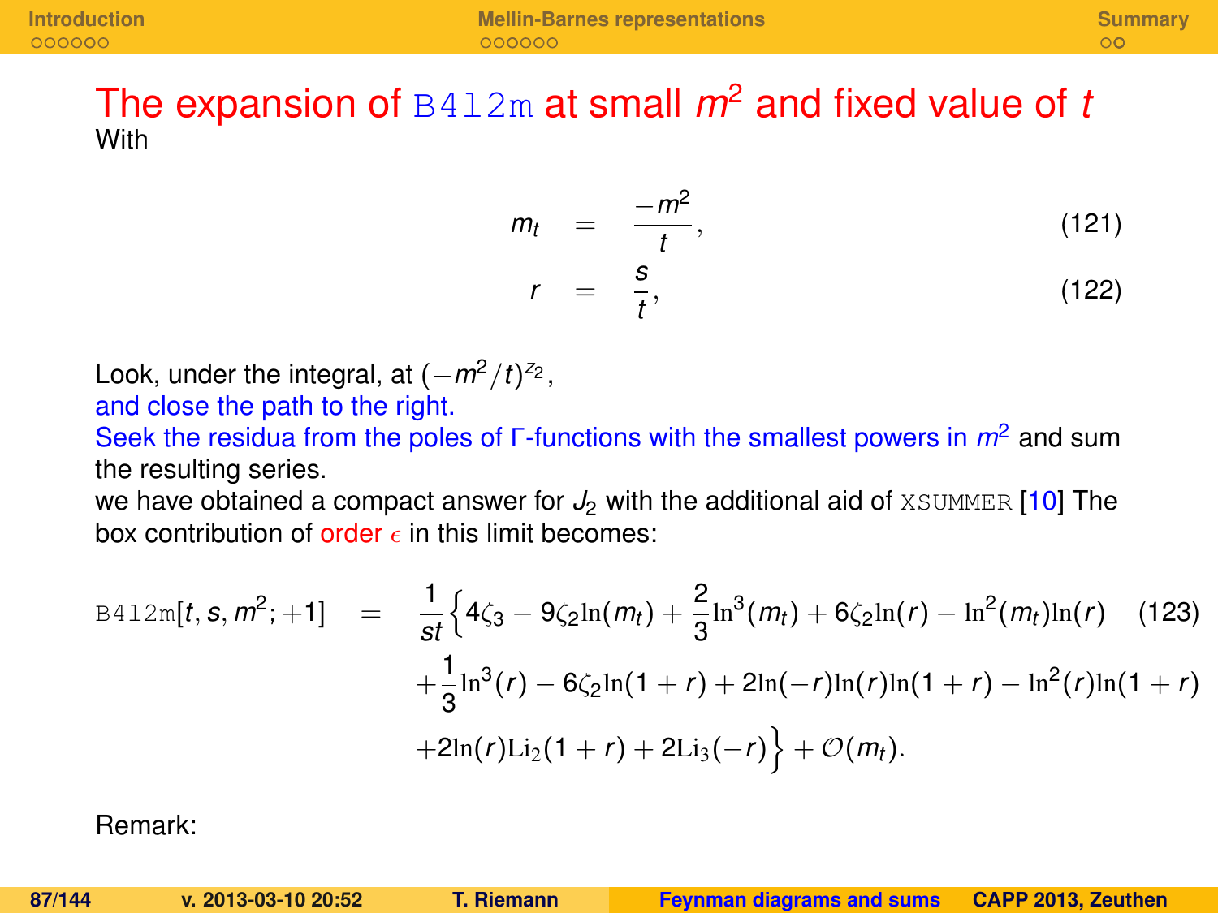# The expansion of `B4l2m` at small $m^2$ and fixed value of $t$

With

$$m_t = \frac{-m^2}{t}, \tag{121}$$

$$r = \frac{s}{t}, \tag{122}$$

Look, under the integral, at $(-m^2/t)^{z_2}$,
and close the path to the right.
Seek the residua from the poles of $\Gamma$-functions with the smallest powers in $m^2$ and sum the resulting series.
we have obtained a compact answer for $J_2$ with the additional aid of `XSUMMER` [10] The box contribution of order $\epsilon$ in this limit becomes:

$$\begin{aligned}
\texttt{B4l2m}[t, s, m^2; +1] \quad = \quad & \frac{1}{st}\Big\{4\zeta_3 - 9\zeta_2 \ln(m_t) + \frac{2}{3}\ln^3(m_t) + 6\zeta_2 \ln(r) - \ln^2(m_t)\ln(r) \\
& + \frac{1}{3}\ln^3(r) - 6\zeta_2\ln(1+r) + 2\ln(-r)\ln(r)\ln(1+r) - \ln^2(r)\ln(1+r) \\
& + 2\ln(r)\mathrm{Li}_2(1+r) + 2\mathrm{Li}_3(-r)\Big\} + \mathcal{O}(m_t).
\end{aligned} \tag{123}$$

Remark: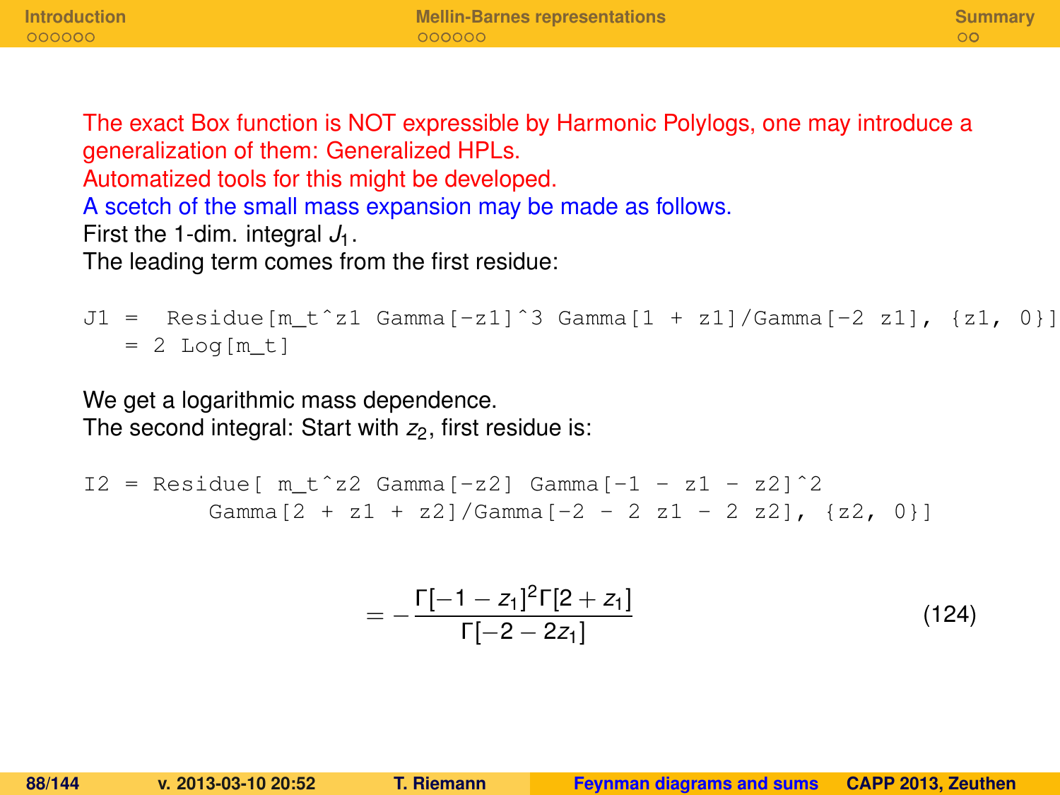The exact Box function is NOT expressible by Harmonic Polylogs, one may introduce a generalization of them: Generalized HPLs.
Automatized tools for this might be developed.
A scetch of the small mass expansion may be made as follows.
First the 1-dim. integral $J_1$.
The leading term comes from the first residue:

```
J1 =  Residue[m_t^z1 Gamma[-z1]^3 Gamma[1 + z1]/Gamma[-2 z1], {z1, 0}]
   = 2 Log[m_t]
```

We get a logarithmic mass dependence.
The second integral: Start with $z_2$, first residue is:

```
I2 = Residue[ m_t^z2 Gamma[-z2] Gamma[-1 - z1 - z2]^2
        Gamma[2 + z1 + z2]/Gamma[-2 - 2 z1 - 2 z2], {z2, 0}]
```

$$= -\frac{\Gamma[-1-z_1]^2\Gamma[2+z_1]}{\Gamma[-2-2z_1]} \tag{124}$$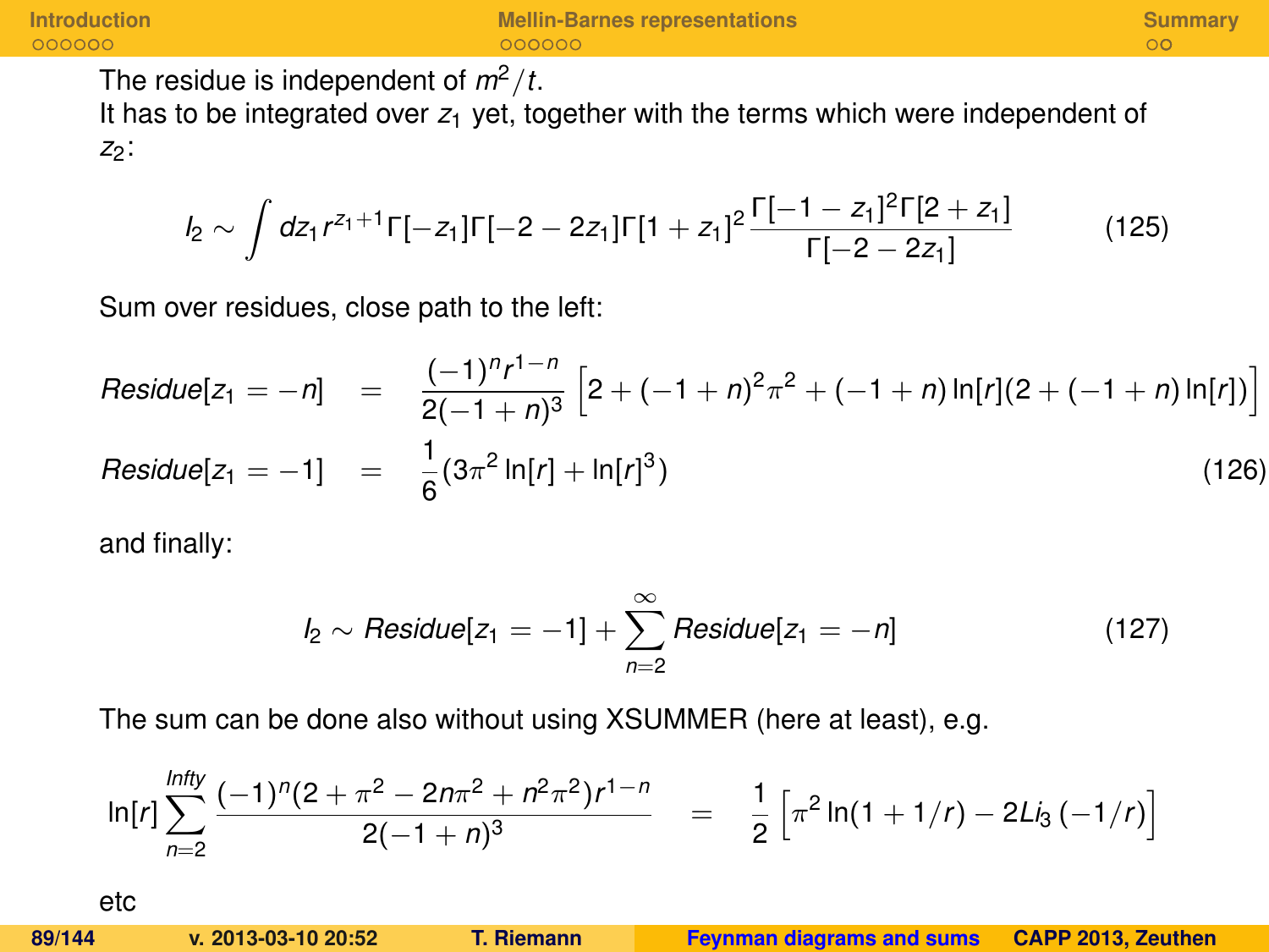The residue is independent of $m^2/t$.
It has to be integrated over $z_1$ yet, together with the terms which were independent of $z_2$:

$$I_2 \sim \int dz_1 r^{z_1+1} \Gamma[-z_1]\Gamma[-2-2z_1]\Gamma[1+z_1]^2 \frac{\Gamma[-1-z_1]^2\Gamma[2+z_1]}{\Gamma[-2-2z_1]} \tag{125}$$

Sum over residues, close path to the left:

$$\begin{aligned}
Residue[z_1 = -n] &= \frac{(-1)^n r^{1-n}}{2(-1+n)^3}\left[2 + (-1+n)^2\pi^2 + (-1+n)\ln[r](2 + (-1+n)\ln[r])\right] \\
Residue[z_1 = -1] &= \frac{1}{6}(3\pi^2 \ln[r] + \ln[r]^3)
\end{aligned} \tag{126}$$

and finally:

$$I_2 \sim Residue[z_1 = -1] + \sum_{n=2}^{\infty} Residue[z_1 = -n] \tag{127}$$

The sum can be done also without using XSUMMER (here at least), e.g.

$$\ln[r] \sum_{n=2}^{Infty} \frac{(-1)^n(2 + \pi^2 - 2n\pi^2 + n^2\pi^2) r^{1-n}}{2(-1+n)^3} = \frac{1}{2}\left[\pi^2 \ln(1+1/r) - 2Li_3\left(-1/r\right)\right]$$

etc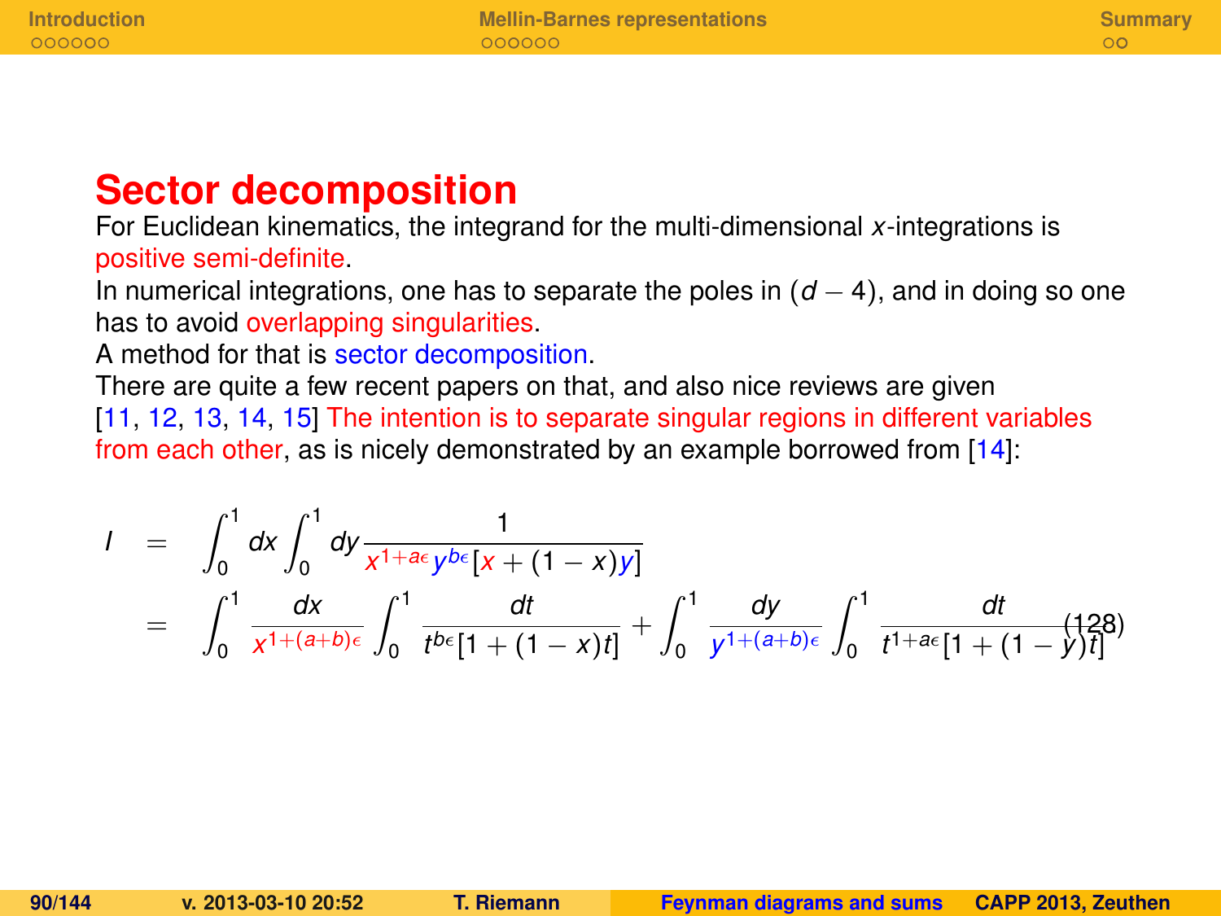## Sector decomposition

For Euclidean kinematics, the integrand for the multi-dimensional $x$-integrations is positive semi-definite.

In numerical integrations, one has to separate the poles in $(d-4)$, and in doing so one has to avoid overlapping singularities.

A method for that is sector decomposition.

There are quite a few recent papers on that, and also nice reviews are given [11, 12, 13, 14, 15] The intention is to separate singular regions in different variables from each other, as is nicely demonstrated by an example borrowed from [14]:

$$
\begin{aligned}
I &= \int_0^1 dx \int_0^1 dy \frac{1}{x^{1+a\epsilon} y^{b\epsilon} [x + (1-x)y]} \\
&= \int_0^1 \frac{dx}{x^{1+(a+b)\epsilon}} \int_0^1 \frac{dt}{t^{b\epsilon}[1+(1-x)t]} + \int_0^1 \frac{dy}{y^{1+(a+b)\epsilon}} \int_0^1 \frac{dt}{t^{1+a\epsilon}[1+(1-y)t]}
\end{aligned}
\tag{128}
$$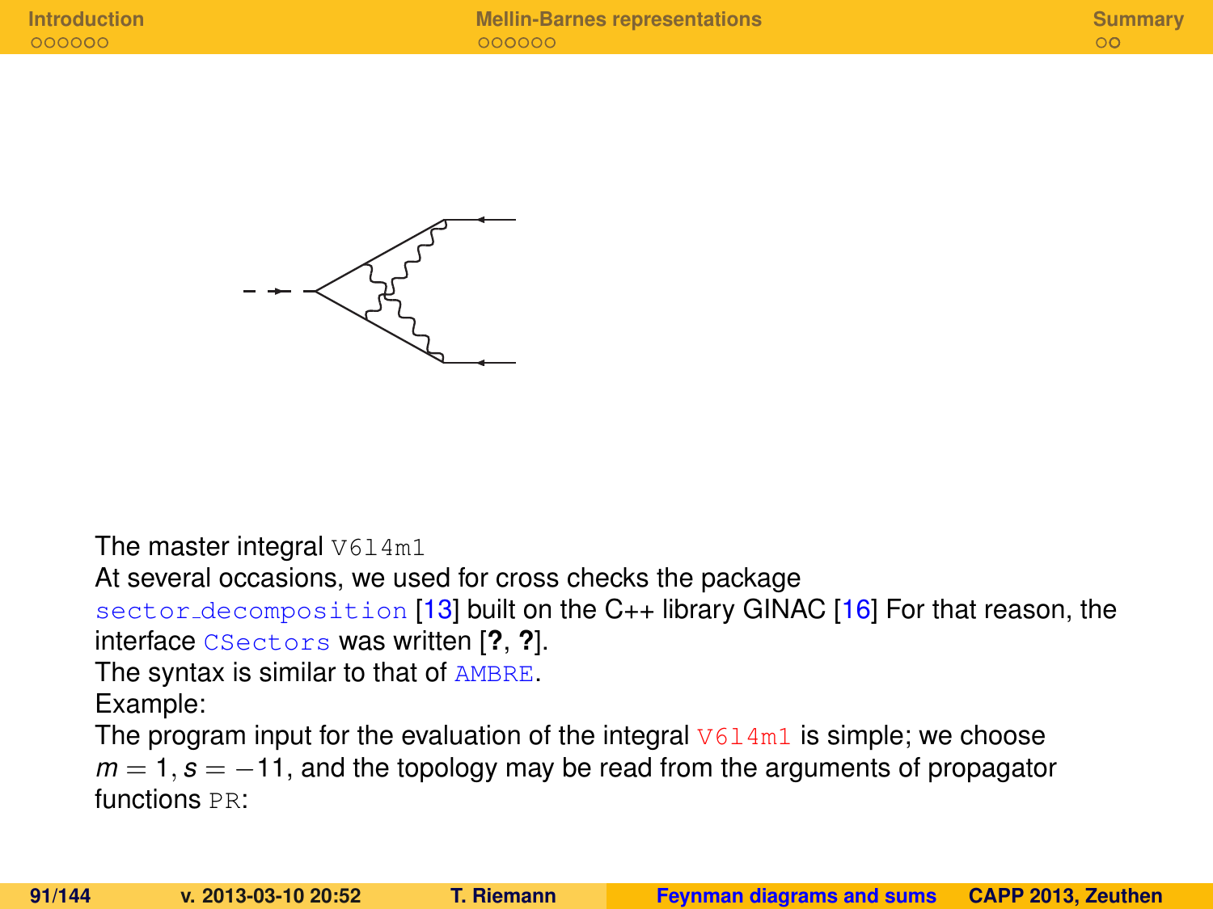The master integral V6l4m1

At several occasions, we used for cross checks the package sector_decomposition [13] built on the C++ library GINAC [16] For that reason, the interface CSectors was written [?, ?].

The syntax is similar to that of AMBRE.

Example:

The program input for the evaluation of the integral V6l4m1 is simple; we choose $m = 1, s = -11$, and the topology may be read from the arguments of propagator functions PR: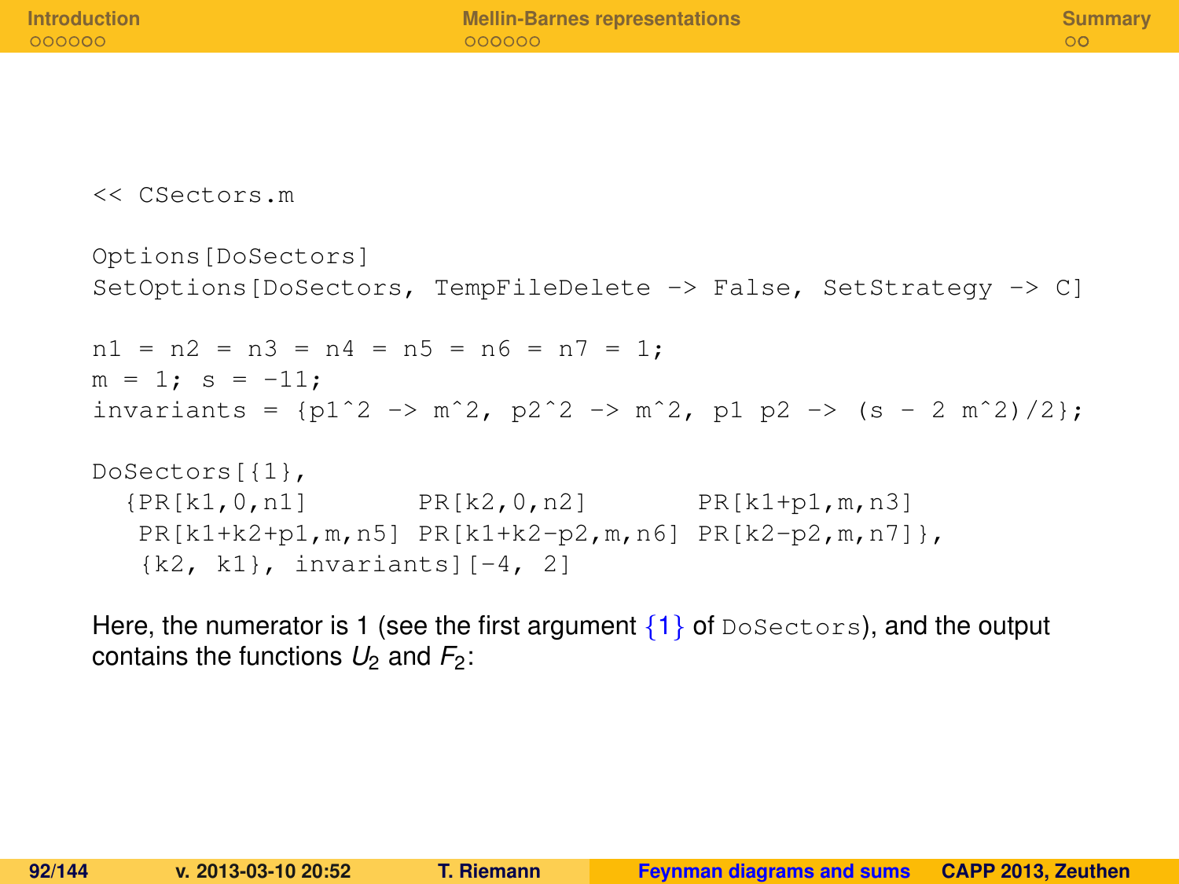```
<< CSectors.m

Options[DoSectors]
SetOptions[DoSectors, TempFileDelete -> False, SetStrategy -> C]

n1 = n2 = n3 = n4 = n5 = n6 = n7 = 1;
m = 1; s = -11;
invariants = {p1^2 -> m^2, p2^2 -> m^2, p1 p2 -> (s - 2 m^2)/2};

DoSectors[{1},
  {PR[k1,0,n1]       PR[k2,0,n2]       PR[k1+p1,m,n3]
   PR[k1+k2+p1,m,n5] PR[k1+k2-p2,m,n6] PR[k2-p2,m,n7]},
   {k2, k1}, invariants][-4, 2]
```

Here, the numerator is 1 (see the first argument {1} of `DoSectors`), and the output contains the functions $U_2$ and $F_2$: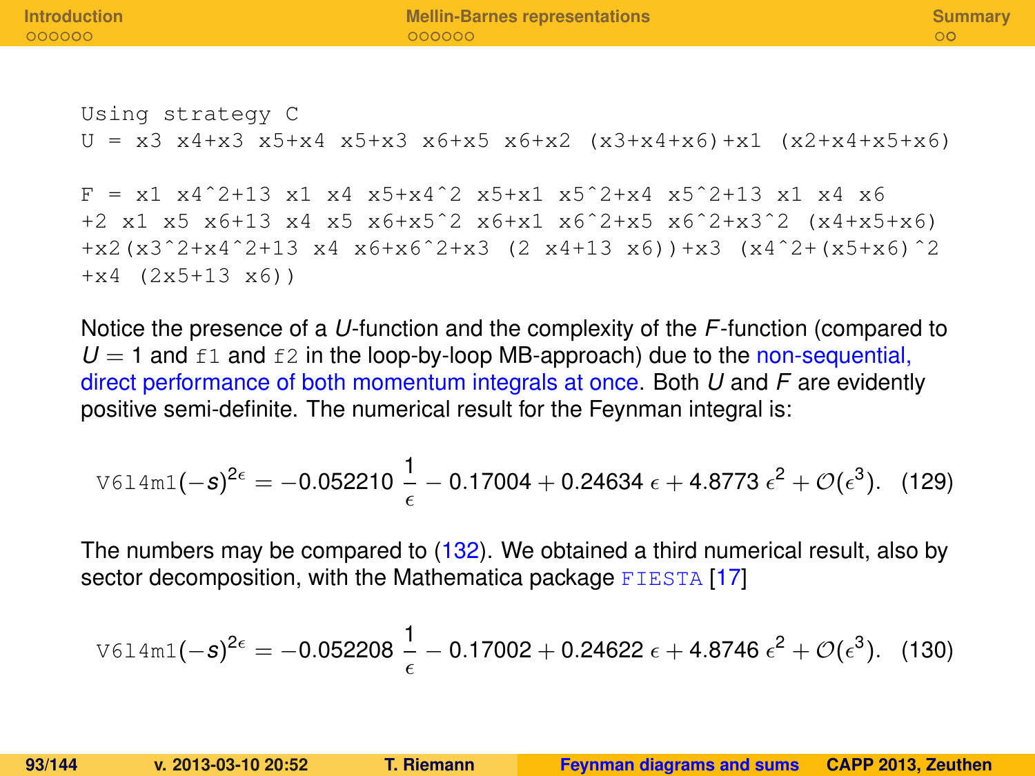```
Using strategy C
U = x3 x4+x3 x5+x4 x5+x3 x6+x5 x6+x2 (x3+x4+x6)+x1 (x2+x4+x5+x6)

F = x1 x4^2+13 x1 x4 x5+x4^2 x5+x1 x5^2+x4 x5^2+13 x1 x4 x6
+2 x1 x5 x6+13 x4 x5 x6+x5^2 x6+x1 x6^2+x5 x6^2+x3^2 (x4+x5+x6)
+x2(x3^2+x4^2+13 x4 x6+x6^2+x3 (2 x4+13 x6))+x3 (x4^2+(x5+x6)^2
+x4 (2x5+13 x6))
```

Notice the presence of a $U$-function and the complexity of the $F$-function (compared to $U = 1$ and `f1` and `f2` in the loop-by-loop MB-approach) due to the non-sequential, direct performance of both momentum integrals at once. Both $U$ and $F$ are evidently positive semi-definite. The numerical result for the Feynman integral is:

$$\texttt{V6l4m1}(-s)^{2\epsilon} = -0.052210\,\frac{1}{\epsilon} - 0.17004 + 0.24634\,\epsilon + 4.8773\,\epsilon^2 + \mathcal{O}(\epsilon^3). \quad (129)$$

The numbers may be compared to (132). We obtained a third numerical result, also by sector decomposition, with the Mathematica package `FIESTA` [17]

$$\texttt{V6l4m1}(-s)^{2\epsilon} = -0.052208\,\frac{1}{\epsilon} - 0.17002 + 0.24622\,\epsilon + 4.8746\,\epsilon^2 + \mathcal{O}(\epsilon^3). \quad (130)$$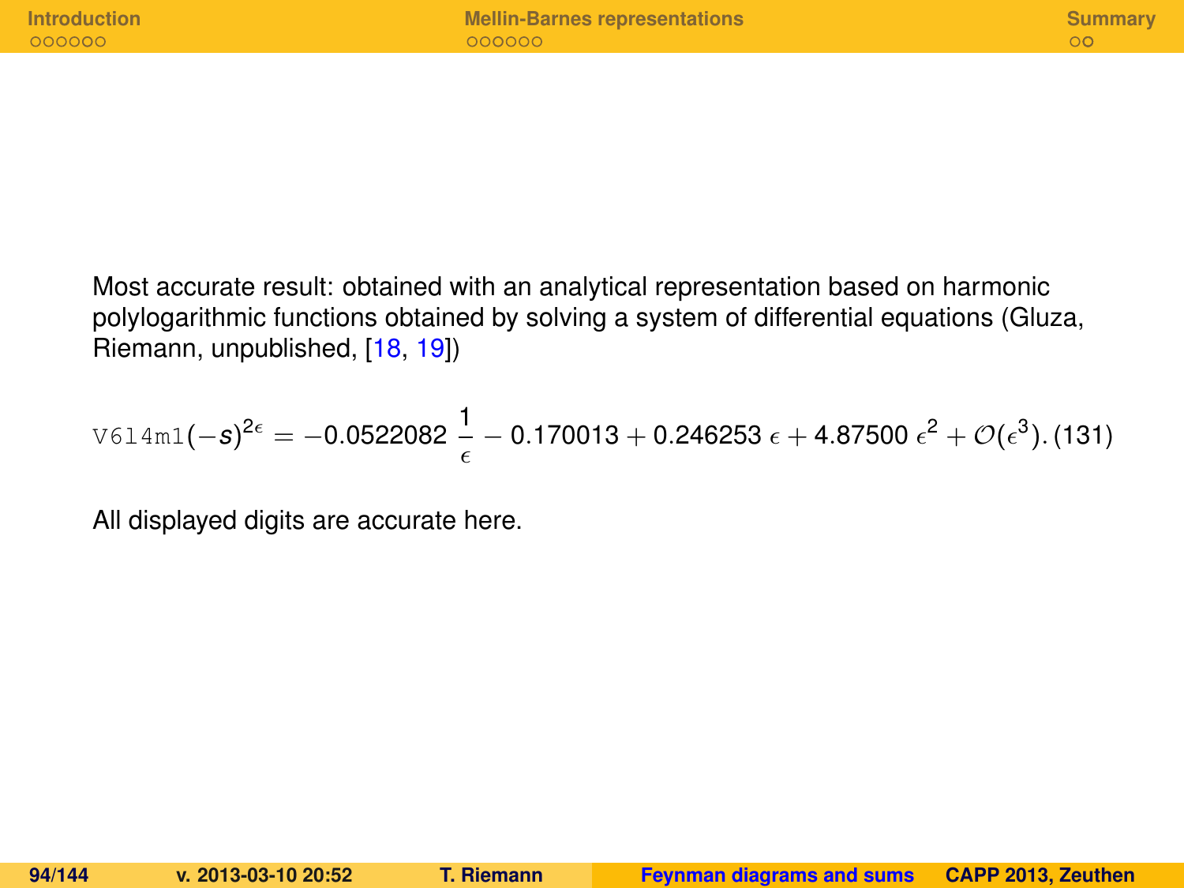Most accurate result: obtained with an analytical representation based on harmonic polylogarithmic functions obtained by solving a system of differential equations (Gluza, Riemann, unpublished, [18, 19])

$$\texttt{V6l4m1}(-s)^{2\epsilon} = -0.0522082\,\frac{1}{\epsilon} - 0.170013 + 0.246253\,\epsilon + 4.87500\,\epsilon^2 + \mathcal{O}(\epsilon^3). \quad (131)$$

All displayed digits are accurate here.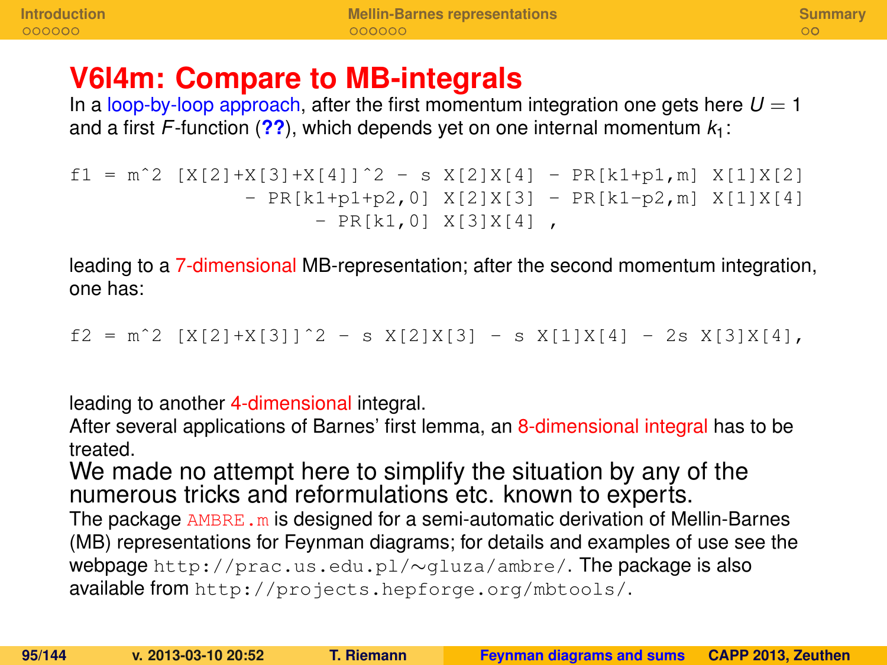# V6l4m: Compare to MB-integrals

In a loop-by-loop approach, after the first momentum integration one gets here $U = 1$ and a first $F$-function (**??**), which depends yet on one internal momentum $k_1$:

```
f1 = m^2 [X[2]+X[3]+X[4]]^2 - s X[2]X[4] - PR[k1+p1,m] X[1]X[2]
              - PR[k1+p1+p2,0] X[2]X[3] - PR[k1-p2,m] X[1]X[4]
                   - PR[k1,0] X[3]X[4] ,
```

leading to a 7-dimensional MB-representation; after the second momentum integration, one has:

```
f2 = m^2 [X[2]+X[3]]^2 - s X[2]X[3] - s X[1]X[4] - 2s X[3]X[4],
```

leading to another 4-dimensional integral.

After several applications of Barnes' first lemma, an 8-dimensional integral has to be treated.

We made no attempt here to simplify the situation by any of the numerous tricks and reformulations etc. known to experts.

The package `AMBRE.m` is designed for a semi-automatic derivation of Mellin-Barnes (MB) representations for Feynman diagrams; for details and examples of use see the webpage `http://prac.us.edu.pl/~gluza/ambre/`. The package is also available from `http://projects.hepforge.org/mbtools/`.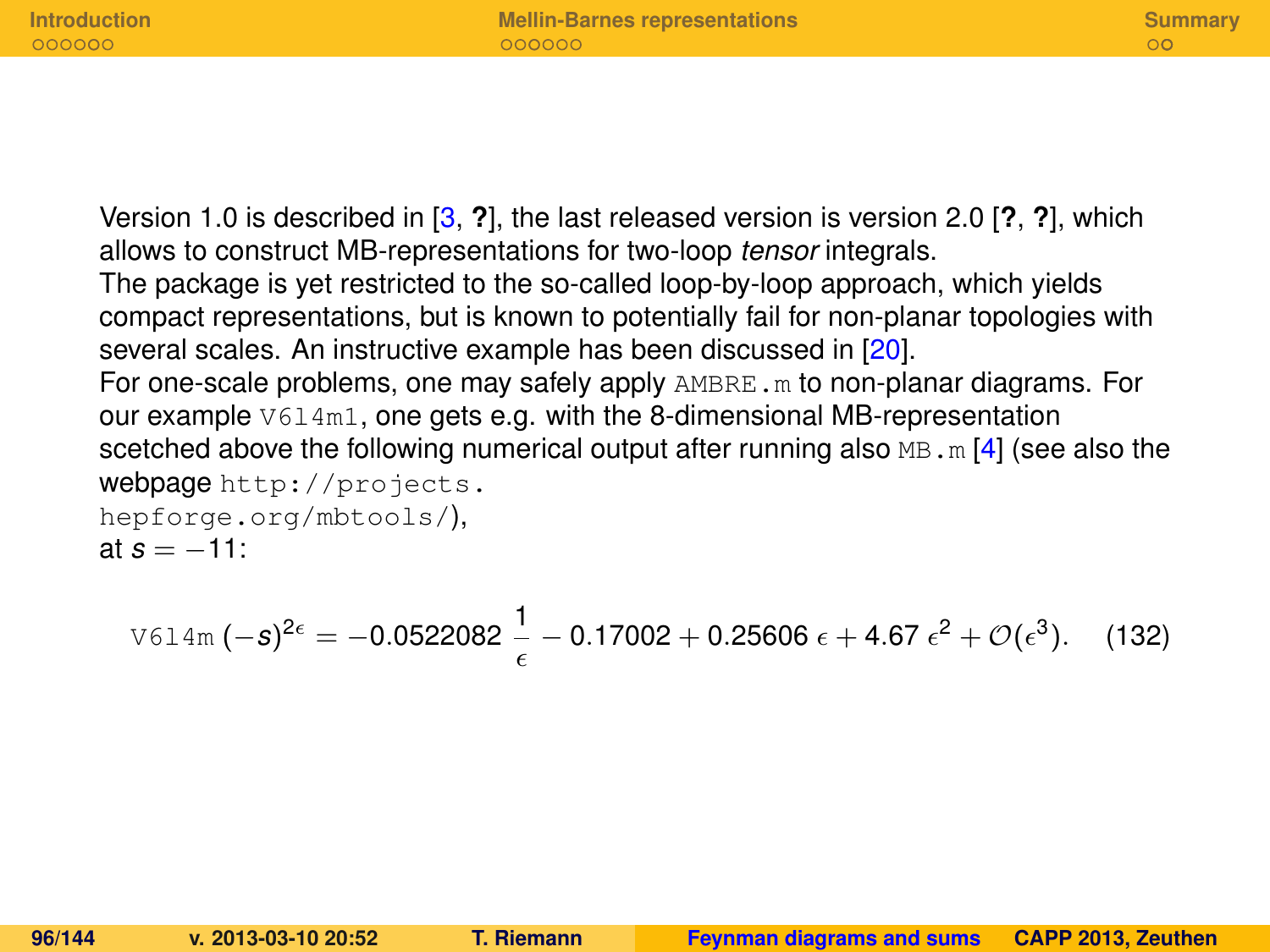Version 1.0 is described in [3, **?**], the last released version is version 2.0 [**?**, **?**], which allows to construct MB-representations for two-loop *tensor* integrals.
The package is yet restricted to the so-called loop-by-loop approach, which yields compact representations, but is known to potentially fail for non-planar topologies with several scales. An instructive example has been discussed in [20].
For one-scale problems, one may safely apply `AMBRE.m` to non-planar diagrams. For our example `V6l4m1`, one gets e.g. with the 8-dimensional MB-representation scetched above the following numerical output after running also `MB.m` [4] (see also the webpage `http://projects.hepforge.org/mbtools/`),
at $s = -11$:

$$\texttt{V6l4m}\,(-s)^{2\epsilon} = -0.0522082\,\frac{1}{\epsilon} - 0.17002 + 0.25606\,\epsilon + 4.67\,\epsilon^2 + \mathcal{O}(\epsilon^3). \qquad (132)$$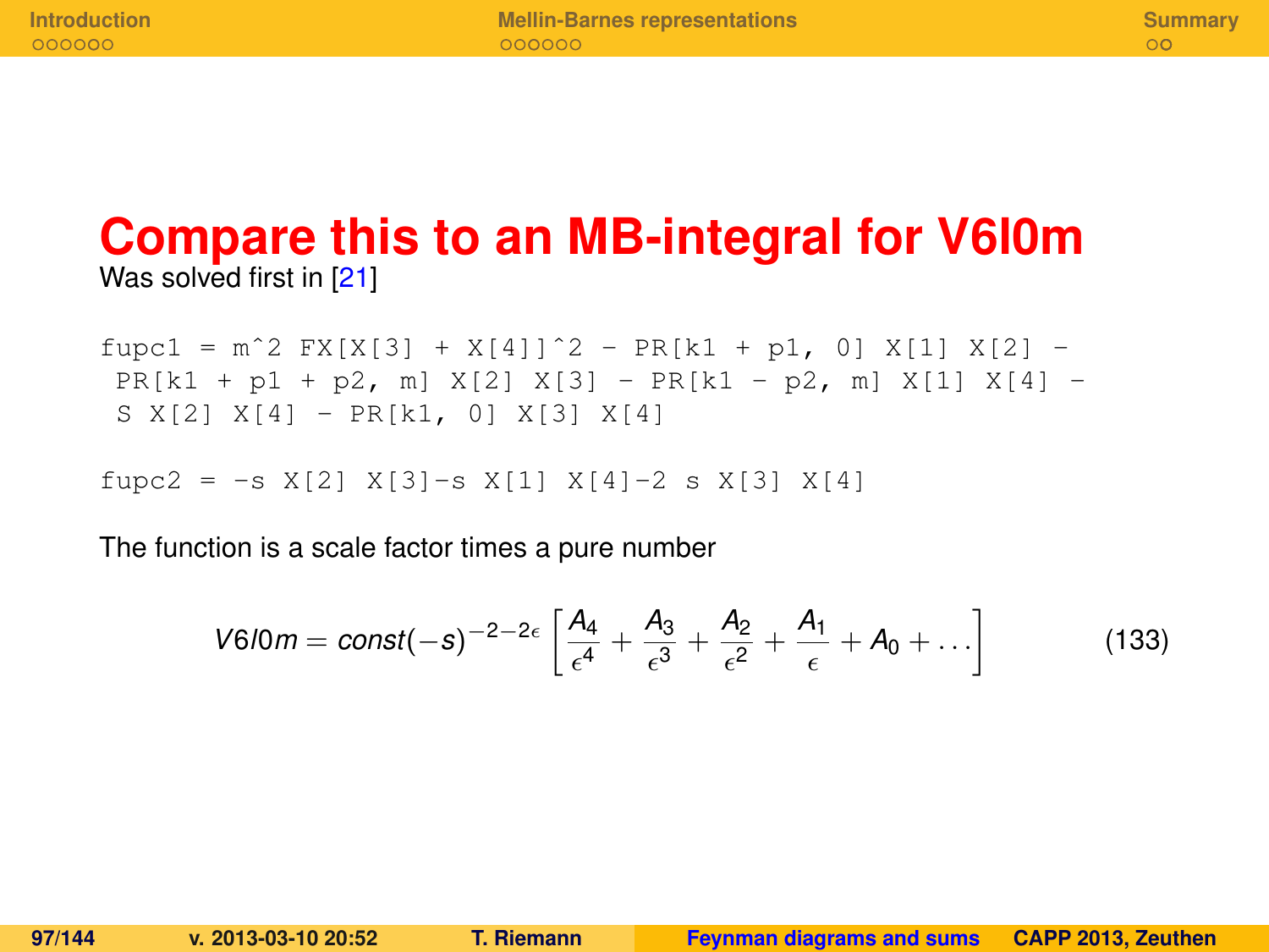# Compare this to an MB-integral for V6l0m

Was solved first in [21]

```
fupc1 = m^2 FX[X[3] + X[4]]^2 - PR[k1 + p1, 0] X[1] X[2] -
 PR[k1 + p1 + p2, m] X[2] X[3] - PR[k1 - p2, m] X[1] X[4] -
 S X[2] X[4] - PR[k1, 0] X[3] X[4]
```

```
fupc2 = -s X[2] X[3]-s X[1] X[4]-2 s X[3] X[4]
```

The function is a scale factor times a pure number

$$V6l0m = const(-s)^{-2-2\epsilon}\left[\frac{A_4}{\epsilon^4}+\frac{A_3}{\epsilon^3}+\frac{A_2}{\epsilon^2}+\frac{A_1}{\epsilon}+A_0+\ldots\right] \qquad (133)$$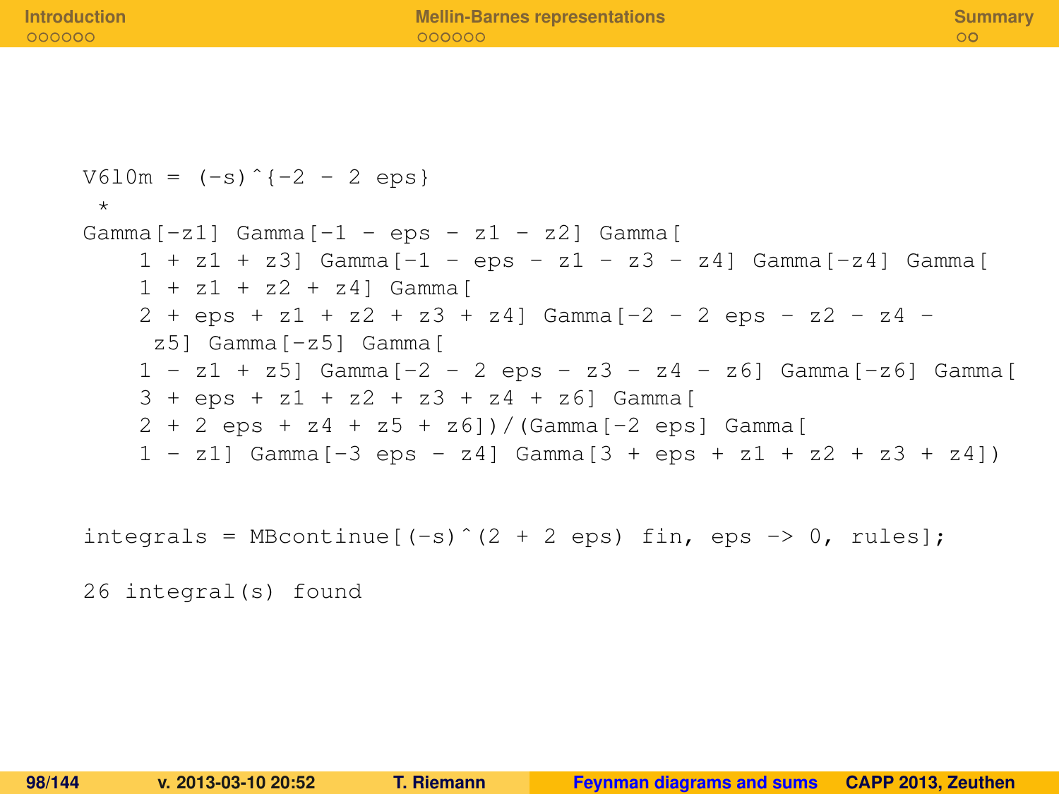```
V6l0m = (-s)^{-2 - 2 eps}
 *
Gamma[-z1] Gamma[-1 - eps - z1 - z2] Gamma[
    1 + z1 + z3] Gamma[-1 - eps - z1 - z3 - z4] Gamma[-z4] Gamma[
    1 + z1 + z2 + z4] Gamma[
    2 + eps + z1 + z2 + z3 + z4] Gamma[-2 - 2 eps - z2 - z4 -
     z5] Gamma[-z5] Gamma[
    1 - z1 + z5] Gamma[-2 - 2 eps - z3 - z4 - z6] Gamma[-z6] Gamma[
    3 + eps + z1 + z2 + z3 + z4 + z6] Gamma[
    2 + 2 eps + z4 + z5 + z6])/(Gamma[-2 eps] Gamma[
    1 - z1] Gamma[-3 eps - z4] Gamma[3 + eps + z1 + z2 + z3 + z4])
```

```
integrals = MBcontinue[(-s)^(2 + 2 eps) fin, eps -> 0, rules];

26 integral(s) found
```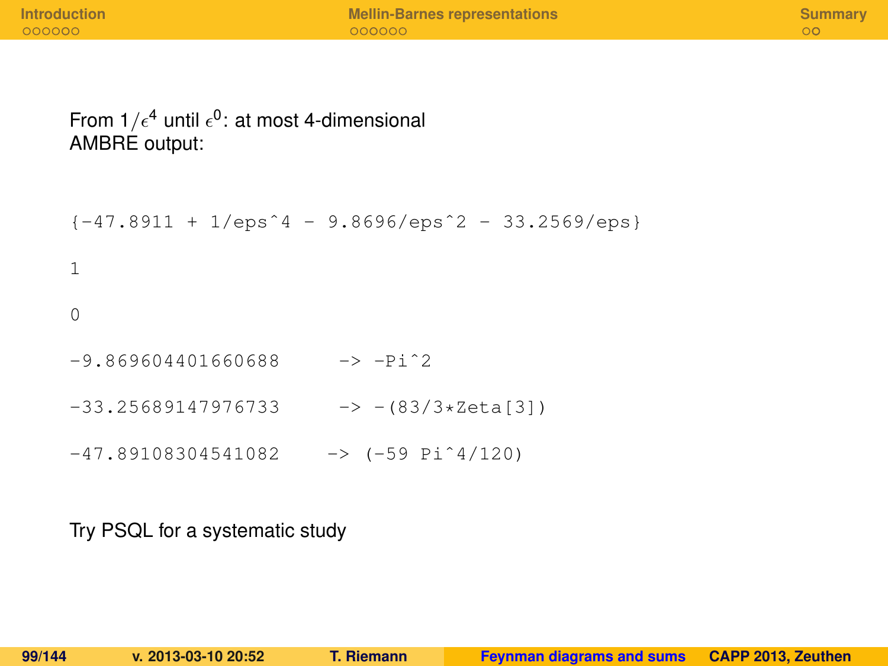From $1/\epsilon^4$ until $\epsilon^0$: at most 4-dimensional
AMBRE output:

```
{-47.8911 + 1/eps^4 - 9.8696/eps^2 - 33.2569/eps}

1

0

-9.869604401660688      -> -Pi^2

-33.25689147976733      -> -(83/3*Zeta[3])

-47.89108304541082     -> (-59 Pi^4/120)
```

Try PSQL for a systematic study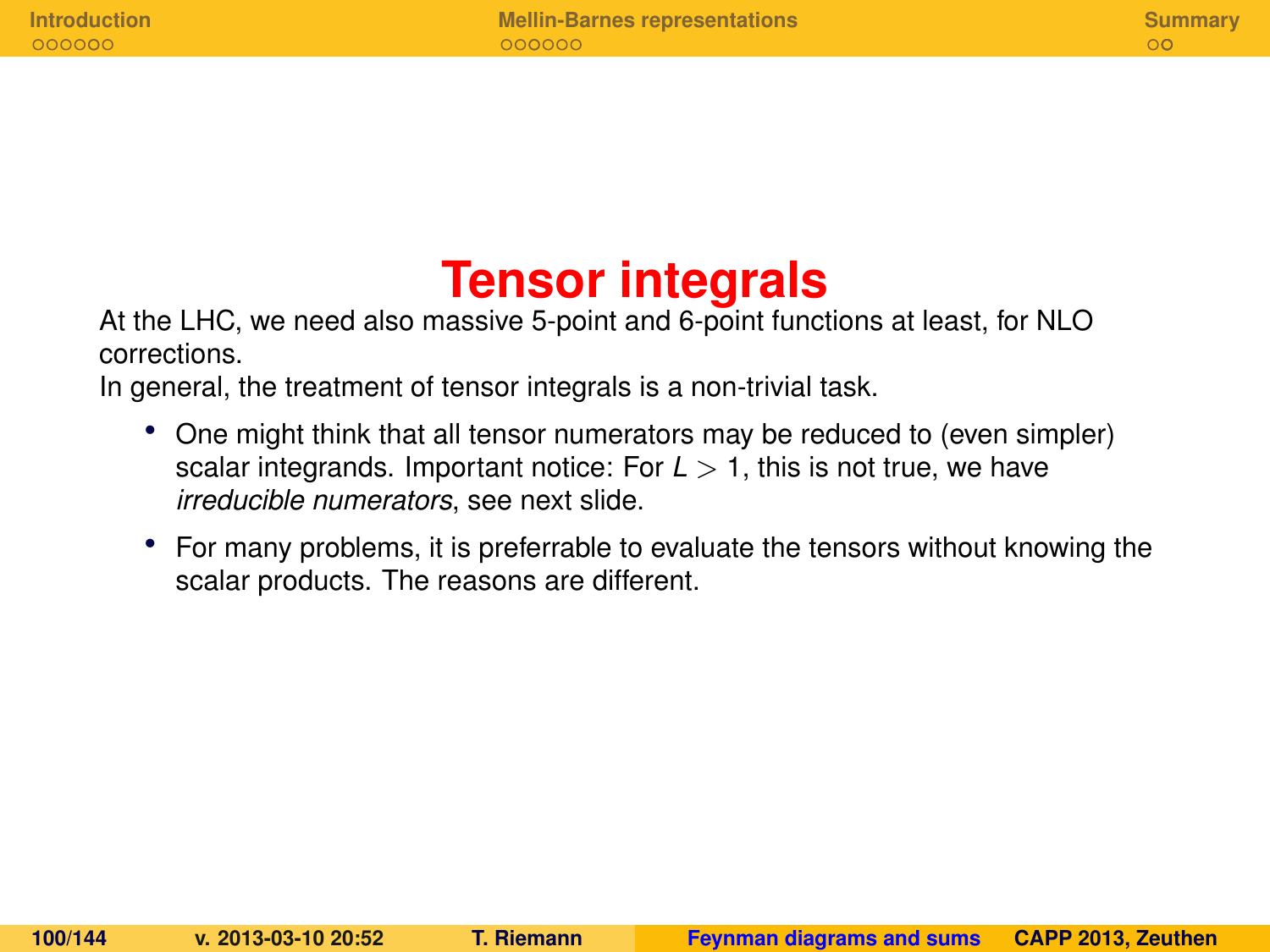# Tensor integrals

At the LHC, we need also massive 5-point and 6-point functions at least, for NLO corrections.
In general, the treatment of tensor integrals is a non-trivial task.

- One might think that all tensor numerators may be reduced to (even simpler) scalar integrands. Important notice: For $L > 1$, this is not true, we have *irreducible numerators*, see next slide.
- For many problems, it is preferrable to evaluate the tensors without knowing the scalar products. The reasons are different.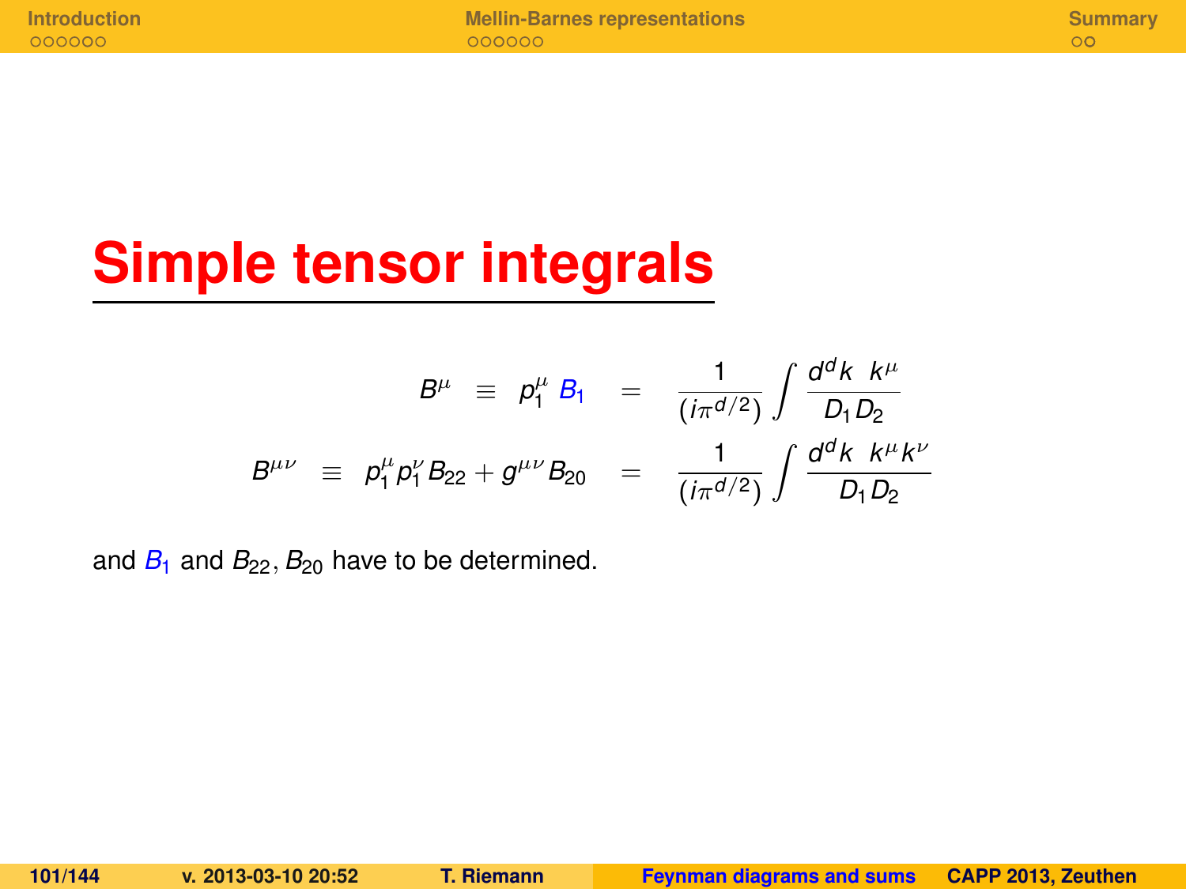# Simple tensor integrals

$$
\begin{aligned}
B^{\mu} &\equiv p_1^{\mu}\, B_1 &=& \quad \frac{1}{(i\pi^{d/2})}\int \frac{d^dk \;\; k^{\mu}}{D_1 D_2} \\
B^{\mu\nu} &\equiv p_1^{\mu} p_1^{\nu} B_{22} + g^{\mu\nu} B_{20} &=& \quad \frac{1}{(i\pi^{d/2})}\int \frac{d^dk \;\; k^{\mu} k^{\nu}}{D_1 D_2}
\end{aligned}
$$

and $B_1$ and $B_{22}, B_{20}$ have to be determined.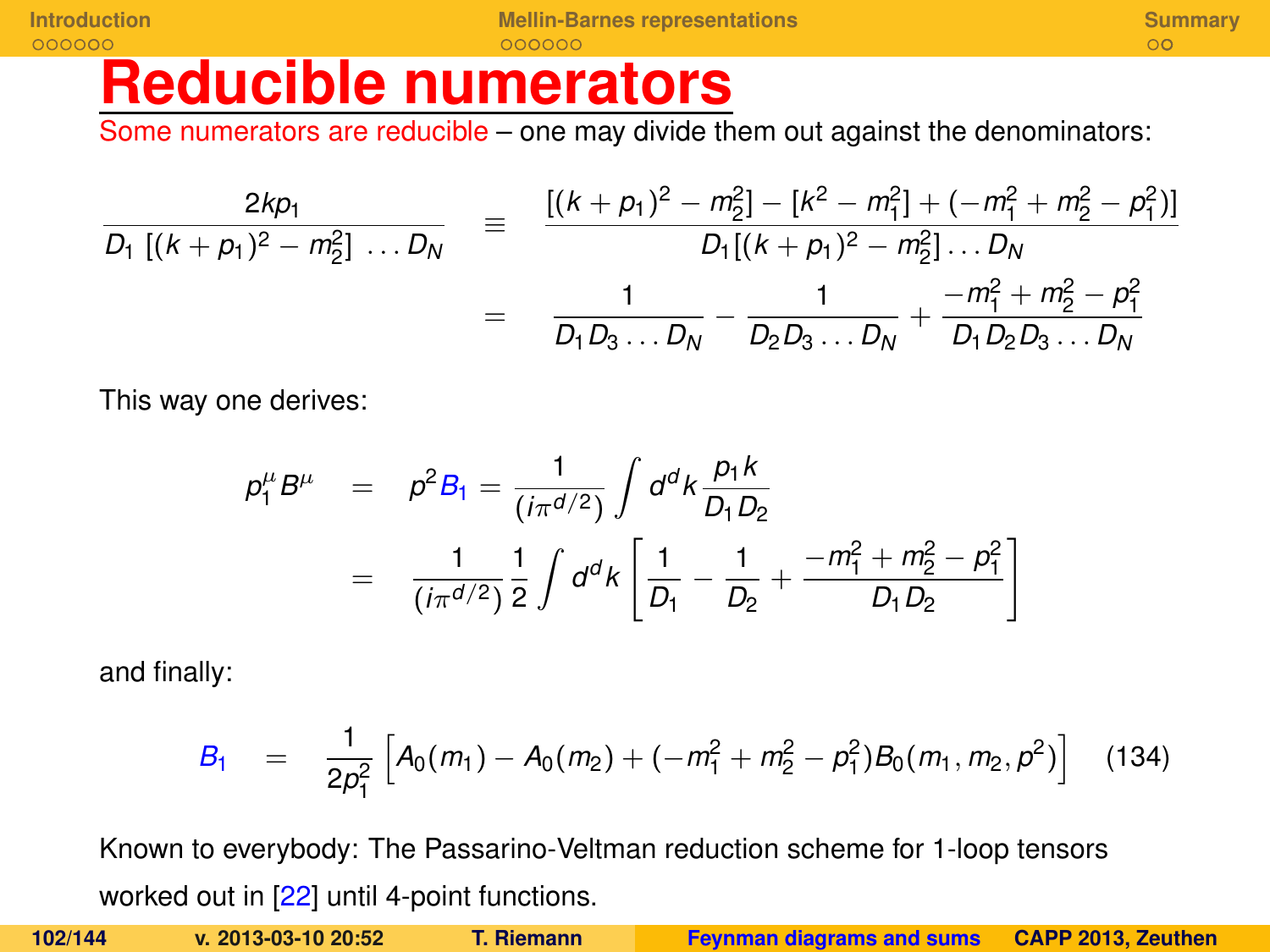# Reducible numerators

Some numerators are reducible – one may divide them out against the denominators:

$$
\frac{2kp_1}{D_1\ [(k+p_1)^2-m_2^2]\ \ldots D_N} \equiv \frac{[(k+p_1)^2-m_2^2]-[k^2-m_1^2]+(-m_1^2+m_2^2-p_1^2)]}{D_1[(k+p_1)^2-m_2^2]\ldots D_N}
$$

$$
= \frac{1}{D_1 D_3\ldots D_N} - \frac{1}{D_2 D_3 \ldots D_N} + \frac{-m_1^2+m_2^2-p_1^2}{D_1 D_2 D_3 \ldots D_N}
$$

This way one derives:

$$
\begin{aligned}
p_1^\mu B^\mu &= p^2 B_1 = \frac{1}{(i\pi^{d/2})}\int d^dk \frac{p_1 k}{D_1 D_2} \\
&= \frac{1}{(i\pi^{d/2})}\frac{1}{2}\int d^dk \left[\frac{1}{D_1} - \frac{1}{D_2} + \frac{-m_1^2+m_2^2-p_1^2}{D_1 D_2}\right]
\end{aligned}
$$

and finally:

$$
B_1 = \frac{1}{2p_1^2}\left[A_0(m_1) - A_0(m_2) + (-m_1^2+m_2^2-p_1^2)B_0(m_1,m_2,p^2)\right] \quad (134)
$$

Known to everybody: The Passarino-Veltman reduction scheme for 1-loop tensors worked out in [22] until 4-point functions.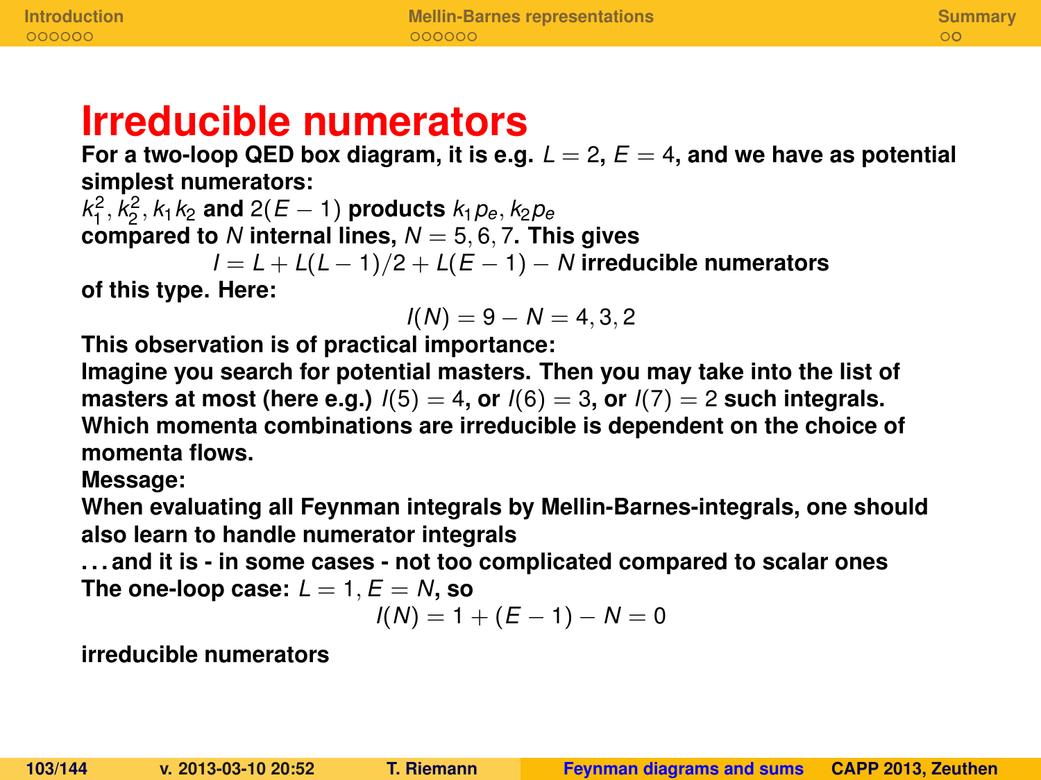# Irreducible numerators

**For a two-loop QED box diagram, it is e.g. $L = 2$, $E = 4$, and we have as potential simplest numerators:**

$k_1^2, k_2^2, k_1 k_2$ **and** $2(E-1)$ **products** $k_1 p_e, k_2 p_e$

**compared to** $N$ **internal lines,** $N = 5, 6, 7$**. This gives**

$$I = L + L(L-1)/2 + L(E-1) - N \text{ irreducible numerators}$$

**of this type. Here:**

$$I(N) = 9 - N = 4, 3, 2$$

**This observation is of practical importance:**

**Imagine you search for potential masters. Then you may take into the list of masters at most (here e.g.)** $I(5) = 4$**, or** $I(6) = 3$**, or** $I(7) = 2$ **such integrals.**

**Which momenta combinations are irreducible is dependent on the choice of momenta flows.**

**Message:**

**When evaluating all Feynman integrals by Mellin-Barnes-integrals, one should also learn to handle numerator integrals**

**. . . and it is - in some cases - not too complicated compared to scalar ones**

**The one-loop case:** $L = 1, E = N$**, so**

$$I(N) = 1 + (E-1) - N = 0$$

**irreducible numerators**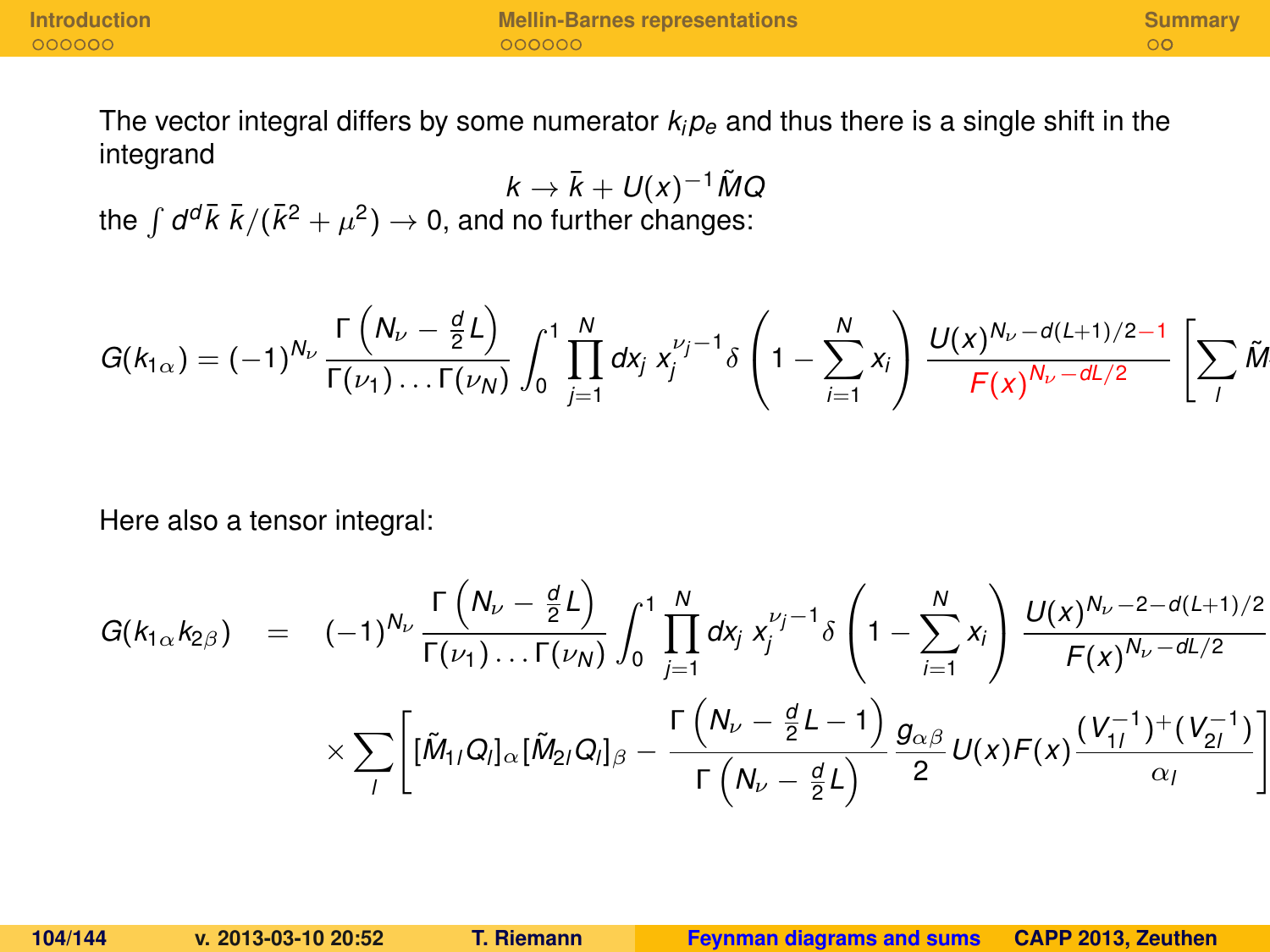The vector integral differs by some numerator $k_i p_e$ and thus there is a single shift in the integrand

$$k \to \bar{k} + U(x)^{-1}\tilde{M}Q$$

the $\int d^d\bar{k}\ \bar{k}/(\bar{k}^2 + \mu^2) \to 0$, and no further changes:

$$G(k_{1\alpha}) = (-1)^{N_\nu} \frac{\Gamma\left(N_\nu - \frac{d}{2}L\right)}{\Gamma(\nu_1)\dots\Gamma(\nu_N)} \int_0^1 \prod_{j=1}^{N} dx_j\ x_j^{\nu_j - 1} \delta\left(1 - \sum_{i=1}^{N} x_i\right) \frac{U(x)^{N_\nu - d(L+1)/2 - 1}}{F(x)^{N_\nu - dL/2}} \left[\sum_l \tilde{M}\right.$$

Here also a tensor integral:

$$\begin{aligned}
G(k_{1\alpha}k_{2\beta}) \quad = \quad & (-1)^{N_\nu} \frac{\Gamma\left(N_\nu - \frac{d}{2}L\right)}{\Gamma(\nu_1)\dots\Gamma(\nu_N)} \int_0^1 \prod_{j=1}^{N} dx_j\ x_j^{\nu_j - 1} \delta\left(1 - \sum_{i=1}^{N} x_i\right) \frac{U(x)^{N_\nu - 2 - d(L+1)/2}}{F(x)^{N_\nu - dL/2}} \\
& \times \sum_l \left[ [\tilde{M}_{1l}Q_l]_\alpha [\tilde{M}_{2l}Q_l]_\beta - \frac{\Gamma\left(N_\nu - \frac{d}{2}L - 1\right)}{\Gamma\left(N_\nu - \frac{d}{2}L\right)} \frac{g_{\alpha\beta}}{2} U(x)F(x) \frac{(V_{1l}^{-1})^+ (V_{2l}^{-1})}{\alpha_l} \right]
\end{aligned}$$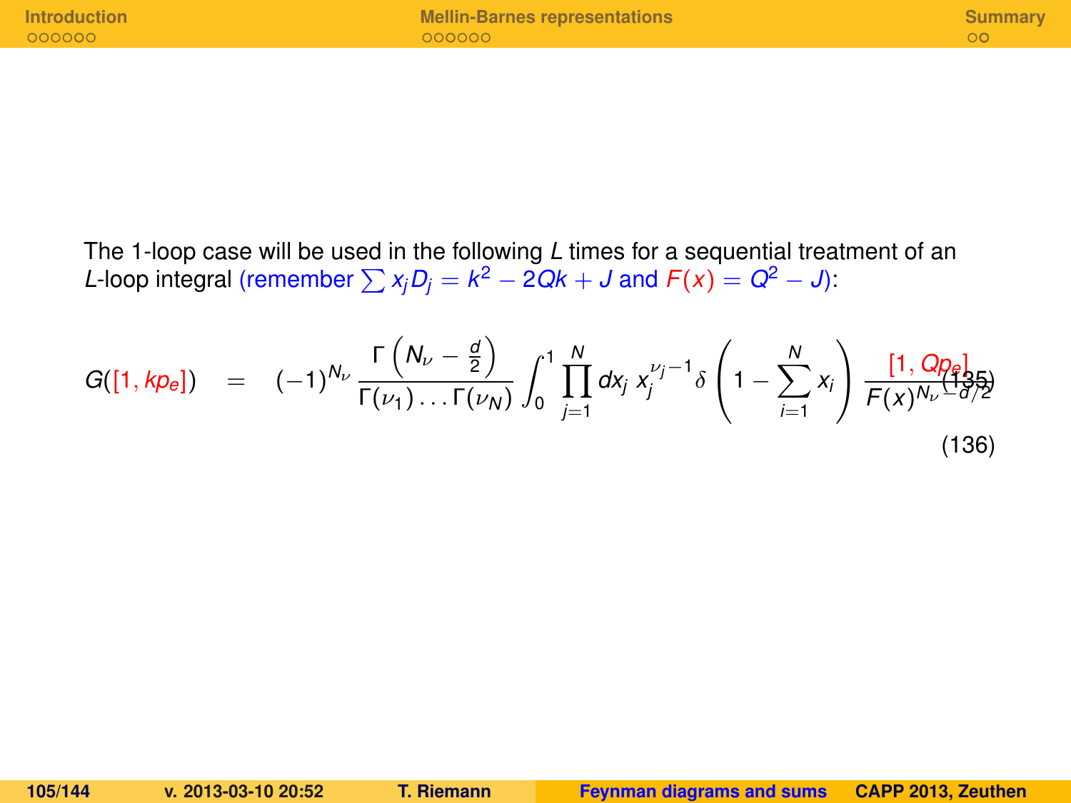The 1-loop case will be used in the following $L$ times for a sequential treatment of an $L$-loop integral (remember $\sum x_j D_j = k^2 - 2Qk + J$ and $F(x) = Q^2 - J$):

$$G([1, kp_e]) = (-1)^{N_\nu} \frac{\Gamma\left(N_\nu - \frac{d}{2}\right)}{\Gamma(\nu_1)\ldots\Gamma(\nu_N)} \int_0^1 \prod_{j=1}^{N} dx_j \, x_j^{\nu_j - 1} \delta\left(1 - \sum_{i=1}^{N} x_i\right) \frac{[1, Qp_e]}{F(x)^{N_\nu - d/2}} \tag{135}$$

(136)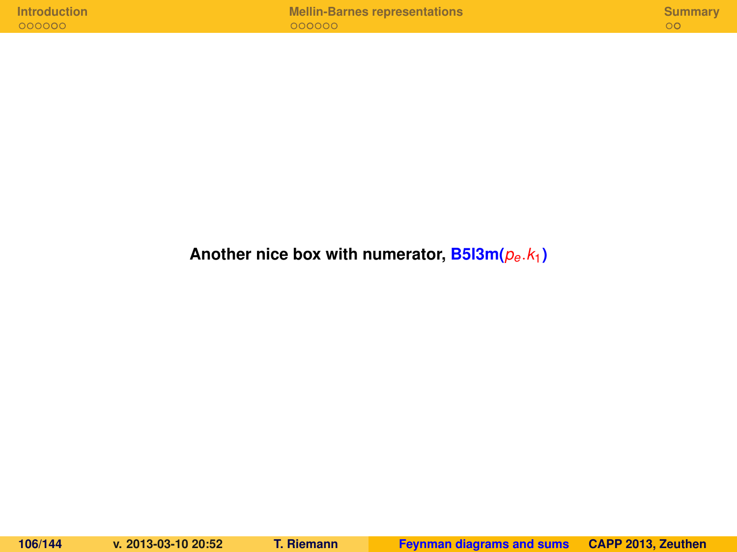**Another nice box with numerator, B5l3m($p_e.k_1$)**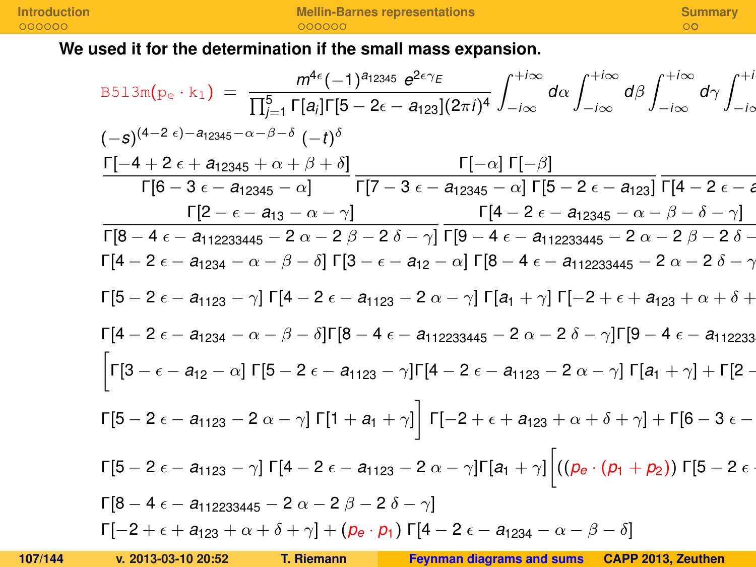**We used it for the determination if the small mass expansion.**

$$\texttt{B5l3m}(p_e \cdot k_1) = \frac{m^{4\epsilon}(-1)^{a_{12345}}\, e^{2\epsilon\gamma_E}}{\prod_{j=1}^{5}\Gamma[a_j]\Gamma[5-2\epsilon-a_{123}](2\pi i)^4} \int_{-i\infty}^{+i\infty} d\alpha \int_{-i\infty}^{+i\infty} d\beta \int_{-i\infty}^{+i\infty} d\gamma \int_{-i\infty}^{+i}$$

$$(-s)^{(4-2\,\epsilon)-a_{12345}-\alpha-\beta-\delta}\ (-t)^{\delta}$$

$$\frac{\Gamma[-4+2\,\epsilon+a_{12345}+\alpha+\beta+\delta]}{\Gamma[6-3\,\epsilon-a_{12345}-\alpha]}\ \frac{\Gamma[-\alpha]\,\Gamma[-\beta]}{\Gamma[7-3\,\epsilon-a_{12345}-\alpha]\,\Gamma[5-2\,\epsilon-a_{123}]}\ \frac{}{\Gamma[4-2\,\epsilon-a}$$

$$\frac{\Gamma[2-\epsilon-a_{13}-\alpha-\gamma]}{\Gamma[8-4\,\epsilon-a_{112233445}-2\,\alpha-2\,\beta-2\,\delta-\gamma]}\ \frac{\Gamma[4-2\,\epsilon-a_{12345}-\alpha-\beta-\delta-\gamma]}{\Gamma[9-4\,\epsilon-a_{112233445}-2\,\alpha-2\,\beta-2\,\delta-}$$

$$\Gamma[4-2\,\epsilon-a_{1234}-\alpha-\beta-\delta]\ \Gamma[3-\epsilon-a_{12}-\alpha]\ \Gamma[8-4\,\epsilon-a_{112233445}-2\,\alpha-2\,\delta-\gamma$$

$$\Gamma[5-2\,\epsilon-a_{1123}-\gamma]\ \Gamma[4-2\,\epsilon-a_{1123}-2\,\alpha-\gamma]\ \Gamma[a_1+\gamma]\ \Gamma[-2+\epsilon+a_{123}+\alpha+\delta+$$

$$\Gamma[4-2\,\epsilon-a_{1234}-\alpha-\beta-\delta]\Gamma[8-4\,\epsilon-a_{112233445}-2\,\alpha-2\,\delta-\gamma]\Gamma[9-4\,\epsilon-a_{112233}$$

$$\Big[\Gamma[3-\epsilon-a_{12}-\alpha]\ \Gamma[5-2\,\epsilon-a_{1123}-\gamma]\Gamma[4-2\,\epsilon-a_{1123}-2\,\alpha-\gamma]\ \Gamma[a_1+\gamma]+\Gamma[2-$$

$$\Gamma[5-2\,\epsilon-a_{1123}-2\,\alpha-\gamma]\ \Gamma[1+a_1+\gamma]\Big]\ \Gamma[-2+\epsilon+a_{123}+\alpha+\delta+\gamma]+\Gamma[6-3\,\epsilon-$$

$$\Gamma[5-2\,\epsilon-a_{1123}-\gamma]\ \Gamma[4-2\,\epsilon-a_{1123}-2\,\alpha-\gamma]\Gamma[a_1+\gamma]\Big[((p_e\cdot(p_1+p_2))\ \Gamma[5-2\,\epsilon$$

$$\Gamma[8-4\,\epsilon-a_{112233445}-2\,\alpha-2\,\beta-2\,\delta-\gamma]$$

$$\Gamma[-2+\epsilon+a_{123}+\alpha+\delta+\gamma]+(p_e\cdot p_1)\ \Gamma[4-2\,\epsilon-a_{1234}-\alpha-\beta-\delta]$$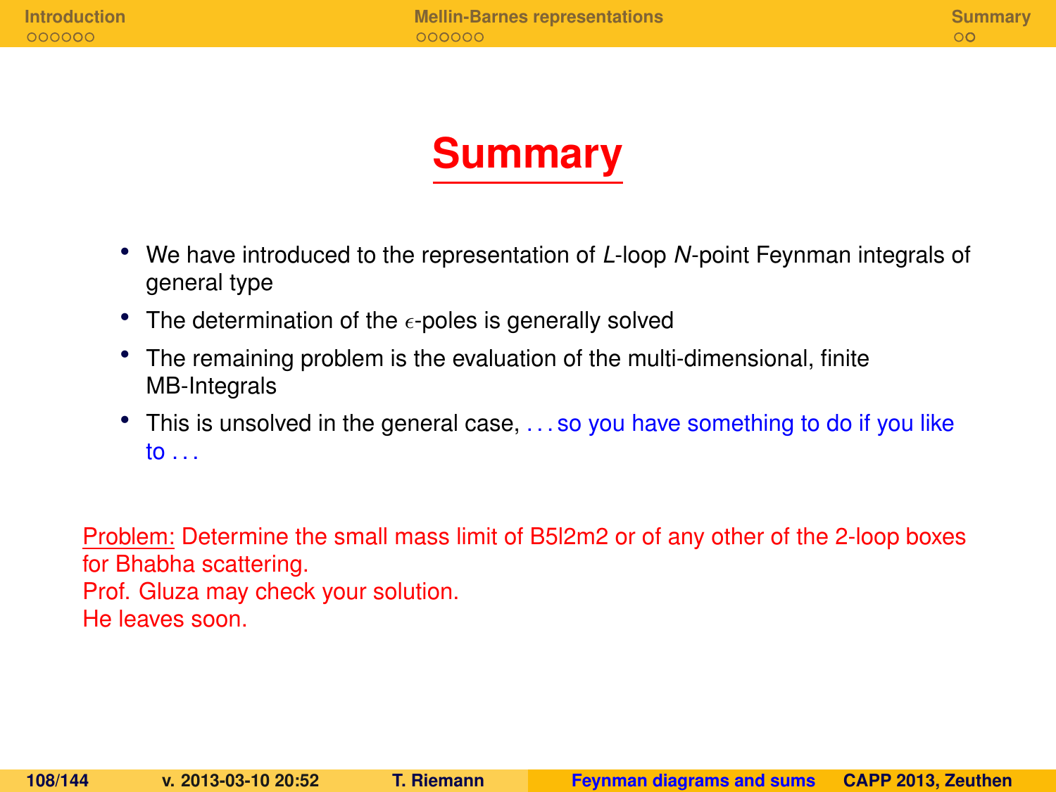# Summary

- We have introduced to the representation of *L*-loop *N*-point Feynman integrals of general type
- The determination of the $\epsilon$-poles is generally solved
- The remaining problem is the evaluation of the multi-dimensional, finite MB-Integrals
- This is unsolved in the general case, . . . so you have something to do if you like to . . .

Problem: Determine the small mass limit of B5l2m2 or of any other of the 2-loop boxes for Bhabha scattering.
Prof. Gluza may check your solution.
He leaves soon.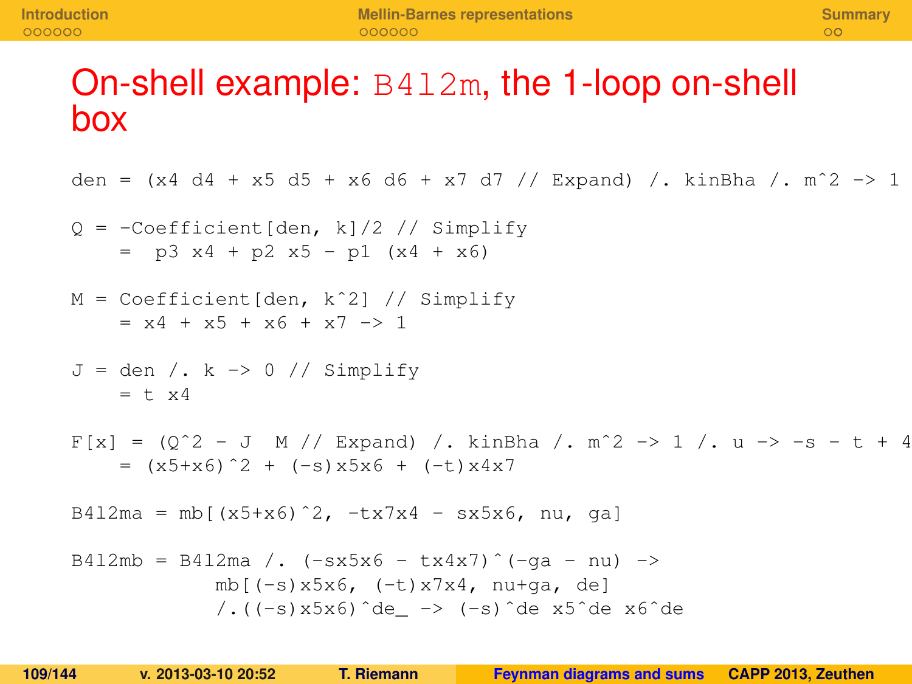# On-shell example: `B4l2m`, the 1-loop on-shell box

```
den = (x4 d4 + x5 d5 + x6 d6 + x7 d7 // Expand) /. kinBha /. m^2 -> 1

Q = -Coefficient[den, k]/2 // Simplify
  =  p3 x4 + p2 x5 - p1 (x4 + x6)

M = Coefficient[den, k^2] // Simplify
  = x4 + x5 + x6 + x7 -> 1

J = den /. k -> 0 // Simplify
  = t x4

F[x] = (Q^2 - J  M // Expand) /. kinBha /. m^2 -> 1 /. u -> -s - t + 4
  = (x5+x6)^2 + (-s)x5x6 + (-t)x4x7

B4l2ma = mb[(x5+x6)^2, -tx7x4 - sx5x6, nu, ga]

B4l2mb = B4l2ma /. (-sx5x6 - tx4x7)^(-ga - nu) ->
            mb[(-s)x5x6, (-t)x7x4, nu+ga, de]
            /.((-s)x5x6)^de_ -> (-s)^de x5^de x6^de
```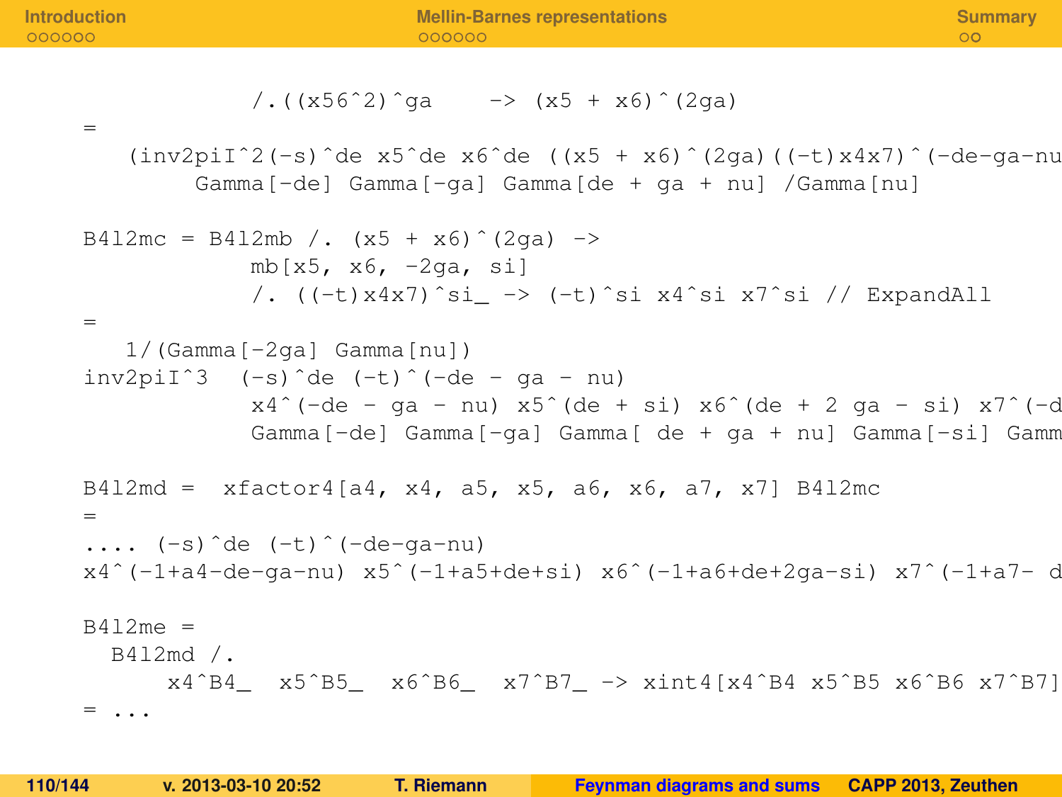```
          /.((x56^2)^ga    -> (x5 + x6)^(2ga)
=
   (inv2piI^2(-s)^de x5^de x6^de ((x5 + x6)^(2ga)((-t)x4x7)^(-de-ga-nu
       Gamma[-de] Gamma[-ga] Gamma[de + ga + nu] /Gamma[nu]

B4l2mc = B4l2mb /. (x5 + x6)^(2ga) ->
          mb[x5, x6, -2ga, si]
          /. ((-t)x4x7)^si_ -> (-t)^si x4^si x7^si // ExpandAll
=
   1/(Gamma[-2ga] Gamma[nu])
inv2piI^3  (-s)^de (-t)^(-de - ga - nu)
          x4^(-de - ga - nu) x5^(de + si) x6^(de + 2 ga - si) x7^(-d
          Gamma[-de] Gamma[-ga] Gamma[ de + ga + nu] Gamma[-si] Gamm

B4l2md =  xfactor4[a4, x4, a5, x5, a6, x6, a7, x7] B4l2mc
=
.... (-s)^de (-t)^(-de-ga-nu)
x4^(-1+a4-de-ga-nu) x5^(-1+a5+de+si) x6^(-1+a6+de+2ga-si) x7^(-1+a7- d

B4l2me =
  B4l2md /.
     x4^B4_  x5^B5_  x6^B6_  x7^B7_ -> xint4[x4^B4 x5^B5 x6^B6 x7^B7]
= ...
```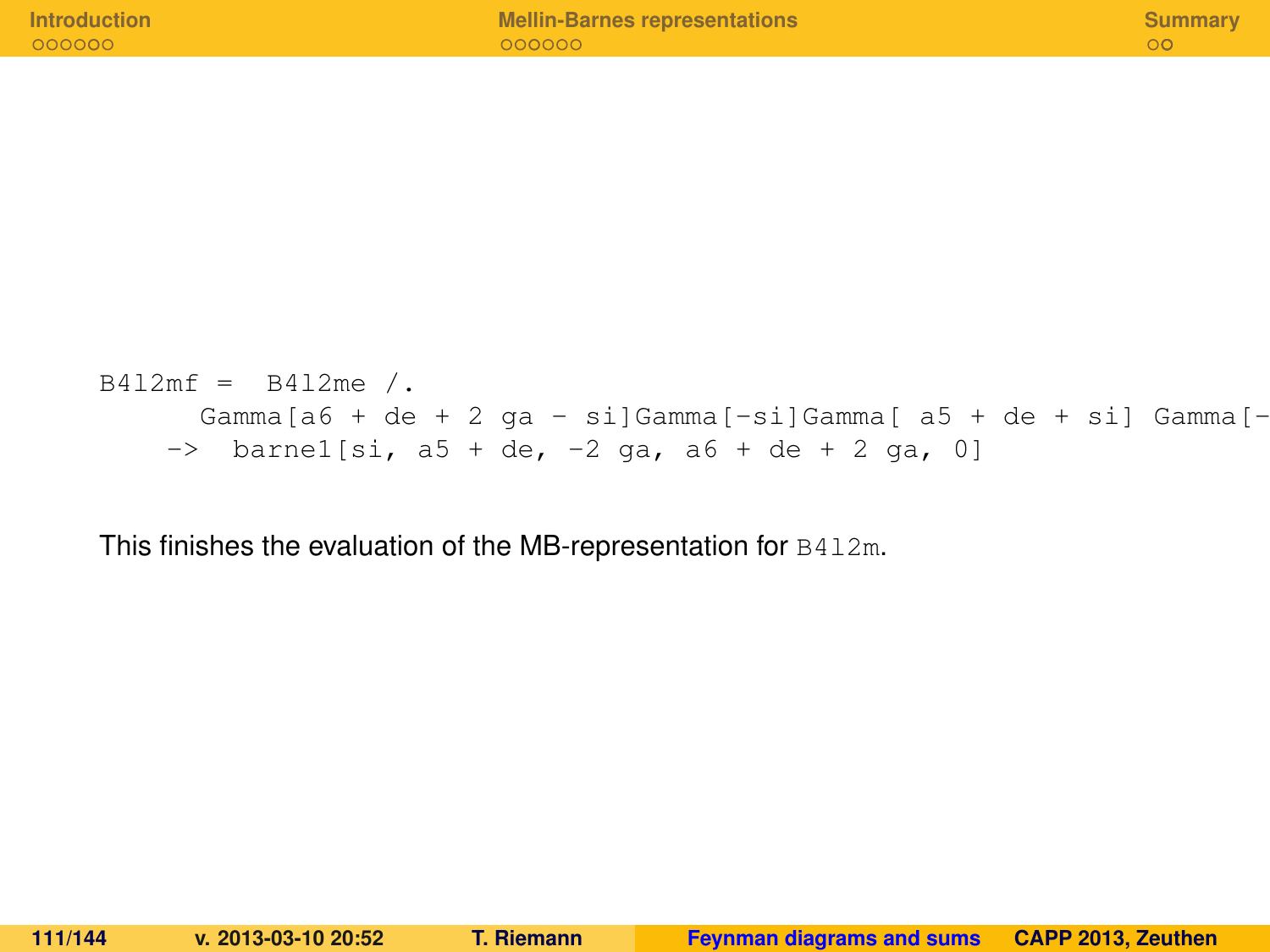```
B4l2mf =  B4l2me /.
      Gamma[a6 + de + 2 ga - si]Gamma[-si]Gamma[ a5 + de + si] Gamma[-
    ->  barne1[si, a5 + de, -2 ga, a6 + de + 2 ga, 0]
```

This finishes the evaluation of the MB-representation for `B4l2m`.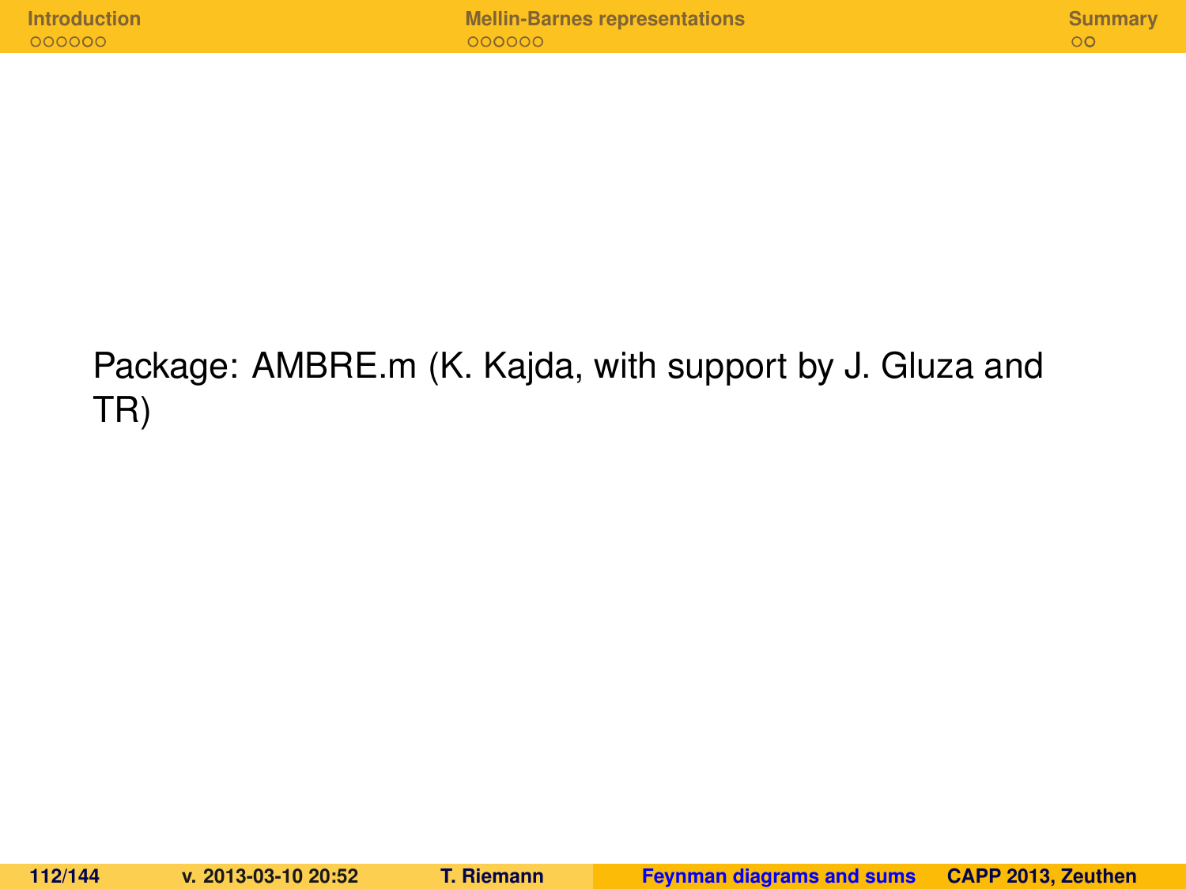Package: AMBRE.m (K. Kajda, with support by J. Gluza and TR)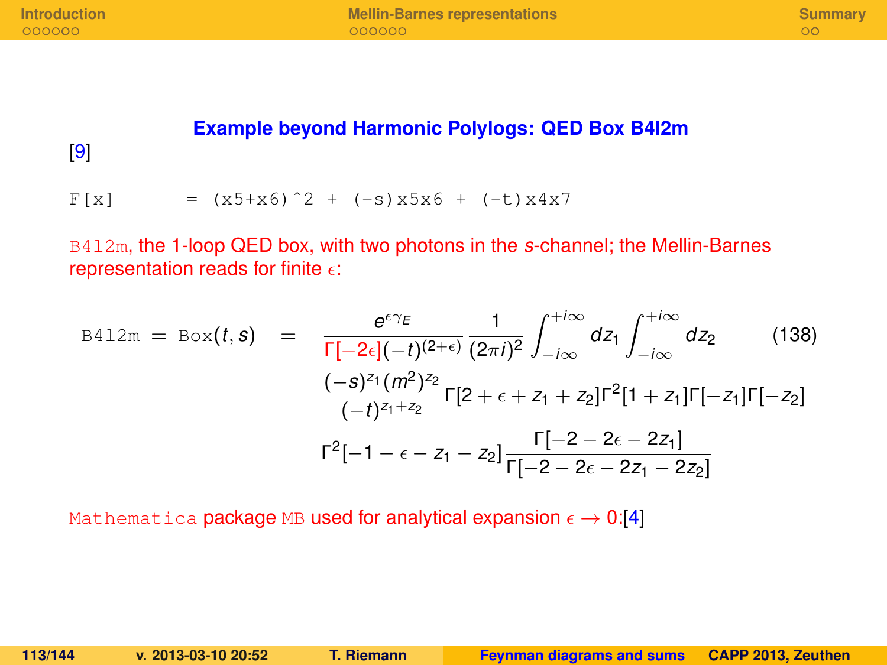### Example beyond Harmonic Polylogs: QED Box B4l2m

[9]

```
F[x]      = (x5+x6)^2 + (-s)x5x6 + (-t)x4x7
```

`B4l2m`, the 1-loop QED box, with two photons in the $s$-channel; the Mellin-Barnes representation reads for finite $\epsilon$:

$$
\begin{aligned}
\texttt{B4l2m} = \texttt{Box}(t,s) = {} & \frac{e^{\epsilon\gamma_E}}{\Gamma[-2\epsilon](-t)^{(2+\epsilon)}} \frac{1}{(2\pi i)^2} \int_{-i\infty}^{+i\infty} dz_1 \int_{-i\infty}^{+i\infty} dz_2 \\
& \frac{(-s)^{z_1}(m^2)^{z_2}}{(-t)^{z_1+z_2}} \Gamma[2+\epsilon+z_1+z_2]\Gamma^2[1+z_1]\Gamma[-z_1]\Gamma[-z_2] \\
& \Gamma^2[-1-\epsilon-z_1-z_2] \frac{\Gamma[-2-2\epsilon-2z_1]}{\Gamma[-2-2\epsilon-2z_1-2z_2]}
\end{aligned}
\tag{138}
$$

`Mathematica` package `MB` used for analytical expansion $\epsilon \to 0$:[4]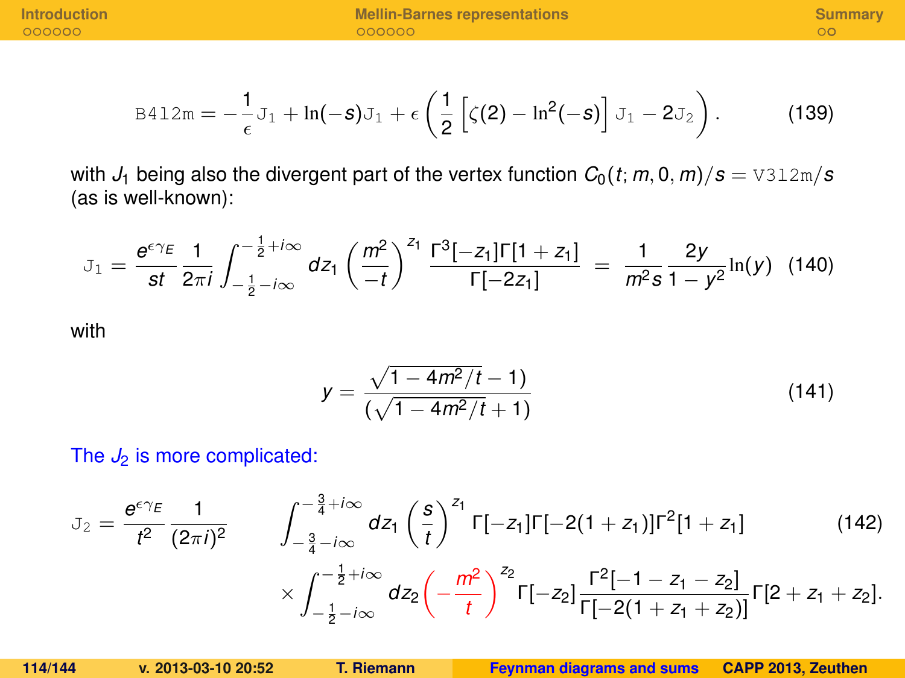$$\mathtt{B4l2m} = -\frac{1}{\epsilon}\mathtt{J}_1 + \ln(-s)\mathtt{J}_1 + \epsilon\left(\frac{1}{2}\left[\zeta(2) - \ln^2(-s)\right]\mathtt{J}_1 - 2\mathtt{J}_2\right). \tag{139}$$

with $J_1$ being also the divergent part of the vertex function $C_0(t; m, 0, m)/s = \mathtt{V3l2m}/s$ (as is well-known):

$$\mathtt{J}_1 = \frac{e^{\epsilon\gamma_E}}{st}\frac{1}{2\pi i}\int_{-\frac{1}{2}-i\infty}^{-\frac{1}{2}+i\infty} dz_1 \left(\frac{m^2}{-t}\right)^{z_1}\frac{\Gamma^3[-z_1]\Gamma[1+z_1]}{\Gamma[-2z_1]} = \frac{1}{m^2 s}\frac{2y}{1-y^2}\ln(y) \tag{140}$$

with

$$y = \frac{\sqrt{1-4m^2/t}-1)}{(\sqrt{1-4m^2/t}+1)} \tag{141}$$

The $J_2$ is more complicated:

$$\mathtt{J}_2 = \frac{e^{\epsilon\gamma_E}}{t^2}\frac{1}{(2\pi i)^2}\int_{-\frac{3}{4}-i\infty}^{-\frac{3}{4}+i\infty} dz_1 \left(\frac{s}{t}\right)^{z_1}\Gamma[-z_1]\Gamma[-2(1+z_1)]\Gamma^2[1+z_1]$$
$$\times\int_{-\frac{1}{2}-i\infty}^{-\frac{1}{2}+i\infty} dz_2 \left(-\frac{m^2}{t}\right)^{z_2}\Gamma[-z_2]\frac{\Gamma^2[-1-z_1-z_2]}{\Gamma[-2(1+z_1+z_2)]}\Gamma[2+z_1+z_2]. \tag{142}$$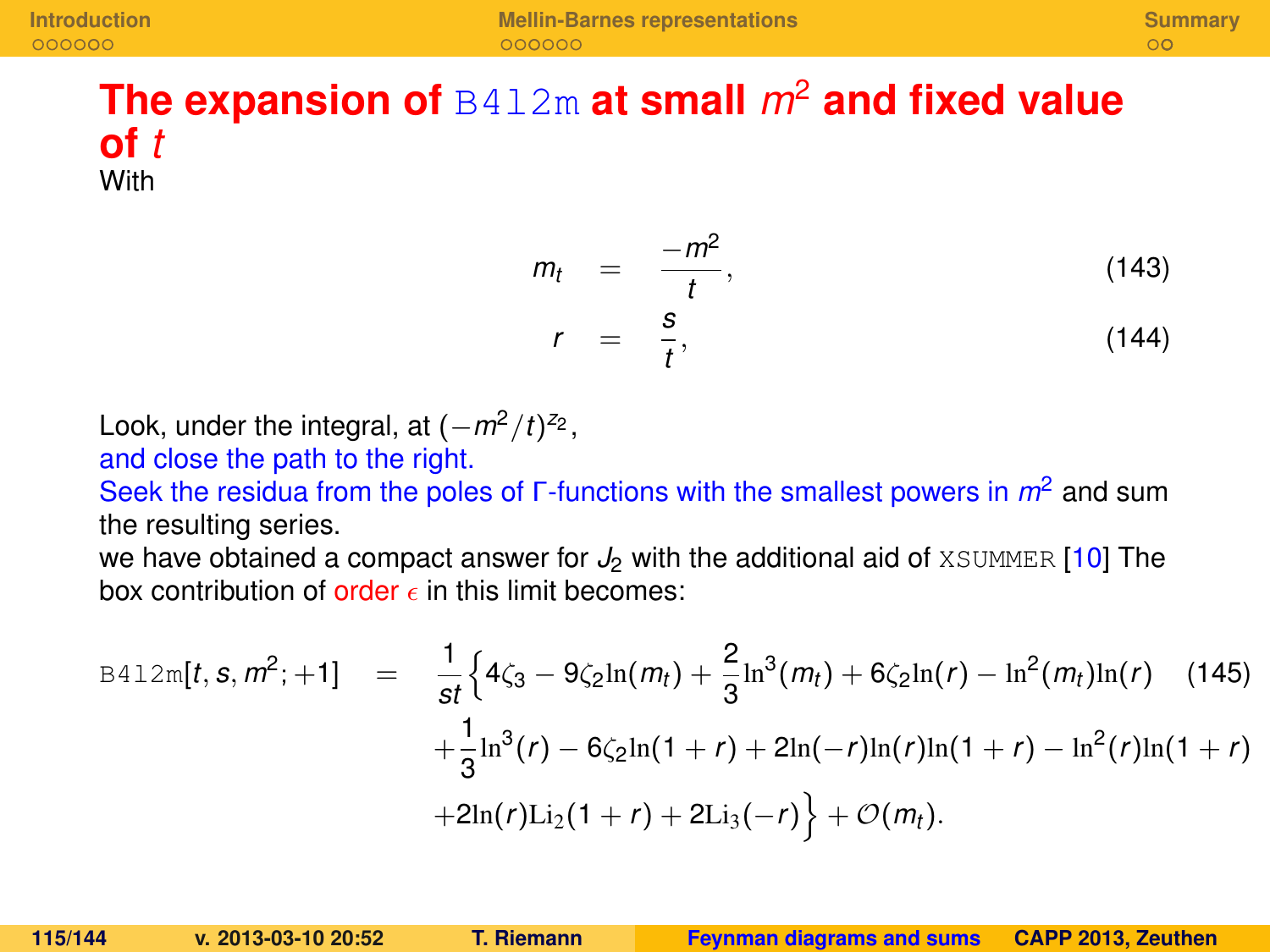# The expansion of `B4l2m` at small $m^2$ and fixed value of $t$

With

$$m_t = \frac{-m^2}{t}, \tag{143}$$

$$r = \frac{s}{t}, \tag{144}$$

Look, under the integral, at $(-m^2/t)^{z_2}$,
and close the path to the right.
Seek the residua from the poles of Γ-functions with the smallest powers in $m^2$ and sum the resulting series.
we have obtained a compact answer for $J_2$ with the additional aid of `XSUMMER` [10] The box contribution of order $\epsilon$ in this limit becomes:

$$\begin{aligned}
\texttt{B4l2m}[t, s, m^2; +1] \quad = \quad & \frac{1}{st}\Big\{4\zeta_3 - 9\zeta_2 \ln(m_t) + \frac{2}{3}\ln^3(m_t) + 6\zeta_2 \ln(r) - \ln^2(m_t)\ln(r) \\
& + \frac{1}{3}\ln^3(r) - 6\zeta_2 \ln(1+r) + 2\ln(-r)\ln(r)\ln(1+r) - \ln^2(r)\ln(1+r) \\
& + 2\ln(r)\mathrm{Li}_2(1+r) + 2\mathrm{Li}_3(-r)\Big\} + \mathcal{O}(m_t).
\end{aligned} \tag{145}$$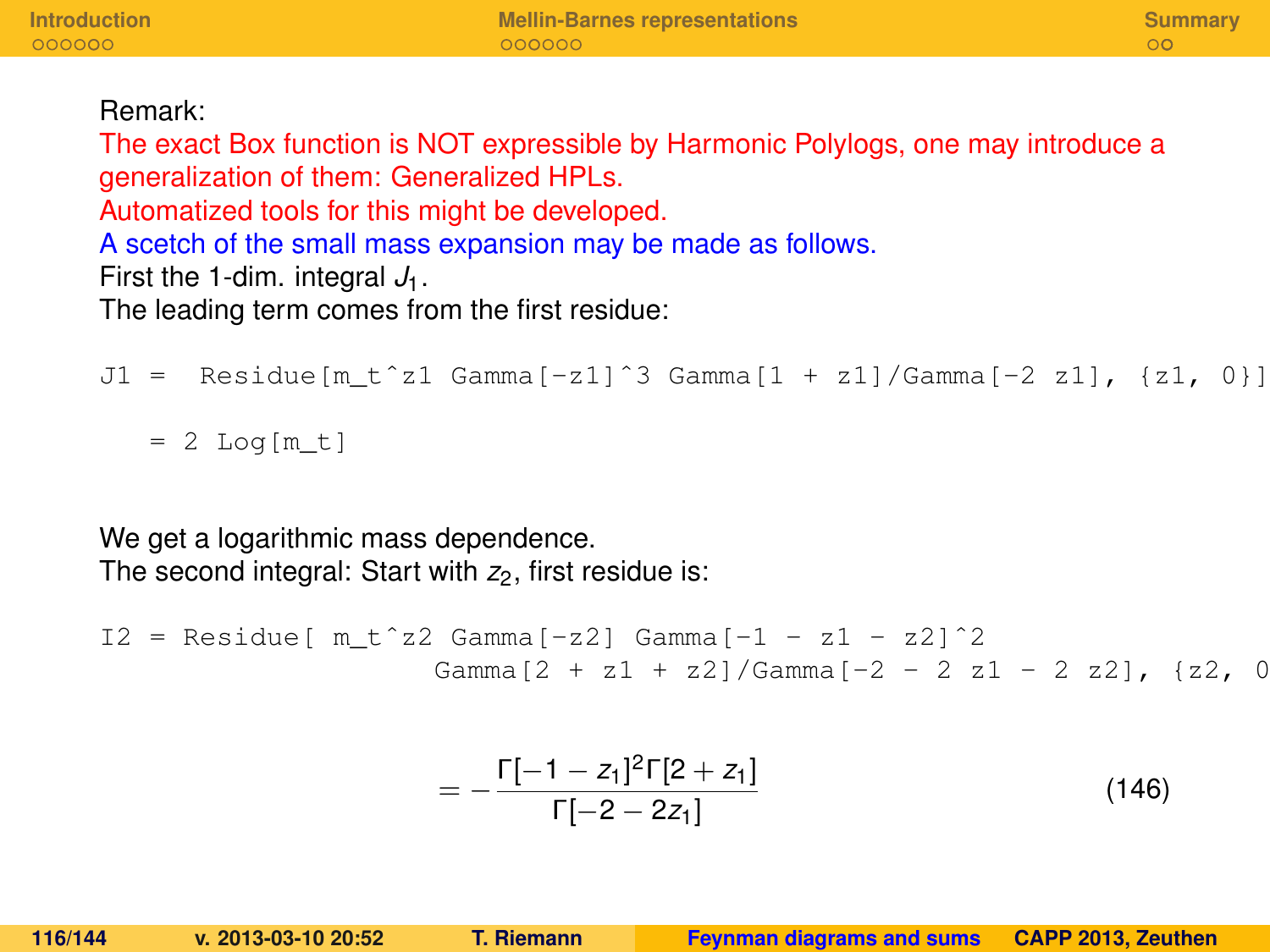Remark:

The exact Box function is NOT expressible by Harmonic Polylogs, one may introduce a generalization of them: Generalized HPLs.

Automatized tools for this might be developed.

A scetch of the small mass expansion may be made as follows.

First the 1-dim. integral $J_1$.

The leading term comes from the first residue:

```
J1 =  Residue[m_t^z1 Gamma[-z1]^3 Gamma[1 + z1]/Gamma[-2 z1], {z1, 0}]

   = 2 Log[m_t]
```

We get a logarithmic mass dependence.

The second integral: Start with $z_2$, first residue is:

```
I2 = Residue[ m_t^z2 Gamma[-z2] Gamma[-1 - z1 - z2]^2
                    Gamma[2 + z1 + z2]/Gamma[-2 - 2 z1 - 2 z2], {z2, 0
```

$$= -\frac{\Gamma[-1-z_1]^2 \Gamma[2+z_1]}{\Gamma[-2-2z_1]} \tag{146}$$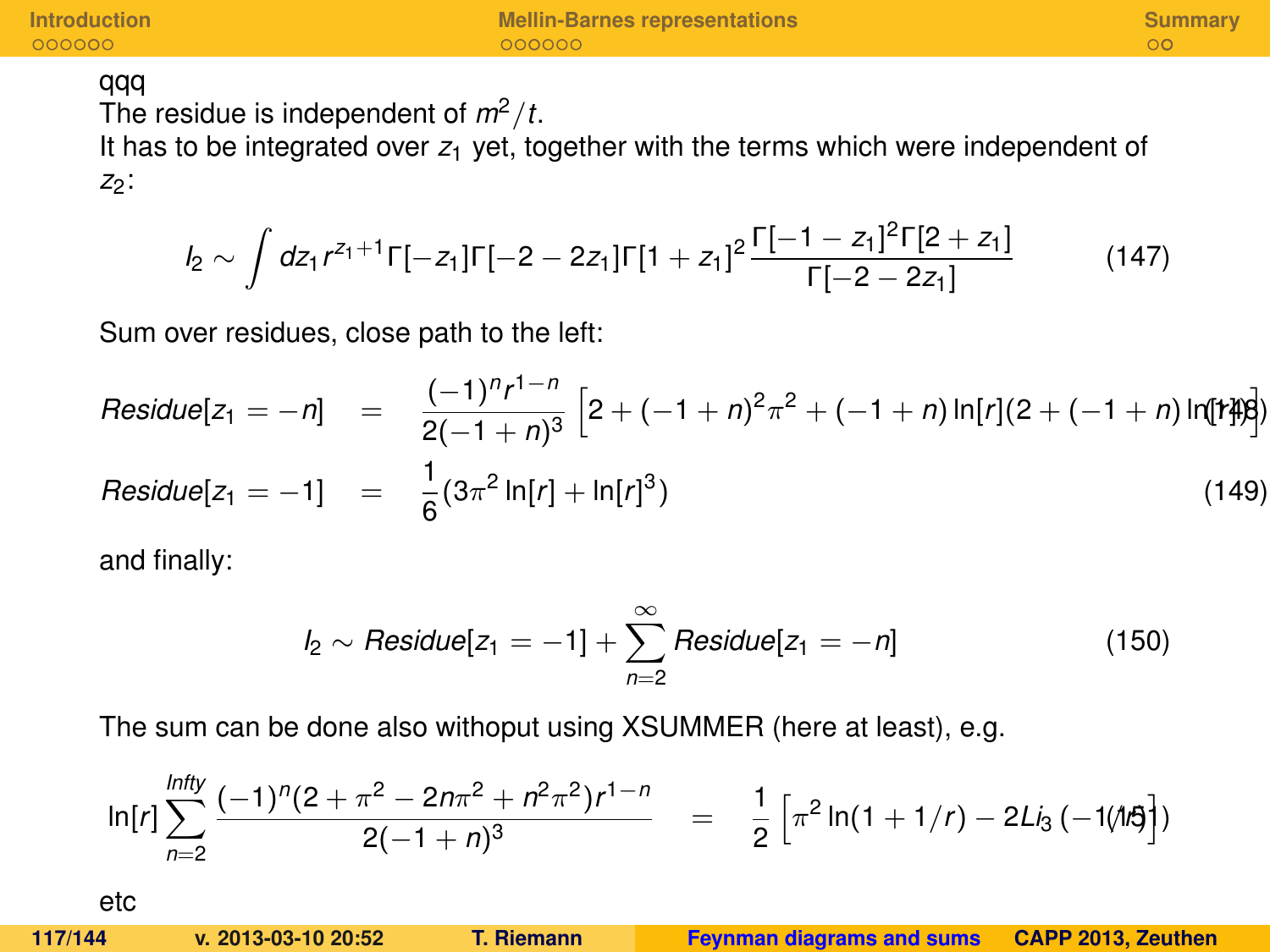qqq

The residue is independent of $m^2/t$.

It has to be integrated over $z_1$ yet, together with the terms which were independent of $z_2$:

$$I_2 \sim \int dz_1 r^{z_1+1} \Gamma[-z_1]\Gamma[-2-2z_1]\Gamma[1+z_1]^2 \frac{\Gamma[-1-z_1]^2\Gamma[2+z_1]}{\Gamma[-2-2z_1]} \tag{147}$$

Sum over residues, close path to the left:

$$Residue[z_1=-n] = \frac{(-1)^n r^{1-n}}{2(-1+n)^3}\left[2+(-1+n)^2\pi^2+(-1+n)\ln[r](2+(-1+n)\ln[r])\right] \tag{148}$$

$$Residue[z_1=-1] = \frac{1}{6}(3\pi^2\ln[r]+\ln[r]^3) \tag{149}$$

and finally:

$$I_2 \sim Residue[z_1=-1] + \sum_{n=2}^{\infty} Residue[z_1=-n] \tag{150}$$

The sum can be done also withoput using XSUMMER (here at least), e.g.

$$\ln[r]\sum_{n=2}^{Infty} \frac{(-1)^n(2+\pi^2-2n\pi^2+n^2\pi^2)r^{1-n}}{2(-1+n)^3} = \frac{1}{2}\left[\pi^2\ln(1+1/r)-2Li_3(-1/r)\right] \tag{151}$$

etc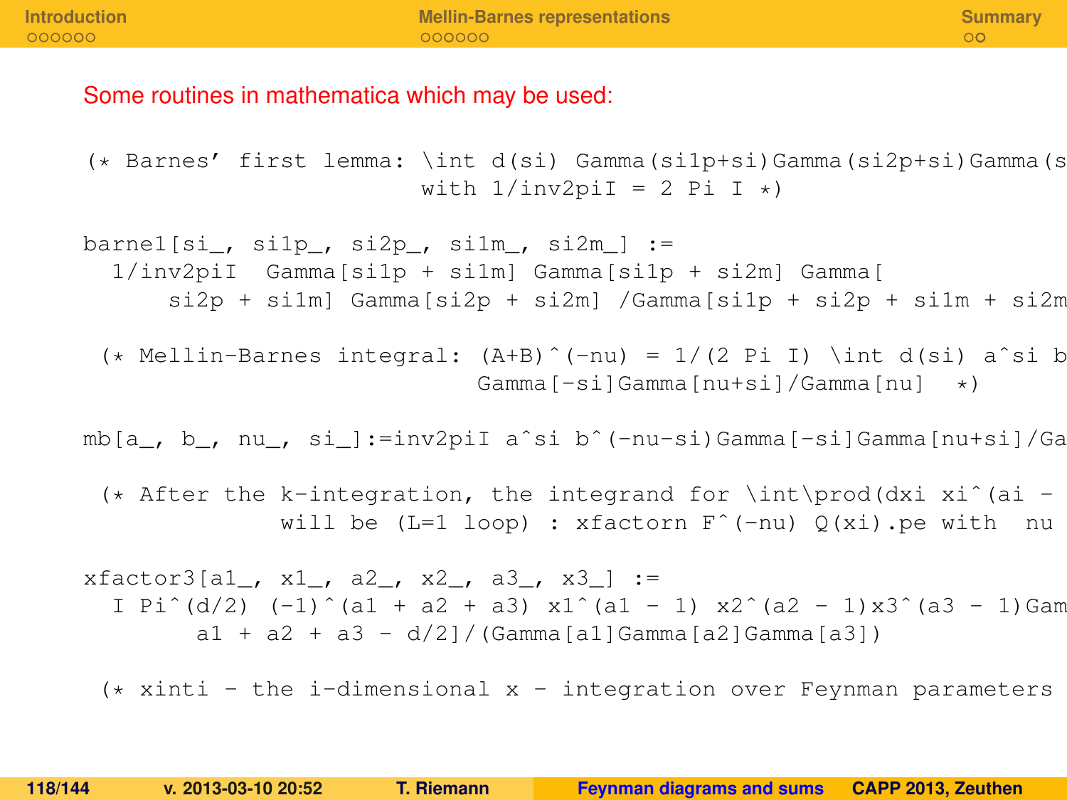Some routines in mathematica which may be used:

```
(* Barnes' first lemma: \int d(si) Gamma(si1p+si)Gamma(si2p+si)Gamma(s
                        with 1/inv2piI = 2 Pi I *)

barne1[si_, si1p_, si2p_, si1m_, si2m_] :=
  1/inv2piI  Gamma[si1p + si1m] Gamma[si1p + si2m] Gamma[
     si2p + si1m] Gamma[si2p + si2m] /Gamma[si1p + si2p + si1m + si2m

 (* Mellin-Barnes integral: (A+B)^(-nu) = 1/(2 Pi I) \int d(si) a^si b
                            Gamma[-si]Gamma[nu+si]/Gamma[nu]  *)

mb[a_, b_, nu_, si_]:=inv2piI a^si b^(-nu-si)Gamma[-si]Gamma[nu+si]/Ga

 (* After the k-integration, the integrand for \int\prod(dxi xi^(ai -
           will be (L=1 loop) : xfactorn F^(-nu) Q(xi).pe with  nu

xfactor3[a1_, x1_, a2_, x2_, a3_, x3_] :=
  I Pi^(d/2) (-1)^(a1 + a2 + a3) x1^(a1 - 1) x2^(a2 - 1)x3^(a3 - 1)Gam
       a1 + a2 + a3 - d/2]/(Gamma[a1]Gamma[a2]Gamma[a3])

 (* xinti - the i-dimensional x - integration over Feynman parameters
```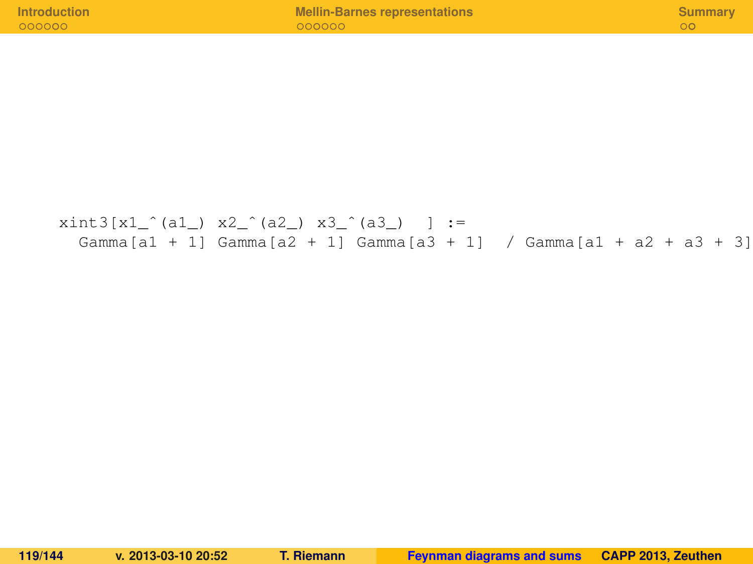```
xint3[x1_^(a1_) x2_^(a2_) x3_^(a3_)  ] :=
  Gamma[a1 + 1] Gamma[a2 + 1] Gamma[a3 + 1]  / Gamma[a1 + a2 + a3 + 3]
```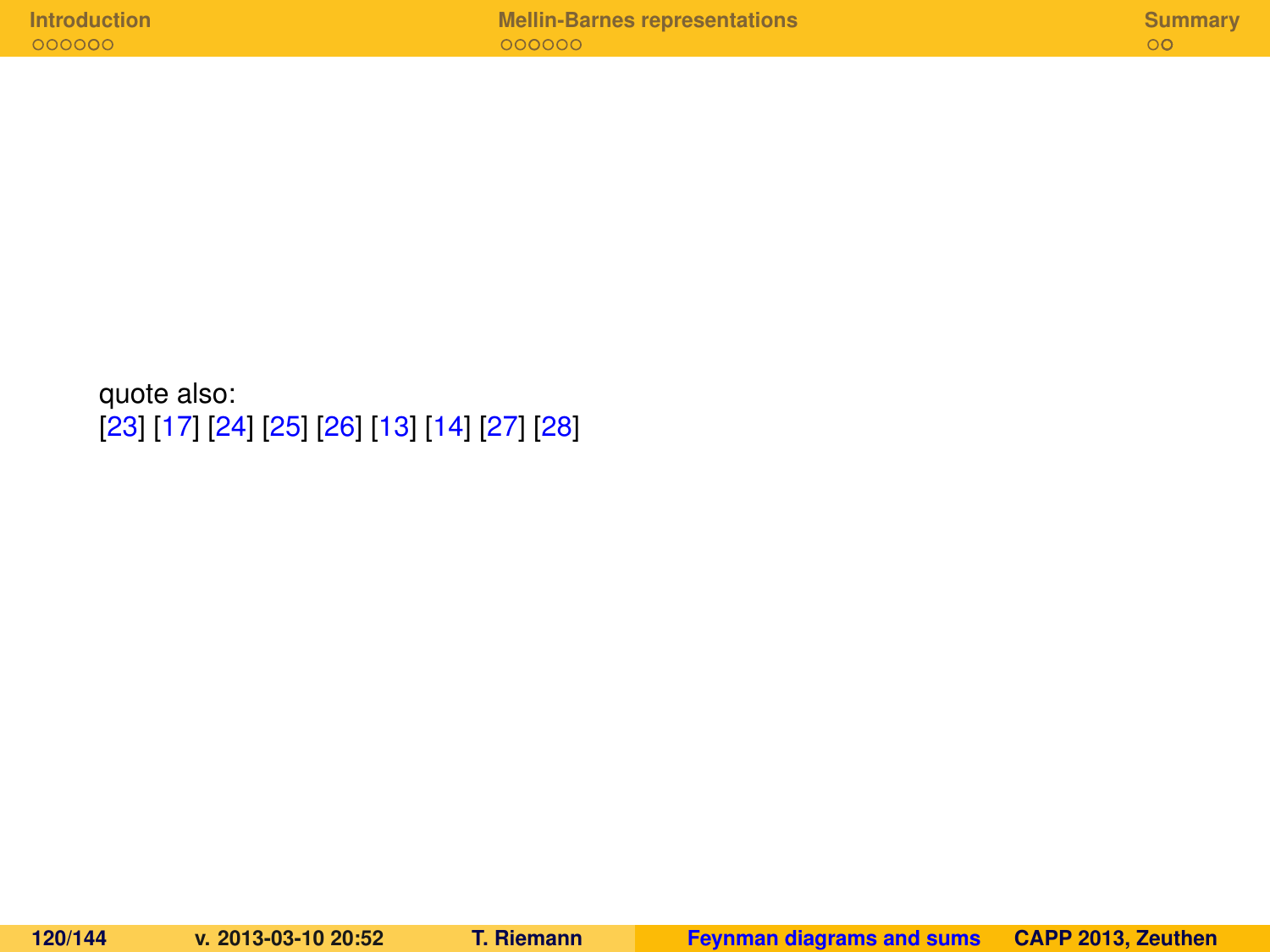quote also:
[23] [17] [24] [25] [26] [13] [14] [27] [28]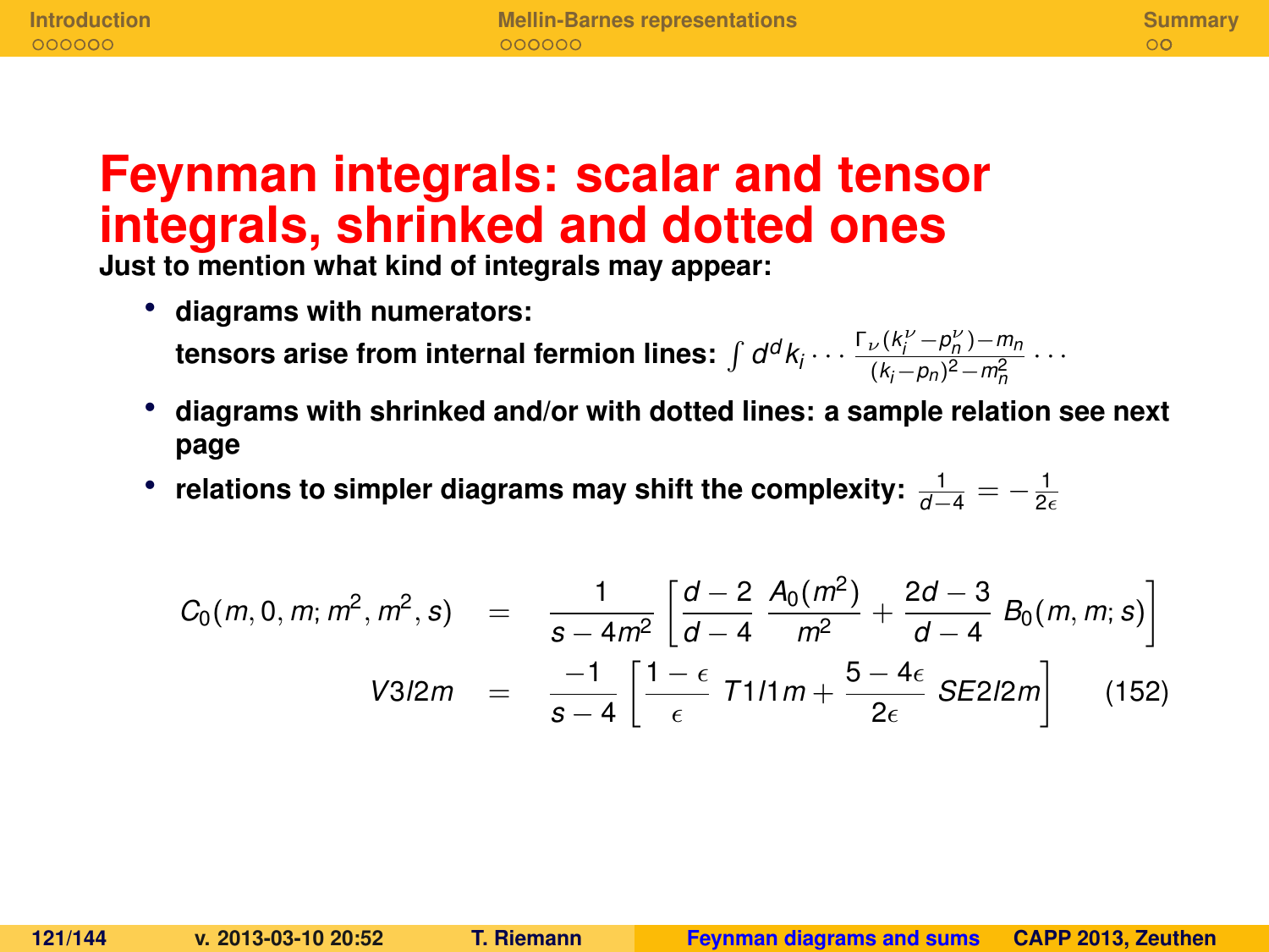# Feynman integrals: scalar and tensor integrals, shrinked and dotted ones

**Just to mention what kind of integrals may appear:**

- **diagrams with numerators:**
  **tensors arise from internal fermion lines:** $\int d^d k_i \cdots \frac{\Gamma_\nu(k_i^\nu - p_n^\nu) - m_n}{(k_i - p_n)^2 - m_n^2} \cdots$
- **diagrams with shrinked and/or with dotted lines: a sample relation see next page**
- **relations to simpler diagrams may shift the complexity:** $\frac{1}{d-4} = -\frac{1}{2\epsilon}$

$$
\begin{aligned}
C_0(m,0,m;m^2,m^2,s) &= \frac{1}{s-4m^2}\left[\frac{d-2}{d-4}\,\frac{A_0(m^2)}{m^2} + \frac{2d-3}{d-4}\,B_0(m,m;s)\right] \\
V3l2m &= \frac{-1}{s-4}\left[\frac{1-\epsilon}{\epsilon}\,T1l1m + \frac{5-4\epsilon}{2\epsilon}\,SE2l2m\right] \qquad (152)
\end{aligned}
$$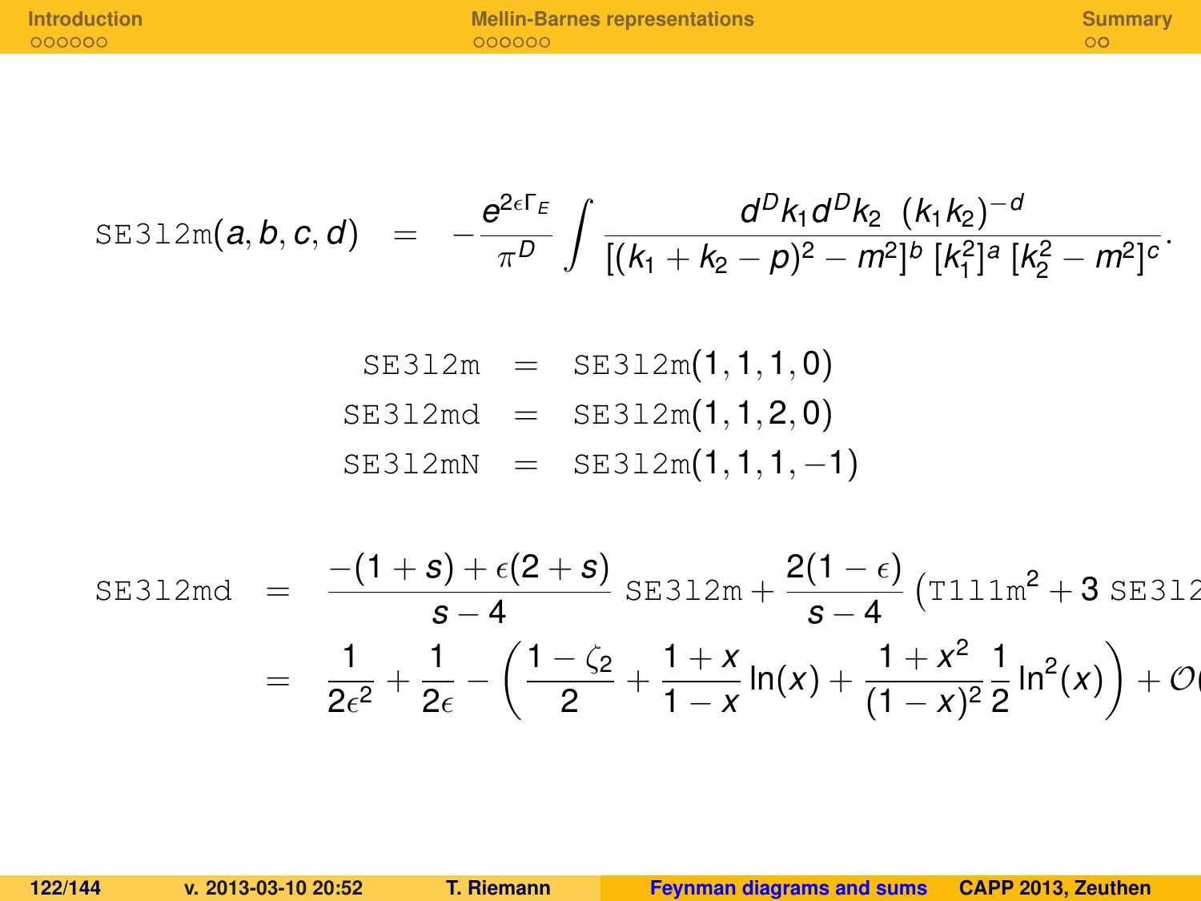$$\texttt{SE3l2m}(a,b,c,d) \quad = \quad -\frac{e^{2\epsilon\Gamma_E}}{\pi^D} \int \frac{d^D k_1 d^D k_2 \ (k_1 k_2)^{-d}}{[(k_1+k_2-p)^2-m^2]^b \ [k_1^2]^a \ [k_2^2-m^2]^c}.$$

$$\begin{aligned}
\texttt{SE3l2m} &= \texttt{SE3l2m}(1,1,1,0) \\
\texttt{SE3l2md} &= \texttt{SE3l2m}(1,1,2,0) \\
\texttt{SE3l2mN} &= \texttt{SE3l2m}(1,1,1,-1)
\end{aligned}$$

$$\begin{aligned}
\texttt{SE3l2md} &= \frac{-(1+s)+\epsilon(2+s)}{s-4} \ \texttt{SE3l2m} + \frac{2(1-\epsilon)}{s-4} \left(\texttt{T1l1m}^2 + 3 \ \texttt{SE3l2}\right. \\
&= \frac{1}{2\epsilon^2} + \frac{1}{2\epsilon} - \left( \frac{1-\zeta_2}{2} + \frac{1+x}{1-x} \ln(x) + \frac{1+x^2}{(1-x)^2} \frac{1}{2} \ln^2(x) \right) + \mathcal{O}(
\end{aligned}$$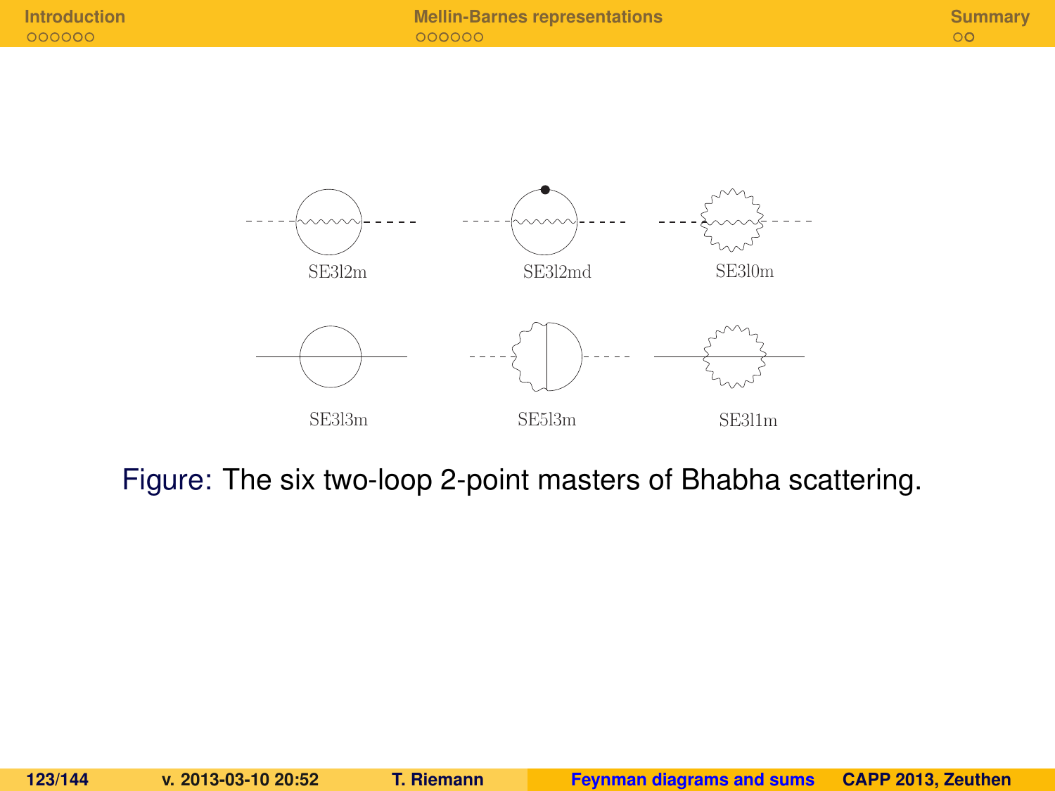SE3l2m SE3l2md SE3l0m

SE3l3m SE5l3m SE3l1m

Figure: The six two-loop 2-point masters of Bhabha scattering.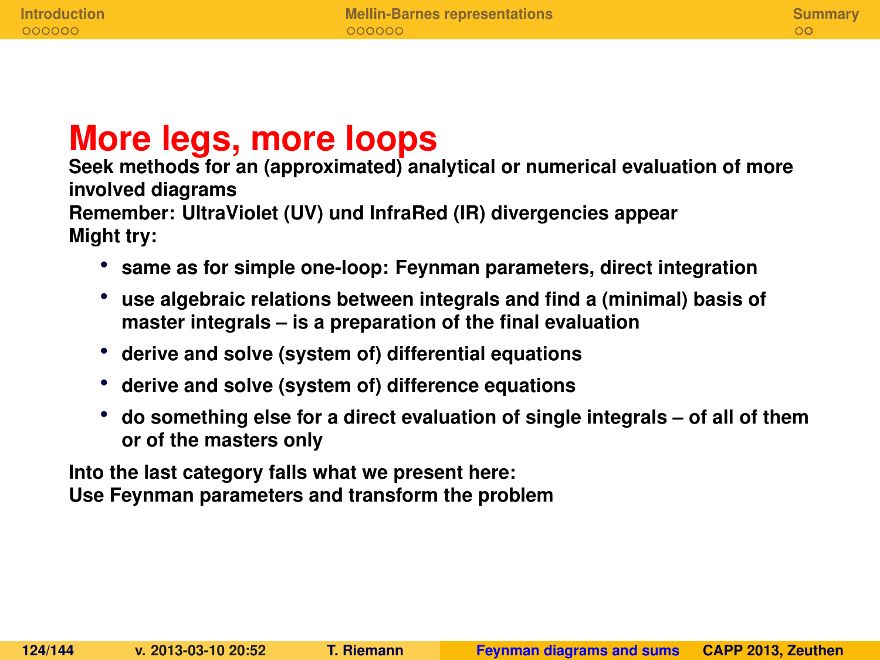# More legs, more loops

**Seek methods for an (approximated) analytical or numerical evaluation of more involved diagrams**
**Remember: UltraViolet (UV) und InfraRed (IR) divergencies appear**
**Might try:**

- **same as for simple one-loop: Feynman parameters, direct integration**
- **use algebraic relations between integrals and find a (minimal) basis of master integrals – is a preparation of the final evaluation**
- **derive and solve (system of) differential equations**
- **derive and solve (system of) difference equations**
- **do something else for a direct evaluation of single integrals – of all of them or of the masters only**

**Into the last category falls what we present here:**
**Use Feynman parameters and transform the problem**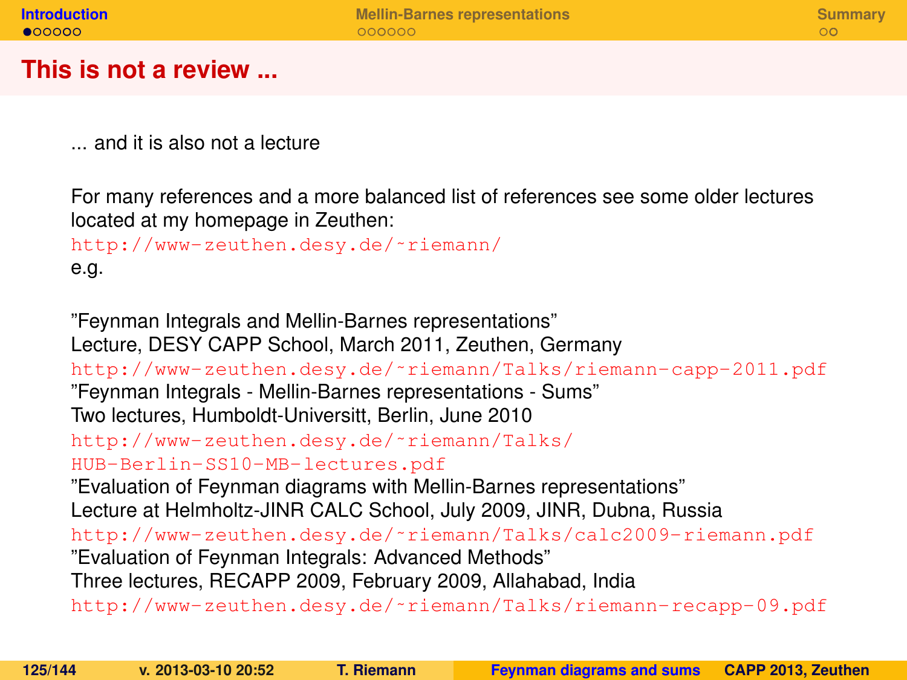# This is not a review ...

... and it is also not a lecture

For many references and a more balanced list of references see some older lectures located at my homepage in Zeuthen:
http://www-zeuthen.desy.de/~riemann/
e.g.

"Feynman Integrals and Mellin-Barnes representations"
Lecture, DESY CAPP School, March 2011, Zeuthen, Germany
http://www-zeuthen.desy.de/~riemann/Talks/riemann-capp-2011.pdf
"Feynman Integrals - Mellin-Barnes representations - Sums"
Two lectures, Humboldt-Universitt, Berlin, June 2010
http://www-zeuthen.desy.de/~riemann/Talks/HUB-Berlin-SS10-MB-lectures.pdf
"Evaluation of Feynman diagrams with Mellin-Barnes representations"
Lecture at Helmholtz-JINR CALC School, July 2009, JINR, Dubna, Russia
http://www-zeuthen.desy.de/~riemann/Talks/calc2009-riemann.pdf
"Evaluation of Feynman Integrals: Advanced Methods"
Three lectures, RECAPP 2009, February 2009, Allahabad, India
http://www-zeuthen.desy.de/~riemann/Talks/riemann-recapp-09.pdf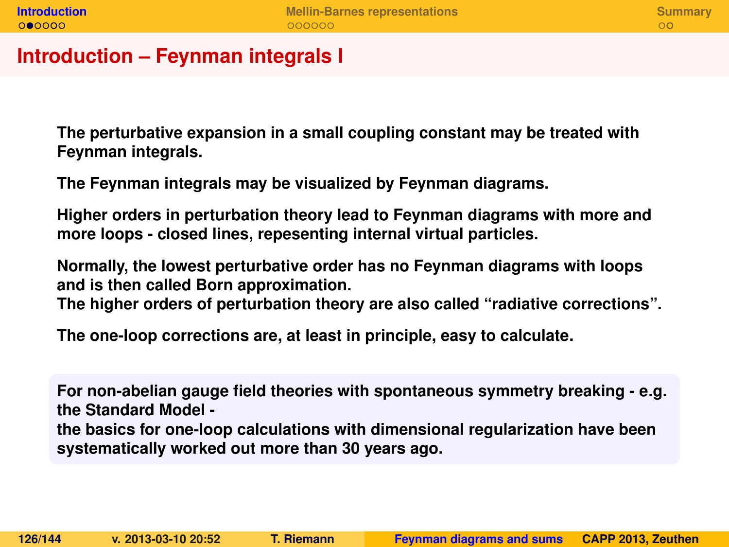# Introduction – Feynman integrals I

The perturbative expansion in a small coupling constant may be treated with Feynman integrals.

The Feynman integrals may be visualized by Feynman diagrams.

Higher orders in perturbation theory lead to Feynman diagrams with more and more loops - closed lines, repesenting internal virtual particles.

Normally, the lowest perturbative order has no Feynman diagrams with loops and is then called Born approximation.
The higher orders of perturbation theory are also called "radiative corrections".

The one-loop corrections are, at least in principle, easy to calculate.

For non-abelian gauge field theories with spontaneous symmetry breaking - e.g. the Standard Model -
the basics for one-loop calculations with dimensional regularization have been systematically worked out more than 30 years ago.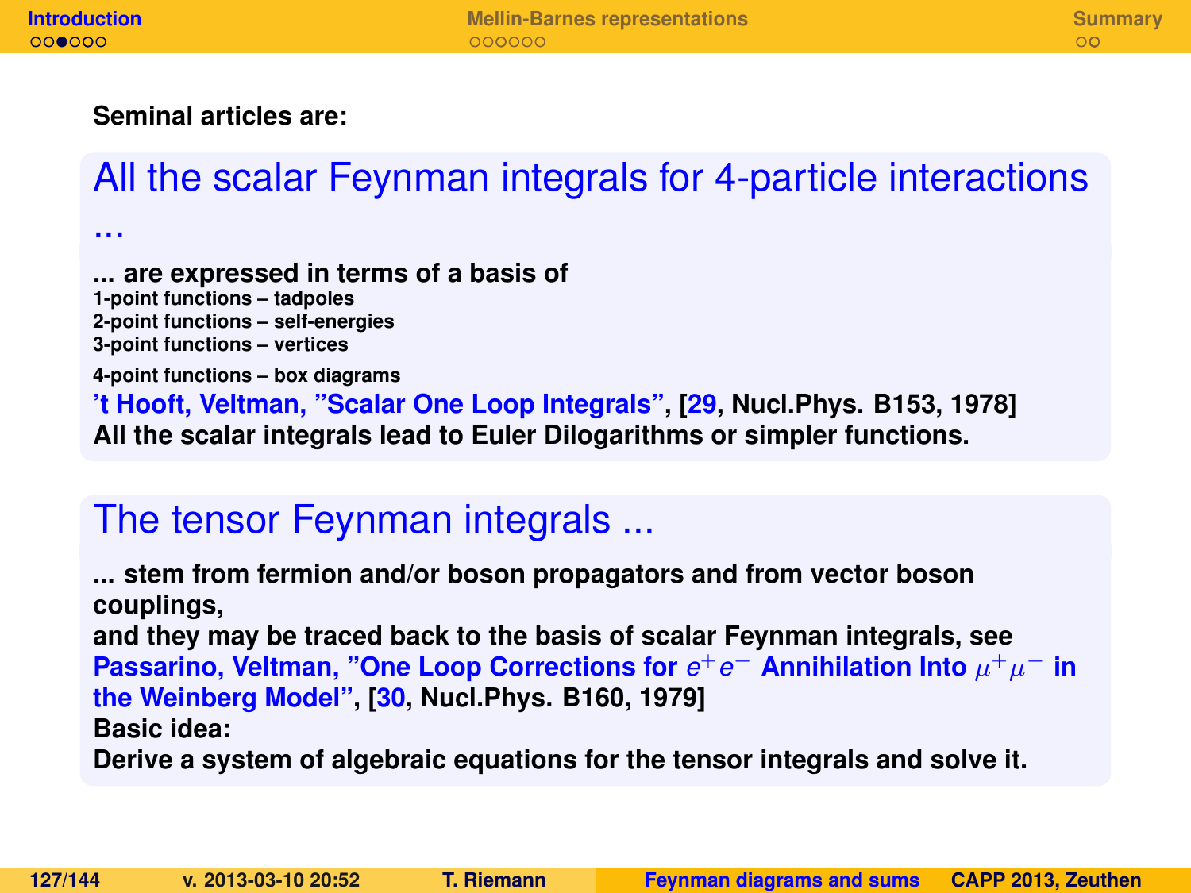**Seminal articles are:**

## All the scalar Feynman integrals for 4-particle interactions ...

**... are expressed in terms of a basis of**
**1-point functions – tadpoles**
**2-point functions – self-energies**
**3-point functions – vertices**
**4-point functions – box diagrams**
**'t Hooft, Veltman, "Scalar One Loop Integrals", [29, Nucl.Phys. B153, 1978]**
**All the scalar integrals lead to Euler Dilogarithms or simpler functions.**

## The tensor Feynman integrals ...

**... stem from fermion and/or boson propagators and from vector boson couplings,**
**and they may be traced back to the basis of scalar Feynman integrals, see Passarino, Veltman, "One Loop Corrections for $e^+e^-$ Annihilation Into $\mu^+\mu^-$ in the Weinberg Model", [30, Nucl.Phys. B160, 1979]**
**Basic idea:**
**Derive a system of algebraic equations for the tensor integrals and solve it.**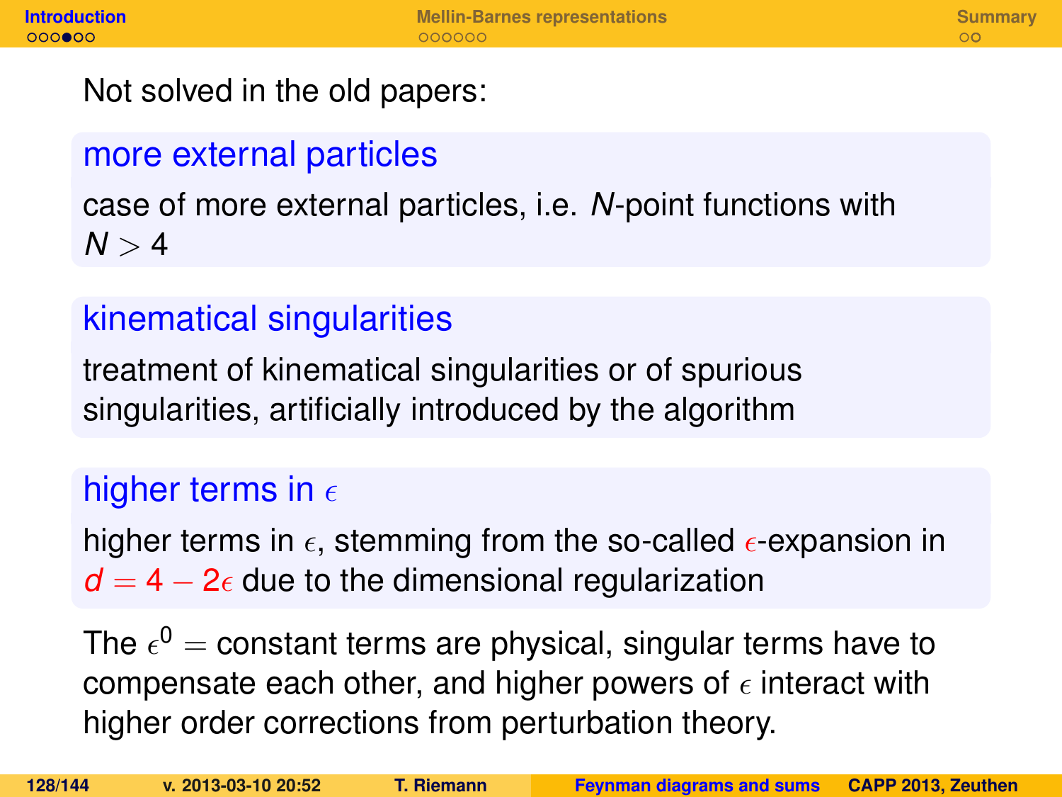Not solved in the old papers:

### more external particles

case of more external particles, i.e. $N$-point functions with $N > 4$

### kinematical singularities

treatment of kinematical singularities or of spurious singularities, artificially introduced by the algorithm

### higher terms in $\epsilon$

higher terms in $\epsilon$, stemming from the so-called $\epsilon$-expansion in $d = 4 - 2\epsilon$ due to the dimensional regularization

The $\epsilon^0 =$ constant terms are physical, singular terms have to compensate each other, and higher powers of $\epsilon$ interact with higher order corrections from perturbation theory.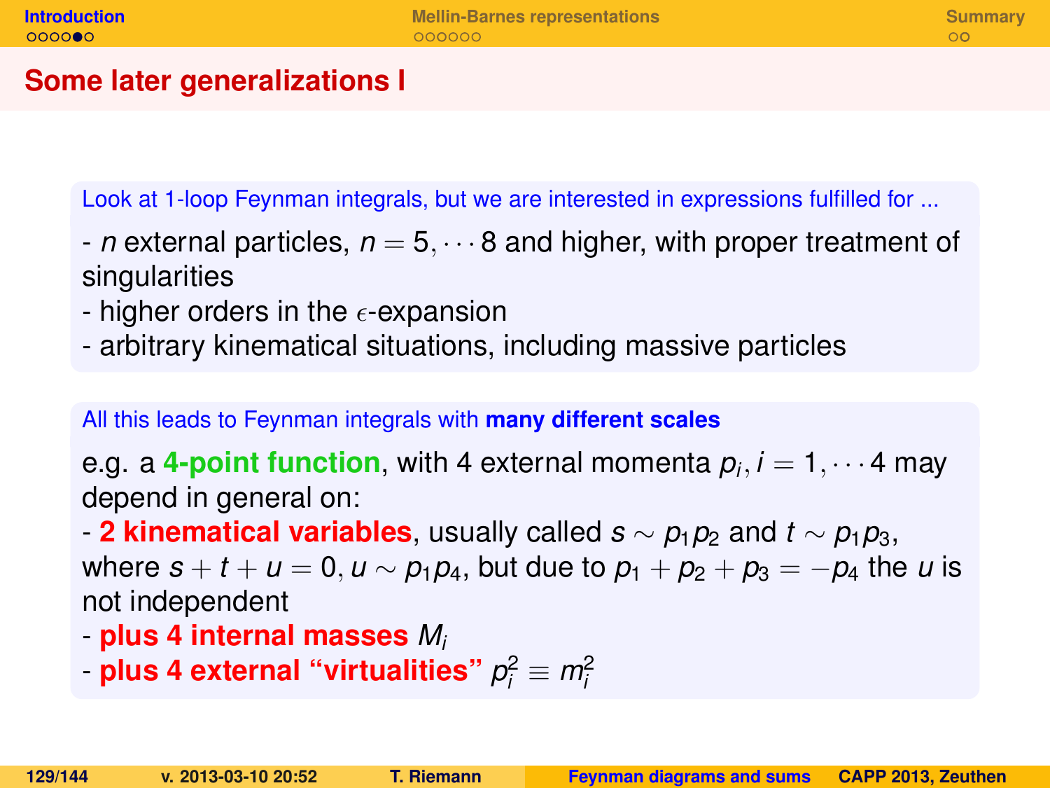# Some later generalizations I

Look at 1-loop Feynman integrals, but we are interested in expressions fulfilled for ...

- $n$ external particles, $n = 5, \cdots 8$ and higher, with proper treatment of singularities
- higher orders in the $\epsilon$-expansion
- arbitrary kinematical situations, including massive particles

All this leads to Feynman integrals with **many different scales**

e.g. a **4-point function**, with 4 external momenta $p_i, i = 1, \cdots 4$ may depend in general on:

- **2 kinematical variables**, usually called $s \sim p_1 p_2$ and $t \sim p_1 p_3$, where $s + t + u = 0, u \sim p_1 p_4$, but due to $p_1 + p_2 + p_3 = -p_4$ the $u$ is not independent
- **plus 4 internal masses** $M_i$
- **plus 4 external "virtualities"** $p_i^2 \equiv m_i^2$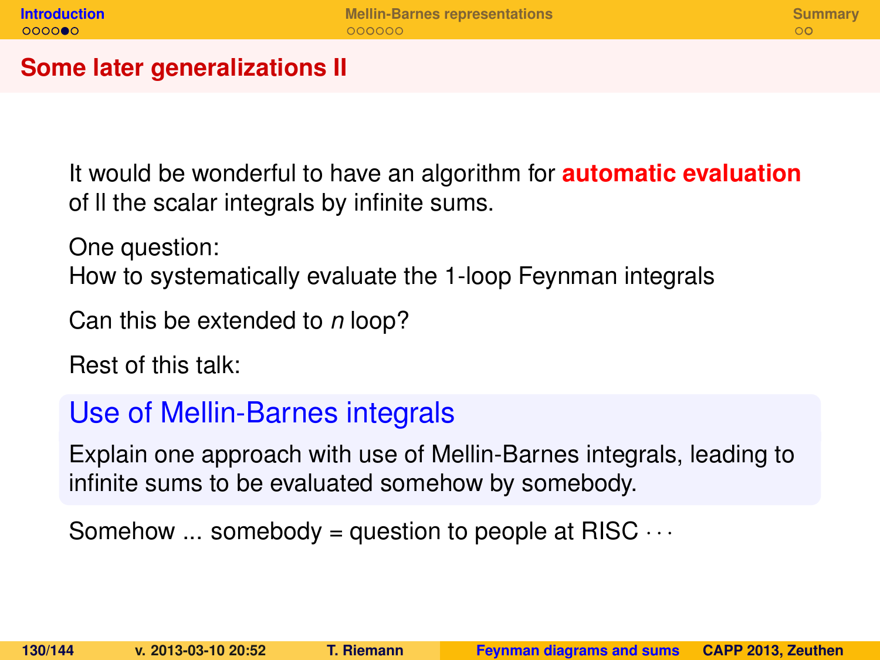## Some later generalizations II

It would be wonderful to have an algorithm for **automatic evaluation** of ll the scalar integrals by infinite sums.

One question:
How to systematically evaluate the 1-loop Feynman integrals

Can this be extended to *n* loop?

Rest of this talk:

### Use of Mellin-Barnes integrals

Explain one approach with use of Mellin-Barnes integrals, leading to infinite sums to be evaluated somehow by somebody.

Somehow ... somebody = question to people at RISC $\cdots$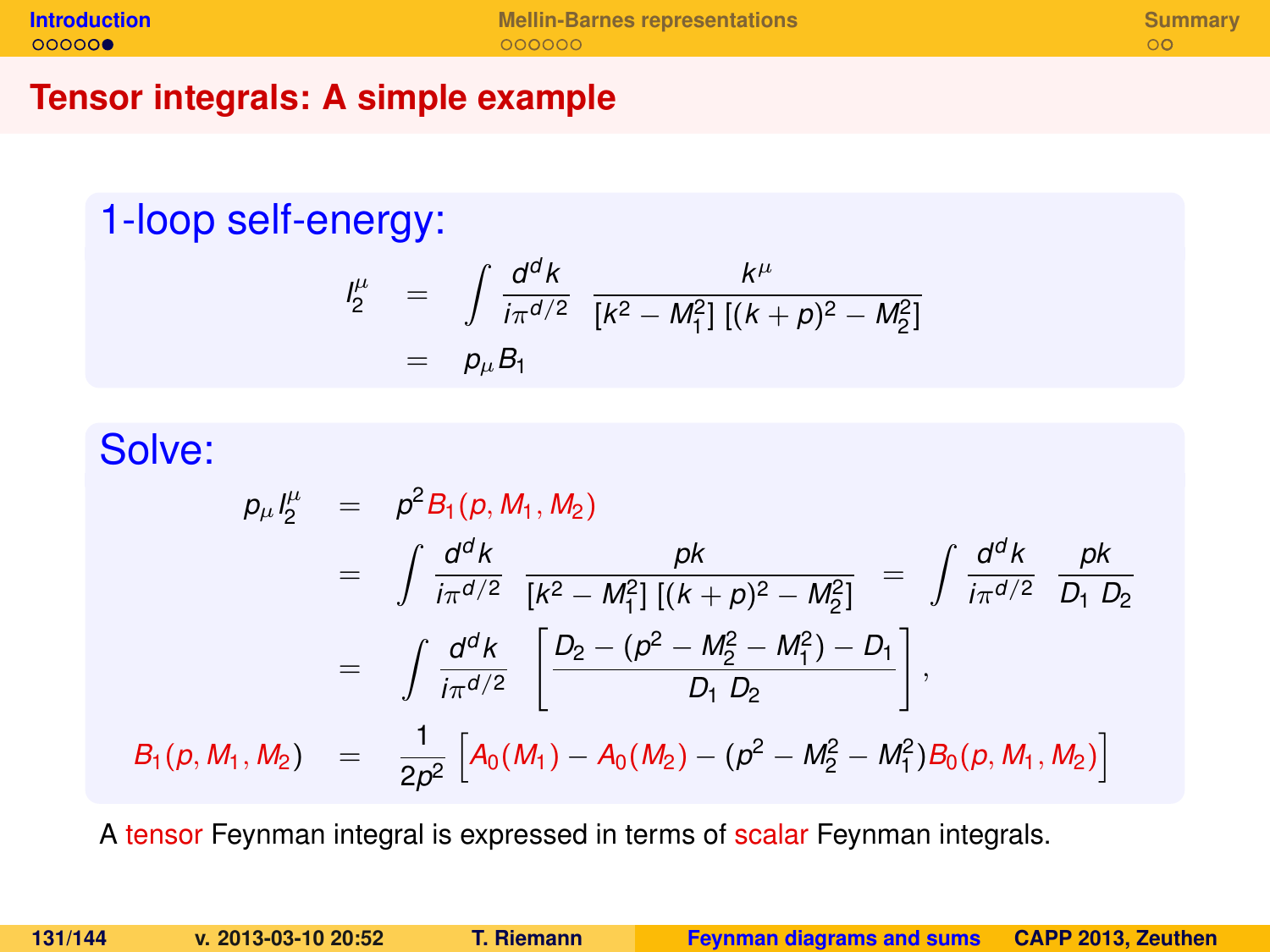## Tensor integrals: A simple example

### 1-loop self-energy:

$$
\begin{aligned}
I_2^\mu &= \int \frac{d^d k}{i\pi^{d/2}} \frac{k^\mu}{[k^2 - M_1^2]\,[(k+p)^2 - M_2^2]} \\
&= p_\mu B_1
\end{aligned}
$$

### Solve:

$$
\begin{aligned}
p_\mu I_2^\mu &= p^2 B_1(p, M_1, M_2) \\
&= \int \frac{d^d k}{i\pi^{d/2}} \frac{pk}{[k^2 - M_1^2]\,[(k+p)^2 - M_2^2]} = \int \frac{d^d k}{i\pi^{d/2}} \frac{pk}{D_1\, D_2} \\
&= \int \frac{d^d k}{i\pi^{d/2}} \left[ \frac{D_2 - (p^2 - M_2^2 - M_1^2) - D_1}{D_1\, D_2} \right], \\
B_1(p, M_1, M_2) &= \frac{1}{2p^2} \left[ A_0(M_1) - A_0(M_2) - (p^2 - M_2^2 - M_1^2) B_0(p, M_1, M_2) \right]
\end{aligned}
$$

A tensor Feynman integral is expressed in terms of scalar Feynman integrals.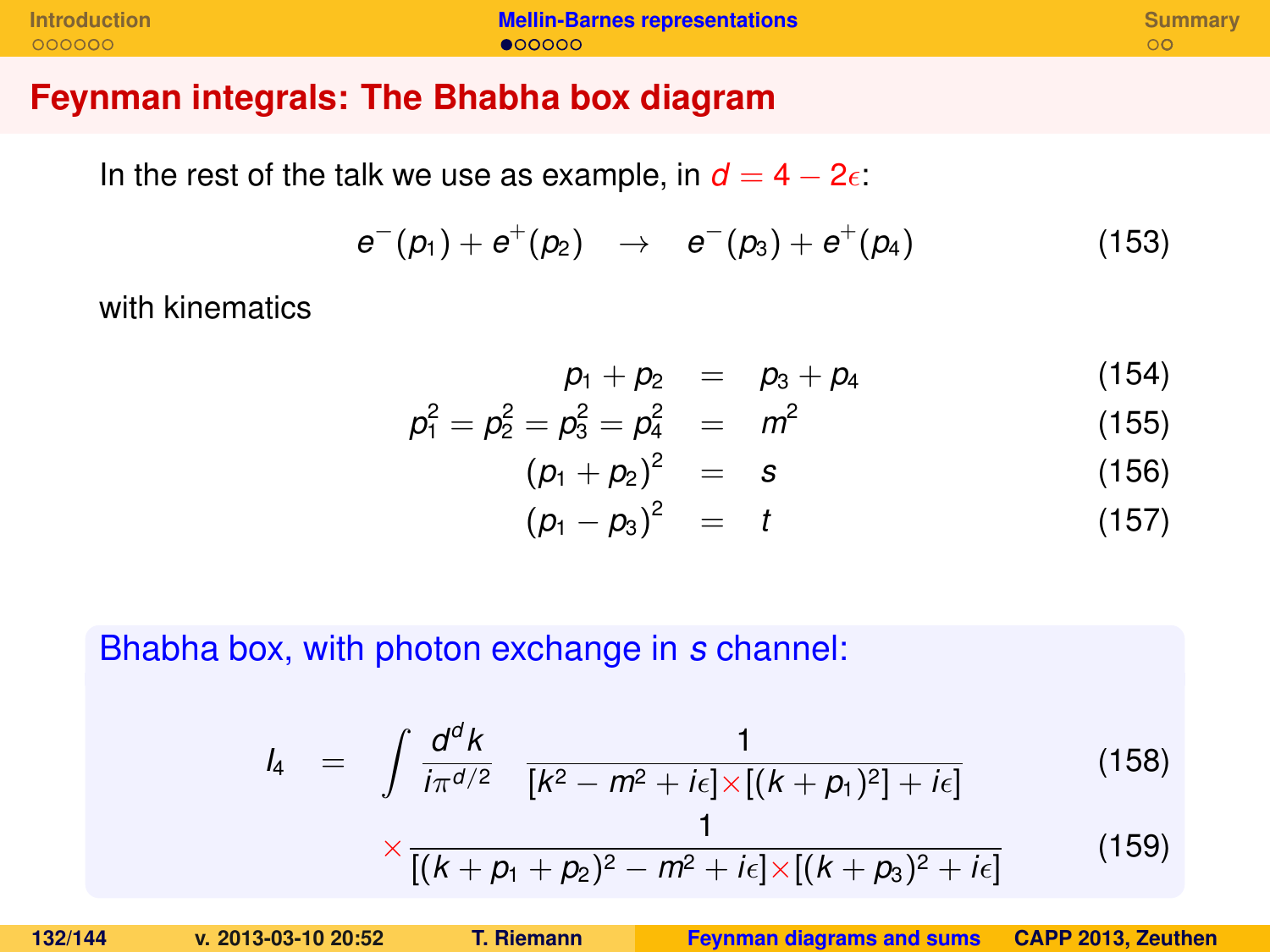# Feynman integrals: The Bhabha box diagram

In the rest of the talk we use as example, in $d = 4 - 2\epsilon$:

$$e^-(p_1) + e^+(p_2) \quad \to \quad e^-(p_3) + e^+(p_4) \tag{153}$$

with kinematics

$$p_1 + p_2 = p_3 + p_4 \tag{154}$$

$$p_1^2 = p_2^2 = p_3^2 = p_4^2 = m^2 \tag{155}$$

$$(p_1 + p_2)^2 = s \tag{156}$$

$$(p_1 - p_3)^2 = t \tag{157}$$

**Bhabha box, with photon exchange in $s$ channel:**

$$I_4 = \int \frac{d^d k}{i\pi^{d/2}} \quad \frac{1}{[k^2 - m^2 + i\epsilon] \times [(k + p_1)^2] + i\epsilon]} \tag{158}$$

$$\times \frac{1}{[(k + p_1 + p_2)^2 - m^2 + i\epsilon] \times [(k + p_3)^2 + i\epsilon]} \tag{159}$$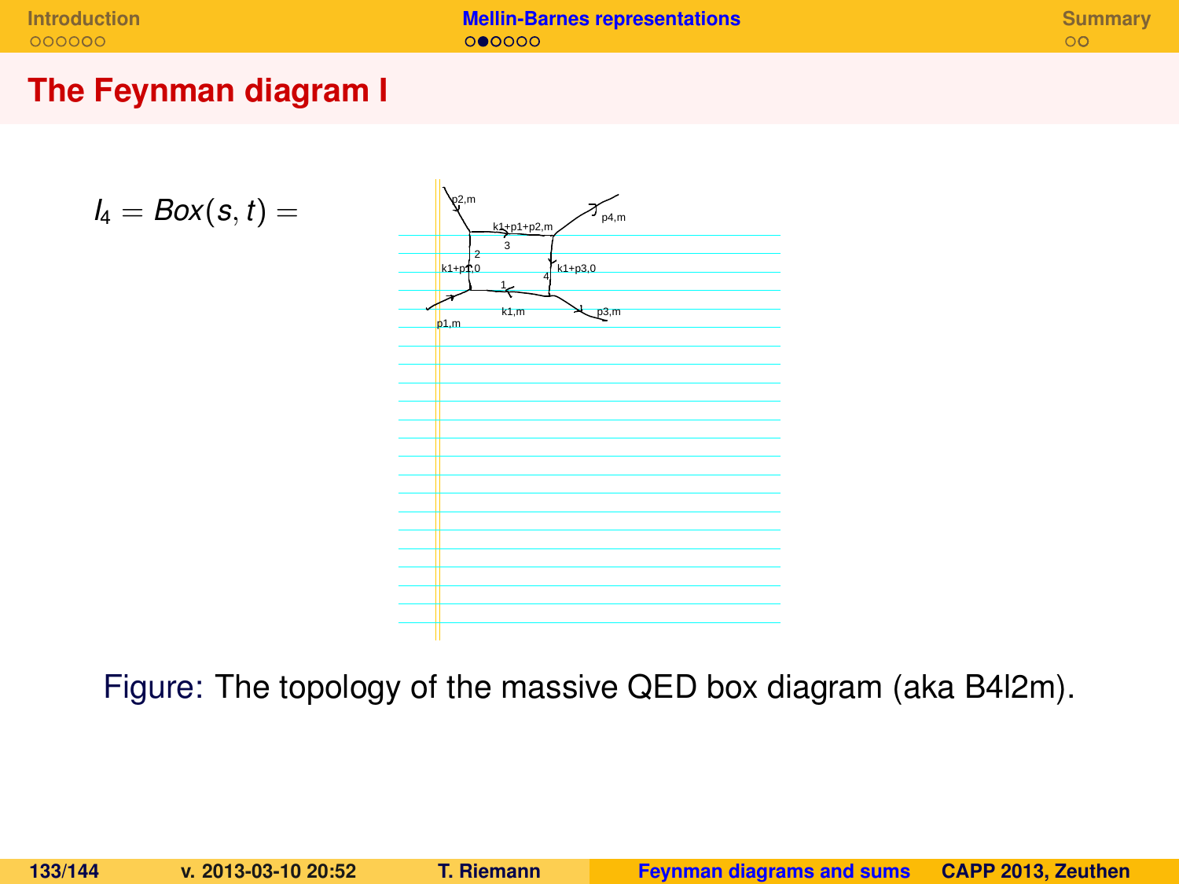# The Feynman diagram I

$$I_4 = Box(s,t) =$$

Figure: The topology of the massive QED box diagram (aka B4l2m).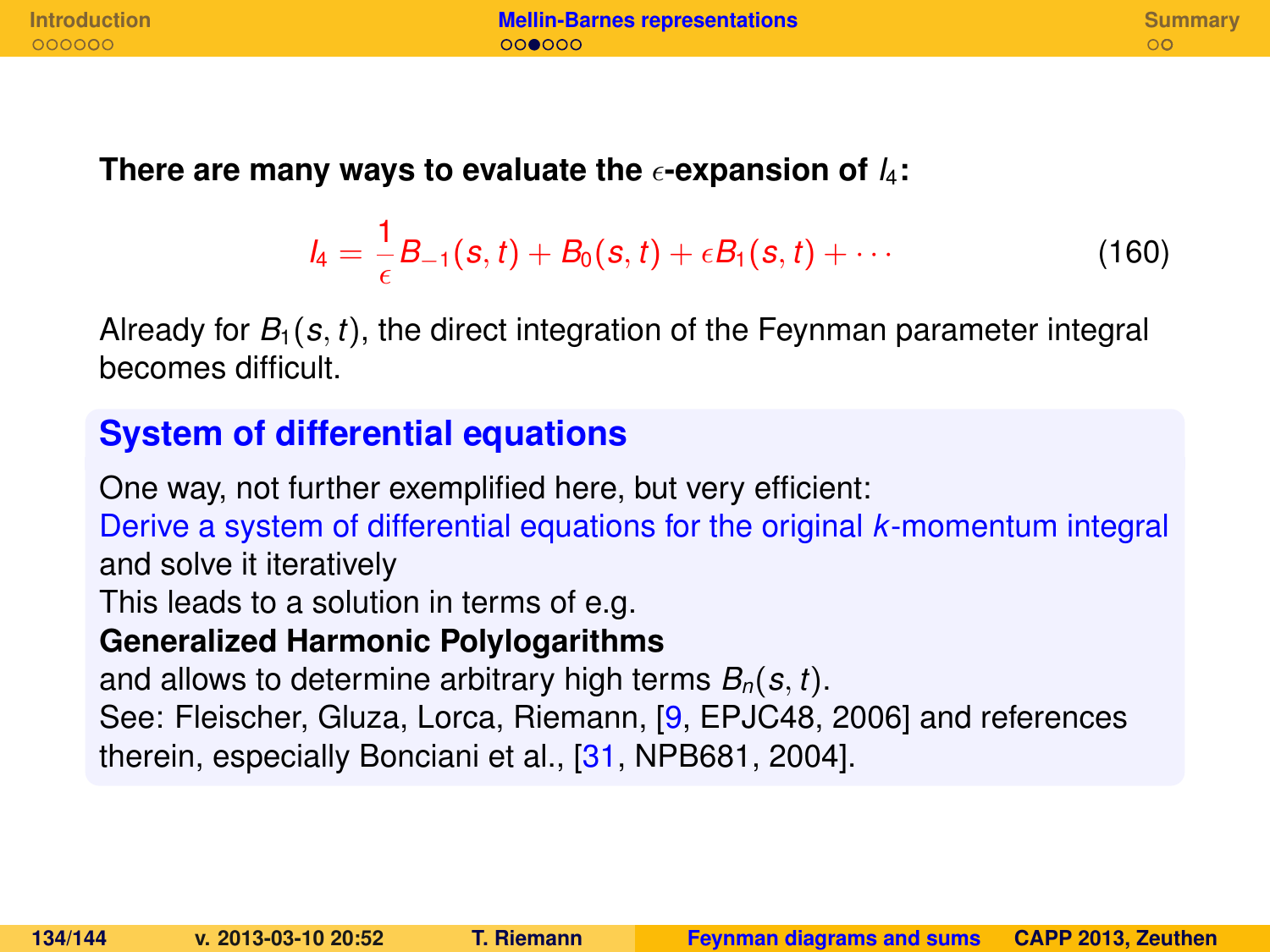**There are many ways to evaluate the $\epsilon$-expansion of $I_4$:**

$$I_4 = \frac{1}{\epsilon} B_{-1}(s,t) + B_0(s,t) + \epsilon B_1(s,t) + \cdots \tag{160}$$

Already for $B_1(s,t)$, the direct integration of the Feynman parameter integral becomes difficult.

## System of differential equations

One way, not further exemplified here, but very efficient:
Derive a system of differential equations for the original $k$-momentum integral and solve it iteratively
This leads to a solution in terms of e.g.
**Generalized Harmonic Polylogarithms**
and allows to determine arbitrary high terms $B_n(s,t)$.
See: Fleischer, Gluza, Lorca, Riemann, [9, EPJC48, 2006] and references therein, especially Bonciani et al., [31, NPB681, 2004].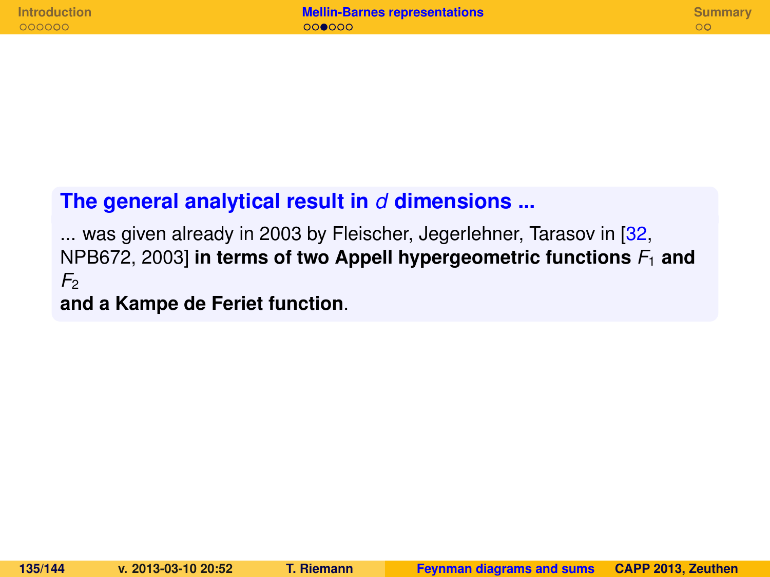### The general analytical result in $d$ dimensions ...

... was given already in 2003 by Fleischer, Jegerlehner, Tarasov in [32, NPB672, 2003] **in terms of two Appell hypergeometric functions $F_1$ and $F_2$**
**and a Kampe de Feriet function**.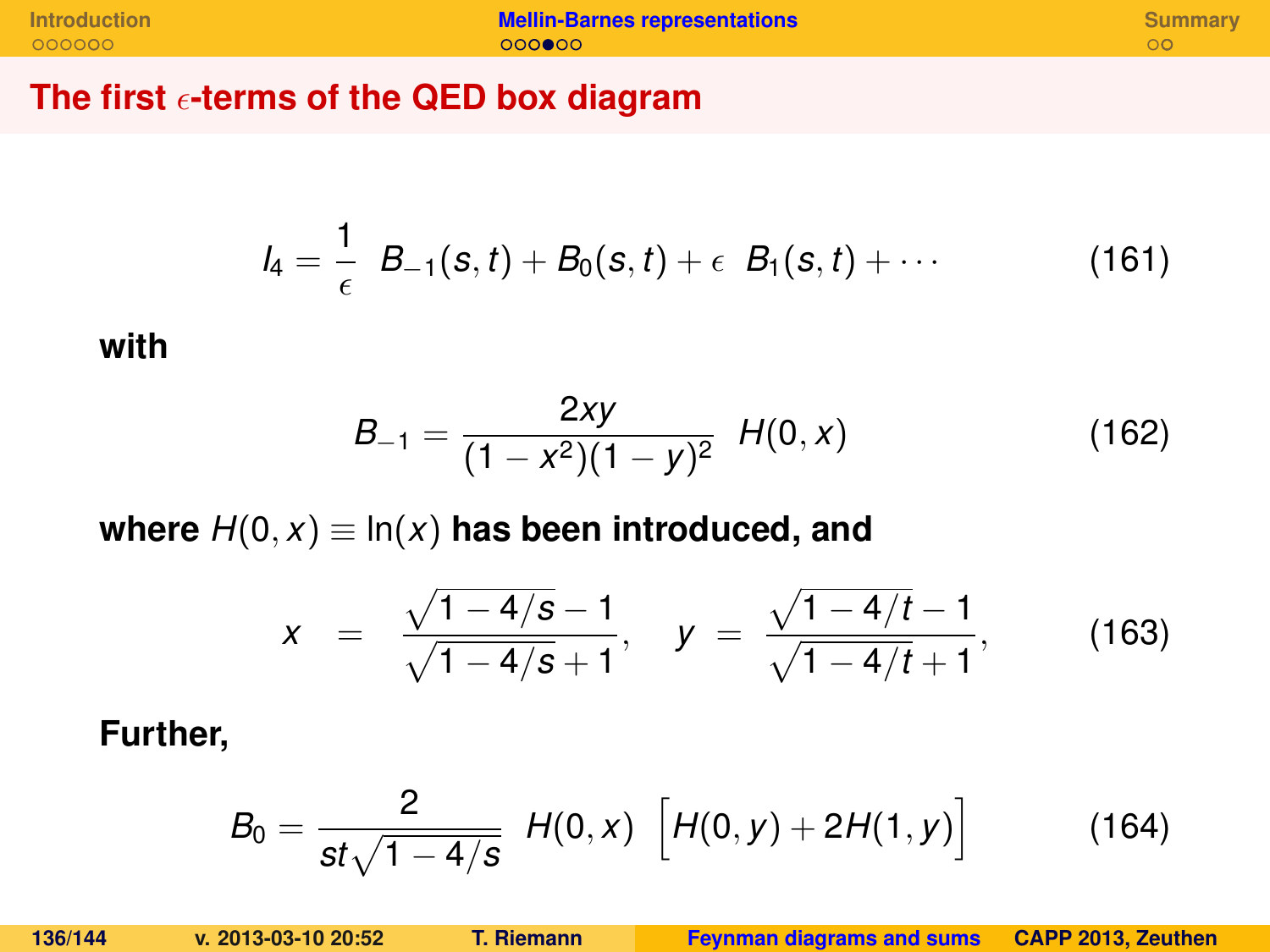## The first $\epsilon$-terms of the QED box diagram

$$I_4 = \frac{1}{\epsilon} \; B_{-1}(s,t) + B_0(s,t) + \epsilon \; B_1(s,t) + \cdots \tag{161}$$

**with**

$$B_{-1} = \frac{2xy}{(1-x^2)(1-y)^2} \; H(0,x) \tag{162}$$

**where** $H(0,x) \equiv \ln(x)$ **has been introduced, and**

$$x = \frac{\sqrt{1-4/s}-1}{\sqrt{1-4/s}+1}, \quad y = \frac{\sqrt{1-4/t}-1}{\sqrt{1-4/t}+1}, \tag{163}$$

**Further,**

$$B_0 = \frac{2}{st\sqrt{1-4/s}} \; H(0,x) \; \Big[H(0,y) + 2H(1,y)\Big] \tag{164}$$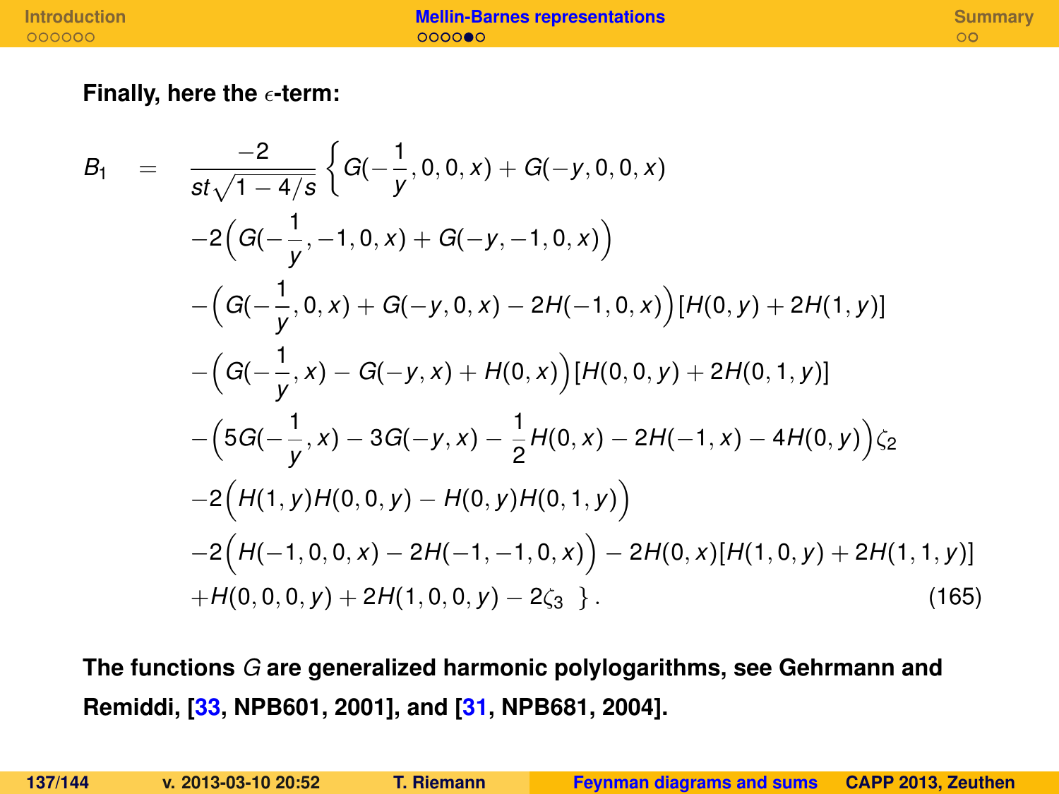**Finally, here the $\epsilon$-term:**

$$
\begin{aligned}
B_1 \quad = \quad & \frac{-2}{st\sqrt{1-4/s}} \Big\{ G(-\frac{1}{y},0,0,x) + G(-y,0,0,x) \\
& -2\Big(G(-\frac{1}{y},-1,0,x) + G(-y,-1,0,x)\Big) \\
& -\Big(G(-\frac{1}{y},0,x) + G(-y,0,x) - 2H(-1,0,x)\Big)[H(0,y) + 2H(1,y)] \\
& -\Big(G(-\frac{1}{y},x) - G(-y,x) + H(0,x)\Big)[H(0,0,y) + 2H(0,1,y)] \\
& -\Big(5G(-\frac{1}{y},x) - 3G(-y,x) - \frac{1}{2}H(0,x) - 2H(-1,x) - 4H(0,y)\Big)\zeta_2 \\
& -2\Big(H(1,y)H(0,0,y) - H(0,y)H(0,1,y)\Big) \\
& -2\Big(H(-1,0,0,x) - 2H(-1,-1,0,x)\Big) - 2H(0,x)[H(1,0,y) + 2H(1,1,y)] \\
& +H(0,0,0,y) + 2H(1,0,0,y) - 2\zeta_3 \ \Big\}. \qquad (165)
\end{aligned}
$$

**The functions $G$ are generalized harmonic polylogarithms, see Gehrmann and Remiddi, [33, NPB601, 2001], and [31, NPB681, 2004].**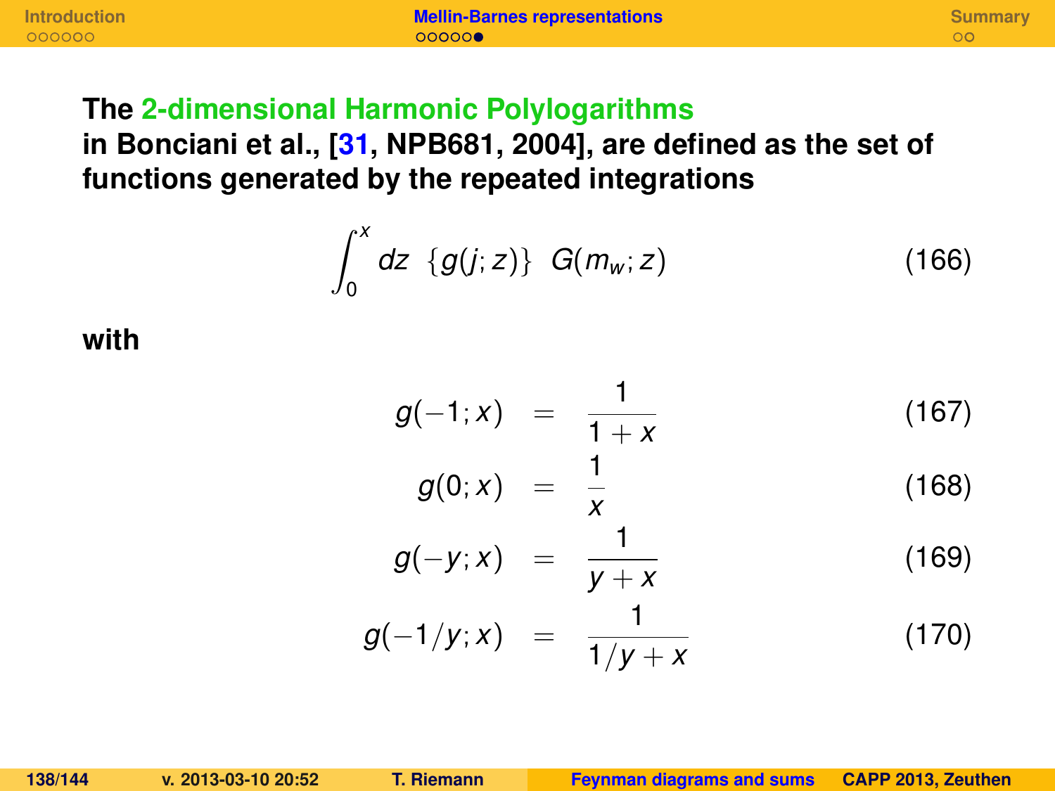**The 2-dimensional Harmonic Polylogarithms in Bonciani et al., [31, NPB681, 2004], are defined as the set of functions generated by the repeated integrations**

$$\int_0^x dz \ \{g(j;z)\} \ G(m_w;z) \tag{166}$$

**with**

$$g(-1;x) = \frac{1}{1+x} \tag{167}$$

$$g(0;x) = \frac{1}{x} \tag{168}$$

$$g(-y;x) = \frac{1}{y+x} \tag{169}$$

$$g(-1/y;x) = \frac{1}{1/y+x} \tag{170}$$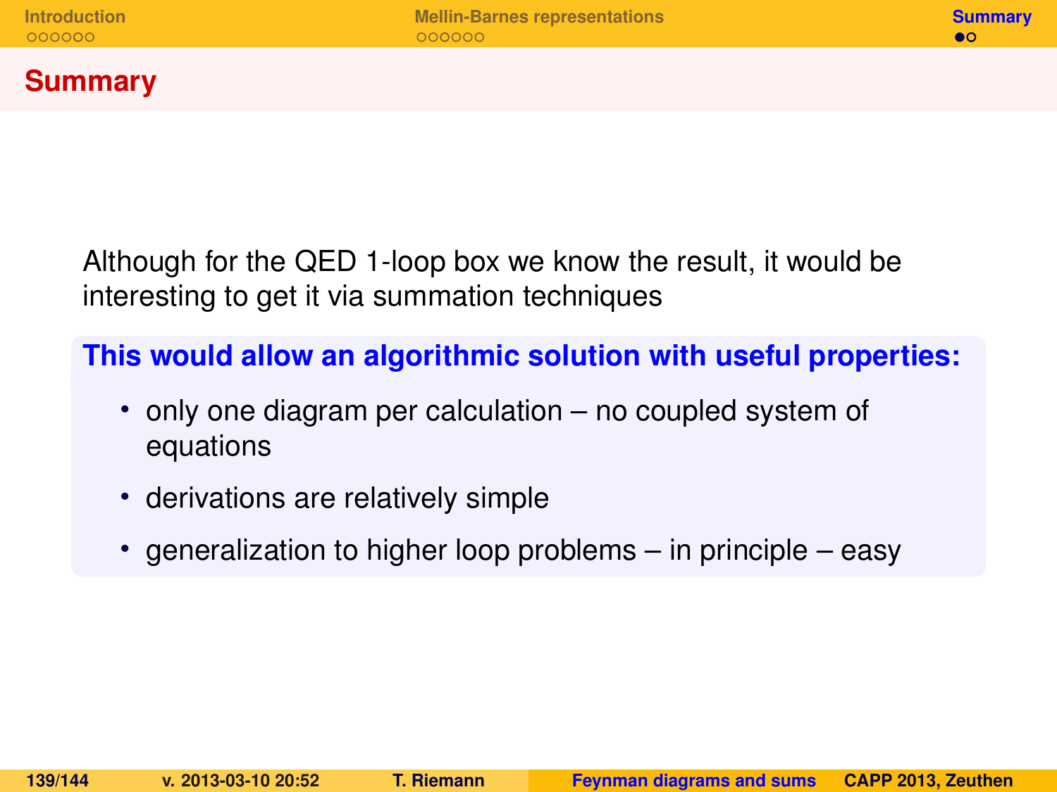## Summary

Although for the QED 1-loop box we know the result, it would be interesting to get it via summation techniques

**This would allow an algorithmic solution with useful properties:**

- only one diagram per calculation – no coupled system of equations
- derivations are relatively simple
- generalization to higher loop problems – in principle – easy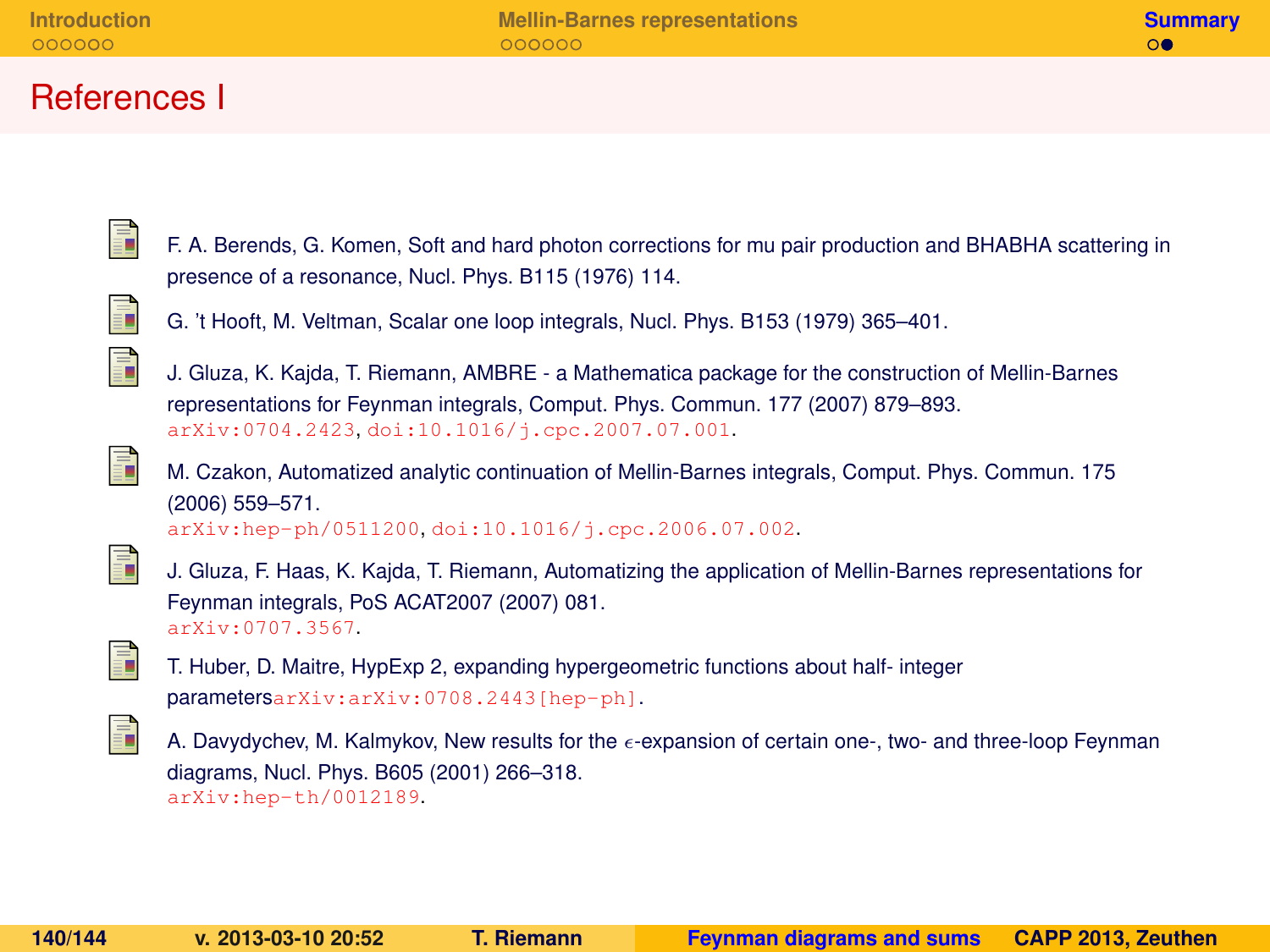# References I

- F. A. Berends, G. Komen, Soft and hard photon corrections for mu pair production and BHABHA scattering in presence of a resonance, Nucl. Phys. B115 (1976) 114.
- G. 't Hooft, M. Veltman, Scalar one loop integrals, Nucl. Phys. B153 (1979) 365–401.
- J. Gluza, K. Kajda, T. Riemann, AMBRE - a Mathematica package for the construction of Mellin-Barnes representations for Feynman integrals, Comput. Phys. Commun. 177 (2007) 879–893. arXiv:0704.2423, doi:10.1016/j.cpc.2007.07.001.
- M. Czakon, Automatized analytic continuation of Mellin-Barnes integrals, Comput. Phys. Commun. 175 (2006) 559–571. arXiv:hep-ph/0511200, doi:10.1016/j.cpc.2006.07.002.
- J. Gluza, F. Haas, K. Kajda, T. Riemann, Automatizing the application of Mellin-Barnes representations for Feynman integrals, PoS ACAT2007 (2007) 081. arXiv:0707.3567.
- T. Huber, D. Maitre, HypExp 2, expanding hypergeometric functions about half- integer parametersarXiv:arXiv:0708.2443[hep-ph].
- A. Davydychev, M. Kalmykov, New results for the $\epsilon$-expansion of certain one-, two- and three-loop Feynman diagrams, Nucl. Phys. B605 (2001) 266–318. arXiv:hep-th/0012189.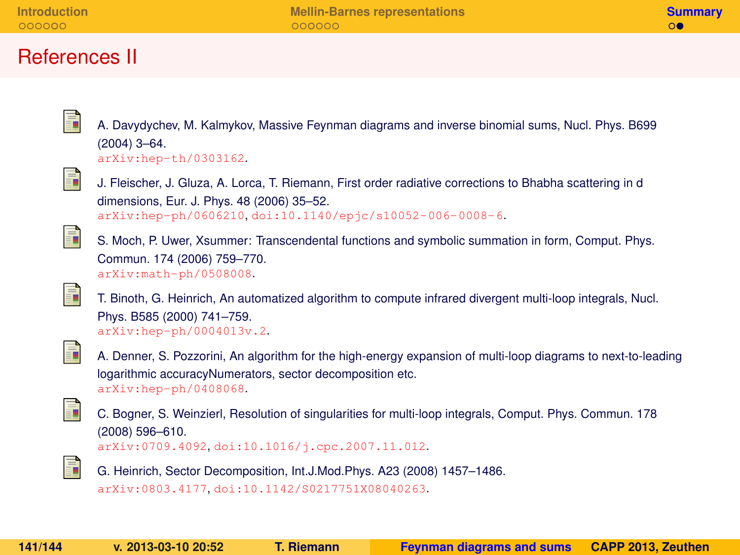# References II

- A. Davydychev, M. Kalmykov, Massive Feynman diagrams and inverse binomial sums, Nucl. Phys. B699 (2004) 3–64.
  arXiv:hep-th/0303162.

- J. Fleischer, J. Gluza, A. Lorca, T. Riemann, First order radiative corrections to Bhabha scattering in d dimensions, Eur. J. Phys. 48 (2006) 35–52.
  arXiv:hep-ph/0606210, doi:10.1140/epjc/s10052-006-0008-6.

- S. Moch, P. Uwer, Xsummer: Transcendental functions and symbolic summation in form, Comput. Phys. Commun. 174 (2006) 759–770.
  arXiv:math-ph/0508008.

- T. Binoth, G. Heinrich, An automatized algorithm to compute infrared divergent multi-loop integrals, Nucl. Phys. B585 (2000) 741–759.
  arXiv:hep-ph/0004013v.2.

- A. Denner, S. Pozzorini, An algorithm for the high-energy expansion of multi-loop diagrams to next-to-leading logarithmic accuracyNumerators, sector decomposition etc.
  arXiv:hep-ph/0408068.

- C. Bogner, S. Weinzierl, Resolution of singularities for multi-loop integrals, Comput. Phys. Commun. 178 (2008) 596–610.
  arXiv:0709.4092, doi:10.1016/j.cpc.2007.11.012.

- G. Heinrich, Sector Decomposition, Int.J.Mod.Phys. A23 (2008) 1457–1486.
  arXiv:0803.4177, doi:10.1142/S0217751X08040263.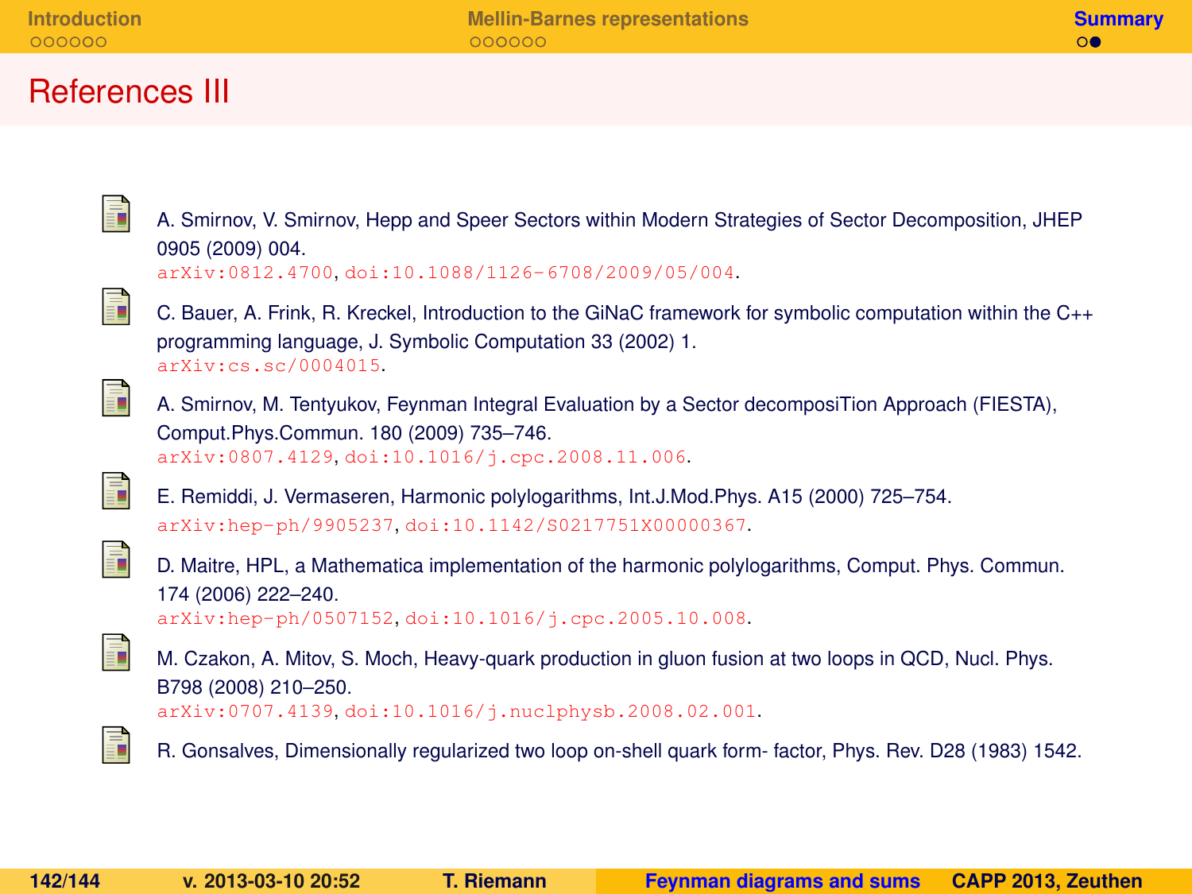# References III

- A. Smirnov, V. Smirnov, Hepp and Speer Sectors within Modern Strategies of Sector Decomposition, JHEP 0905 (2009) 004.
  arXiv:0812.4700, doi:10.1088/1126-6708/2009/05/004.

- C. Bauer, A. Frink, R. Kreckel, Introduction to the GiNaC framework for symbolic computation within the C++ programming language, J. Symbolic Computation 33 (2002) 1.
  arXiv:cs.sc/0004015.

- A. Smirnov, M. Tentyukov, Feynman Integral Evaluation by a Sector decompositiOn Approach (FIESTA), Comput.Phys.Commun. 180 (2009) 735–746.
  arXiv:0807.4129, doi:10.1016/j.cpc.2008.11.006.

- E. Remiddi, J. Vermaseren, Harmonic polylogarithms, Int.J.Mod.Phys. A15 (2000) 725–754.
  arXiv:hep-ph/9905237, doi:10.1142/S0217751X00000367.

- D. Maitre, HPL, a Mathematica implementation of the harmonic polylogarithms, Comput. Phys. Commun. 174 (2006) 222–240.
  arXiv:hep-ph/0507152, doi:10.1016/j.cpc.2005.10.008.

- M. Czakon, A. Mitov, S. Moch, Heavy-quark production in gluon fusion at two loops in QCD, Nucl. Phys. B798 (2008) 210–250.
  arXiv:0707.4139, doi:10.1016/j.nuclphysb.2008.02.001.

- R. Gonsalves, Dimensionally regularized two loop on-shell quark form- factor, Phys. Rev. D28 (1983) 1542.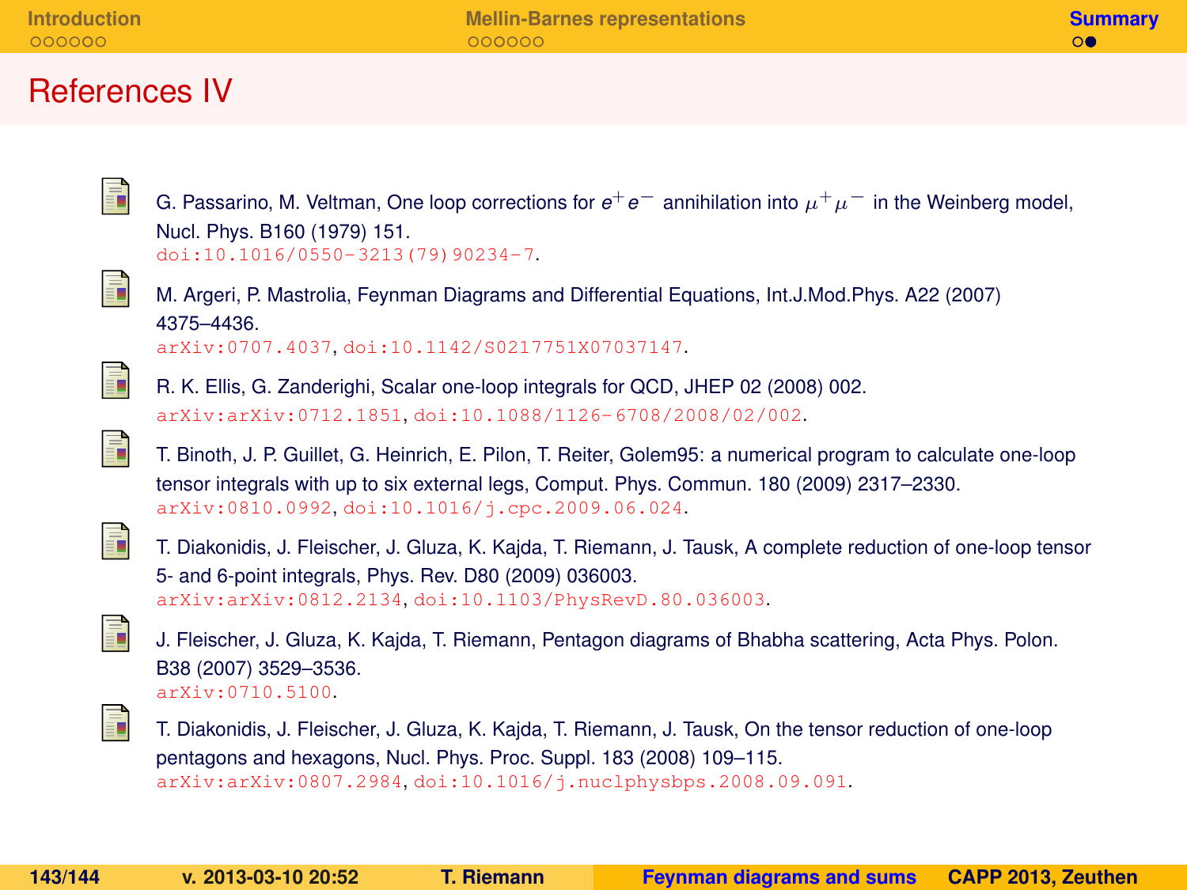# References IV

- G. Passarino, M. Veltman, One loop corrections for $e^+e^-$ annihilation into $\mu^+\mu^-$ in the Weinberg model, Nucl. Phys. B160 (1979) 151.
  doi:10.1016/0550-3213(79)90234-7.

- M. Argeri, P. Mastrolia, Feynman Diagrams and Differential Equations, Int.J.Mod.Phys. A22 (2007) 4375–4436.
  arXiv:0707.4037, doi:10.1142/S0217751X07037147.

- R. K. Ellis, G. Zanderighi, Scalar one-loop integrals for QCD, JHEP 02 (2008) 002.
  arXiv:arXiv:0712.1851, doi:10.1088/1126-6708/2008/02/002.

- T. Binoth, J. P. Guillet, G. Heinrich, E. Pilon, T. Reiter, Golem95: a numerical program to calculate one-loop tensor integrals with up to six external legs, Comput. Phys. Commun. 180 (2009) 2317–2330.
  arXiv:0810.0992, doi:10.1016/j.cpc.2009.06.024.

- T. Diakonidis, J. Fleischer, J. Gluza, K. Kajda, T. Riemann, J. Tausk, A complete reduction of one-loop tensor 5- and 6-point integrals, Phys. Rev. D80 (2009) 036003.
  arXiv:arXiv:0812.2134, doi:10.1103/PhysRevD.80.036003.

- J. Fleischer, J. Gluza, K. Kajda, T. Riemann, Pentagon diagrams of Bhabha scattering, Acta Phys. Polon. B38 (2007) 3529–3536.
  arXiv:0710.5100.

- T. Diakonidis, J. Fleischer, J. Gluza, K. Kajda, T. Riemann, J. Tausk, On the tensor reduction of one-loop pentagons and hexagons, Nucl. Phys. Proc. Suppl. 183 (2008) 109–115.
  arXiv:arXiv:0807.2984, doi:10.1016/j.nuclphysbps.2008.09.091.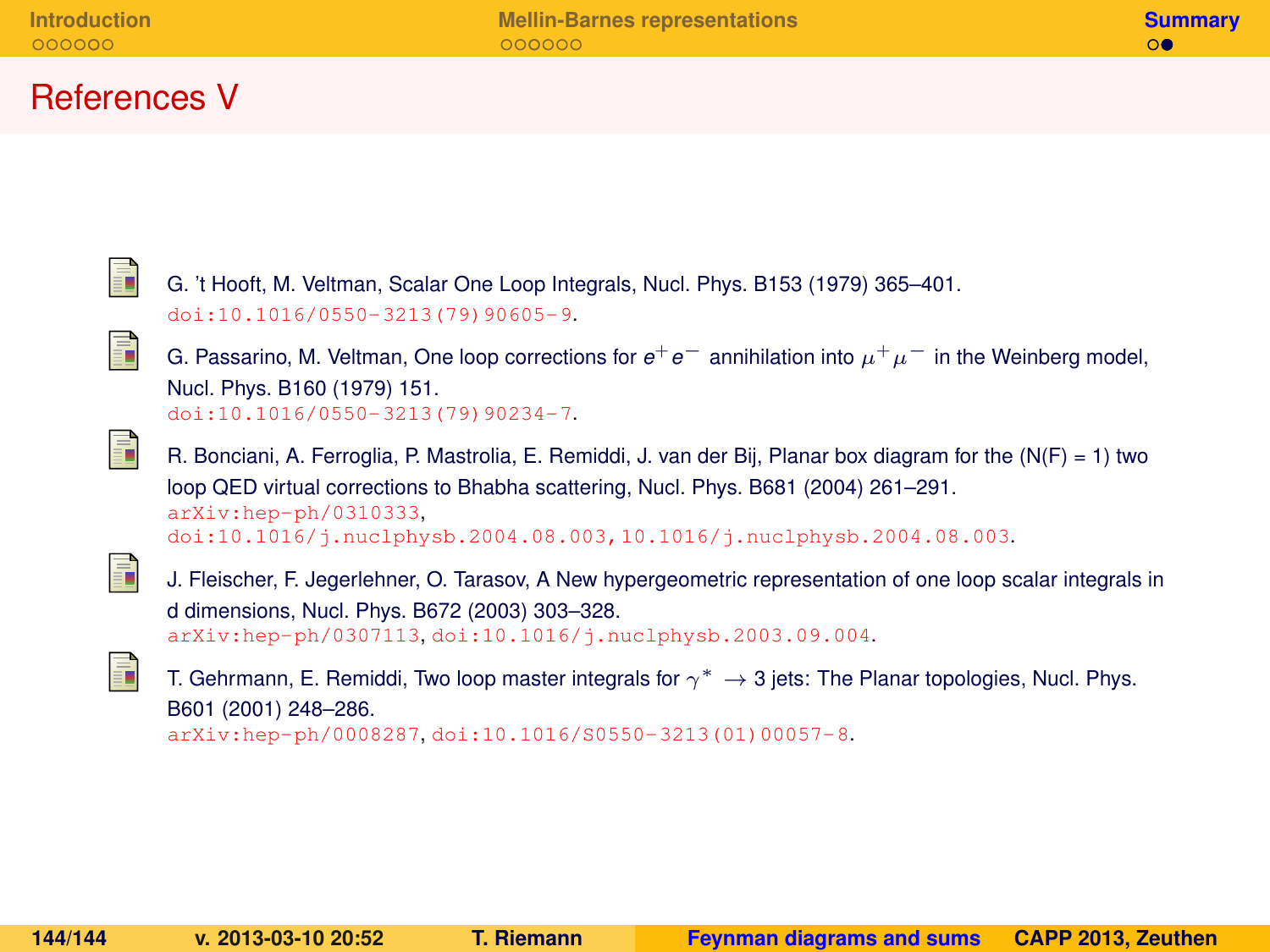# References V

- G. 't Hooft, M. Veltman, Scalar One Loop Integrals, Nucl. Phys. B153 (1979) 365–401.
  doi:10.1016/0550-3213(79)90605-9.

- G. Passarino, M. Veltman, One loop corrections for $e^+e^-$ annihilation into $\mu^+\mu^-$ in the Weinberg model, Nucl. Phys. B160 (1979) 151.
  doi:10.1016/0550-3213(79)90234-7.

- R. Bonciani, A. Ferroglia, P. Mastrolia, E. Remiddi, J. van der Bij, Planar box diagram for the (N(F) = 1) two loop QED virtual corrections to Bhabha scattering, Nucl. Phys. B681 (2004) 261–291.
  arXiv:hep-ph/0310333,
  doi:10.1016/j.nuclphysb.2004.08.003,10.1016/j.nuclphysb.2004.08.003.

- J. Fleischer, F. Jegerlehner, O. Tarasov, A New hypergeometric representation of one loop scalar integrals in d dimensions, Nucl. Phys. B672 (2003) 303–328.
  arXiv:hep-ph/0307113, doi:10.1016/j.nuclphysb.2003.09.004.

- T. Gehrmann, E. Remiddi, Two loop master integrals for $\gamma^* \to 3$ jets: The Planar topologies, Nucl. Phys. B601 (2001) 248–286.
  arXiv:hep-ph/0008287, doi:10.1016/S0550-3213(01)00057-8.